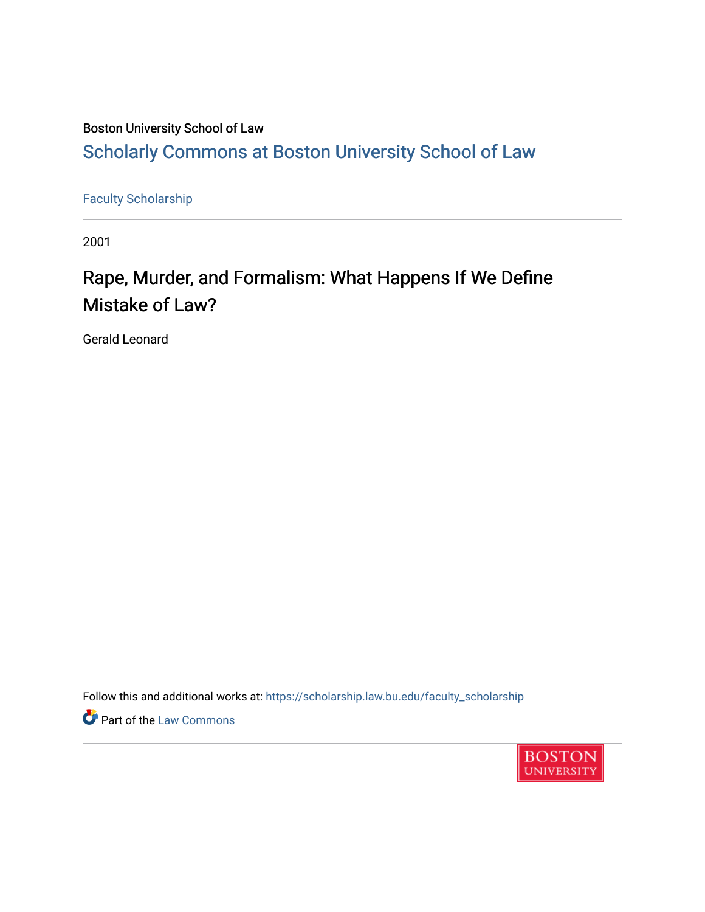Boston University School of Law

## Scholarly Commons at Boston University School of Law

Faculty Scholarship

2001

# Rape, Murder, and Formalism: What Happens If We Define Mistake of Law?

Gerald Leonard

Follow this and additional works at: https://scholarship.law.bu.edu/faculty_scholarship

Part of the Law Commons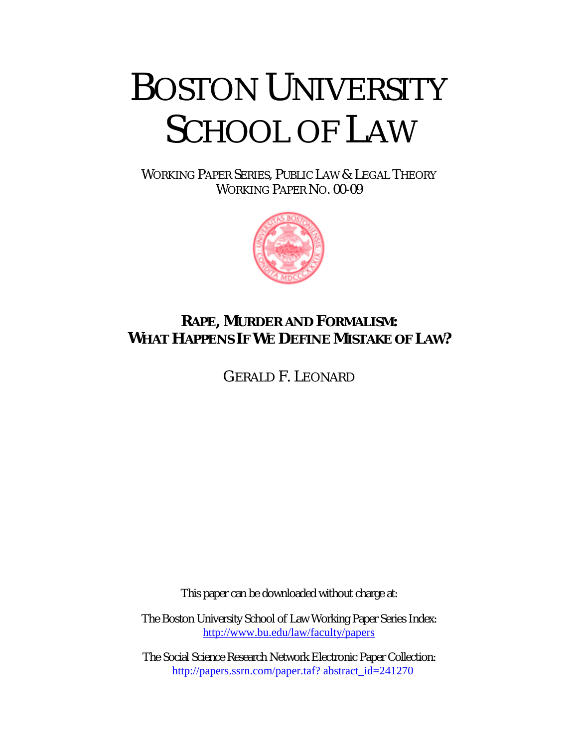# BOSTON UNIVERSITY SCHOOL OF LAW

WORKING PAPER SERIES, PUBLIC LAW & LEGAL THEORY
WORKING PAPER NO. 00-09

## RAPE, MURDER AND FORMALISM: WHAT HAPPENS IF WE DEFINE MISTAKE OF LAW?

GERALD F. LEONARD

This paper can be downloaded without charge at:

The Boston University School of Law Working Paper Series Index:
http://www.bu.edu/law/faculty/papers

The Social Science Research Network Electronic Paper Collection:
http://papers.ssrn.com/paper.taf? abstract_id=241270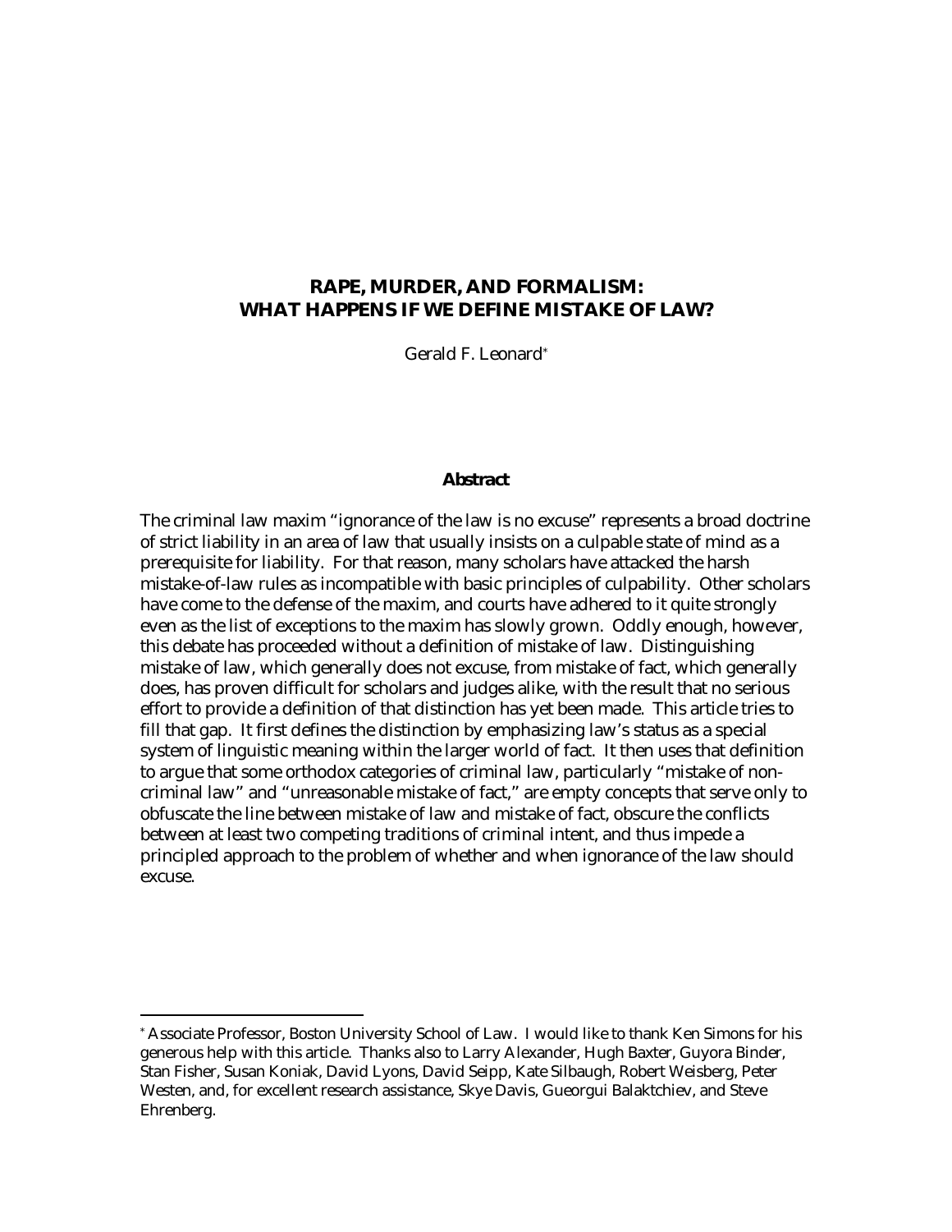# RAPE, MURDER, AND FORMALISM: WHAT HAPPENS IF WE DEFINE MISTAKE OF LAW?

Gerald F. Leonard*

### Abstract

The criminal law maxim "ignorance of the law is no excuse" represents a broad doctrine of strict liability in an area of law that usually insists on a culpable state of mind as a prerequisite for liability. For that reason, many scholars have attacked the harsh mistake-of-law rules as incompatible with basic principles of culpability. Other scholars have come to the defense of the maxim, and courts have adhered to it quite strongly even as the list of exceptions to the maxim has slowly grown. Oddly enough, however, this debate has proceeded without a definition of mistake of law. Distinguishing mistake of law, which generally does not excuse, from mistake of fact, which generally does, has proven difficult for scholars and judges alike, with the result that no serious effort to provide a definition of that distinction has yet been made. This article tries to fill that gap. It first defines the distinction by emphasizing law's status as a special system of linguistic meaning within the larger world of fact. It then uses that definition to argue that some orthodox categories of criminal law, particularly "mistake of non-criminal law" and "unreasonable mistake of fact," are empty concepts that serve only to obfuscate the line between mistake of law and mistake of fact, obscure the conflicts between at least two competing traditions of criminal intent, and thus impede a principled approach to the problem of whether and when ignorance of the law should excuse.

---

* Associate Professor, Boston University School of Law. I would like to thank Ken Simons for his generous help with this article. Thanks also to Larry Alexander, Hugh Baxter, Guyora Binder, Stan Fisher, Susan Koniak, David Lyons, David Seipp, Kate Silbaugh, Robert Weisberg, Peter Westen, and, for excellent research assistance, Skye Davis, Gueorgui Balaktchiev, and Steve Ehrenberg.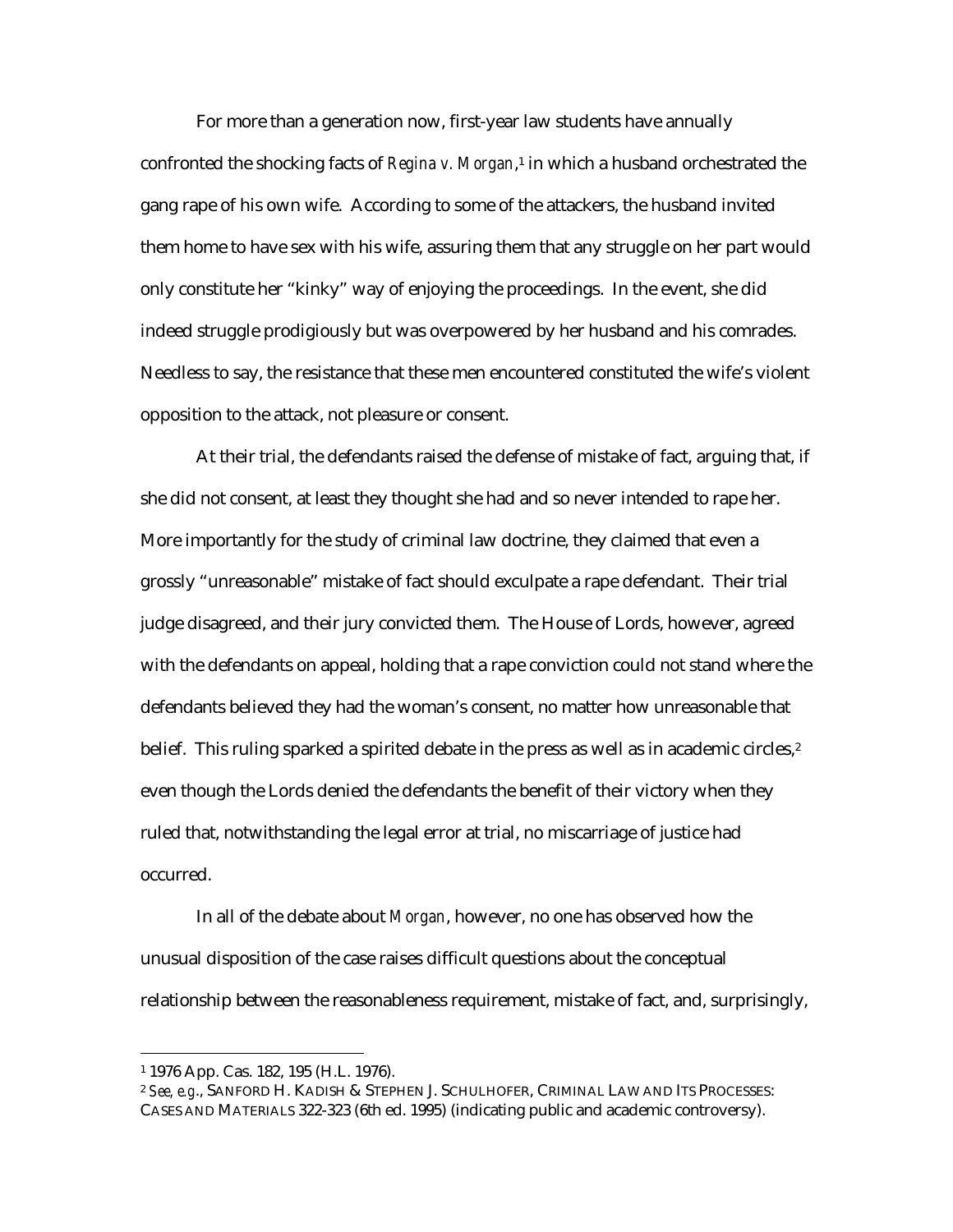For more than a generation now, first-year law students have annually confronted the shocking facts of *Regina v. Morgan*,[1] in which a husband orchestrated the gang rape of his own wife. According to some of the attackers, the husband invited them home to have sex with his wife, assuring them that any struggle on her part would only constitute her "kinky" way of enjoying the proceedings. In the event, she did indeed struggle prodigiously but was overpowered by her husband and his comrades. Needless to say, the resistance that these men encountered constituted the wife's violent opposition to the attack, not pleasure or consent.

At their trial, the defendants raised the defense of mistake of fact, arguing that, if she did not consent, at least they thought she had and so never intended to rape her. More importantly for the study of criminal law doctrine, they claimed that even a grossly "unreasonable" mistake of fact should exculpate a rape defendant. Their trial judge disagreed, and their jury convicted them. The House of Lords, however, agreed with the defendants on appeal, holding that a rape conviction could not stand where the defendants believed they had the woman's consent, no matter how unreasonable that belief. This ruling sparked a spirited debate in the press as well as in academic circles,[2] even though the Lords denied the defendants the benefit of their victory when they ruled that, notwithstanding the legal error at trial, no miscarriage of justice had occurred.

In all of the debate about *Morgan*, however, no one has observed how the unusual disposition of the case raises difficult questions about the conceptual relationship between the reasonableness requirement, mistake of fact, and, surprisingly,

---

[1] 1976 App. Cas. 182, 195 (H.L. 1976).

[2] *See, e.g.*, SANFORD H. KADISH & STEPHEN J. SCHULHOFER, CRIMINAL LAW AND ITS PROCESSES: CASES AND MATERIALS 322-323 (6th ed. 1995) (indicating public and academic controversy).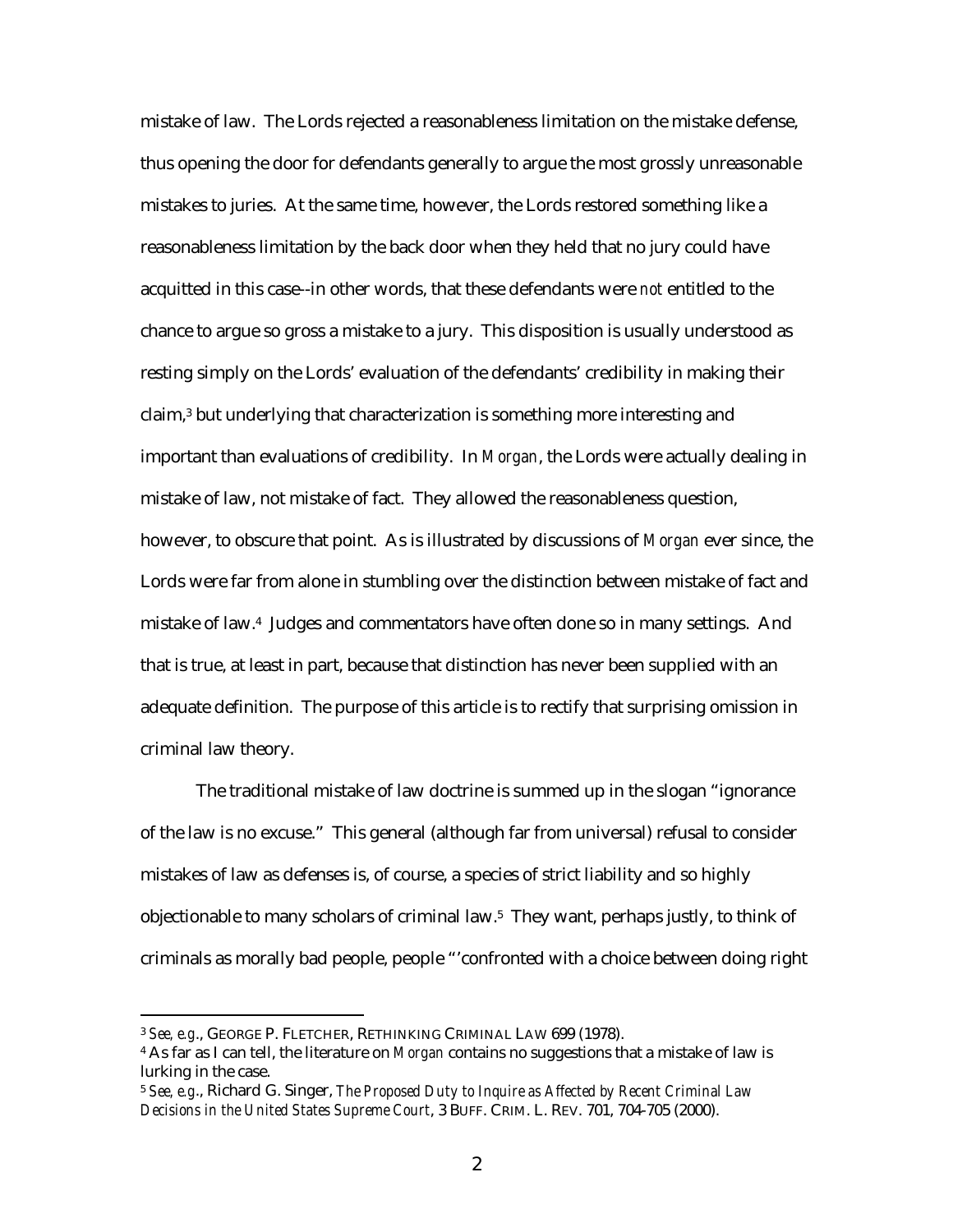mistake of law. The Lords rejected a reasonableness limitation on the mistake defense, thus opening the door for defendants generally to argue the most grossly unreasonable mistakes to juries. At the same time, however, the Lords restored something like a reasonableness limitation by the back door when they held that no jury could have acquitted in this case--in other words, that these defendants were *not* entitled to the chance to argue so gross a mistake to a jury. This disposition is usually understood as resting simply on the Lords' evaluation of the defendants' credibility in making their claim,[3] but underlying that characterization is something more interesting and important than evaluations of credibility. In *Morgan*, the Lords were actually dealing in mistake of law, not mistake of fact. They allowed the reasonableness question, however, to obscure that point. As is illustrated by discussions of *Morgan* ever since, the Lords were far from alone in stumbling over the distinction between mistake of fact and mistake of law.[4] Judges and commentators have often done so in many settings. And that is true, at least in part, because that distinction has never been supplied with an adequate definition. The purpose of this article is to rectify that surprising omission in criminal law theory.

The traditional mistake of law doctrine is summed up in the slogan "ignorance of the law is no excuse." This general (although far from universal) refusal to consider mistakes of law as defenses is, of course, a species of strict liability and so highly objectionable to many scholars of criminal law.[5] They want, perhaps justly, to think of criminals as morally bad people, people "'confronted with a choice between doing right

---

[3] *See, e.g.*, GEORGE P. FLETCHER, RETHINKING CRIMINAL LAW 699 (1978).

[4] As far as I can tell, the literature on *Morgan* contains no suggestions that a mistake of law is lurking in the case.

[5] *See, e.g.*, Richard G. Singer, *The Proposed Duty to Inquire as Affected by Recent Criminal Law Decisions in the United States Supreme Court*, 3 BUFF. CRIM. L. REV. 701, 704-705 (2000).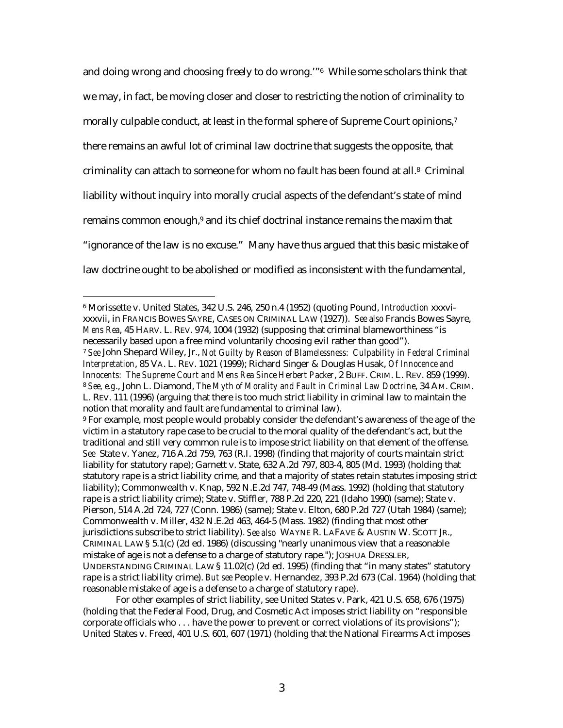and doing wrong and choosing freely to do wrong.'"[6] While some scholars think that we may, in fact, be moving closer and closer to restricting the notion of criminality to morally culpable conduct, at least in the formal sphere of Supreme Court opinions,[7] there remains an awful lot of criminal law doctrine that suggests the opposite, that criminality can attach to someone for whom no fault has been found at all.[8] Criminal liability without inquiry into morally crucial aspects of the defendant's state of mind remains common enough,[9] and its chief doctrinal instance remains the maxim that "ignorance of the law is no excuse." Many have thus argued that this basic mistake of law doctrine ought to be abolished or modified as inconsistent with the fundamental,

---

[6] Morissette v. United States, 342 U.S. 246, 250 n.4 (1952) (quoting Pound, *Introduction* xxxvi-xxxvii, in FRANCIS BOWES SAYRE, CASES ON CRIMINAL LAW (1927)). *See also* Francis Bowes Sayre, *Mens Rea*, 45 HARV. L. REV. 974, 1004 (1932) (supposing that criminal blameworthiness "is necessarily based upon a free mind voluntarily choosing evil rather than good").

[7] *See* John Shepard Wiley, Jr., *Not Guilty by Reason of Blamelessness: Culpability in Federal Criminal Interpretation*, 85 VA. L. REV. 1021 (1999); Richard Singer & Douglas Husak, *Of Innocence and Innocents: The Supreme Court and Mens Rea Since Herbert Packer*, 2 BUFF. CRIM. L. REV. 859 (1999).

[8] *See, e.g.*, John L. Diamond, *The Myth of Morality and Fault in Criminal Law Doctrine*, 34 AM. CRIM. L. REV. 111 (1996) (arguing that there is too much strict liability in criminal law to maintain the notion that morality and fault are fundamental to criminal law).

[9] For example, most people would probably consider the defendant's awareness of the age of the victim in a statutory rape case to be crucial to the moral quality of the defendant's act, but the traditional and still very common rule is to impose strict liability on that element of the offense. *See* State v. Yanez, 716 A.2d 759, 763 (R.I. 1998) (finding that majority of courts maintain strict liability for statutory rape); Garnett v. State, 632 A.2d 797, 803-4, 805 (Md. 1993) (holding that statutory rape is a strict liability crime, and that a majority of states retain statutes imposing strict liability); Commonwealth v. Knap, 592 N.E.2d 747, 748-49 (Mass. 1992) (holding that statutory rape is a strict liability crime); State v. Stiffler, 788 P.2d 220, 221 (Idaho 1990) (same); State v. Pierson, 514 A.2d 724, 727 (Conn. 1986) (same); State v. Elton, 680 P.2d 727 (Utah 1984) (same); Commonwealth v. Miller, 432 N.E.2d 463, 464-5 (Mass. 1982) (finding that most other jurisdictions subscribe to strict liability). *See also* WAYNE R. LAFAVE & AUSTIN W. SCOTT JR., CRIMINAL LAW § 5.1(c) (2d ed. 1986) (discussing "nearly unanimous view that a reasonable mistake of age is not a defense to a charge of statutory rape."); JOSHUA DRESSLER, UNDERSTANDING CRIMINAL LAW § 11.02(c) (2d ed. 1995) (finding that "in many states" statutory rape is a strict liability crime). *But see* People v. Hernandez, 393 P.2d 673 (Cal. 1964) (holding that reasonable mistake of age is a defense to a charge of statutory rape).

For other examples of strict liability, see United States v. Park, 421 U.S. 658, 676 (1975) (holding that the Federal Food, Drug, and Cosmetic Act imposes strict liability on "responsible corporate officials who . . . have the power to prevent or correct violations of its provisions"); United States v. Freed, 401 U.S. 601, 607 (1971) (holding that the National Firearms Act imposes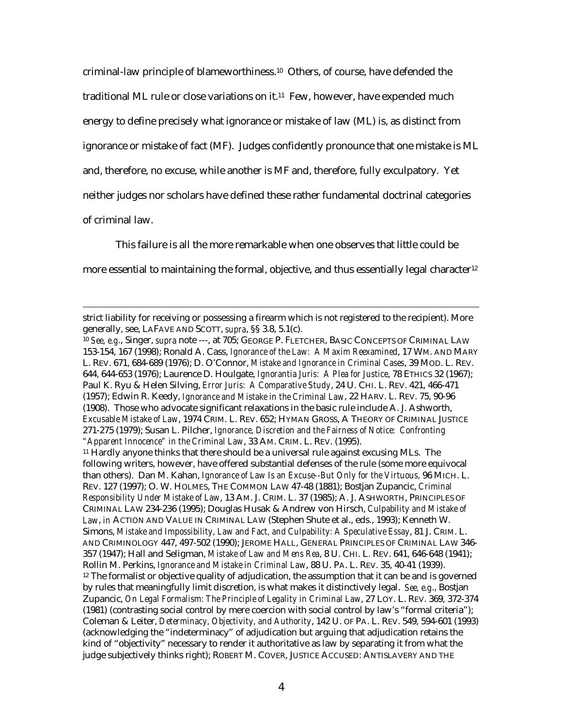criminal-law principle of blameworthiness.[10] Others, of course, have defended the traditional ML rule or close variations on it.[11] Few, however, have expended much energy to define precisely what ignorance or mistake of law (ML) is, as distinct from ignorance or mistake of fact (MF). Judges confidently pronounce that one mistake is ML and, therefore, no excuse, while another is MF and, therefore, fully exculpatory. Yet neither judges nor scholars have defined these rather fundamental doctrinal categories of criminal law.

This failure is all the more remarkable when one observes that little could be more essential to maintaining the formal, objective, and thus essentially legal character[12]

---

strict liability for receiving or possessing a firearm which is not registered to the recipient). More generally, see, LAFAVE AND SCOTT, *supra*, §§ 3.8, 5.1(c).

[10] *See, e.g.*, Singer, *supra* note ---, at 705; GEORGE P. FLETCHER, BASIC CONCEPTS OF CRIMINAL LAW 153-154, 167 (1998); Ronald A. Cass, *Ignorance of the Law: A Maxim Reexamined*, 17 WM. AND MARY L. REV. 671, 684-689 (1976); D. O'Connor, *Mistake and Ignorance in Criminal Cases*, 39 MOD. L. REV. 644, 644-653 (1976); Laurence D. Houlgate, *Ignorantia Juris: A Plea for Justice*, 78 ETHICS 32 (1967); Paul K. Ryu & Helen Silving, *Error Juris: A Comparative Study*, 24 U. CHI. L. REV. 421, 466-471 (1957); Edwin R. Keedy, *Ignorance and Mistake in the Criminal Law*, 22 HARV. L. REV. 75, 90-96 (1908). Those who advocate significant relaxations in the basic rule include A. J. Ashworth, *Excusable Mistake of Law*, 1974 CRIM. L. REV. 652; HYMAN GROSS, A THEORY OF CRIMINAL JUSTICE 271-275 (1979); Susan L. Pilcher, *Ignorance, Discretion and the Fairness of Notice: Confronting "Apparent Innocence" in the Criminal Law*, 33 AM. CRIM. L. REV. (1995).

[11] Hardly anyone thinks that there should be a universal rule against excusing MLs. The following writers, however, have offered substantial defenses of the rule (some more equivocal than others). Dan M. Kahan, *Ignorance of Law Is an Excuse--But Only for the Virtuous,* 96 MICH. L. REV. 127 (1997); O. W. HOLMES, THE COMMON LAW 47-48 (1881); Bostjan Zupancic, *Criminal Responsibility Under Mistake of Law*, 13 AM. J. CRIM. L. 37 (1985); A. J. ASHWORTH, PRINCIPLES OF CRIMINAL LAW 234-236 (1995); Douglas Husak & Andrew von Hirsch, *Culpability and Mistake of Law*, *in* ACTION AND VALUE IN CRIMINAL LAW (Stephen Shute et al., eds., 1993); Kenneth W. Simons, *Mistake and Impossibility, Law and Fact, and Culpability: A Speculative Essay*, 81 J. CRIM. L. AND CRIMINOLOGY 447, 497-502 (1990); JEROME HALL, GENERAL PRINCIPLES OF CRIMINAL LAW 346-357 (1947); Hall and Seligman, *Mistake of Law and Mens Rea*, 8 U. CHI. L. REV. 641, 646-648 (1941); Rollin M. Perkins, *Ignorance and Mistake in Criminal Law*, 88 U. PA. L. REV. 35, 40-41 (1939).

[12] The formalist or objective quality of adjudication, the assumption that it can be and is governed by rules that meaningfully limit discretion, is what makes it distinctively legal. *See, e.g.*, Bostjan Zupancic, *On Legal Formalism: The Principle of Legality in Criminal Law*, 27 LOY. L. REV. 369, 372-374 (1981) (contrasting social control by mere coercion with social control by law's "formal criteria"); Coleman & Leiter, *Determinacy, Objectivity, and Authority*, 142 U. OF PA. L. REV. 549, 594-601 (1993) (acknowledging the "indeterminacy" of adjudication but arguing that adjudication retains the kind of "objectivity" necessary to render it authoritative as law by separating it from what the judge subjectively thinks right); ROBERT M. COVER, JUSTICE ACCUSED: ANTISLAVERY AND THE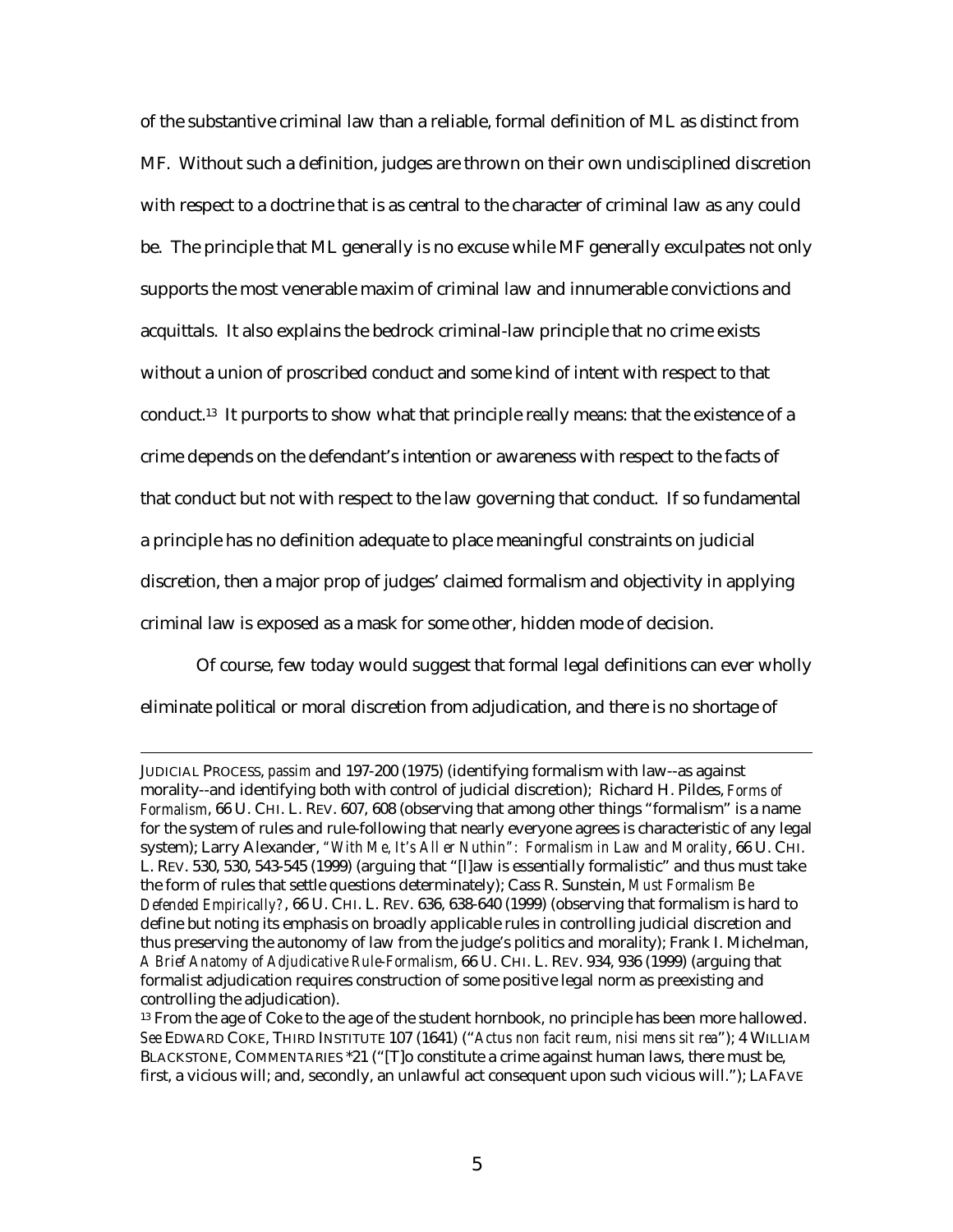of the substantive criminal law than a reliable, formal definition of ML as distinct from MF. Without such a definition, judges are thrown on their own undisciplined discretion with respect to a doctrine that is as central to the character of criminal law as any could be. The principle that ML generally is no excuse while MF generally exculpates not only supports the most venerable maxim of criminal law and innumerable convictions and acquittals. It also explains the bedrock criminal-law principle that no crime exists without a union of proscribed conduct and some kind of intent with respect to that conduct.[13] It purports to show what that principle really means: that the existence of a crime depends on the defendant's intention or awareness with respect to the facts of that conduct but not with respect to the law governing that conduct. If so fundamental a principle has no definition adequate to place meaningful constraints on judicial discretion, then a major prop of judges' claimed formalism and objectivity in applying criminal law is exposed as a mask for some other, hidden mode of decision.

Of course, few today would suggest that formal legal definitions can ever wholly eliminate political or moral discretion from adjudication, and there is no shortage of

---

JUDICIAL PROCESS, *passim* and 197-200 (1975) (identifying formalism with law--as against morality--and identifying both with control of judicial discretion); Richard H. Pildes, *Forms of Formalism*, 66 U. CHI. L. REV. 607, 608 (observing that among other things "formalism" is a name for the system of rules and rule-following that nearly everyone agrees is characteristic of any legal system); Larry Alexander, *"With Me, It's All er Nuthin": Formalism in Law and Morality*, 66 U. CHI. L. REV. 530, 530, 543-545 (1999) (arguing that "[l]aw is essentially formalistic" and thus must take the form of rules that settle questions determinately); Cass R. Sunstein, *Must Formalism Be Defended Empirically?*, 66 U. CHI. L. REV. 636, 638-640 (1999) (observing that formalism is hard to define but noting its emphasis on broadly applicable rules in controlling judicial discretion and thus preserving the autonomy of law from the judge's politics and morality); Frank I. Michelman, *A Brief Anatomy of Adjudicative Rule-Formalism*, 66 U. CHI. L. REV. 934, 936 (1999) (arguing that formalist adjudication requires construction of some positive legal norm as preexisting and controlling the adjudication).

[13] From the age of Coke to the age of the student hornbook, no principle has been more hallowed. *See* EDWARD COKE, THIRD INSTITUTE 107 (1641) ("*Actus non facit reum, nisi mens sit rea*"); 4 WILLIAM BLACKSTONE, COMMENTARIES *21 ("[T]o constitute a crime against human laws, there must be, first, a vicious will; and, secondly, an unlawful act consequent upon such vicious will."); LAFAVE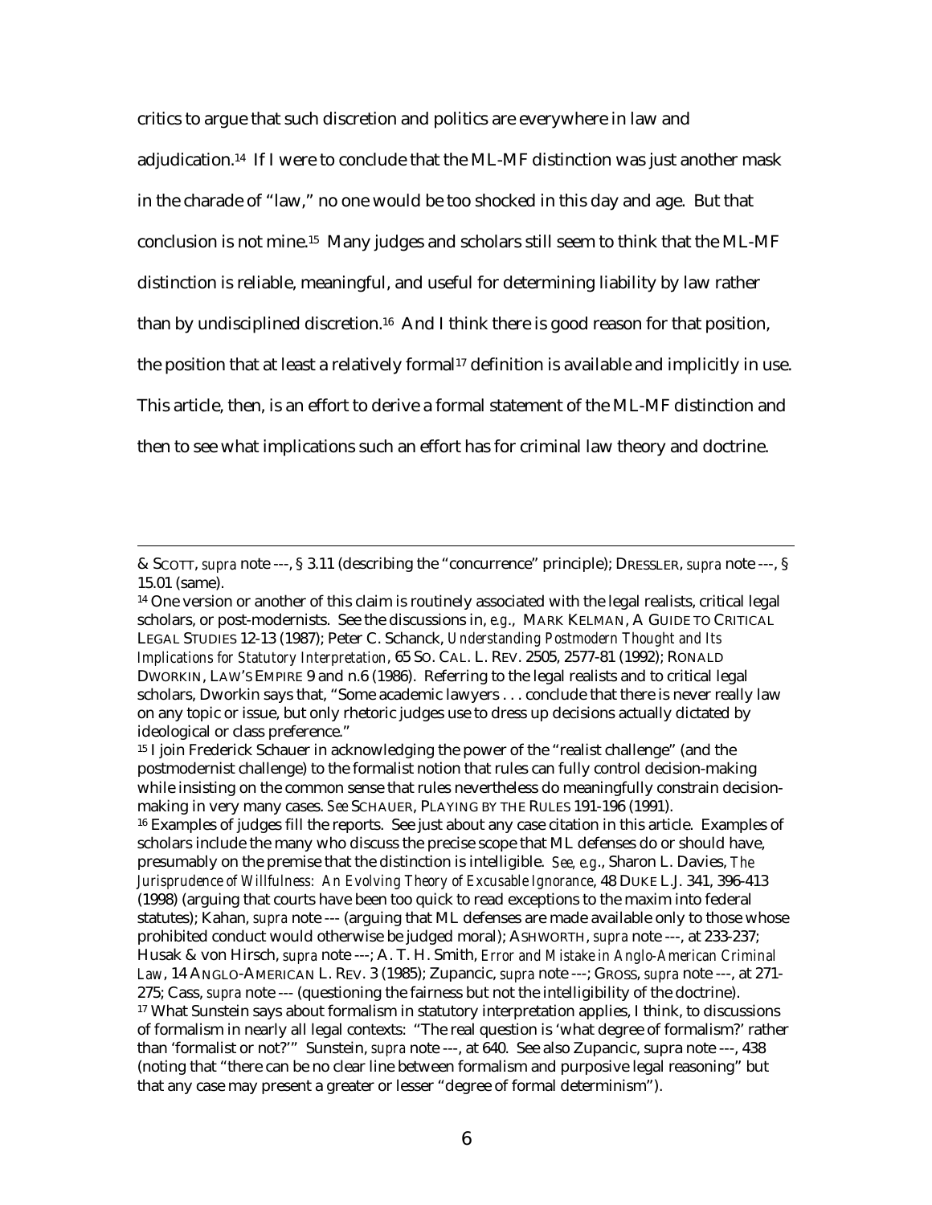critics to argue that such discretion and politics are everywhere in law and adjudication.[14] If I were to conclude that the ML-MF distinction was just another mask in the charade of "law," no one would be too shocked in this day and age. But that conclusion is not mine.[15] Many judges and scholars still seem to think that the ML-MF distinction is reliable, meaningful, and useful for determining liability by law rather than by undisciplined discretion.[16] And I think there is good reason for that position, the position that at least a relatively formal[17] definition is available and implicitly in use. This article, then, is an effort to derive a formal statement of the ML-MF distinction and then to see what implications such an effort has for criminal law theory and doctrine.

---

& SCOTT, *supra* note ---, § 3.11 (describing the "concurrence" principle); DRESSLER, *supra* note ---, § 15.01 (same).

[14] One version or another of this claim is routinely associated with the legal realists, critical legal scholars, or post-modernists. See the discussions in, *e.g.*, MARK KELMAN, A GUIDE TO CRITICAL LEGAL STUDIES 12-13 (1987); Peter C. Schanck, *Understanding Postmodern Thought and Its Implications for Statutory Interpretation*, 65 SO. CAL. L. REV. 2505, 2577-81 (1992); RONALD DWORKIN, LAW'S EMPIRE 9 and n.6 (1986). Referring to the legal realists and to critical legal scholars, Dworkin says that, "Some academic lawyers . . . conclude that there is never really law on any topic or issue, but only rhetoric judges use to dress up decisions actually dictated by ideological or class preference."

[15] I join Frederick Schauer in acknowledging the power of the "realist challenge" (and the postmodernist challenge) to the formalist notion that rules can fully control decision-making while insisting on the common sense that rules nevertheless do meaningfully constrain decision-making in very many cases. *See* SCHAUER, PLAYING BY THE RULES 191-196 (1991).

[16] Examples of judges fill the reports. See just about any case citation in this article. Examples of scholars include the many who discuss the precise scope that ML defenses do or should have, presumably on the premise that the distinction is intelligible. *See, e.g.*, Sharon L. Davies, *The Jurisprudence of Willfulness: An Evolving Theory of Excusable Ignorance*, 48 DUKE L.J. 341, 396-413 (1998) (arguing that courts have been too quick to read exceptions to the maxim into federal statutes); Kahan, *supra* note --- (arguing that ML defenses are made available only to those whose prohibited conduct would otherwise be judged moral); ASHWORTH, *supra* note ---, at 233-237; Husak & von Hirsch, *supra* note ---; A. T. H. Smith, *Error and Mistake in Anglo-American Criminal Law*, 14 ANGLO-AMERICAN L. REV. 3 (1985); Zupancic, *supra* note ---; GROSS, *supra* note ---, at 271-275; Cass, *supra* note --- (questioning the fairness but not the intelligibility of the doctrine).

[17] What Sunstein says about formalism in statutory interpretation applies, I think, to discussions of formalism in nearly all legal contexts: "The real question is 'what degree of formalism?' rather than 'formalist or not?'" Sunstein, *supra* note ---, at 640. See also Zupancic, supra note ---, 438 (noting that "there can be no clear line between formalism and purposive legal reasoning" but that any case may present a greater or lesser "degree of formal determinism").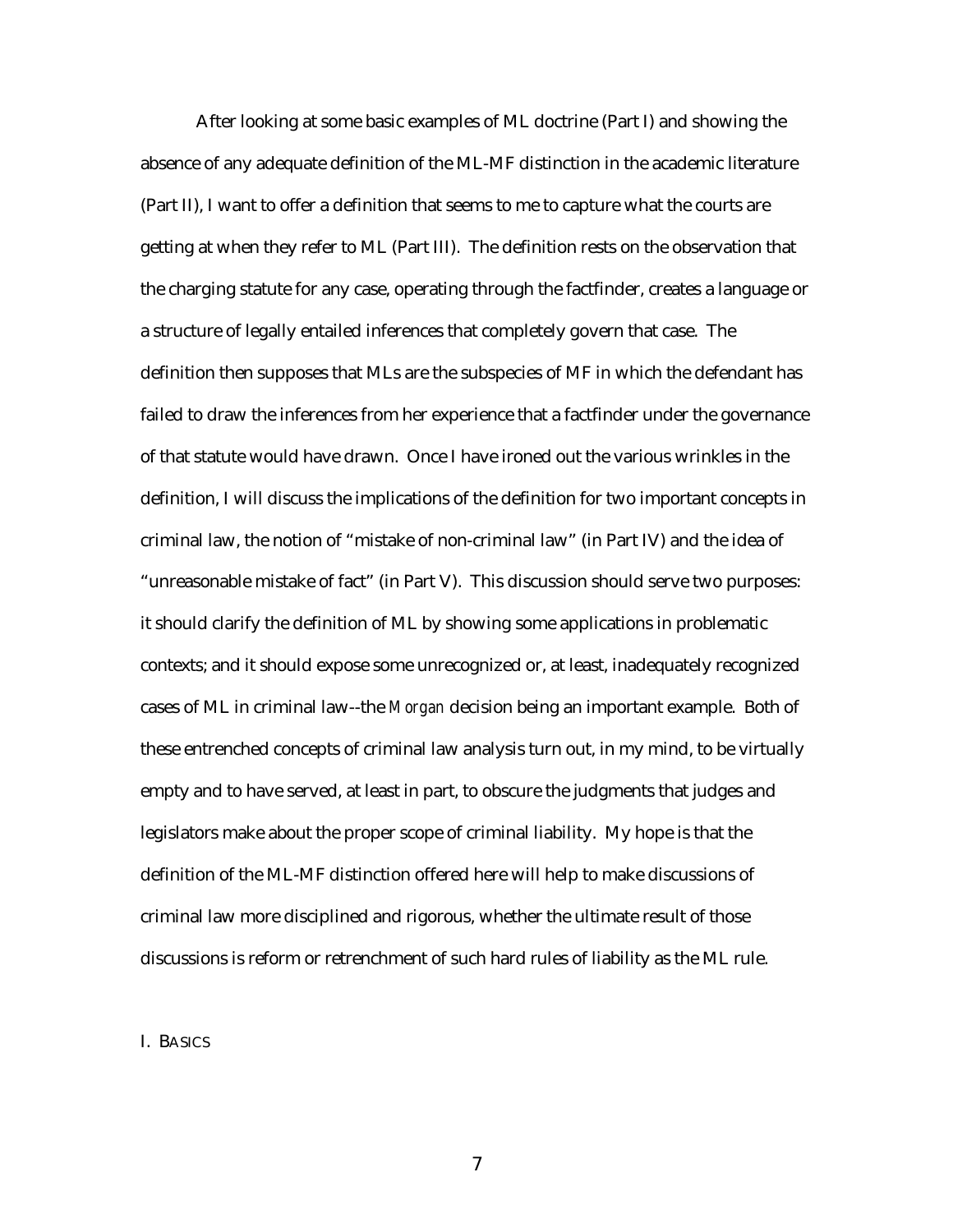After looking at some basic examples of ML doctrine (Part I) and showing the absence of any adequate definition of the ML-MF distinction in the academic literature (Part II), I want to offer a definition that seems to me to capture what the courts are getting at when they refer to ML (Part III). The definition rests on the observation that the charging statute for any case, operating through the factfinder, creates a language or a structure of legally entailed inferences that completely govern that case. The definition then supposes that MLs are the subspecies of MF in which the defendant has failed to draw the inferences from her experience that a factfinder under the governance of that statute would have drawn. Once I have ironed out the various wrinkles in the definition, I will discuss the implications of the definition for two important concepts in criminal law, the notion of "mistake of non-criminal law" (in Part IV) and the idea of "unreasonable mistake of fact" (in Part V). This discussion should serve two purposes: it should clarify the definition of ML by showing some applications in problematic contexts; and it should expose some unrecognized or, at least, inadequately recognized cases of ML in criminal law--the *Morgan* decision being an important example. Both of these entrenched concepts of criminal law analysis turn out, in my mind, to be virtually empty and to have served, at least in part, to obscure the judgments that judges and legislators make about the proper scope of criminal liability. My hope is that the definition of the ML-MF distinction offered here will help to make discussions of criminal law more disciplined and rigorous, whether the ultimate result of those discussions is reform or retrenchment of such hard rules of liability as the ML rule.

## I. BASICS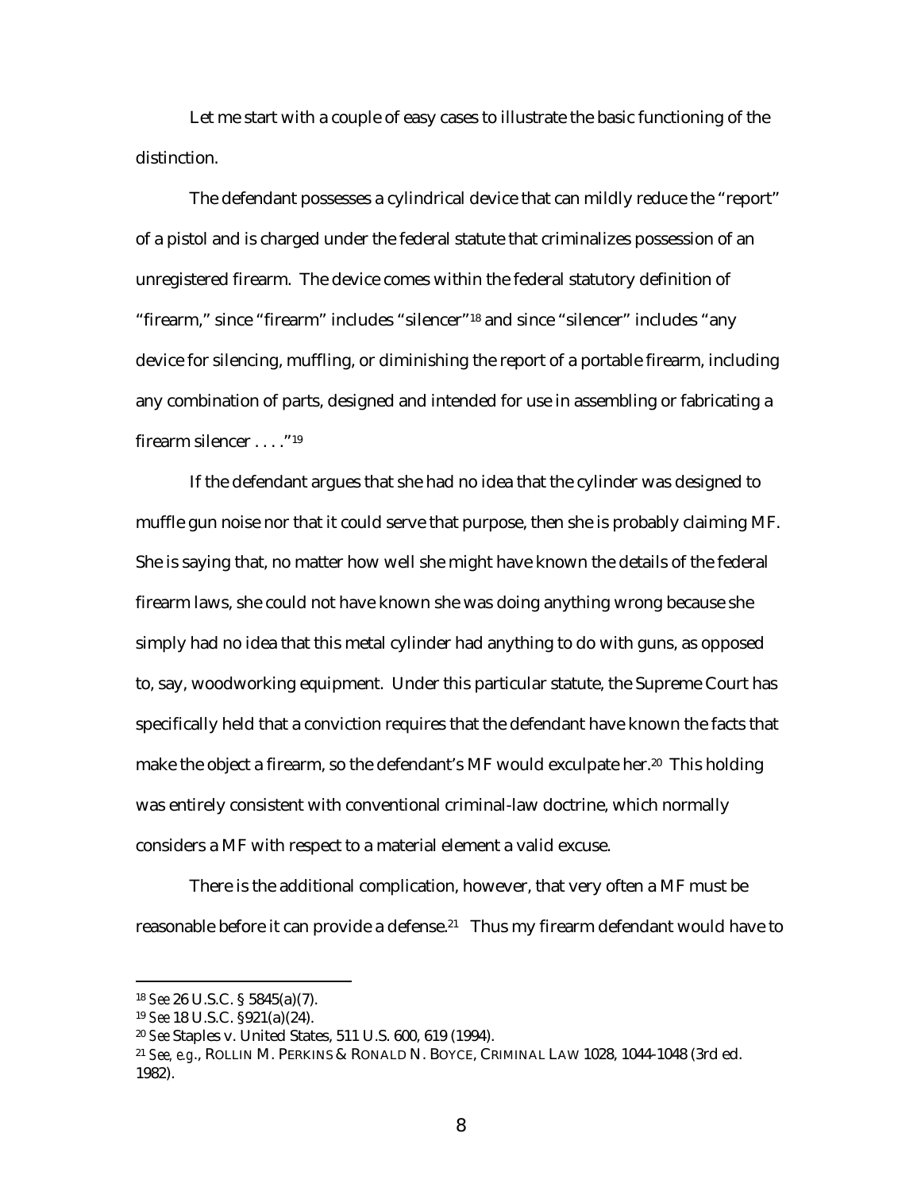Let me start with a couple of easy cases to illustrate the basic functioning of the distinction.

The defendant possesses a cylindrical device that can mildly reduce the "report" of a pistol and is charged under the federal statute that criminalizes possession of an unregistered firearm. The device comes within the federal statutory definition of "firearm," since "firearm" includes "silencer"[18] and since "silencer" includes "any device for silencing, muffling, or diminishing the report of a portable firearm, including any combination of parts, designed and intended for use in assembling or fabricating a firearm silencer . . . ."[19]

If the defendant argues that she had no idea that the cylinder was designed to muffle gun noise nor that it could serve that purpose, then she is probably claiming MF. She is saying that, no matter how well she might have known the details of the federal firearm laws, she could not have known she was doing anything wrong because she simply had no idea that this metal cylinder had anything to do with guns, as opposed to, say, woodworking equipment. Under this particular statute, the Supreme Court has specifically held that a conviction requires that the defendant have known the facts that make the object a firearm, so the defendant's MF would exculpate her.[20] This holding was entirely consistent with conventional criminal-law doctrine, which normally considers a MF with respect to a material element a valid excuse.

There is the additional complication, however, that very often a MF must be reasonable before it can provide a defense.[21] Thus my firearm defendant would have to

---

[18] *See* 26 U.S.C. § 5845(a)(7).

[19] *See* 18 U.S.C. §921(a)(24).

[20] *See* Staples v. United States, 511 U.S. 600, 619 (1994).

[21] *See, e.g.*, ROLLIN M. PERKINS & RONALD N. BOYCE, CRIMINAL LAW 1028, 1044-1048 (3rd ed. 1982).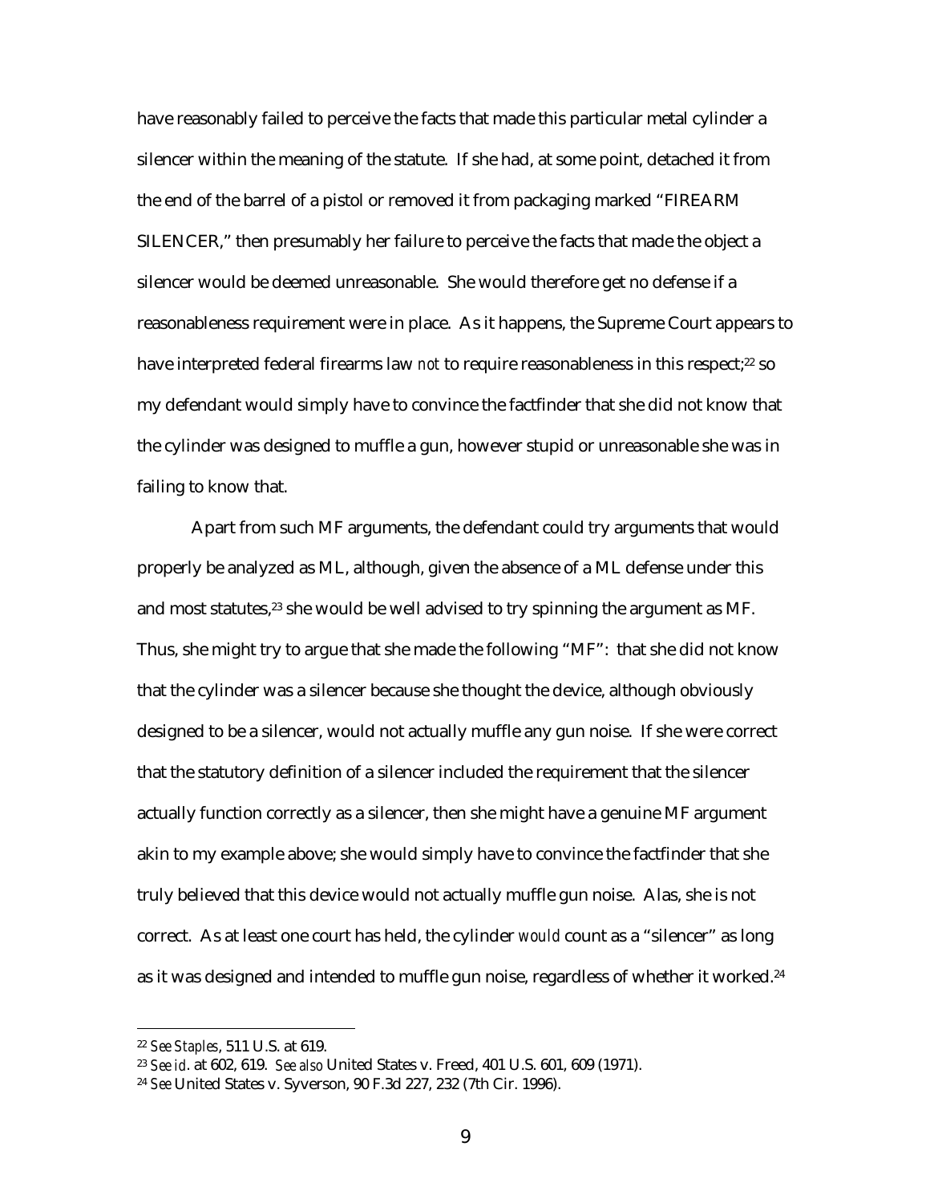have reasonably failed to perceive the facts that made this particular metal cylinder a silencer within the meaning of the statute. If she had, at some point, detached it from the end of the barrel of a pistol or removed it from packaging marked "FIREARM SILENCER," then presumably her failure to perceive the facts that made the object a silencer would be deemed unreasonable. She would therefore get no defense if a reasonableness requirement were in place. As it happens, the Supreme Court appears to have interpreted federal firearms law *not* to require reasonableness in this respect;[22] so my defendant would simply have to convince the factfinder that she did not know that the cylinder was designed to muffle a gun, however stupid or unreasonable she was in failing to know that.

Apart from such MF arguments, the defendant could try arguments that would properly be analyzed as ML, although, given the absence of a ML defense under this and most statutes,[23] she would be well advised to try spinning the argument as MF. Thus, she might try to argue that she made the following "MF": that she did not know that the cylinder was a silencer because she thought the device, although obviously designed to be a silencer, would not actually muffle any gun noise. If she were correct that the statutory definition of a silencer included the requirement that the silencer actually function correctly as a silencer, then she might have a genuine MF argument akin to my example above; she would simply have to convince the factfinder that she truly believed that this device would not actually muffle gun noise. Alas, she is not correct. As at least one court has held, the cylinder *would* count as a "silencer" as long as it was designed and intended to muffle gun noise, regardless of whether it worked.[24]

---

[22] *See Staples*, 511 U.S. at 619.

[23] *See id*. at 602, 619. *See also* United States v. Freed, 401 U.S. 601, 609 (1971).

[24] *See* United States v. Syverson, 90 F.3d 227, 232 (7th Cir. 1996).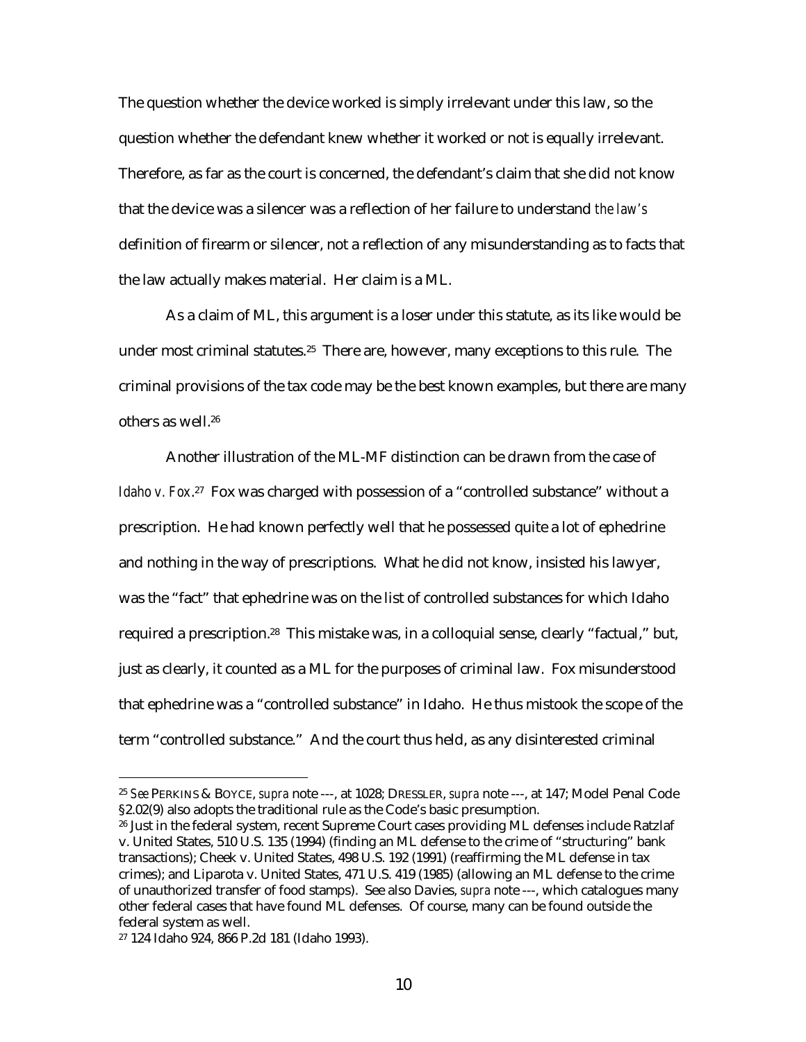The question whether the device worked is simply irrelevant under this law, so the question whether the defendant knew whether it worked or not is equally irrelevant. Therefore, as far as the court is concerned, the defendant's claim that she did not know that the device was a silencer was a reflection of her failure to understand *the law's* definition of firearm or silencer, not a reflection of any misunderstanding as to facts that the law actually makes material. Her claim is a ML.

As a claim of ML, this argument is a loser under this statute, as its like would be under most criminal statutes.[25] There are, however, many exceptions to this rule. The criminal provisions of the tax code may be the best known examples, but there are many others as well.[26]

Another illustration of the ML-MF distinction can be drawn from the case of *Idaho v. Fox*.[27] Fox was charged with possession of a "controlled substance" without a prescription. He had known perfectly well that he possessed quite a lot of ephedrine and nothing in the way of prescriptions. What he did not know, insisted his lawyer, was the "fact" that ephedrine was on the list of controlled substances for which Idaho required a prescription.[28] This mistake was, in a colloquial sense, clearly "factual," but, just as clearly, it counted as a ML for the purposes of criminal law. Fox misunderstood that ephedrine was a "controlled substance" in Idaho. He thus mistook the scope of the term "controlled substance." And the court thus held, as any disinterested criminal

---

[25] *See* PERKINS & BOYCE, *supra* note ---, at 1028; DRESSLER, *supra* note ---, at 147; Model Penal Code §2.02(9) also adopts the traditional rule as the Code's basic presumption.

[26] Just in the federal system, recent Supreme Court cases providing ML defenses include Ratzlaf v. United States, 510 U.S. 135 (1994) (finding an ML defense to the crime of "structuring" bank transactions); Cheek v. United States, 498 U.S. 192 (1991) (reaffirming the ML defense in tax crimes); and Liparota v. United States, 471 U.S. 419 (1985) (allowing an ML defense to the crime of unauthorized transfer of food stamps). See also Davies, *supra* note ---, which catalogues many other federal cases that have found ML defenses. Of course, many can be found outside the federal system as well.

[27] 124 Idaho 924, 866 P.2d 181 (Idaho 1993).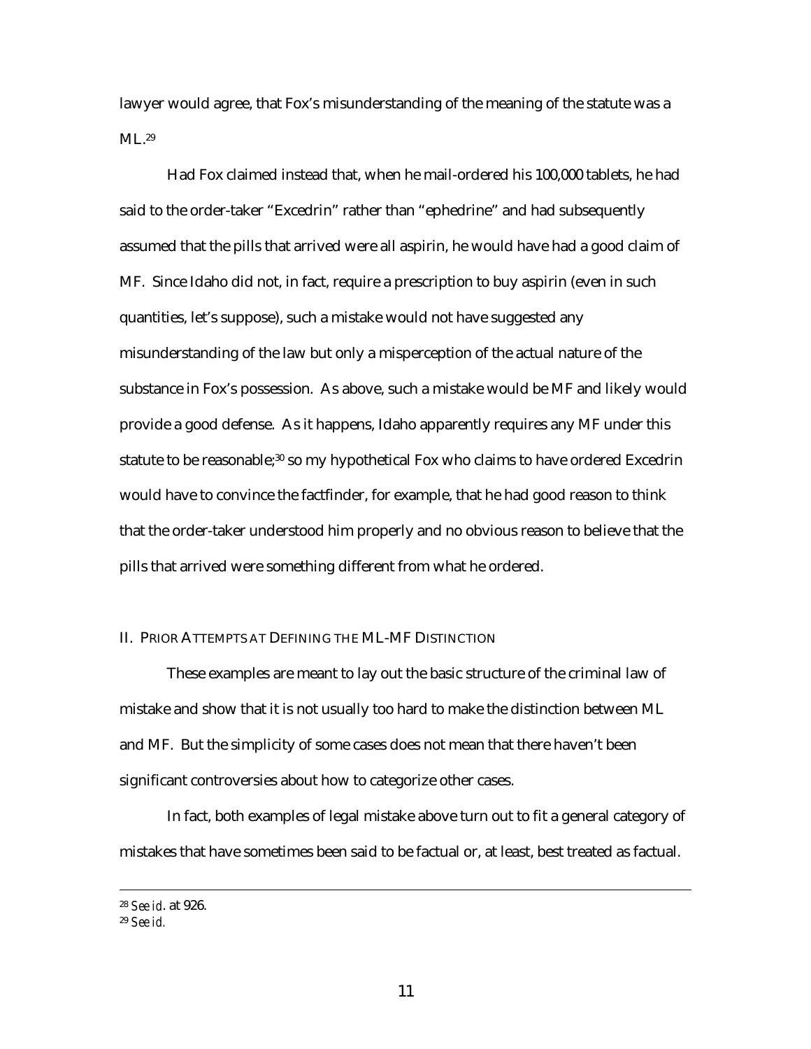lawyer would agree, that Fox's misunderstanding of the meaning of the statute was a ML.[29]

Had Fox claimed instead that, when he mail-ordered his 100,000 tablets, he had said to the order-taker "Excedrin" rather than "ephedrine" and had subsequently assumed that the pills that arrived were all aspirin, he would have had a good claim of MF. Since Idaho did not, in fact, require a prescription to buy aspirin (even in such quantities, let's suppose), such a mistake would not have suggested any misunderstanding of the law but only a misperception of the actual nature of the substance in Fox's possession. As above, such a mistake would be MF and likely would provide a good defense. As it happens, Idaho apparently requires any MF under this statute to be reasonable;[30] so my hypothetical Fox who claims to have ordered Excedrin would have to convince the factfinder, for example, that he had good reason to think that the order-taker understood him properly and no obvious reason to believe that the pills that arrived were something different from what he ordered.

## II. PRIOR ATTEMPTS AT DEFINING THE ML-MF DISTINCTION

These examples are meant to lay out the basic structure of the criminal law of mistake and show that it is not usually too hard to make the distinction between ML and MF. But the simplicity of some cases does not mean that there haven't been significant controversies about how to categorize other cases.

In fact, both examples of legal mistake above turn out to fit a general category of mistakes that have sometimes been said to be factual or, at least, best treated as factual.

---

[28] *See id*. at 926.

[29] *See id.*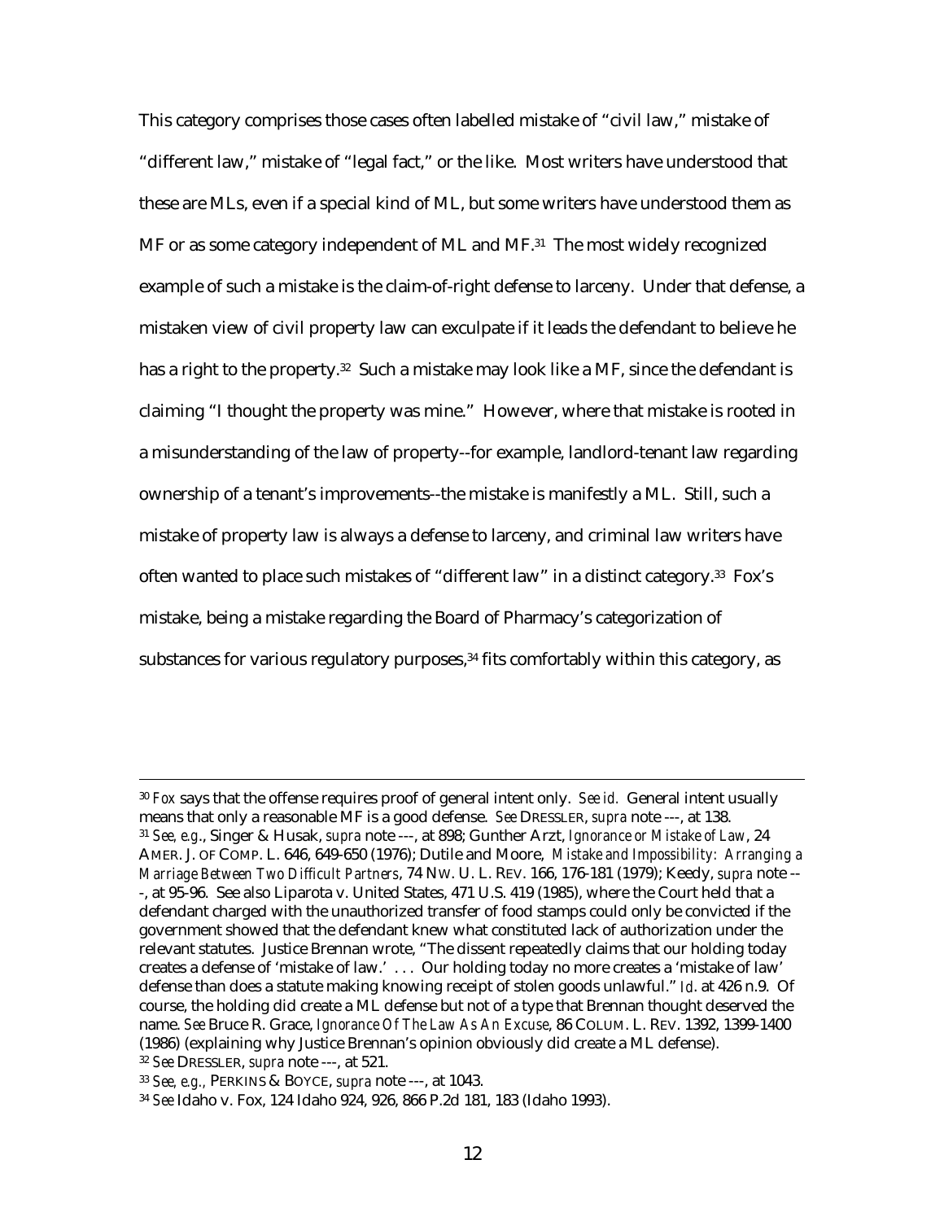This category comprises those cases often labelled mistake of "civil law," mistake of "different law," mistake of "legal fact," or the like. Most writers have understood that these are MLs, even if a special kind of ML, but some writers have understood them as MF or as some category independent of ML and MF.[31] The most widely recognized example of such a mistake is the claim-of-right defense to larceny. Under that defense, a mistaken view of civil property law can exculpate if it leads the defendant to believe he has a right to the property.[32] Such a mistake may look like a MF, since the defendant is claiming "I thought the property was mine." However, where that mistake is rooted in a misunderstanding of the law of property--for example, landlord-tenant law regarding ownership of a tenant's improvements--the mistake is manifestly a ML. Still, such a mistake of property law is always a defense to larceny, and criminal law writers have often wanted to place such mistakes of "different law" in a distinct category.[33] Fox's mistake, being a mistake regarding the Board of Pharmacy's categorization of substances for various regulatory purposes,[34] fits comfortably within this category, as

---

[30] *Fox* says that the offense requires proof of general intent only. *See id.* General intent usually means that only a reasonable MF is a good defense. *See* DRESSLER, *supra* note ---, at 138.

[31] *See, e.g.*, Singer & Husak, *supra* note ---, at 898; Gunther Arzt, *Ignorance or Mistake of Law*, 24 AMER. J. OF COMP. L. 646, 649-650 (1976); Dutile and Moore, *Mistake and Impossibility: Arranging a Marriage Between Two Difficult Partners*, 74 NW. U. L. REV. 166, 176-181 (1979); Keedy, *supra* note ---, at 95-96. See also Liparota v. United States, 471 U.S. 419 (1985), where the Court held that a defendant charged with the unauthorized transfer of food stamps could only be convicted if the government showed that the defendant knew what constituted lack of authorization under the relevant statutes. Justice Brennan wrote, "The dissent repeatedly claims that our holding today creates a defense of 'mistake of law.' . . . Our holding today no more creates a 'mistake of law' defense than does a statute making knowing receipt of stolen goods unlawful." *Id.* at 426 n.9. Of course, the holding did create a ML defense but not of a type that Brennan thought deserved the name. *See* Bruce R. Grace, *Ignorance Of The Law As An Excuse*, 86 COLUM. L. REV. 1392, 1399-1400 (1986) (explaining why Justice Brennan's opinion obviously did create a ML defense).

[32] *See* DRESSLER, *supra* note ---, at 521.

[33] *See, e.g.,* PERKINS & BOYCE, *supra* note ---, at 1043.

[34] *See* Idaho v. Fox, 124 Idaho 924, 926, 866 P.2d 181, 183 (Idaho 1993).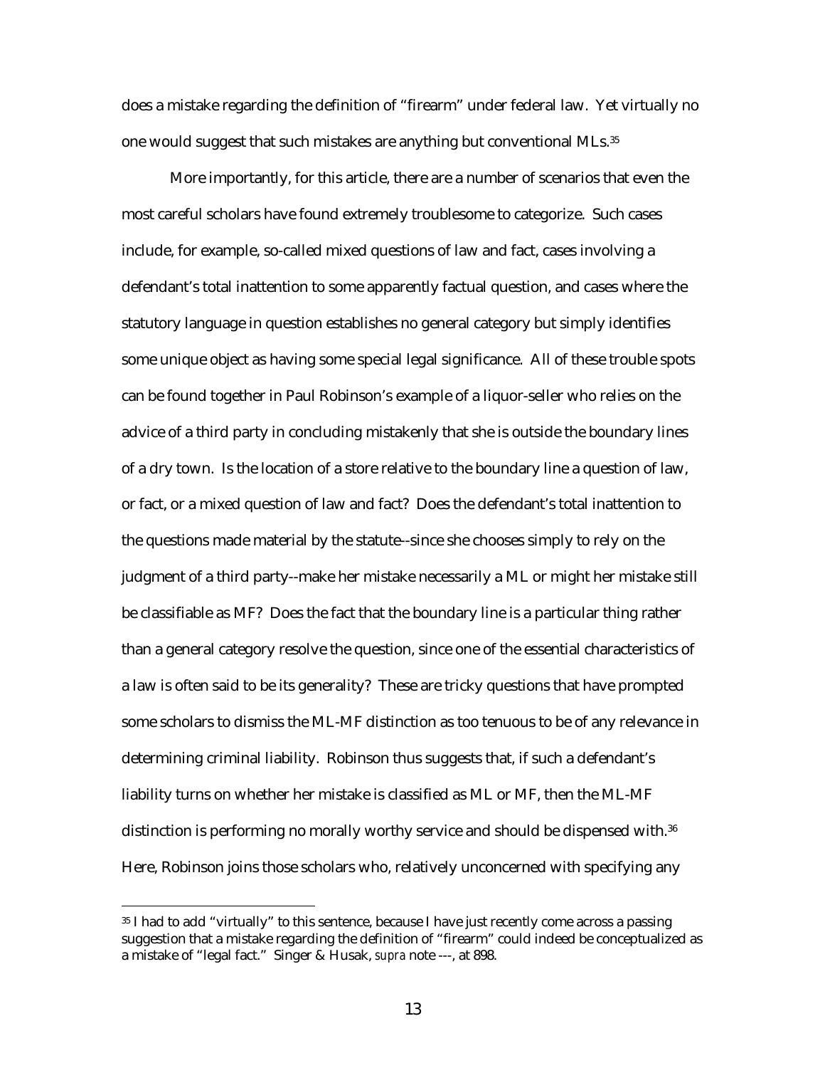does a mistake regarding the definition of "firearm" under federal law. Yet virtually no one would suggest that such mistakes are anything but conventional MLs.[35]

More importantly, for this article, there are a number of scenarios that even the most careful scholars have found extremely troublesome to categorize. Such cases include, for example, so-called mixed questions of law and fact, cases involving a defendant's total inattention to some apparently factual question, and cases where the statutory language in question establishes no general category but simply identifies some unique object as having some special legal significance. All of these trouble spots can be found together in Paul Robinson's example of a liquor-seller who relies on the advice of a third party in concluding mistakenly that she is outside the boundary lines of a dry town. Is the location of a store relative to the boundary line a question of law, or fact, or a mixed question of law and fact? Does the defendant's total inattention to the questions made material by the statute--since she chooses simply to rely on the judgment of a third party--make her mistake necessarily a ML or might her mistake still be classifiable as MF? Does the fact that the boundary line is a particular thing rather than a general category resolve the question, since one of the essential characteristics of a law is often said to be its generality? These are tricky questions that have prompted some scholars to dismiss the ML-MF distinction as too tenuous to be of any relevance in determining criminal liability. Robinson thus suggests that, if such a defendant's liability turns on whether her mistake is classified as ML or MF, then the ML-MF distinction is performing no morally worthy service and should be dispensed with.[36] Here, Robinson joins those scholars who, relatively unconcerned with specifying any

---

[35] I had to add "virtually" to this sentence, because I have just recently come across a passing suggestion that a mistake regarding the definition of "firearm" could indeed be conceptualized as a mistake of "legal fact." Singer & Husak, *supra* note ---, at 898.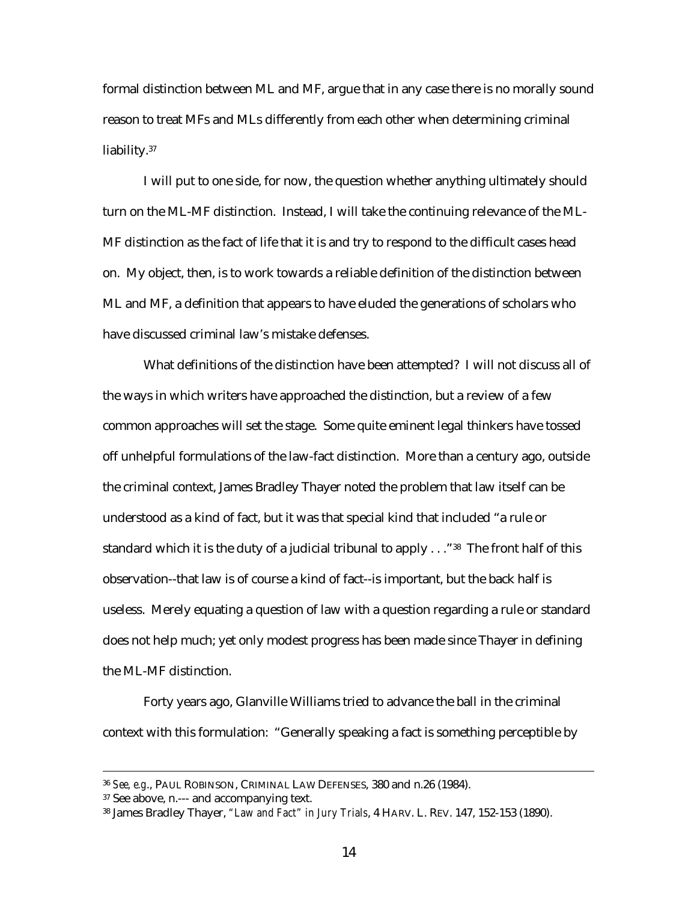formal distinction between ML and MF, argue that in any case there is no morally sound reason to treat MFs and MLs differently from each other when determining criminal liability.[37]

I will put to one side, for now, the question whether anything ultimately should turn on the ML-MF distinction. Instead, I will take the continuing relevance of the ML-MF distinction as the fact of life that it is and try to respond to the difficult cases head on. My object, then, is to work towards a reliable definition of the distinction between ML and MF, a definition that appears to have eluded the generations of scholars who have discussed criminal law's mistake defenses.

What definitions of the distinction have been attempted? I will not discuss all of the ways in which writers have approached the distinction, but a review of a few common approaches will set the stage. Some quite eminent legal thinkers have tossed off unhelpful formulations of the law-fact distinction. More than a century ago, outside the criminal context, James Bradley Thayer noted the problem that law itself can be understood as a kind of fact, but it was that special kind that included "a rule or standard which it is the duty of a judicial tribunal to apply . . ."[38] The front half of this observation--that law is of course a kind of fact--is important, but the back half is useless. Merely equating a question of law with a question regarding a rule or standard does not help much; yet only modest progress has been made since Thayer in defining the ML-MF distinction.

Forty years ago, Glanville Williams tried to advance the ball in the criminal context with this formulation: "Generally speaking a fact is something perceptible by

---

[36] *See, e.g.*, PAUL ROBINSON, CRIMINAL LAW DEFENSES, 380 and n.26 (1984).

[37] See above, n.--- and accompanying text.

[38] James Bradley Thayer, *"Law and Fact" in Jury Trials*, 4 HARV. L. REV. 147, 152-153 (1890).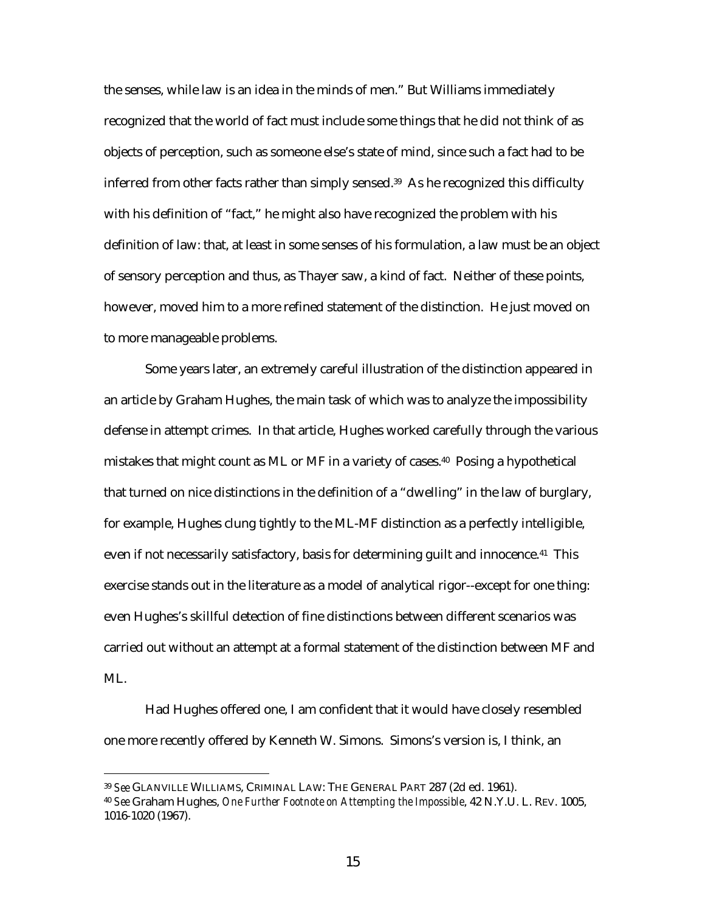the senses, while law is an idea in the minds of men." But Williams immediately recognized that the world of fact must include some things that he did not think of as objects of perception, such as someone else's state of mind, since such a fact had to be inferred from other facts rather than simply sensed.[39] As he recognized this difficulty with his definition of "fact," he might also have recognized the problem with his definition of law: that, at least in some senses of his formulation, a law must be an object of sensory perception and thus, as Thayer saw, a kind of fact. Neither of these points, however, moved him to a more refined statement of the distinction. He just moved on to more manageable problems.

Some years later, an extremely careful illustration of the distinction appeared in an article by Graham Hughes, the main task of which was to analyze the impossibility defense in attempt crimes. In that article, Hughes worked carefully through the various mistakes that might count as ML or MF in a variety of cases.[40] Posing a hypothetical that turned on nice distinctions in the definition of a "dwelling" in the law of burglary, for example, Hughes clung tightly to the ML-MF distinction as a perfectly intelligible, even if not necessarily satisfactory, basis for determining guilt and innocence.[41] This exercise stands out in the literature as a model of analytical rigor--except for one thing: even Hughes's skillful detection of fine distinctions between different scenarios was carried out without an attempt at a formal statement of the distinction between MF and ML.

Had Hughes offered one, I am confident that it would have closely resembled one more recently offered by Kenneth W. Simons. Simons's version is, I think, an

---

[39] *See* GLANVILLE WILLIAMS, CRIMINAL LAW: THE GENERAL PART 287 (2d ed. 1961).

[40] *See* Graham Hughes, *One Further Footnote on Attempting the Impossible*, 42 N.Y.U. L. REV. 1005, 1016-1020 (1967).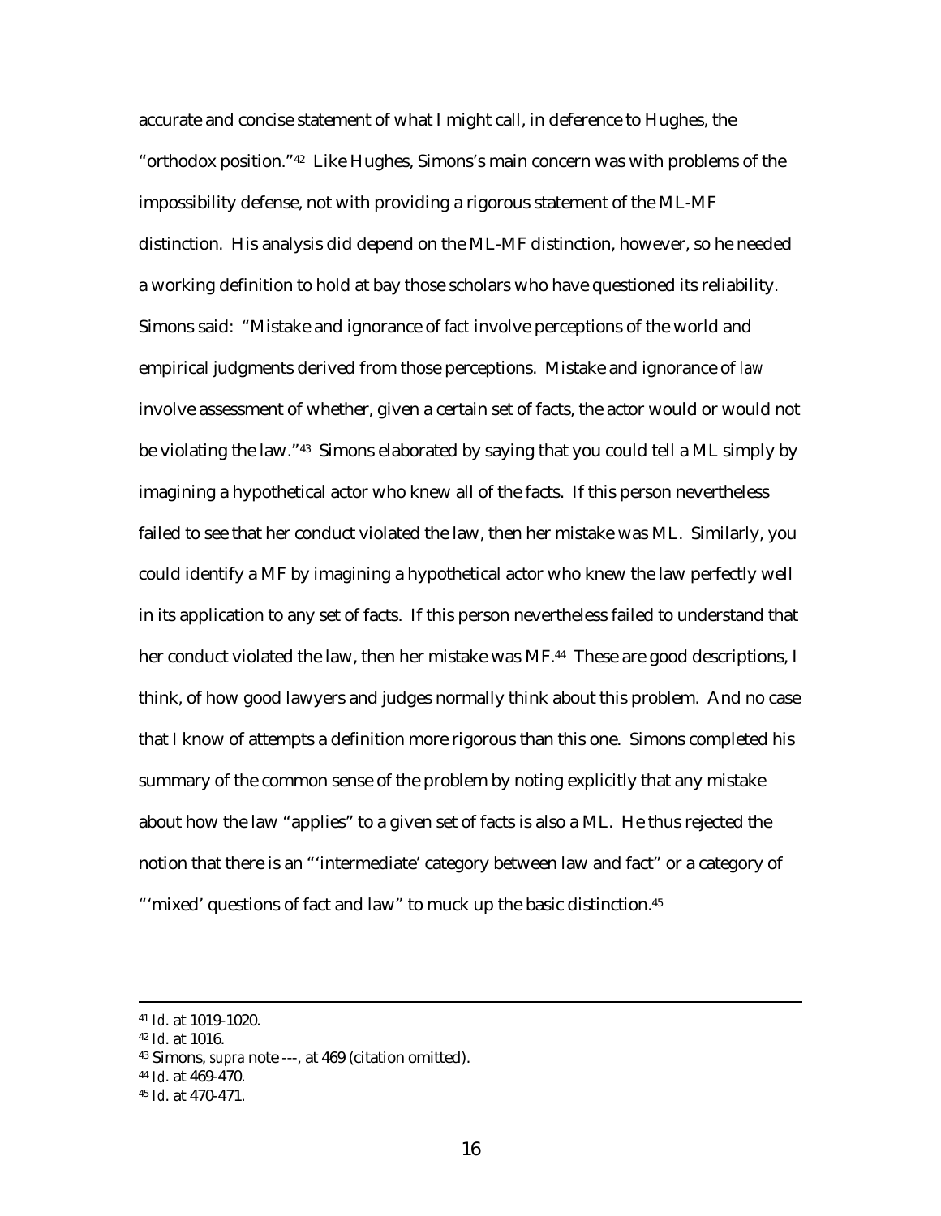accurate and concise statement of what I might call, in deference to Hughes, the "orthodox position."[42] Like Hughes, Simons's main concern was with problems of the impossibility defense, not with providing a rigorous statement of the ML-MF distinction. His analysis did depend on the ML-MF distinction, however, so he needed a working definition to hold at bay those scholars who have questioned its reliability. Simons said: "Mistake and ignorance of *fact* involve perceptions of the world and empirical judgments derived from those perceptions. Mistake and ignorance of *law* involve assessment of whether, given a certain set of facts, the actor would or would not be violating the law."[43] Simons elaborated by saying that you could tell a ML simply by imagining a hypothetical actor who knew all of the facts. If this person nevertheless failed to see that her conduct violated the law, then her mistake was ML. Similarly, you could identify a MF by imagining a hypothetical actor who knew the law perfectly well in its application to any set of facts. If this person nevertheless failed to understand that her conduct violated the law, then her mistake was MF.[44] These are good descriptions, I think, of how good lawyers and judges normally think about this problem. And no case that I know of attempts a definition more rigorous than this one. Simons completed his summary of the common sense of the problem by noting explicitly that any mistake about how the law "applies" to a given set of facts is also a ML. He thus rejected the notion that there is an "'intermediate' category between law and fact" or a category of "'mixed' questions of fact and law" to muck up the basic distinction.[45]

---

[41] *Id.* at 1019-1020.

[42] *Id.* at 1016.

[43] Simons, *supra* note ---, at 469 (citation omitted).

[44] *Id.* at 469-470.

[45] *Id.* at 470-471.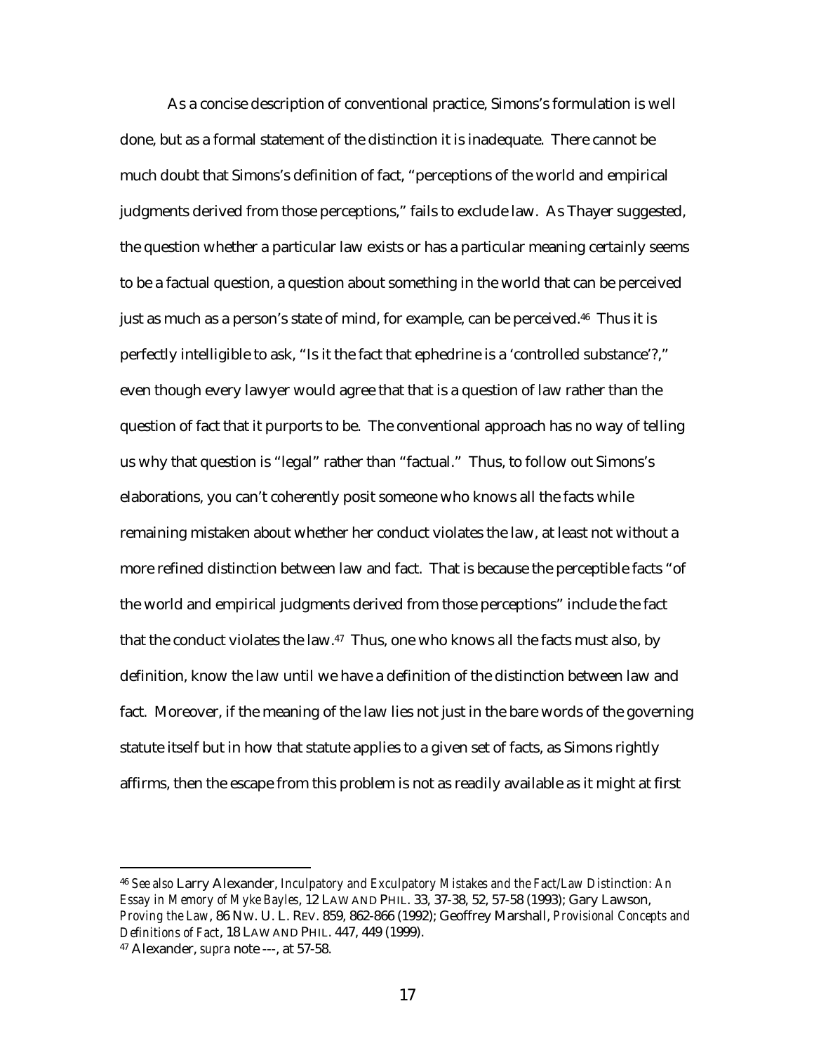As a concise description of conventional practice, Simons's formulation is well done, but as a formal statement of the distinction it is inadequate. There cannot be much doubt that Simons's definition of fact, "perceptions of the world and empirical judgments derived from those perceptions," fails to exclude law. As Thayer suggested, the question whether a particular law exists or has a particular meaning certainly seems to be a factual question, a question about something in the world that can be perceived just as much as a person's state of mind, for example, can be perceived.[46] Thus it is perfectly intelligible to ask, "Is it the fact that ephedrine is a 'controlled substance'?," even though every lawyer would agree that that is a question of law rather than the question of fact that it purports to be. The conventional approach has no way of telling us why that question is "legal" rather than "factual." Thus, to follow out Simons's elaborations, you can't coherently posit someone who knows all the facts while remaining mistaken about whether her conduct violates the law, at least not without a more refined distinction between law and fact. That is because the perceptible facts "of the world and empirical judgments derived from those perceptions" include the fact that the conduct violates the law.[47] Thus, one who knows all the facts must also, by definition, know the law until we have a definition of the distinction between law and fact. Moreover, if the meaning of the law lies not just in the bare words of the governing statute itself but in how that statute applies to a given set of facts, as Simons rightly affirms, then the escape from this problem is not as readily available as it might at first

---

[46] *See also* Larry Alexander, *Inculpatory and Exculpatory Mistakes and the Fact/Law Distinction: An Essay in Memory of Myke Bayles*, 12 LAW AND PHIL. 33, 37-38, 52, 57-58 (1993); Gary Lawson, *Proving the Law*, 86 NW. U. L. REV. 859, 862-866 (1992); Geoffrey Marshall, *Provisional Concepts and Definitions of Fact*, 18 LAW AND PHIL. 447, 449 (1999).

[47] Alexander, *supra* note ---, at 57-58.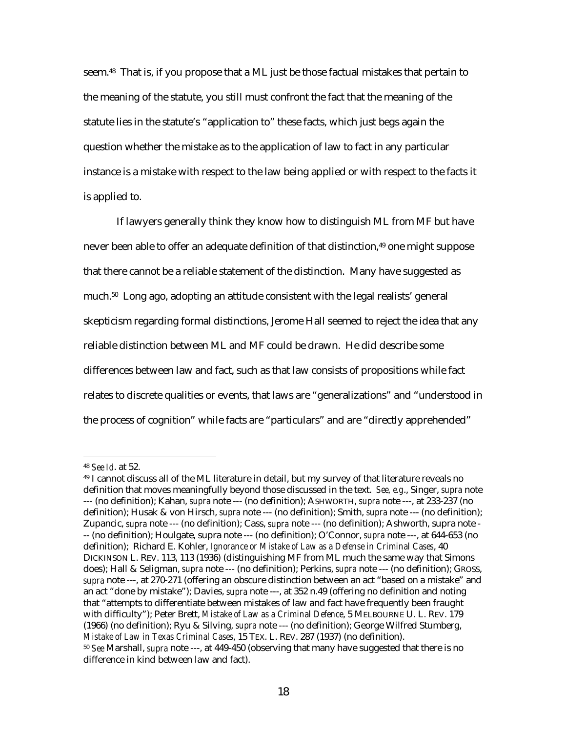seem.[48] That is, if you propose that a ML just be those factual mistakes that pertain to the meaning of the statute, you still must confront the fact that the meaning of the statute lies in the statute's "application to" these facts, which just begs again the question whether the mistake as to the application of law to fact in any particular instance is a mistake with respect to the law being applied or with respect to the facts it is applied to.

If lawyers generally think they know how to distinguish ML from MF but have never been able to offer an adequate definition of that distinction,[49] one might suppose that there cannot be a reliable statement of the distinction. Many have suggested as much.[50] Long ago, adopting an attitude consistent with the legal realists' general skepticism regarding formal distinctions, Jerome Hall seemed to reject the idea that any reliable distinction between ML and MF could be drawn. He did describe some differences between law and fact, such as that law consists of propositions while fact relates to discrete qualities or events, that laws are "generalizations" and "understood in the process of cognition" while facts are "particulars" and are "directly apprehended"

---

[48] *See Id*. at 52.

[49] I cannot discuss all of the ML literature in detail, but my survey of that literature reveals no definition that moves meaningfully beyond those discussed in the text. *See, e.g.*, Singer, *supra* note --- (no definition); Kahan, *supra* note --- (no definition); ASHWORTH, *supra* note ---, at 233-237 (no definition); Husak & von Hirsch, *supra* note --- (no definition); Smith, *supra* note --- (no definition); Zupancic, *supra* note --- (no definition); Cass, *supra* note --- (no definition); Ashworth, supra note --- (no definition); Houlgate, supra note --- (no definition); O'Connor, *supra* note ---, at 644-653 (no definition); Richard E. Kohler, *Ignorance or Mistake of Law as a Defense in Criminal Cases*, 40 DICKINSON L. REV. 113, 113 (1936) (distinguishing MF from ML much the same way that Simons does); Hall & Seligman, *supra* note --- (no definition); Perkins, *supra* note --- (no definition); GROSS, *supra* note ---, at 270-271 (offering an obscure distinction between an act "based on a mistake" and an act "done by mistake"); Davies, *supra* note ---, at 352 n.49 (offering no definition and noting that "attempts to differentiate between mistakes of law and fact have frequently been fraught with difficulty"); Peter Brett, *Mistake of Law as a Criminal Defence*, 5 MELBOURNE U. L. REV. 179 (1966) (no definition); Ryu & Silving, *supra* note --- (no definition); George Wilfred Stumberg, *Mistake of Law in Texas Criminal Cases*, 15 TEX. L. REV. 287 (1937) (no definition).

[50] *See* Marshall, *supra* note ---, at 449-450 (observing that many have suggested that there is no difference in kind between law and fact).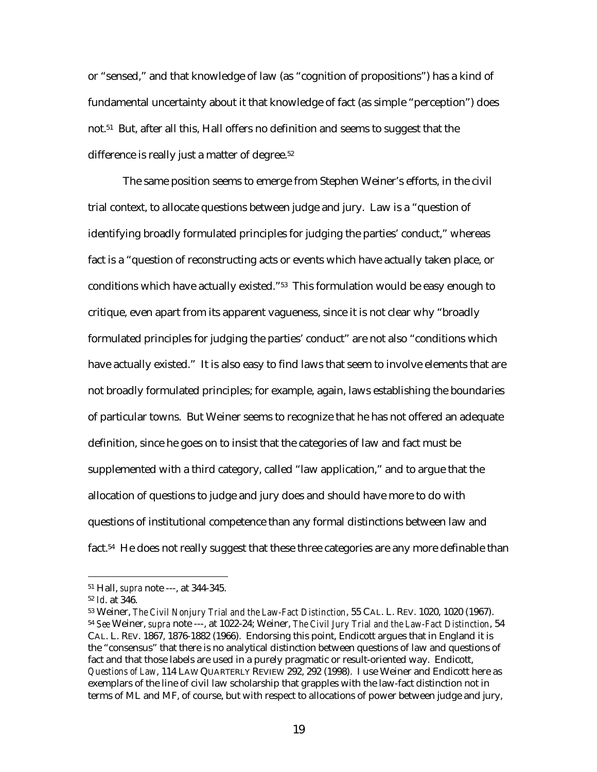or "sensed," and that knowledge of law (as "cognition of propositions") has a kind of fundamental uncertainty about it that knowledge of fact (as simple "perception") does not.[51] But, after all this, Hall offers no definition and seems to suggest that the difference is really just a matter of degree.[52]

The same position seems to emerge from Stephen Weiner's efforts, in the civil trial context, to allocate questions between judge and jury. Law is a "question of identifying broadly formulated principles for judging the parties' conduct," whereas fact is a "question of reconstructing acts or events which have actually taken place, or conditions which have actually existed."[53] This formulation would be easy enough to critique, even apart from its apparent vagueness, since it is not clear why "broadly formulated principles for judging the parties' conduct" are not also "conditions which have actually existed." It is also easy to find laws that seem to involve elements that are not broadly formulated principles; for example, again, laws establishing the boundaries of particular towns. But Weiner seems to recognize that he has not offered an adequate definition, since he goes on to insist that the categories of law and fact must be supplemented with a third category, called "law application," and to argue that the allocation of questions to judge and jury does and should have more to do with questions of institutional competence than any formal distinctions between law and fact.[54] He does not really suggest that these three categories are any more definable than

---

[51] Hall, *supra* note ---, at 344-345.

[52] *Id.* at 346.

[53] Weiner, *The Civil Nonjury Trial and the Law-Fact Distinction*, 55 CAL. L. REV. 1020, 1020 (1967).

[54] *See* Weiner, *supra* note ---, at 1022-24; Weiner, *The Civil Jury Trial and the Law-Fact Distinction*, 54 CAL. L. REV. 1867, 1876-1882 (1966). Endorsing this point, Endicott argues that in England it is the "consensus" that there is no analytical distinction between questions of law and questions of fact and that those labels are used in a purely pragmatic or result-oriented way. Endicott, *Questions of Law*, 114 LAW QUARTERLY REVIEW 292, 292 (1998). I use Weiner and Endicott here as exemplars of the line of civil law scholarship that grapples with the law-fact distinction not in terms of ML and MF, of course, but with respect to allocations of power between judge and jury,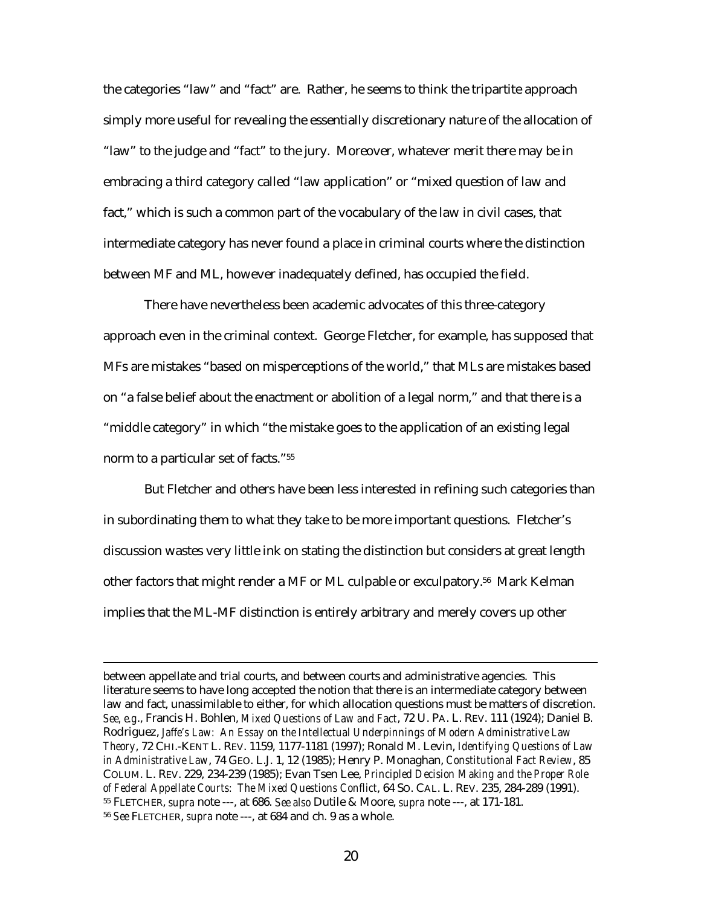the categories "law" and "fact" are. Rather, he seems to think the tripartite approach simply more useful for revealing the essentially discretionary nature of the allocation of "law" to the judge and "fact" to the jury. Moreover, whatever merit there may be in embracing a third category called "law application" or "mixed question of law and fact," which is such a common part of the vocabulary of the law in civil cases, that intermediate category has never found a place in criminal courts where the distinction between MF and ML, however inadequately defined, has occupied the field.

There have nevertheless been academic advocates of this three-category approach even in the criminal context. George Fletcher, for example, has supposed that MFs are mistakes "based on misperceptions of the world," that MLs are mistakes based on "a false belief about the enactment or abolition of a legal norm," and that there is a "middle category" in which "the mistake goes to the application of an existing legal norm to a particular set of facts."[55]

But Fletcher and others have been less interested in refining such categories than in subordinating them to what they take to be more important questions. Fletcher's discussion wastes very little ink on stating the distinction but considers at great length other factors that might render a MF or ML culpable or exculpatory.[56] Mark Kelman implies that the ML-MF distinction is entirely arbitrary and merely covers up other

---

between appellate and trial courts, and between courts and administrative agencies. This literature seems to have long accepted the notion that there is an intermediate category between law and fact, unassimilable to either, for which allocation questions must be matters of discretion. *See, e.g.*, Francis H. Bohlen, *Mixed Questions of Law and Fact*, 72 U. PA. L. REV. 111 (1924); Daniel B. Rodriguez, *Jaffe's Law: An Essay on the Intellectual Underpinnings of Modern Administrative Law Theory*, 72 CHI.-KENT L. REV. 1159, 1177-1181 (1997); Ronald M. Levin, *Identifying Questions of Law in Administrative Law*, 74 GEO. L.J. 1, 12 (1985); Henry P. Monaghan, *Constitutional Fact Review*, 85 COLUM. L. REV. 229, 234-239 (1985); Evan Tsen Lee, *Principled Decision Making and the Proper Role of Federal Appellate Courts: The Mixed Questions Conflict*, 64 SO. CAL. L. REV. 235, 284-289 (1991).

[55] FLETCHER, *supra* note ---, at 686. *See also* Dutile & Moore, *supra* note ---, at 171-181.

[56] *See* FLETCHER, *supra* note ---, at 684 and ch. 9 as a whole.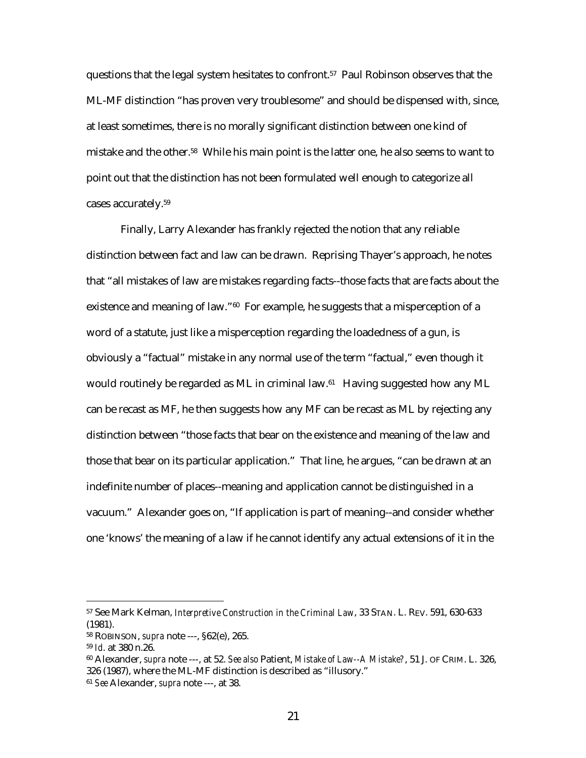questions that the legal system hesitates to confront.[57] Paul Robinson observes that the ML-MF distinction "has proven very troublesome" and should be dispensed with, since, at least sometimes, there is no morally significant distinction between one kind of mistake and the other.[58] While his main point is the latter one, he also seems to want to point out that the distinction has not been formulated well enough to categorize all cases accurately.[59]

Finally, Larry Alexander has frankly rejected the notion that any reliable distinction between fact and law can be drawn. Reprising Thayer's approach, he notes that "all mistakes of law are mistakes regarding facts--those facts that are facts about the existence and meaning of law."[60] For example, he suggests that a misperception of a word of a statute, just like a misperception regarding the loadedness of a gun, is obviously a "factual" mistake in any normal use of the term "factual," even though it would routinely be regarded as ML in criminal law.[61] Having suggested how any ML can be recast as MF, he then suggests how any MF can be recast as ML by rejecting any distinction between "those facts that bear on the existence and meaning of the law and those that bear on its particular application." That line, he argues, "can be drawn at an indefinite number of places--meaning and application cannot be distinguished in a vacuum." Alexander goes on, "If application is part of meaning--and consider whether one 'knows' the meaning of a law if he cannot identify any actual extensions of it in the

---

[57] See Mark Kelman, *Interpretive Construction in the Criminal Law*, 33 STAN. L. REV. 591, 630-633 (1981).

[58] ROBINSON, *supra* note ---, §62(e), 265.

[59] *Id.* at 380 n.26.

[60] Alexander, *supra* note ---, at 52. *See also* Patient, *Mistake of Law--A Mistake?*, 51 J. OF CRIM. L. 326, 326 (1987), where the ML-MF distinction is described as "illusory."

[61] *See* Alexander, *supra* note ---, at 38.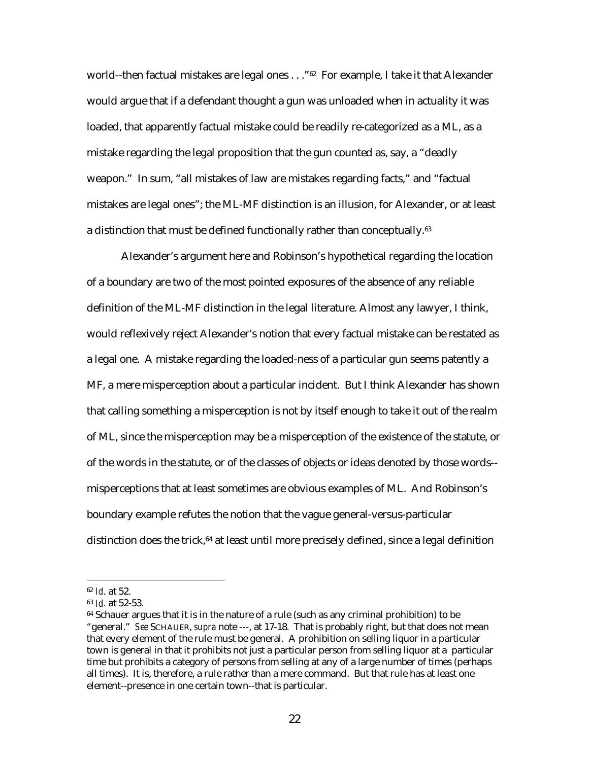world--then factual mistakes are legal ones . . ."[62] For example, I take it that Alexander would argue that if a defendant thought a gun was unloaded when in actuality it was loaded, that apparently factual mistake could be readily re-categorized as a ML, as a mistake regarding the legal proposition that the gun counted as, say, a "deadly weapon." In sum, "all mistakes of law are mistakes regarding facts," and "factual mistakes are legal ones"; the ML-MF distinction is an illusion, for Alexander, or at least a distinction that must be defined functionally rather than conceptually.[63]

Alexander's argument here and Robinson's hypothetical regarding the location of a boundary are two of the most pointed exposures of the absence of any reliable definition of the ML-MF distinction in the legal literature. Almost any lawyer, I think, would reflexively reject Alexander's notion that every factual mistake can be restated as a legal one. A mistake regarding the loaded-ness of a particular gun seems patently a MF, a mere misperception about a particular incident. But I think Alexander has shown that calling something a misperception is not by itself enough to take it out of the realm of ML, since the misperception may be a misperception of the existence of the statute, or of the words in the statute, or of the classes of objects or ideas denoted by those words--misperceptions that at least sometimes are obvious examples of ML. And Robinson's boundary example refutes the notion that the vague general-versus-particular distinction does the trick,[64] at least until more precisely defined, since a legal definition

---

[62] *Id.* at 52.

[63] *Id.* at 52-53.

[64] Schauer argues that it is in the nature of a rule (such as any criminal prohibition) to be "general." *See* SCHAUER, *supra* note ---, at 17-18. That is probably right, but that does not mean that every element of the rule must be general. A prohibition on selling liquor in a particular town is general in that it prohibits not just a particular person from selling liquor at a particular time but prohibits a category of persons from selling at any of a large number of times (perhaps all times). It is, therefore, a rule rather than a mere command. But that rule has at least one element--presence in one certain town--that is particular.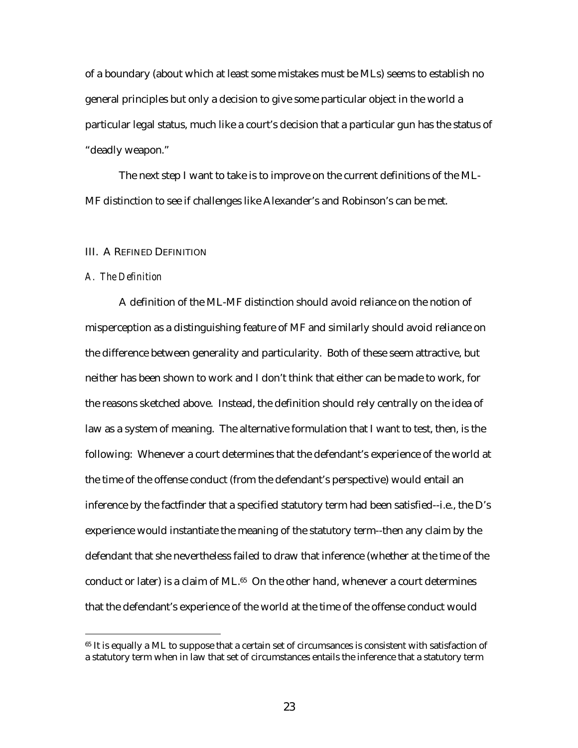of a boundary (about which at least some mistakes must be MLs) seems to establish no general principles but only a decision to give some particular object in the world a particular legal status, much like a court's decision that a particular gun has the status of "deadly weapon."

The next step I want to take is to improve on the current definitions of the ML-MF distinction to see if challenges like Alexander's and Robinson's can be met.

## III. A REFINED DEFINITION

### *A. The Definition*

A definition of the ML-MF distinction should avoid reliance on the notion of misperception as a distinguishing feature of MF and similarly should avoid reliance on the difference between generality and particularity. Both of these seem attractive, but neither has been shown to work and I don't think that either can be made to work, for the reasons sketched above. Instead, the definition should rely centrally on the idea of law as a system of meaning. The alternative formulation that I want to test, then, is the following: Whenever a court determines that the defendant's experience of the world at the time of the offense conduct (from the defendant's perspective) would entail an inference by the factfinder that a specified statutory term had been satisfied--i.e., the D's experience would instantiate the meaning of the statutory term--then any claim by the defendant that she nevertheless failed to draw that inference (whether at the time of the conduct or later) is a claim of ML.[65] On the other hand, whenever a court determines that the defendant's experience of the world at the time of the offense conduct would

[65] It is equally a ML to suppose that a certain set of circumsances is consistent with satisfaction of a statutory term when in law that set of circumstances entails the inference that a statutory term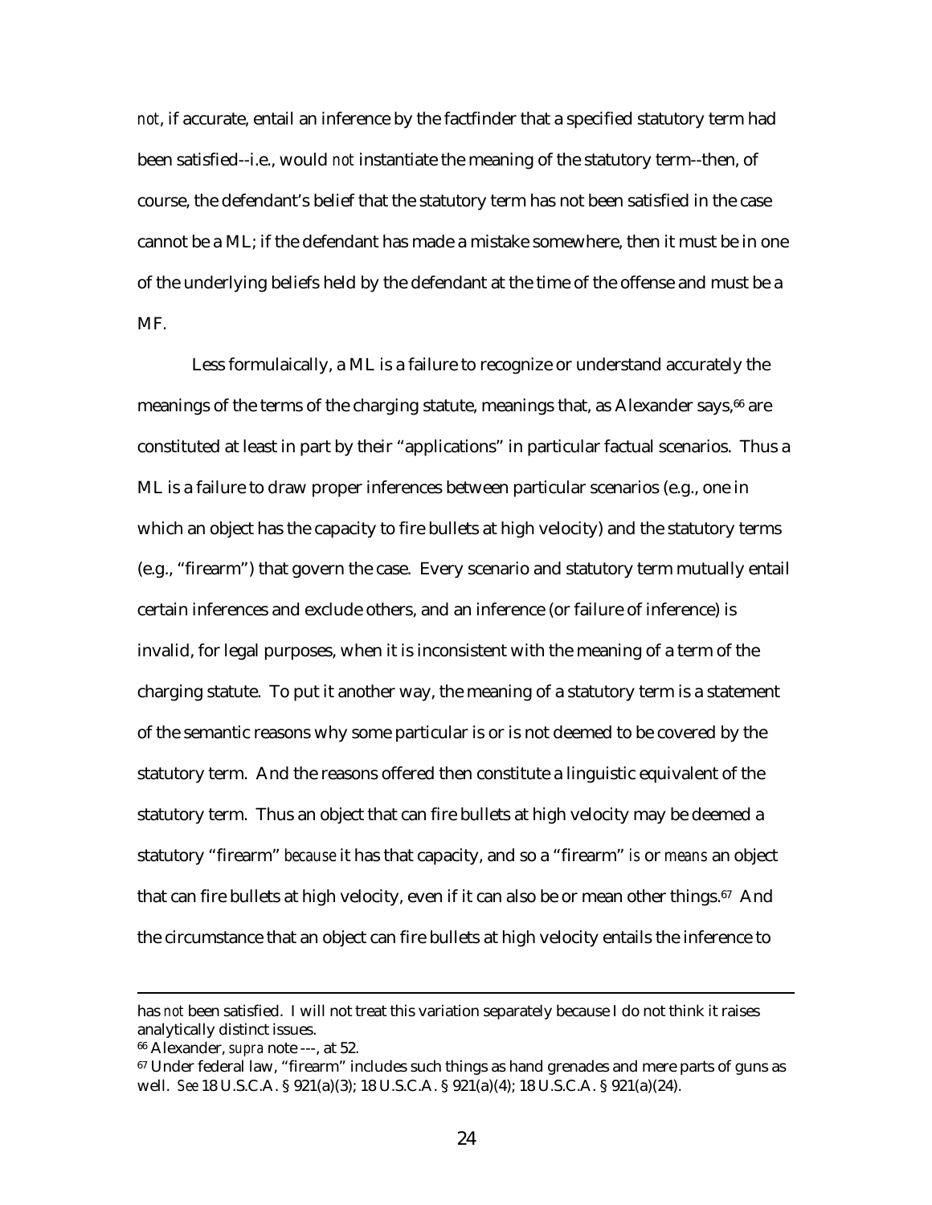*not*, if accurate, entail an inference by the factfinder that a specified statutory term had been satisfied--i.e., would *not* instantiate the meaning of the statutory term--then, of course, the defendant's belief that the statutory term has not been satisfied in the case cannot be a ML; if the defendant has made a mistake somewhere, then it must be in one of the underlying beliefs held by the defendant at the time of the offense and must be a MF.

Less formulaically, a ML is a failure to recognize or understand accurately the meanings of the terms of the charging statute, meanings that, as Alexander says,[66] are constituted at least in part by their "applications" in particular factual scenarios. Thus a ML is a failure to draw proper inferences between particular scenarios (e.g., one in which an object has the capacity to fire bullets at high velocity) and the statutory terms (e.g., "firearm") that govern the case. Every scenario and statutory term mutually entail certain inferences and exclude others, and an inference (or failure of inference) is invalid, for legal purposes, when it is inconsistent with the meaning of a term of the charging statute. To put it another way, the meaning of a statutory term is a statement of the semantic reasons why some particular is or is not deemed to be covered by the statutory term. And the reasons offered then constitute a linguistic equivalent of the statutory term. Thus an object that can fire bullets at high velocity may be deemed a statutory "firearm" *because* it has that capacity, and so a "firearm" *is* or *means* an object that can fire bullets at high velocity, even if it can also be or mean other things.[67] And the circumstance that an object can fire bullets at high velocity entails the inference to

---

has *not* been satisfied. I will not treat this variation separately because I do not think it raises analytically distinct issues.

[66] Alexander, *supra* note ---, at 52.

[67] Under federal law, "firearm" includes such things as hand grenades and mere parts of guns as well. *See* 18 U.S.C.A. § 921(a)(3); 18 U.S.C.A. § 921(a)(4); 18 U.S.C.A. § 921(a)(24).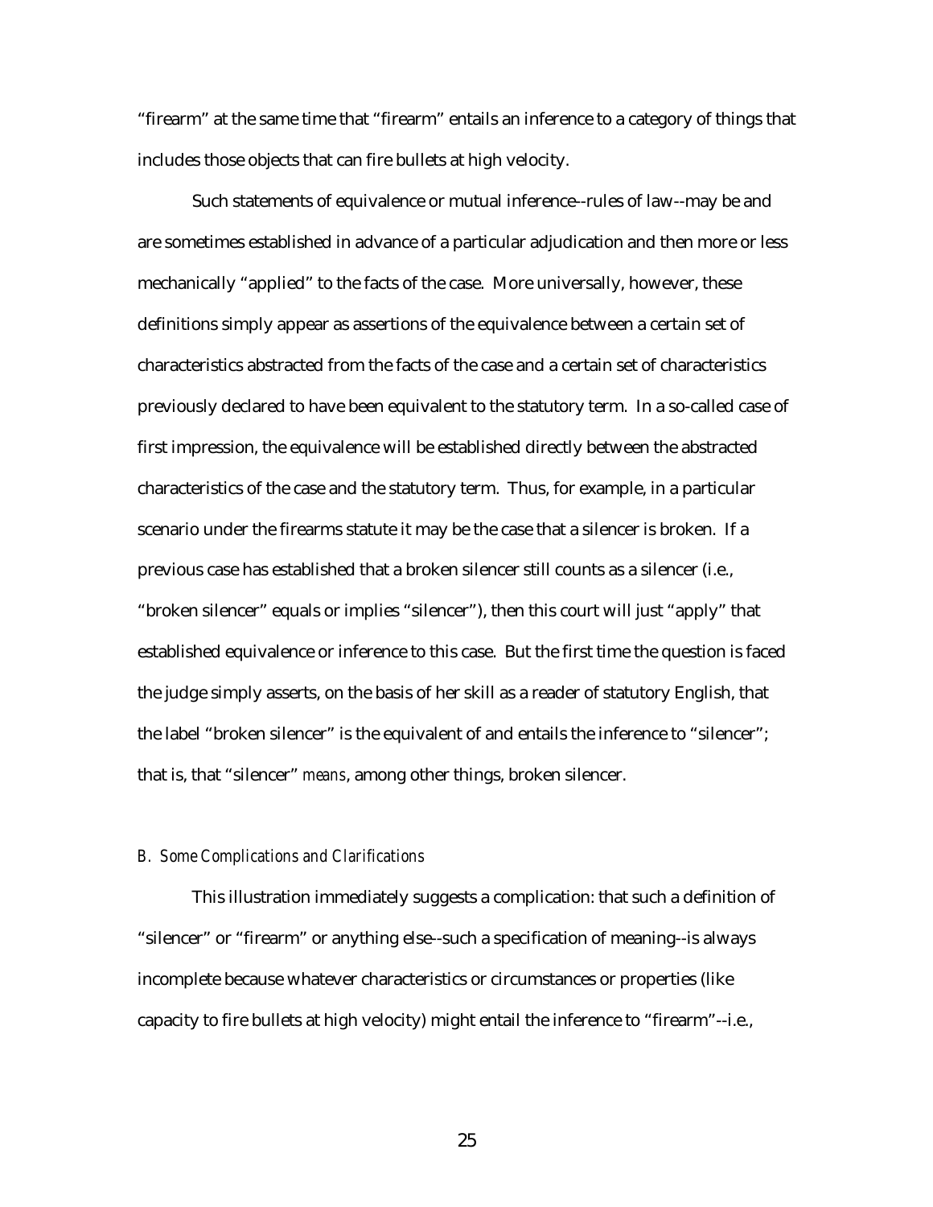"firearm" at the same time that "firearm" entails an inference to a category of things that includes those objects that can fire bullets at high velocity.

Such statements of equivalence or mutual inference--rules of law--may be and are sometimes established in advance of a particular adjudication and then more or less mechanically "applied" to the facts of the case. More universally, however, these definitions simply appear as assertions of the equivalence between a certain set of characteristics abstracted from the facts of the case and a certain set of characteristics previously declared to have been equivalent to the statutory term. In a so-called case of first impression, the equivalence will be established directly between the abstracted characteristics of the case and the statutory term. Thus, for example, in a particular scenario under the firearms statute it may be the case that a silencer is broken. If a previous case has established that a broken silencer still counts as a silencer (i.e., "broken silencer" equals or implies "silencer"), then this court will just "apply" that established equivalence or inference to this case. But the first time the question is faced the judge simply asserts, on the basis of her skill as a reader of statutory English, that the label "broken silencer" is the equivalent of and entails the inference to "silencer"; that is, that "silencer" *means*, among other things, broken silencer.

### *B. Some Complications and Clarifications*

This illustration immediately suggests a complication: that such a definition of "silencer" or "firearm" or anything else--such a specification of meaning--is always incomplete because whatever characteristics or circumstances or properties (like capacity to fire bullets at high velocity) might entail the inference to "firearm"--i.e.,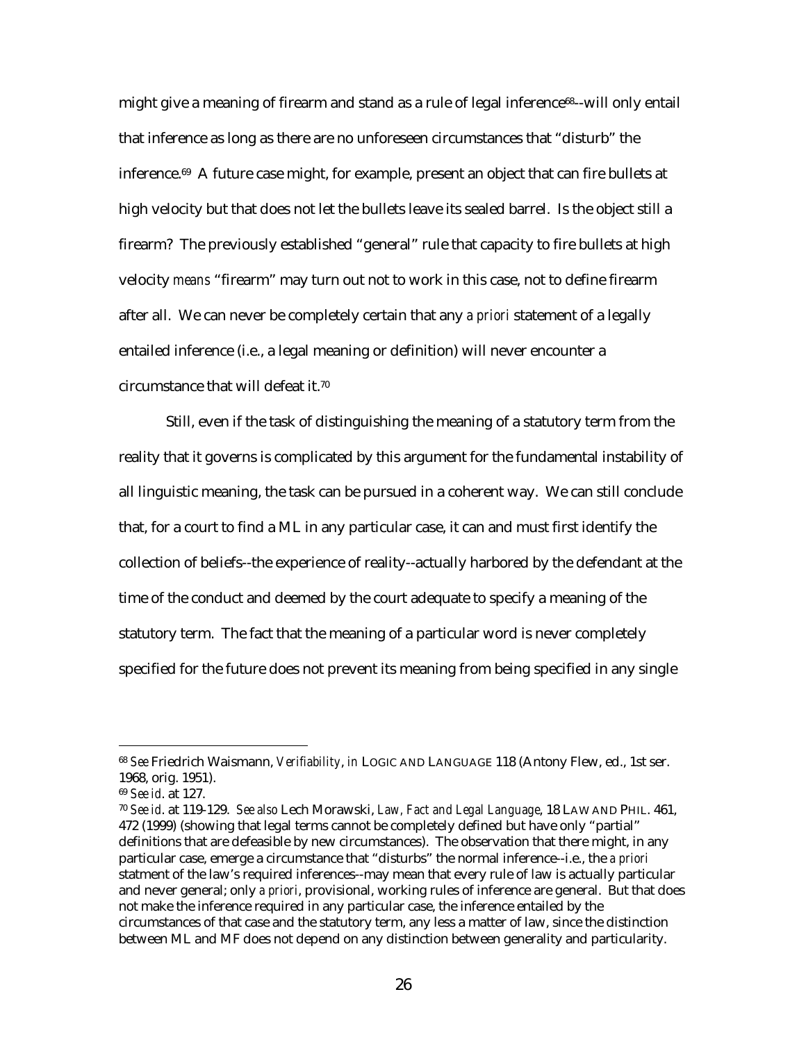might give a meaning of firearm and stand as a rule of legal inference[68]--will only entail that inference as long as there are no unforeseen circumstances that "disturb" the inference.[69] A future case might, for example, present an object that can fire bullets at high velocity but that does not let the bullets leave its sealed barrel. Is the object still a firearm? The previously established "general" rule that capacity to fire bullets at high velocity *means* "firearm" may turn out not to work in this case, not to define firearm after all. We can never be completely certain that any *a priori* statement of a legally entailed inference (i.e., a legal meaning or definition) will never encounter a circumstance that will defeat it.[70]

Still, even if the task of distinguishing the meaning of a statutory term from the reality that it governs is complicated by this argument for the fundamental instability of all linguistic meaning, the task can be pursued in a coherent way. We can still conclude that, for a court to find a ML in any particular case, it can and must first identify the collection of beliefs--the experience of reality--actually harbored by the defendant at the time of the conduct and deemed by the court adequate to specify a meaning of the statutory term. The fact that the meaning of a particular word is never completely specified for the future does not prevent its meaning from being specified in any single

---

[68] *See* Friedrich Waismann, *Verifiability*, *in* LOGIC AND LANGUAGE 118 (Antony Flew, ed., 1st ser. 1968, orig. 1951).

[69] *See id*. at 127.

[70] *See id*. at 119-129. *See also* Lech Morawski, *Law, Fact and Legal Language*, 18 LAW AND PHIL. 461, 472 (1999) (showing that legal terms cannot be completely defined but have only "partial" definitions that are defeasible by new circumstances). The observation that there might, in any particular case, emerge a circumstance that "disturbs" the normal inference--i.e., the *a priori* statment of the law's required inferences--may mean that every rule of law is actually particular and never general; only *a priori*, provisional, working rules of inference are general. But that does not make the inference required in any particular case, the inference entailed by the circumstances of that case and the statutory term, any less a matter of law, since the distinction between ML and MF does not depend on any distinction between generality and particularity.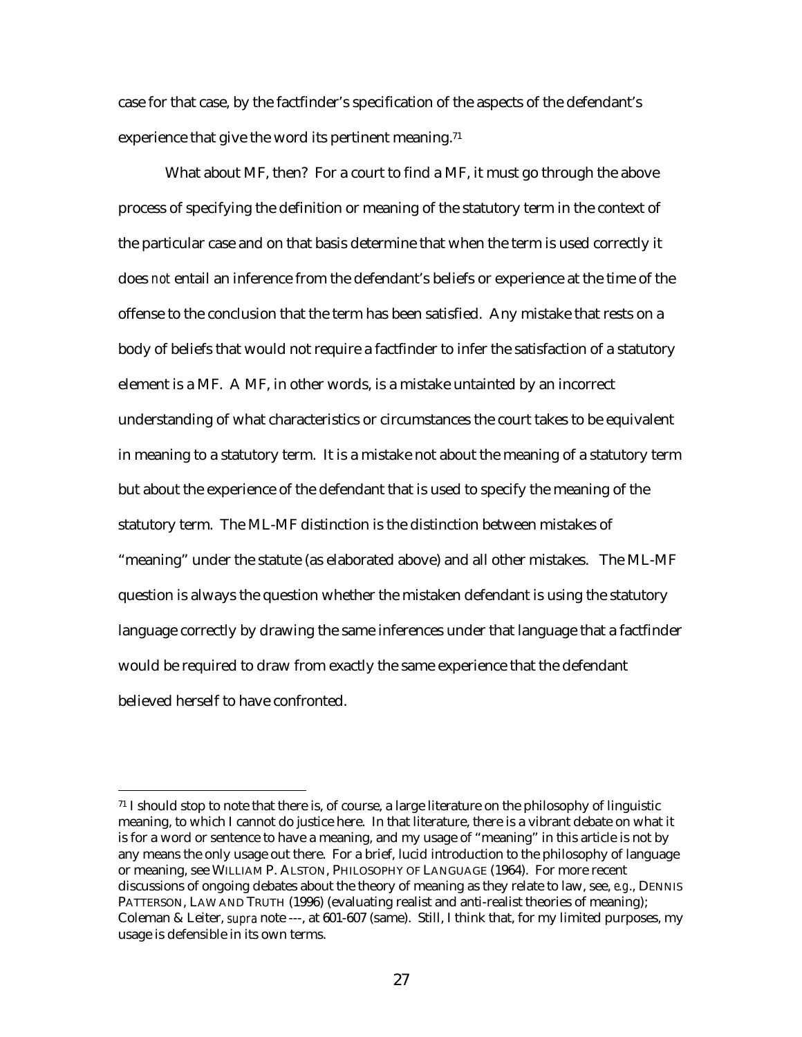case for that case, by the factfinder's specification of the aspects of the defendant's experience that give the word its pertinent meaning.[71]

What about MF, then? For a court to find a MF, it must go through the above process of specifying the definition or meaning of the statutory term in the context of the particular case and on that basis determine that when the term is used correctly it does *not* entail an inference from the defendant's beliefs or experience at the time of the offense to the conclusion that the term has been satisfied. Any mistake that rests on a body of beliefs that would not require a factfinder to infer the satisfaction of a statutory element is a MF. A MF, in other words, is a mistake untainted by an incorrect understanding of what characteristics or circumstances the court takes to be equivalent in meaning to a statutory term. It is a mistake not about the meaning of a statutory term but about the experience of the defendant that is used to specify the meaning of the statutory term. The ML-MF distinction is the distinction between mistakes of "meaning" under the statute (as elaborated above) and all other mistakes. The ML-MF question is always the question whether the mistaken defendant is using the statutory language correctly by drawing the same inferences under that language that a factfinder would be required to draw from exactly the same experience that the defendant believed herself to have confronted.

---

[71] I should stop to note that there is, of course, a large literature on the philosophy of linguistic meaning, to which I cannot do justice here. In that literature, there is a vibrant debate on what it is for a word or sentence to have a meaning, and my usage of "meaning" in this article is not by any means the only usage out there. For a brief, lucid introduction to the philosophy of language or meaning, see WILLIAM P. ALSTON, PHILOSOPHY OF LANGUAGE (1964). For more recent discussions of ongoing debates about the theory of meaning as they relate to law, see, *e.g.*, DENNIS PATTERSON, LAW AND TRUTH (1996) (evaluating realist and anti-realist theories of meaning); Coleman & Leiter, *supra* note ---, at 601-607 (same). Still, I think that, for my limited purposes, my usage is defensible in its own terms.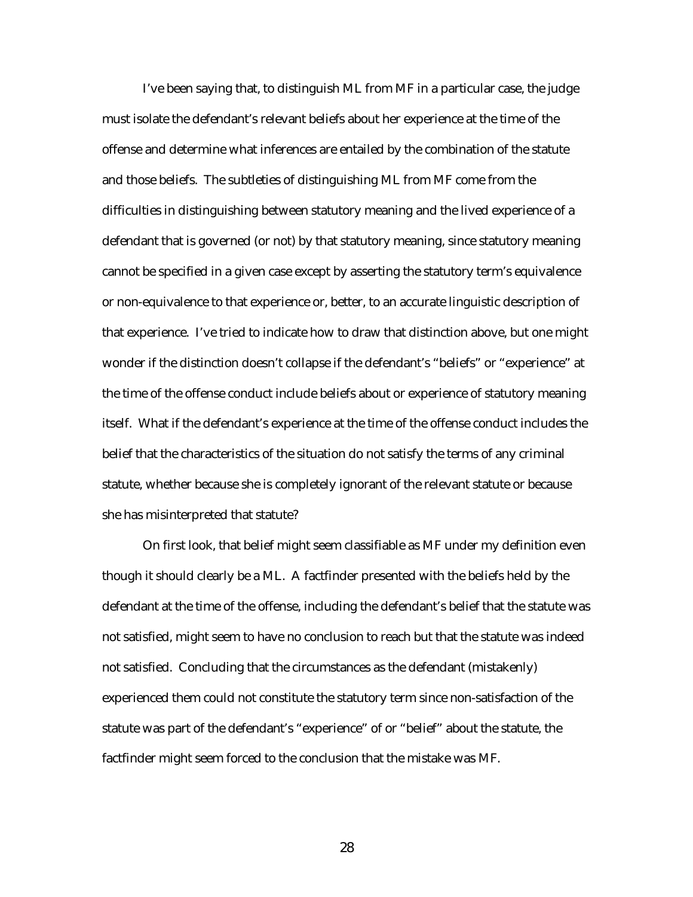I've been saying that, to distinguish ML from MF in a particular case, the judge must isolate the defendant's relevant beliefs about her experience at the time of the offense and determine what inferences are entailed by the combination of the statute and those beliefs. The subtleties of distinguishing ML from MF come from the difficulties in distinguishing between statutory meaning and the lived experience of a defendant that is governed (or not) by that statutory meaning, since statutory meaning cannot be specified in a given case except by asserting the statutory term's equivalence or non-equivalence to that experience or, better, to an accurate linguistic description of that experience. I've tried to indicate how to draw that distinction above, but one might wonder if the distinction doesn't collapse if the defendant's "beliefs" or "experience" at the time of the offense conduct include beliefs about or experience of statutory meaning itself. What if the defendant's experience at the time of the offense conduct includes the belief that the characteristics of the situation do not satisfy the terms of any criminal statute, whether because she is completely ignorant of the relevant statute or because she has misinterpreted that statute?

On first look, that belief might seem classifiable as MF under my definition even though it should clearly be a ML. A factfinder presented with the beliefs held by the defendant at the time of the offense, including the defendant's belief that the statute was not satisfied, might seem to have no conclusion to reach but that the statute was indeed not satisfied. Concluding that the circumstances as the defendant (mistakenly) experienced them could not constitute the statutory term since non-satisfaction of the statute was part of the defendant's "experience" of or "belief" about the statute, the factfinder might seem forced to the conclusion that the mistake was MF.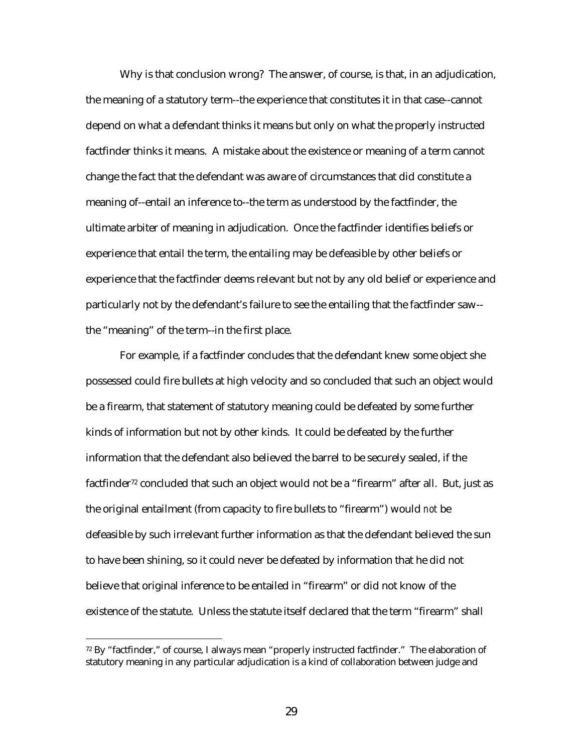Why is that conclusion wrong? The answer, of course, is that, in an adjudication, the meaning of a statutory term--the experience that constitutes it in that case--cannot depend on what a defendant thinks it means but only on what the properly instructed factfinder thinks it means. A mistake about the existence or meaning of a term cannot change the fact that the defendant was aware of circumstances that did constitute a meaning of--entail an inference to--the term as understood by the factfinder, the ultimate arbiter of meaning in adjudication. Once the factfinder identifies beliefs or experience that entail the term, the entailing may be defeasible by other beliefs or experience that the factfinder deems relevant but not by any old belief or experience and particularly not by the defendant's failure to see the entailing that the factfinder saw--the "meaning" of the term--in the first place.

For example, if a factfinder concludes that the defendant knew some object she possessed could fire bullets at high velocity and so concluded that such an object would be a firearm, that statement of statutory meaning could be defeated by some further kinds of information but not by other kinds. It could be defeated by the further information that the defendant also believed the barrel to be securely sealed, if the factfinder[72] concluded that such an object would not be a "firearm" after all. But, just as the original entailment (from capacity to fire bullets to "firearm") would *not* be defeasible by such irrelevant further information as that the defendant believed the sun to have been shining, so it could never be defeated by information that he did not believe that original inference to be entailed in "firearm" or did not know of the existence of the statute. Unless the statute itself declared that the term "firearm" shall

[72] By "factfinder," of course, I always mean "properly instructed factfinder." The elaboration of statutory meaning in any particular adjudication is a kind of collaboration between judge and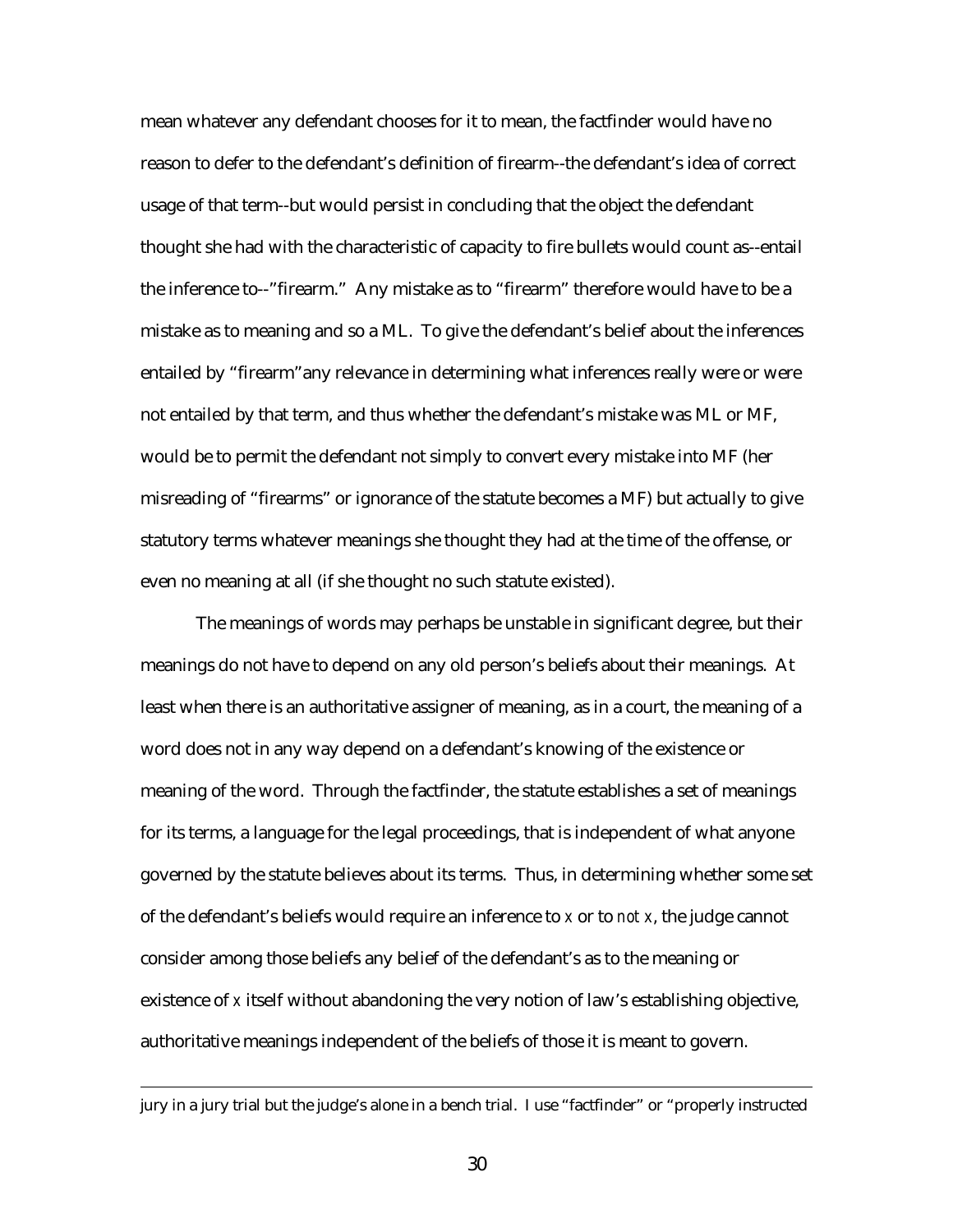mean whatever any defendant chooses for it to mean, the factfinder would have no reason to defer to the defendant's definition of firearm--the defendant's idea of correct usage of that term--but would persist in concluding that the object the defendant thought she had with the characteristic of capacity to fire bullets would count as--entail the inference to--"firearm." Any mistake as to "firearm" therefore would have to be a mistake as to meaning and so a ML. To give the defendant's belief about the inferences entailed by "firearm"any relevance in determining what inferences really were or were not entailed by that term, and thus whether the defendant's mistake was ML or MF, would be to permit the defendant not simply to convert every mistake into MF (her misreading of "firearms" or ignorance of the statute becomes a MF) but actually to give statutory terms whatever meanings she thought they had at the time of the offense, or even no meaning at all (if she thought no such statute existed).

The meanings of words may perhaps be unstable in significant degree, but their meanings do not have to depend on any old person's beliefs about their meanings. At least when there is an authoritative assigner of meaning, as in a court, the meaning of a word does not in any way depend on a defendant's knowing of the existence or meaning of the word. Through the factfinder, the statute establishes a set of meanings for its terms, a language for the legal proceedings, that is independent of what anyone governed by the statute believes about its terms. Thus, in determining whether some set of the defendant's beliefs would require an inference to *x* or to *not x*, the judge cannot consider among those beliefs any belief of the defendant's as to the meaning or existence of *x* itself without abandoning the very notion of law's establishing objective, authoritative meanings independent of the beliefs of those it is meant to govern.

---

jury in a jury trial but the judge's alone in a bench trial. I use "factfinder" or "properly instructed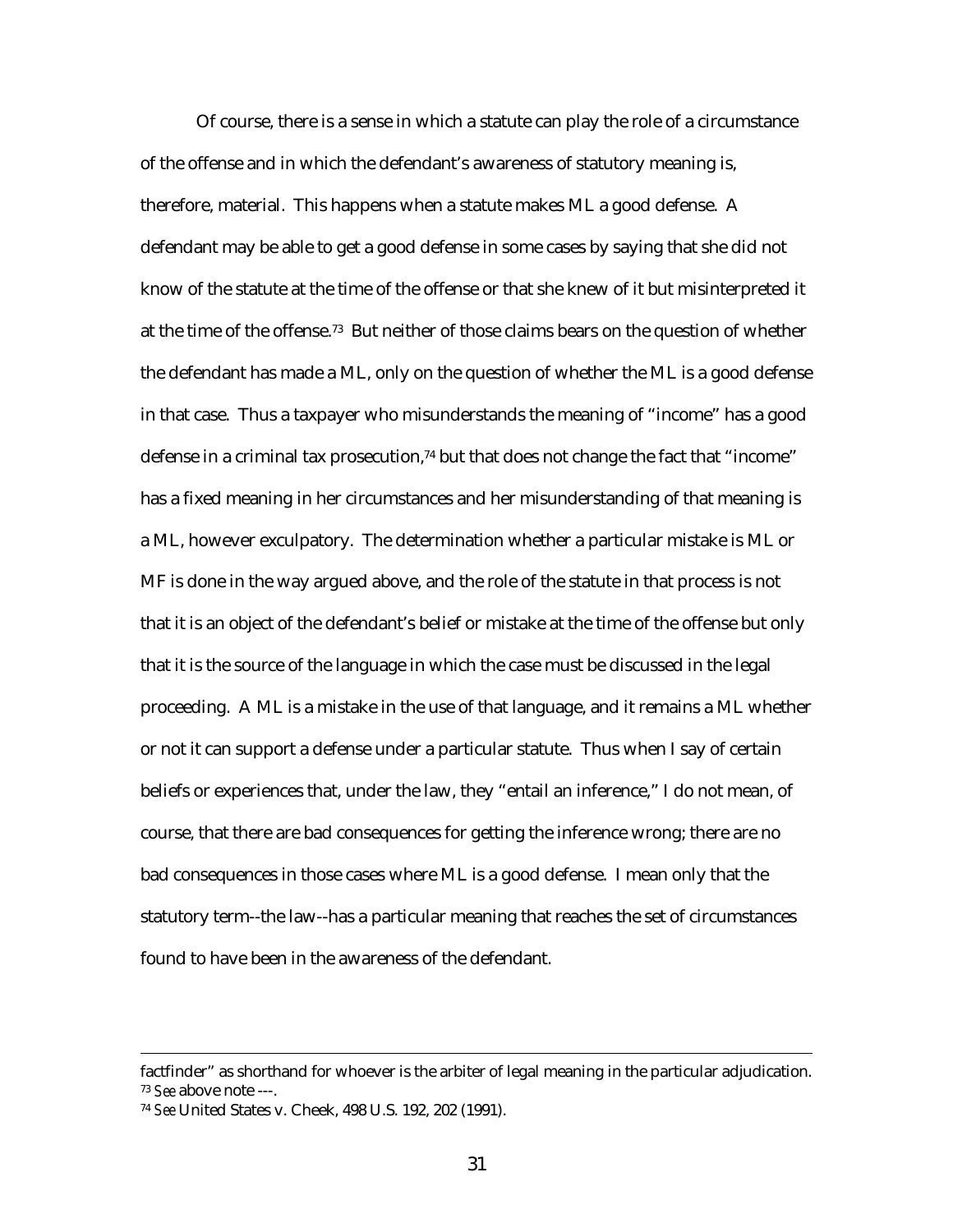Of course, there is a sense in which a statute can play the role of a circumstance of the offense and in which the defendant's awareness of statutory meaning is, therefore, material. This happens when a statute makes ML a good defense. A defendant may be able to get a good defense in some cases by saying that she did not know of the statute at the time of the offense or that she knew of it but misinterpreted it at the time of the offense.[73] But neither of those claims bears on the question of whether the defendant has made a ML, only on the question of whether the ML is a good defense in that case. Thus a taxpayer who misunderstands the meaning of "income" has a good defense in a criminal tax prosecution,[74] but that does not change the fact that "income" has a fixed meaning in her circumstances and her misunderstanding of that meaning is a ML, however exculpatory. The determination whether a particular mistake is ML or MF is done in the way argued above, and the role of the statute in that process is not that it is an object of the defendant's belief or mistake at the time of the offense but only that it is the source of the language in which the case must be discussed in the legal proceeding. A ML is a mistake in the use of that language, and it remains a ML whether or not it can support a defense under a particular statute. Thus when I say of certain beliefs or experiences that, under the law, they "entail an inference," I do not mean, of course, that there are bad consequences for getting the inference wrong; there are no bad consequences in those cases where ML is a good defense. I mean only that the statutory term--the law--has a particular meaning that reaches the set of circumstances found to have been in the awareness of the defendant.

---

factfinder" as shorthand for whoever is the arbiter of legal meaning in the particular adjudication.

[73] *See* above note ---.

[74] *See* United States v. Cheek, 498 U.S. 192, 202 (1991).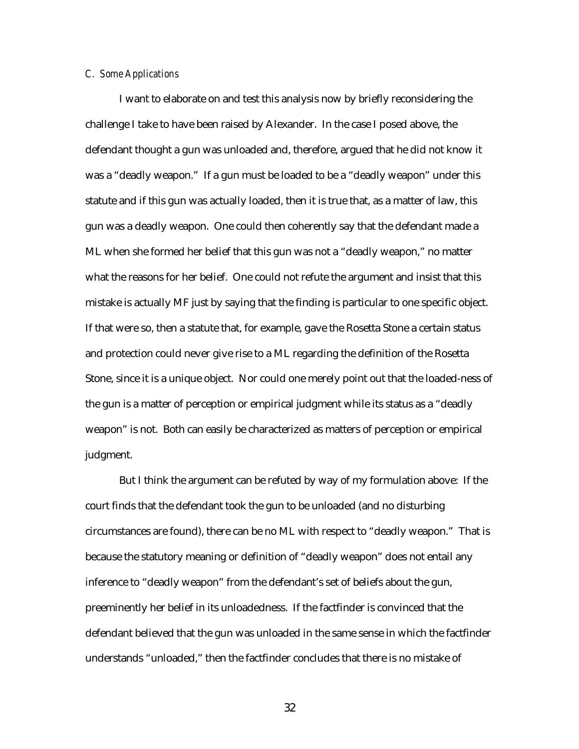### C. *Some Applications*

I want to elaborate on and test this analysis now by briefly reconsidering the challenge I take to have been raised by Alexander. In the case I posed above, the defendant thought a gun was unloaded and, therefore, argued that he did not know it was a "deadly weapon." If a gun must be loaded to be a "deadly weapon" under this statute and if this gun was actually loaded, then it is true that, as a matter of law, this gun was a deadly weapon. One could then coherently say that the defendant made a ML when she formed her belief that this gun was not a "deadly weapon," no matter what the reasons for her belief. One could not refute the argument and insist that this mistake is actually MF just by saying that the finding is particular to one specific object. If that were so, then a statute that, for example, gave the Rosetta Stone a certain status and protection could never give rise to a ML regarding the definition of the Rosetta Stone, since it is a unique object. Nor could one merely point out that the loaded-ness of the gun is a matter of perception or empirical judgment while its status as a "deadly weapon" is not. Both can easily be characterized as matters of perception or empirical judgment.

But I think the argument can be refuted by way of my formulation above: If the court finds that the defendant took the gun to be unloaded (and no disturbing circumstances are found), there can be no ML with respect to "deadly weapon." That is because the statutory meaning or definition of "deadly weapon" does not entail any inference to "deadly weapon" from the defendant's set of beliefs about the gun, preeminently her belief in its unloadedness. If the factfinder is convinced that the defendant believed that the gun was unloaded in the same sense in which the factfinder understands "unloaded," then the factfinder concludes that there is no mistake of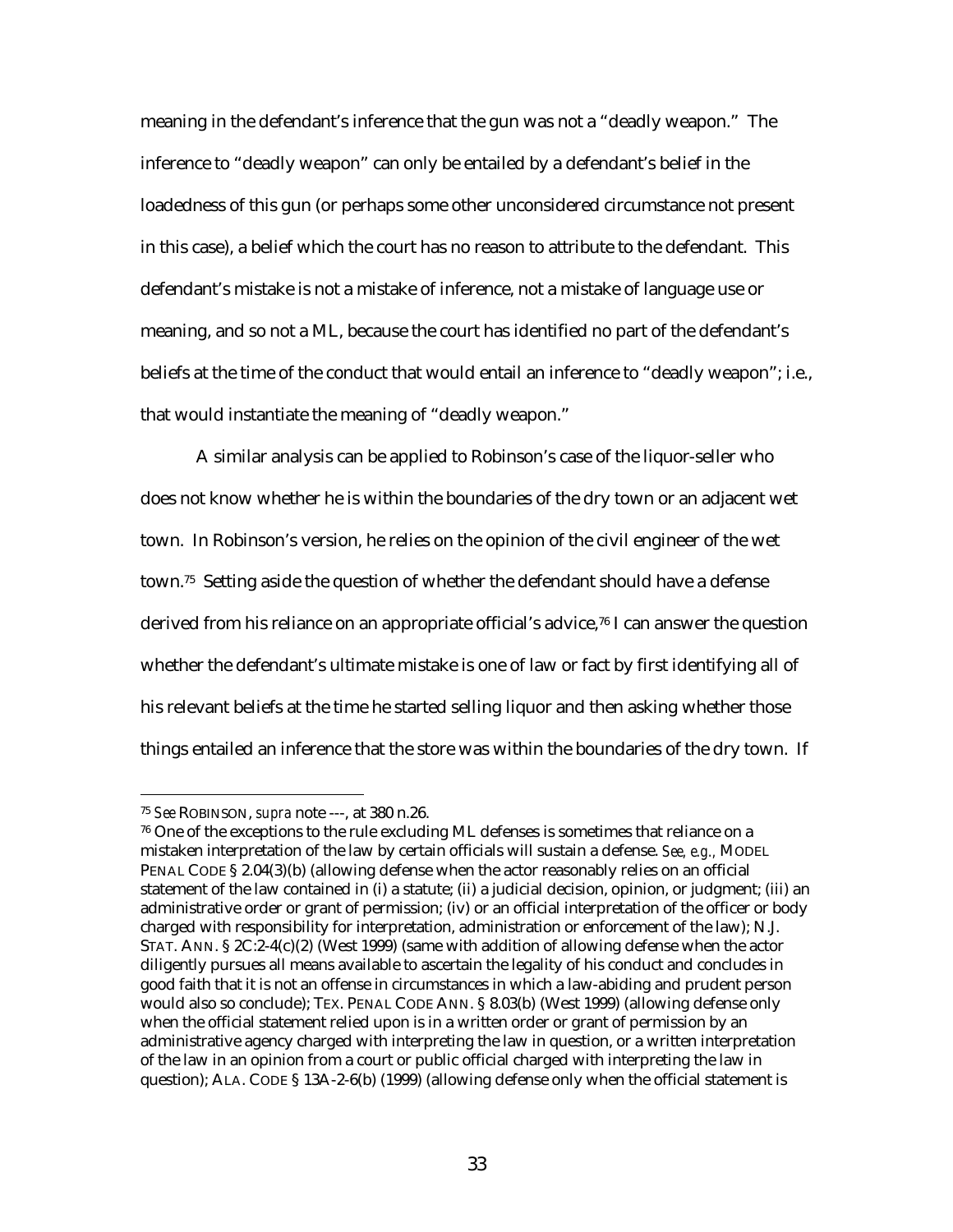meaning in the defendant's inference that the gun was not a "deadly weapon." The inference to "deadly weapon" can only be entailed by a defendant's belief in the loadedness of this gun (or perhaps some other unconsidered circumstance not present in this case), a belief which the court has no reason to attribute to the defendant. This defendant's mistake is not a mistake of inference, not a mistake of language use or meaning, and so not a ML, because the court has identified no part of the defendant's beliefs at the time of the conduct that would entail an inference to "deadly weapon"; i.e., that would instantiate the meaning of "deadly weapon."

A similar analysis can be applied to Robinson's case of the liquor-seller who does not know whether he is within the boundaries of the dry town or an adjacent wet town. In Robinson's version, he relies on the opinion of the civil engineer of the wet town.[75] Setting aside the question of whether the defendant should have a defense derived from his reliance on an appropriate official's advice,[76] I can answer the question whether the defendant's ultimate mistake is one of law or fact by first identifying all of his relevant beliefs at the time he started selling liquor and then asking whether those things entailed an inference that the store was within the boundaries of the dry town. If

---

[75] *See* ROBINSON, *supra* note ---, at 380 n.26.

[76] One of the exceptions to the rule excluding ML defenses is sometimes that reliance on a mistaken interpretation of the law by certain officials will sustain a defense. *See, e.g.*, MODEL PENAL CODE § 2.04(3)(b) (allowing defense when the actor reasonably relies on an official statement of the law contained in (i) a statute; (ii) a judicial decision, opinion, or judgment; (iii) an administrative order or grant of permission; (iv) or an official interpretation of the officer or body charged with responsibility for interpretation, administration or enforcement of the law); N.J. STAT. ANN. § 2C:2-4(c)(2) (West 1999) (same with addition of allowing defense when the actor diligently pursues all means available to ascertain the legality of his conduct and concludes in good faith that it is not an offense in circumstances in which a law-abiding and prudent person would also so conclude); TEX. PENAL CODE ANN. § 8.03(b) (West 1999) (allowing defense only when the official statement relied upon is in a written order or grant of permission by an administrative agency charged with interpreting the law in question, or a written interpretation of the law in an opinion from a court or public official charged with interpreting the law in question); ALA. CODE § 13A-2-6(b) (1999) (allowing defense only when the official statement is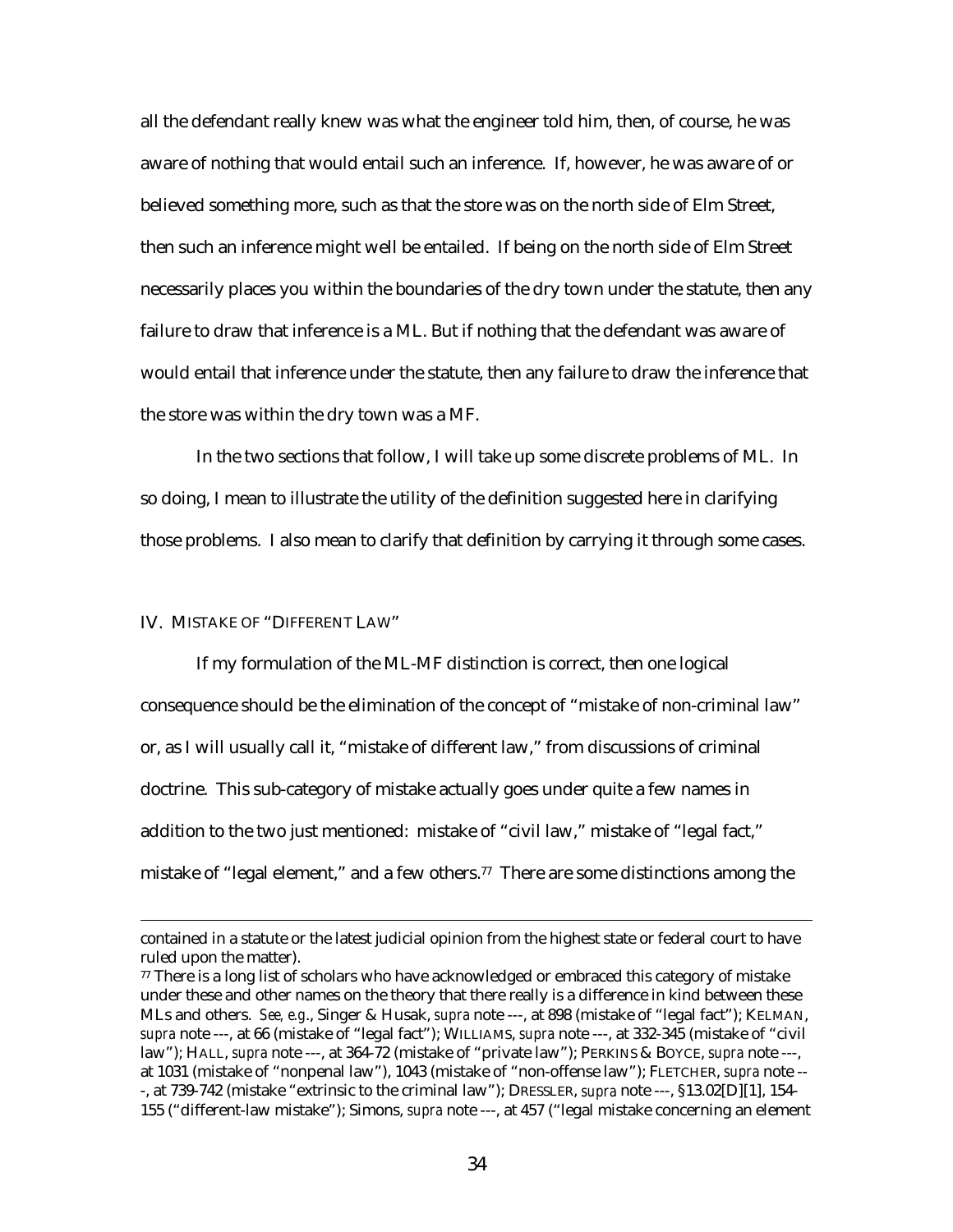all the defendant really knew was what the engineer told him, then, of course, he was aware of nothing that would entail such an inference. If, however, he was aware of or believed something more, such as that the store was on the north side of Elm Street, then such an inference might well be entailed. If being on the north side of Elm Street necessarily places you within the boundaries of the dry town under the statute, then any failure to draw that inference is a ML. But if nothing that the defendant was aware of would entail that inference under the statute, then any failure to draw the inference that the store was within the dry town was a MF.

In the two sections that follow, I will take up some discrete problems of ML. In so doing, I mean to illustrate the utility of the definition suggested here in clarifying those problems. I also mean to clarify that definition by carrying it through some cases.

## IV. MISTAKE OF "DIFFERENT LAW"

If my formulation of the ML-MF distinction is correct, then one logical consequence should be the elimination of the concept of "mistake of non-criminal law" or, as I will usually call it, "mistake of different law," from discussions of criminal doctrine. This sub-category of mistake actually goes under quite a few names in addition to the two just mentioned: mistake of "civil law," mistake of "legal fact," mistake of "legal element," and a few others.[77] There are some distinctions among the

---

contained in a statute or the latest judicial opinion from the highest state or federal court to have ruled upon the matter).

[77] There is a long list of scholars who have acknowledged or embraced this category of mistake under these and other names on the theory that there really is a difference in kind between these MLs and others. *See, e.g.*, Singer & Husak, *supra* note ---, at 898 (mistake of "legal fact"); KELMAN, *supra* note ---, at 66 (mistake of "legal fact"); WILLIAMS, *supra* note ---, at 332-345 (mistake of "civil law"); HALL, *supra* note ---, at 364-72 (mistake of "private law"); PERKINS & BOYCE, *supra* note ---, at 1031 (mistake of "nonpenal law"), 1043 (mistake of "non-offense law"); FLETCHER, *supra* note ---, at 739-742 (mistake "extrinsic to the criminal law"); DRESSLER, *supra* note ---, §13.02[D][1], 154-155 ("different-law mistake"); Simons, *supra* note ---, at 457 ("legal mistake concerning an element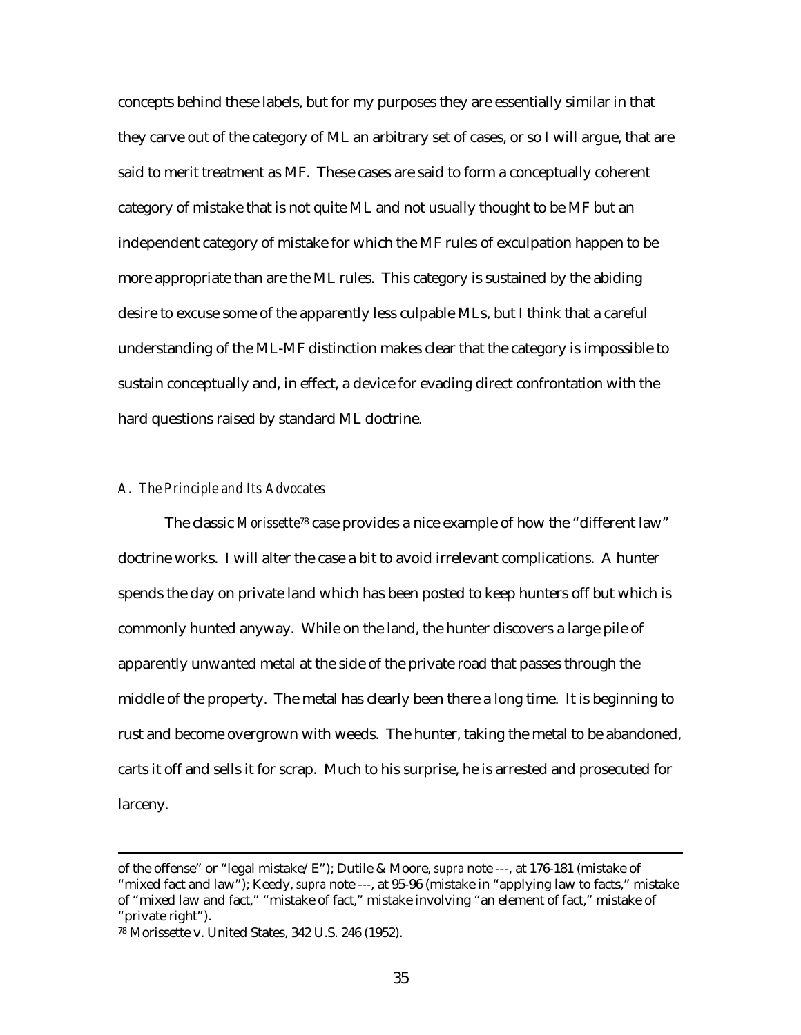concepts behind these labels, but for my purposes they are essentially similar in that they carve out of the category of ML an arbitrary set of cases, or so I will argue, that are said to merit treatment as MF. These cases are said to form a conceptually coherent category of mistake that is not quite ML and not usually thought to be MF but an independent category of mistake for which the MF rules of exculpation happen to be more appropriate than are the ML rules. This category is sustained by the abiding desire to excuse some of the apparently less culpable MLs, but I think that a careful understanding of the ML-MF distinction makes clear that the category is impossible to sustain conceptually and, in effect, a device for evading direct confrontation with the hard questions raised by standard ML doctrine.

### *A. The Principle and Its Advocates*

The classic *Morissette*[78] case provides a nice example of how the "different law" doctrine works. I will alter the case a bit to avoid irrelevant complications. A hunter spends the day on private land which has been posted to keep hunters off but which is commonly hunted anyway. While on the land, the hunter discovers a large pile of apparently unwanted metal at the side of the private road that passes through the middle of the property. The metal has clearly been there a long time. It is beginning to rust and become overgrown with weeds. The hunter, taking the metal to be abandoned, carts it off and sells it for scrap. Much to his surprise, he is arrested and prosecuted for larceny.

---

of the offense" or "legal mistake/E"); Dutile & Moore, *supra* note ---, at 176-181 (mistake of "mixed fact and law"); Keedy, *supra* note ---, at 95-96 (mistake in "applying law to facts," mistake of "mixed law and fact," "mistake of fact," mistake involving "an element of fact," mistake of "private right").

[78] Morissette v. United States, 342 U.S. 246 (1952).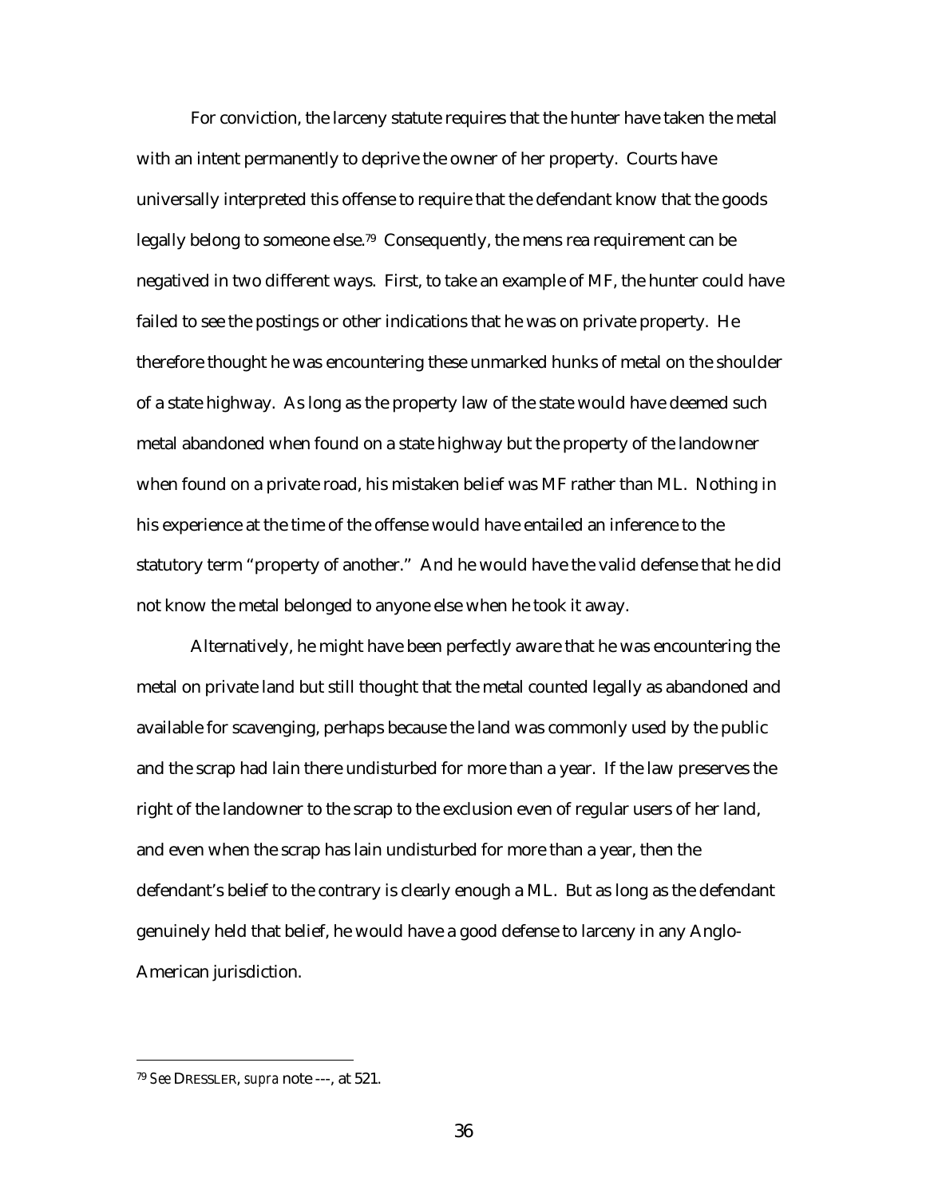For conviction, the larceny statute requires that the hunter have taken the metal with an intent permanently to deprive the owner of her property. Courts have universally interpreted this offense to require that the defendant know that the goods legally belong to someone else.[79] Consequently, the mens rea requirement can be negatived in two different ways. First, to take an example of MF, the hunter could have failed to see the postings or other indications that he was on private property. He therefore thought he was encountering these unmarked hunks of metal on the shoulder of a state highway. As long as the property law of the state would have deemed such metal abandoned when found on a state highway but the property of the landowner when found on a private road, his mistaken belief was MF rather than ML. Nothing in his experience at the time of the offense would have entailed an inference to the statutory term "property of another." And he would have the valid defense that he did not know the metal belonged to anyone else when he took it away.

Alternatively, he might have been perfectly aware that he was encountering the metal on private land but still thought that the metal counted legally as abandoned and available for scavenging, perhaps because the land was commonly used by the public and the scrap had lain there undisturbed for more than a year. If the law preserves the right of the landowner to the scrap to the exclusion even of regular users of her land, and even when the scrap has lain undisturbed for more than a year, then the defendant's belief to the contrary is clearly enough a ML. But as long as the defendant genuinely held that belief, he would have a good defense to larceny in any Anglo-American jurisdiction.

---

[79] *See* DRESSLER, *supra* note ---, at 521.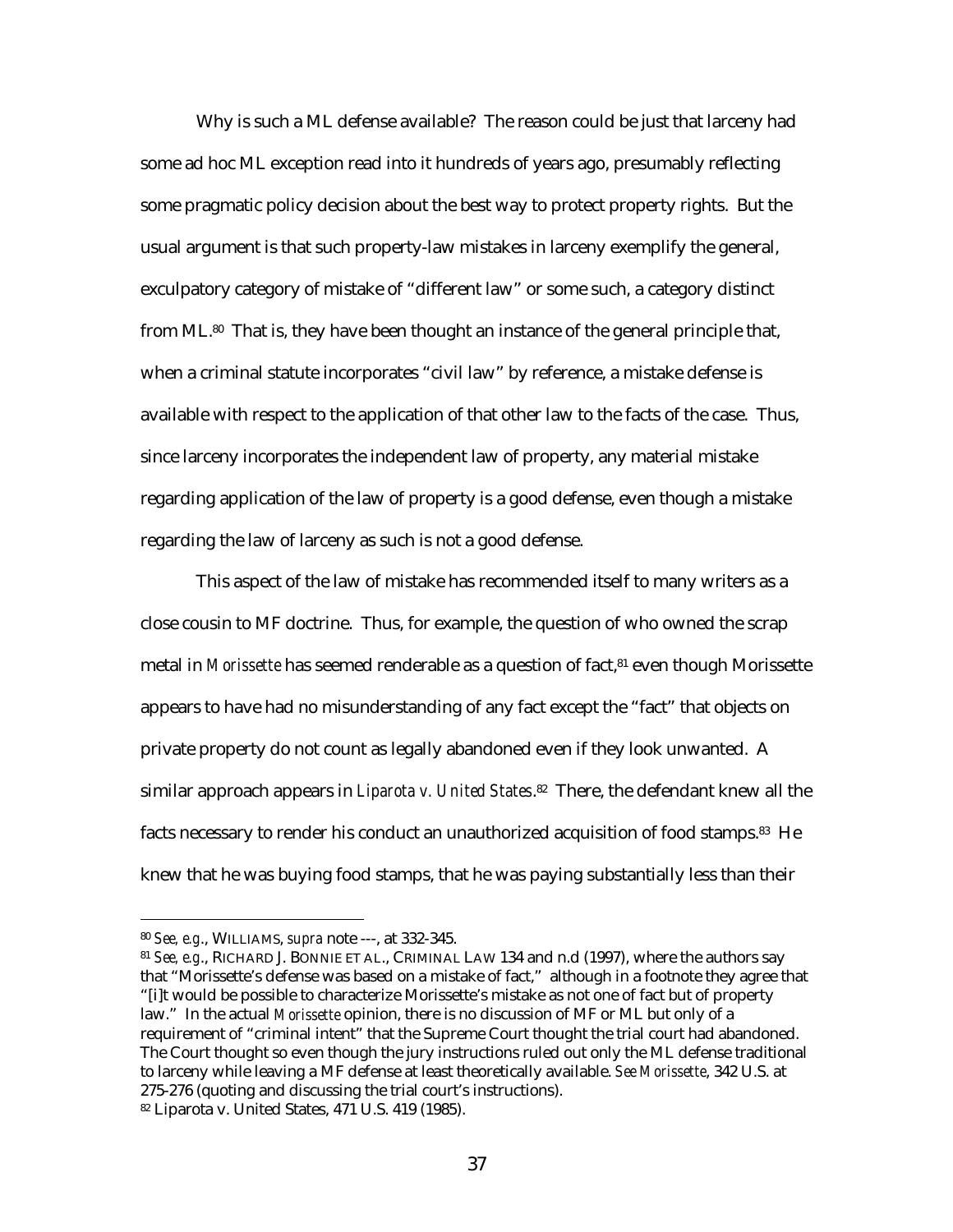Why is such a ML defense available? The reason could be just that larceny had some ad hoc ML exception read into it hundreds of years ago, presumably reflecting some pragmatic policy decision about the best way to protect property rights. But the usual argument is that such property-law mistakes in larceny exemplify the general, exculpatory category of mistake of "different law" or some such, a category distinct from ML.[80] That is, they have been thought an instance of the general principle that, when a criminal statute incorporates "civil law" by reference, a mistake defense is available with respect to the application of that other law to the facts of the case. Thus, since larceny incorporates the independent law of property, any material mistake regarding application of the law of property is a good defense, even though a mistake regarding the law of larceny as such is not a good defense.

This aspect of the law of mistake has recommended itself to many writers as a close cousin to MF doctrine. Thus, for example, the question of who owned the scrap metal in *Morissette* has seemed renderable as a question of fact,[81] even though Morissette appears to have had no misunderstanding of any fact except the "fact" that objects on private property do not count as legally abandoned even if they look unwanted. A similar approach appears in *Liparota v. United States*.[82] There, the defendant knew all the facts necessary to render his conduct an unauthorized acquisition of food stamps.[83] He knew that he was buying food stamps, that he was paying substantially less than their

---

[80] *See, e.g.*, WILLIAMS, *supra* note ---, at 332-345.

[81] *See, e.g.*, RICHARD J. BONNIE ET AL., CRIMINAL LAW 134 and n.d (1997), where the authors say that "Morissette's defense was based on a mistake of fact," although in a footnote they agree that "[i]t would be possible to characterize Morissette's mistake as not one of fact but of property law." In the actual *Morissette* opinion, there is no discussion of MF or ML but only of a requirement of "criminal intent" that the Supreme Court thought the trial court had abandoned. The Court thought so even though the jury instructions ruled out only the ML defense traditional to larceny while leaving a MF defense at least theoretically available. *See Morissette*, 342 U.S. at 275-276 (quoting and discussing the trial court's instructions).

[82] Liparota v. United States, 471 U.S. 419 (1985).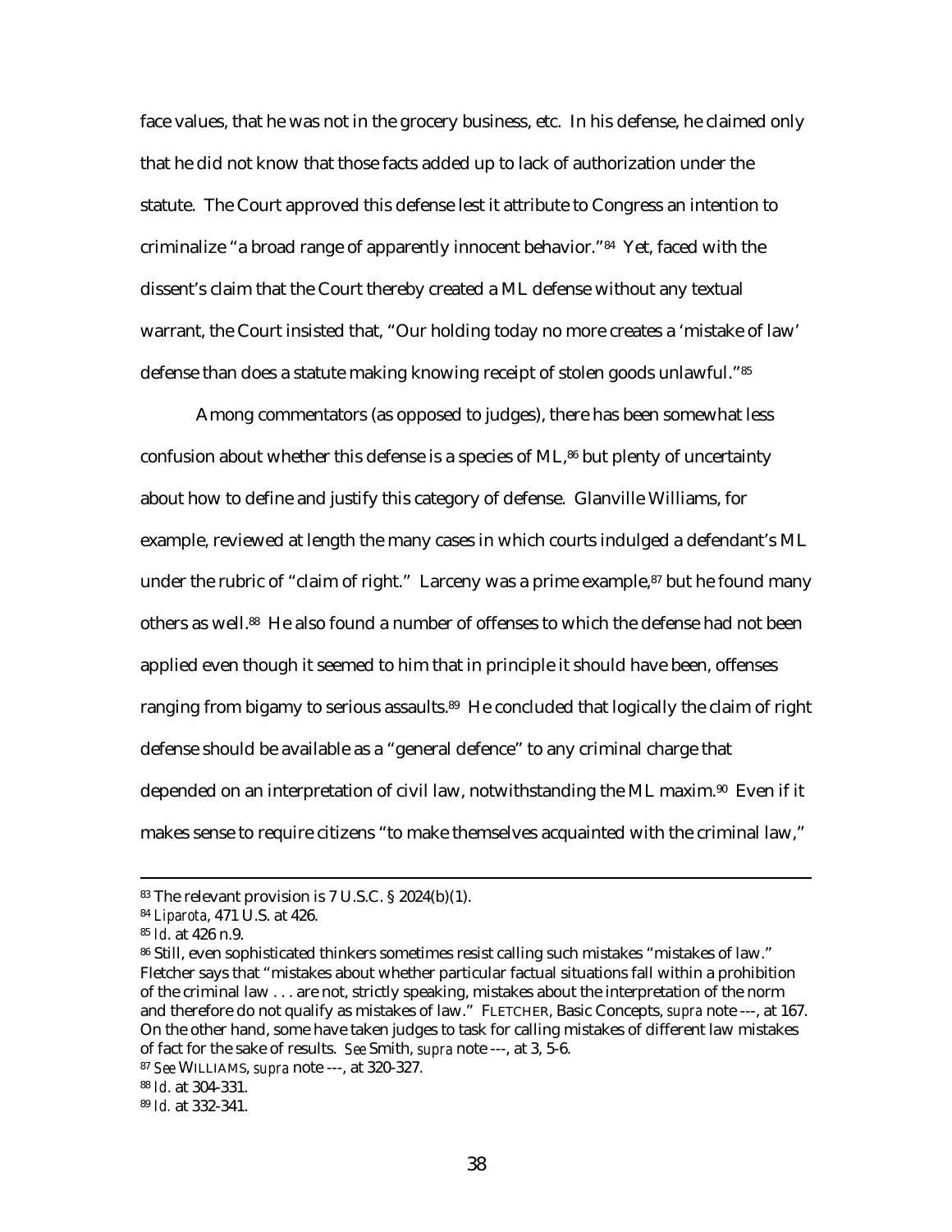face values, that he was not in the grocery business, etc. In his defense, he claimed only that he did not know that those facts added up to lack of authorization under the statute. The Court approved this defense lest it attribute to Congress an intention to criminalize "a broad range of apparently innocent behavior."[84] Yet, faced with the dissent's claim that the Court thereby created a ML defense without any textual warrant, the Court insisted that, "Our holding today no more creates a 'mistake of law' defense than does a statute making knowing receipt of stolen goods unlawful."[85]

Among commentators (as opposed to judges), there has been somewhat less confusion about whether this defense is a species of ML,[86] but plenty of uncertainty about how to define and justify this category of defense. Glanville Williams, for example, reviewed at length the many cases in which courts indulged a defendant's ML under the rubric of "claim of right." Larceny was a prime example,[87] but he found many others as well.[88] He also found a number of offenses to which the defense had not been applied even though it seemed to him that in principle it should have been, offenses ranging from bigamy to serious assaults.[89] He concluded that logically the claim of right defense should be available as a "general defence" to any criminal charge that depended on an interpretation of civil law, notwithstanding the ML maxim.[90] Even if it makes sense to require citizens "to make themselves acquainted with the criminal law,"

---

[83] The relevant provision is 7 U.S.C. § 2024(b)(1).

[84] *Liparota*, 471 U.S. at 426.

[85] *Id*. at 426 n.9.

[86] Still, even sophisticated thinkers sometimes resist calling such mistakes "mistakes of law." Fletcher says that "mistakes about whether particular factual situations fall within a prohibition of the criminal law . . . are not, strictly speaking, mistakes about the interpretation of the norm and therefore do not qualify as mistakes of law." FLETCHER, Basic Concepts, *supra* note ---, at 167. On the other hand, some have taken judges to task for calling mistakes of different law mistakes of fact for the sake of results. *See* Smith, *supra* note ---, at 3, 5-6.

[87] *See* WILLIAMS, *supra* note ---, at 320-327.

[88] *Id*. at 304-331.

[89] *Id.* at 332-341.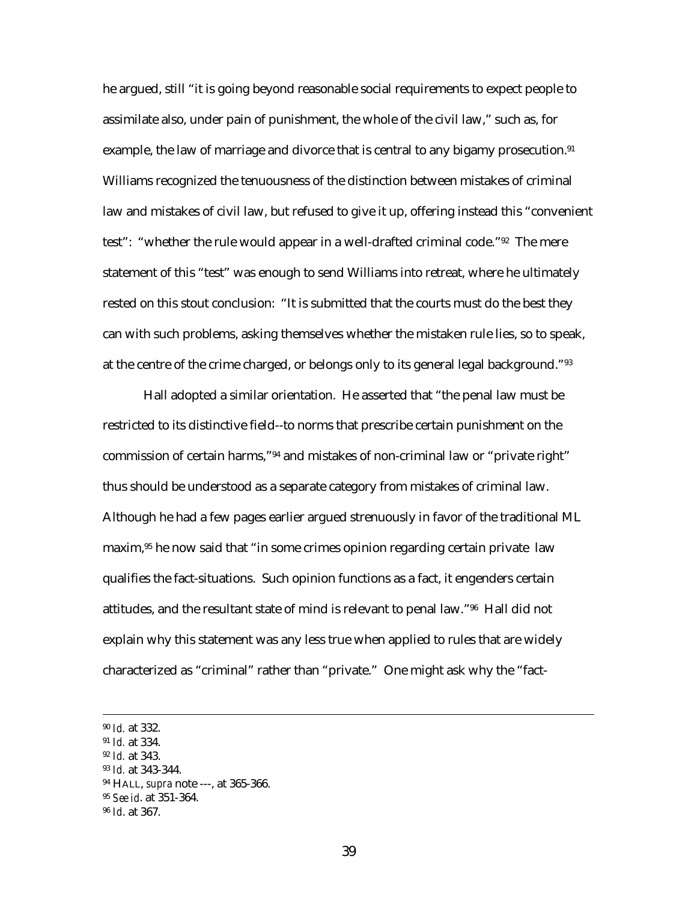he argued, still "it is going beyond reasonable social requirements to expect people to assimilate also, under pain of punishment, the whole of the civil law," such as, for example, the law of marriage and divorce that is central to any bigamy prosecution.[91] Williams recognized the tenuousness of the distinction between mistakes of criminal law and mistakes of civil law, but refused to give it up, offering instead this "convenient test": "whether the rule would appear in a well-drafted criminal code."[92] The mere statement of this "test" was enough to send Williams into retreat, where he ultimately rested on this stout conclusion: "It is submitted that the courts must do the best they can with such problems, asking themselves whether the mistaken rule lies, so to speak, at the centre of the crime charged, or belongs only to its general legal background."[93]

Hall adopted a similar orientation. He asserted that "the penal law must be restricted to its distinctive field--to norms that prescribe certain punishment on the commission of certain harms,"[94] and mistakes of non-criminal law or "private right" thus should be understood as a separate category from mistakes of criminal law. Although he had a few pages earlier argued strenuously in favor of the traditional ML maxim,[95] he now said that "in some crimes opinion regarding certain private law qualifies the fact-situations. Such opinion functions as a fact, it engenders certain attitudes, and the resultant state of mind is relevant to penal law."[96] Hall did not explain why this statement was any less true when applied to rules that are widely characterized as "criminal" rather than "private." One might ask why the "fact-

---

[90] *Id.* at 332.
[91] *Id.* at 334.
[92] *Id.* at 343.
[93] *Id.* at 343-344.
[94] HALL, *supra* note ---, at 365-366.
[95] *See id.* at 351-364.
[96] *Id.* at 367.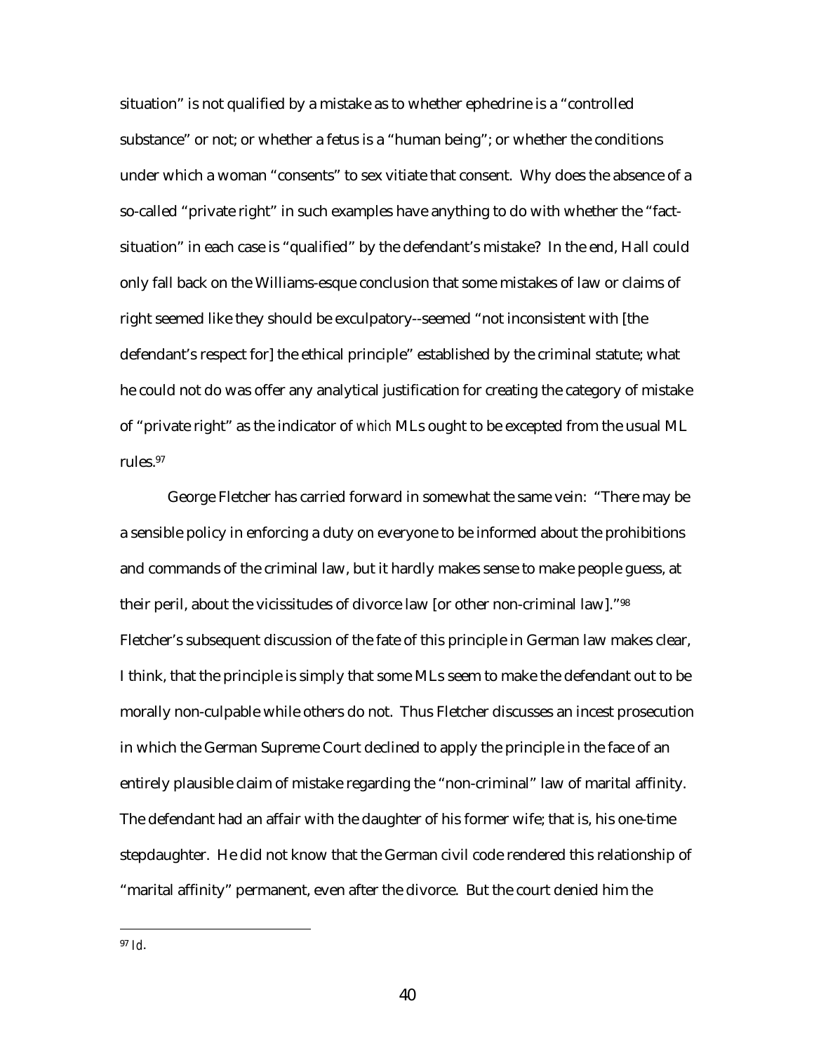situation" is not qualified by a mistake as to whether ephedrine is a "controlled substance" or not; or whether a fetus is a "human being"; or whether the conditions under which a woman "consents" to sex vitiate that consent. Why does the absence of a so-called "private right" in such examples have anything to do with whether the "fact-situation" in each case is "qualified" by the defendant's mistake? In the end, Hall could only fall back on the Williams-esque conclusion that some mistakes of law or claims of right seemed like they should be exculpatory--seemed "not inconsistent with [the defendant's respect for] the ethical principle" established by the criminal statute; what he could not do was offer any analytical justification for creating the category of mistake of "private right" as the indicator of *which* MLs ought to be excepted from the usual ML rules.[97]

George Fletcher has carried forward in somewhat the same vein: "There may be a sensible policy in enforcing a duty on everyone to be informed about the prohibitions and commands of the criminal law, but it hardly makes sense to make people guess, at their peril, about the vicissitudes of divorce law [or other non-criminal law]."[98] Fletcher's subsequent discussion of the fate of this principle in German law makes clear, I think, that the principle is simply that some MLs seem to make the defendant out to be morally non-culpable while others do not. Thus Fletcher discusses an incest prosecution in which the German Supreme Court declined to apply the principle in the face of an entirely plausible claim of mistake regarding the "non-criminal" law of marital affinity. The defendant had an affair with the daughter of his former wife; that is, his one-time stepdaughter. He did not know that the German civil code rendered this relationship of "marital affinity" permanent, even after the divorce. But the court denied him the

---

[97] *Id.*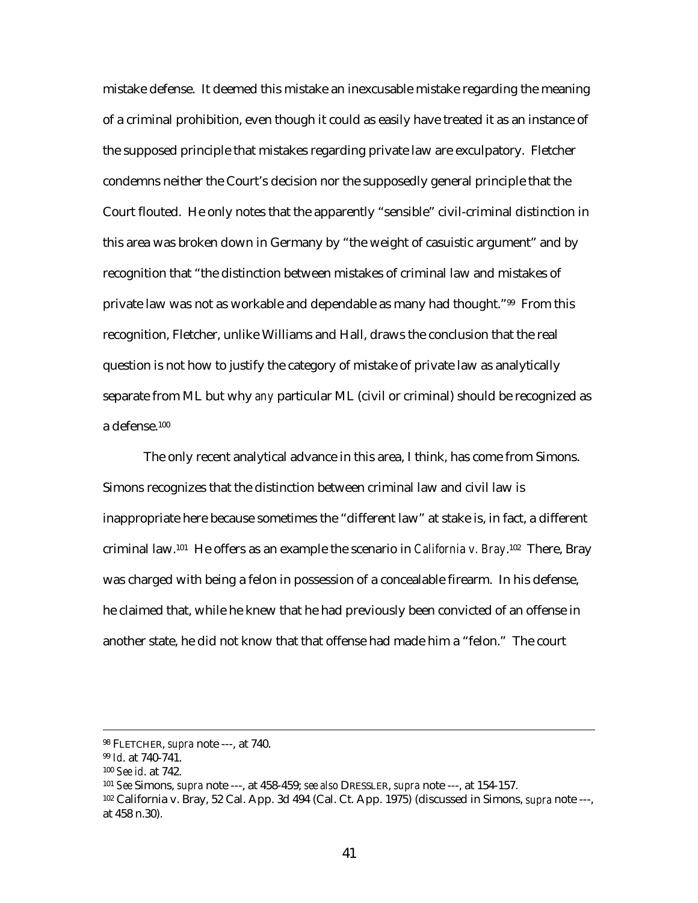mistake defense. It deemed this mistake an inexcusable mistake regarding the meaning of a criminal prohibition, even though it could as easily have treated it as an instance of the supposed principle that mistakes regarding private law are exculpatory. Fletcher condemns neither the Court's decision nor the supposedly general principle that the Court flouted. He only notes that the apparently "sensible" civil-criminal distinction in this area was broken down in Germany by "the weight of casuistic argument" and by recognition that "the distinction between mistakes of criminal law and mistakes of private law was not as workable and dependable as many had thought."[99] From this recognition, Fletcher, unlike Williams and Hall, draws the conclusion that the real question is not how to justify the category of mistake of private law as analytically separate from ML but why *any* particular ML (civil or criminal) should be recognized as a defense.[100]

The only recent analytical advance in this area, I think, has come from Simons. Simons recognizes that the distinction between criminal law and civil law is inappropriate here because sometimes the "different law" at stake is, in fact, a different criminal law.[101] He offers as an example the scenario in *California v. Bray*.[102] There, Bray was charged with being a felon in possession of a concealable firearm. In his defense, he claimed that, while he knew that he had previously been convicted of an offense in another state, he did not know that that offense had made him a "felon." The court

---

[98] FLETCHER, *supra* note ---, at 740.

[99] *Id*. at 740-741.

[100] *See id*. at 742.

[101] *See* Simons, *supra* note ---, at 458-459; *see also* DRESSLER, *supra* note ---, at 154-157.

[102] California v. Bray, 52 Cal. App. 3d 494 (Cal. Ct. App. 1975) (discussed in Simons, *supra* note ---, at 458 n.30).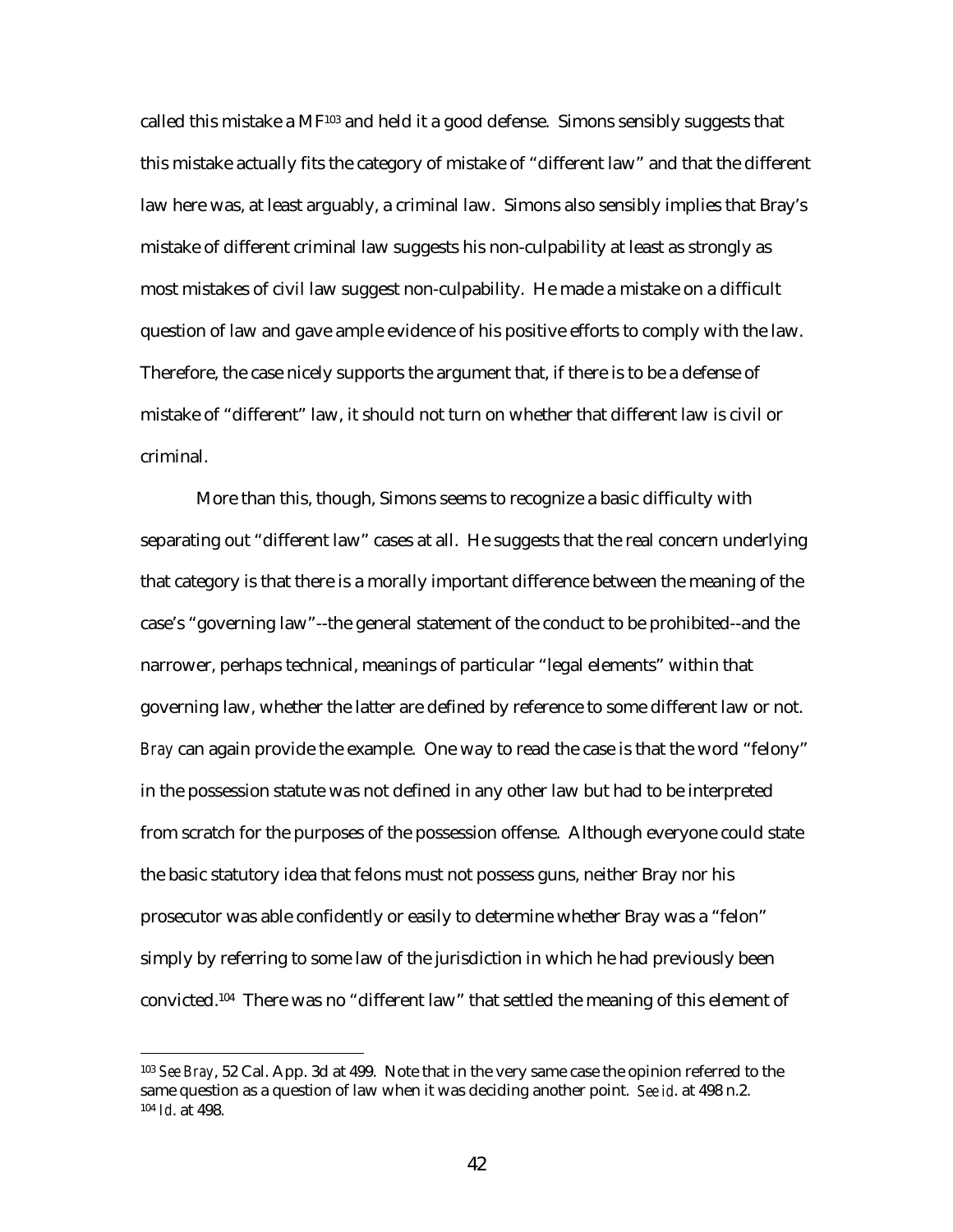called this mistake a MF[103] and held it a good defense. Simons sensibly suggests that this mistake actually fits the category of mistake of "different law" and that the different law here was, at least arguably, a criminal law. Simons also sensibly implies that Bray's mistake of different criminal law suggests his non-culpability at least as strongly as most mistakes of civil law suggest non-culpability. He made a mistake on a difficult question of law and gave ample evidence of his positive efforts to comply with the law. Therefore, the case nicely supports the argument that, if there is to be a defense of mistake of "different" law, it should not turn on whether that different law is civil or criminal.

More than this, though, Simons seems to recognize a basic difficulty with separating out "different law" cases at all. He suggests that the real concern underlying that category is that there is a morally important difference between the meaning of the case's "governing law"--the general statement of the conduct to be prohibited--and the narrower, perhaps technical, meanings of particular "legal elements" within that governing law, whether the latter are defined by reference to some different law or not. *Bray* can again provide the example. One way to read the case is that the word "felony" in the possession statute was not defined in any other law but had to be interpreted from scratch for the purposes of the possession offense. Although everyone could state the basic statutory idea that felons must not possess guns, neither Bray nor his prosecutor was able confidently or easily to determine whether Bray was a "felon" simply by referring to some law of the jurisdiction in which he had previously been convicted.[104] There was no "different law" that settled the meaning of this element of

---

[103] *See Bray*, 52 Cal. App. 3d at 499. Note that in the very same case the opinion referred to the same question as a question of law when it was deciding another point. *See id*. at 498 n.2.

[104] *Id*. at 498.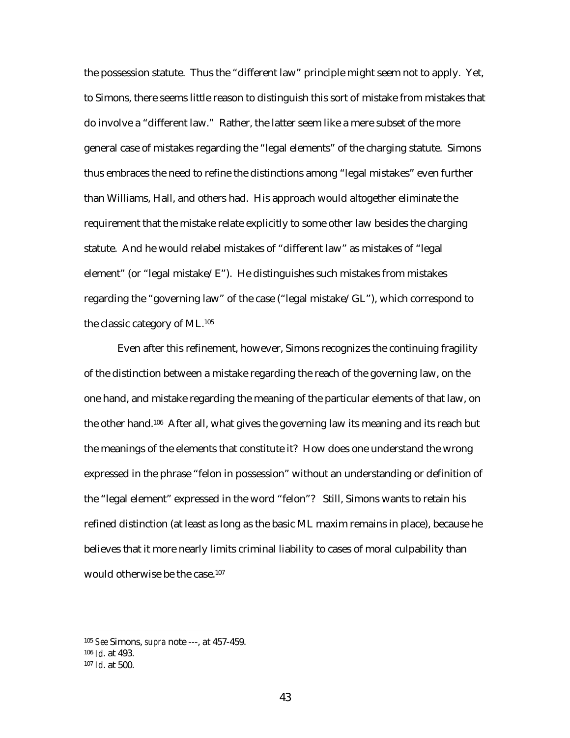the possession statute. Thus the "different law" principle might seem not to apply. Yet, to Simons, there seems little reason to distinguish this sort of mistake from mistakes that do involve a "different law." Rather, the latter seem like a mere subset of the more general case of mistakes regarding the "legal elements" of the charging statute. Simons thus embraces the need to refine the distinctions among "legal mistakes" even further than Williams, Hall, and others had. His approach would altogether eliminate the requirement that the mistake relate explicitly to some other law besides the charging statute. And he would relabel mistakes of "different law" as mistakes of "legal element" (or "legal mistake/E"). He distinguishes such mistakes from mistakes regarding the "governing law" of the case ("legal mistake/GL"), which correspond to the classic category of ML.[105]

Even after this refinement, however, Simons recognizes the continuing fragility of the distinction between a mistake regarding the reach of the governing law, on the one hand, and mistake regarding the meaning of the particular elements of that law, on the other hand.[106] After all, what gives the governing law its meaning and its reach but the meanings of the elements that constitute it? How does one understand the wrong expressed in the phrase "felon in possession" without an understanding or definition of the "legal element" expressed in the word "felon"? Still, Simons wants to retain his refined distinction (at least as long as the basic ML maxim remains in place), because he believes that it more nearly limits criminal liability to cases of moral culpability than would otherwise be the case.[107]

---

[105] *See* Simons, *supra* note ---, at 457-459.

[106] *Id*. at 493.

[107] *Id*. at 500.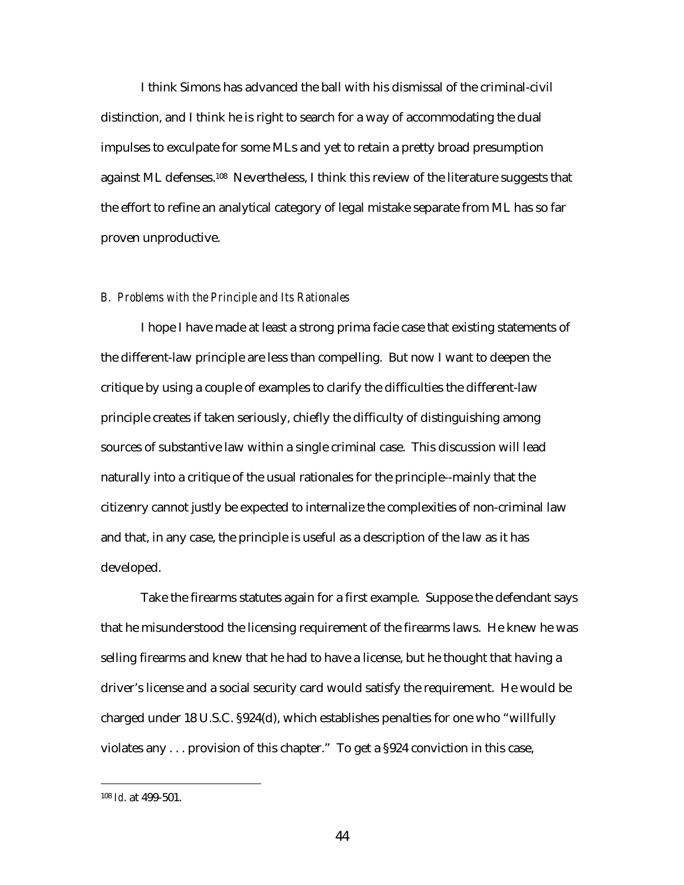I think Simons has advanced the ball with his dismissal of the criminal-civil distinction, and I think he is right to search for a way of accommodating the dual impulses to exculpate for some MLs and yet to retain a pretty broad presumption against ML defenses.[108] Nevertheless, I think this review of the literature suggests that the effort to refine an analytical category of legal mistake separate from ML has so far proven unproductive.

### *B. Problems with the Principle and Its Rationales*

I hope I have made at least a strong prima facie case that existing statements of the different-law principle are less than compelling. But now I want to deepen the critique by using a couple of examples to clarify the difficulties the different-law principle creates if taken seriously, chiefly the difficulty of distinguishing among sources of substantive law within a single criminal case. This discussion will lead naturally into a critique of the usual rationales for the principle--mainly that the citizenry cannot justly be expected to internalize the complexities of non-criminal law and that, in any case, the principle is useful as a description of the law as it has developed.

Take the firearms statutes again for a first example. Suppose the defendant says that he misunderstood the licensing requirement of the firearms laws. He knew he was selling firearms and knew that he had to have a license, but he thought that having a driver's license and a social security card would satisfy the requirement. He would be charged under 18 U.S.C. §924(d), which establishes penalties for one who "willfully violates any . . . provision of this chapter." To get a §924 conviction in this case,

---

[108] *Id*. at 499-501.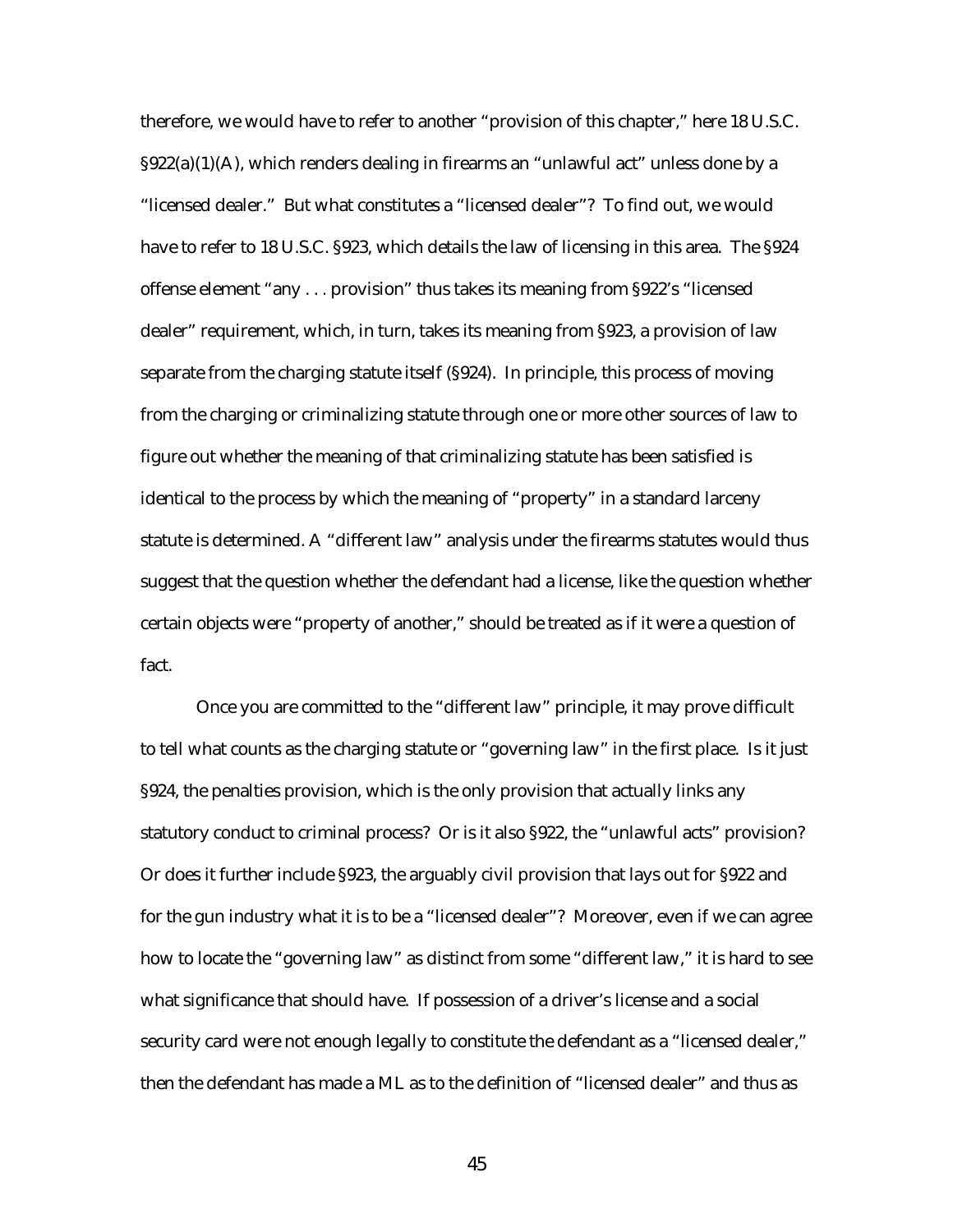therefore, we would have to refer to another "provision of this chapter," here 18 U.S.C. §922(a)(1)(A), which renders dealing in firearms an "unlawful act" unless done by a "licensed dealer." But what constitutes a "licensed dealer"? To find out, we would have to refer to 18 U.S.C. §923, which details the law of licensing in this area. The §924 offense element "any . . . provision" thus takes its meaning from §922's "licensed dealer" requirement, which, in turn, takes its meaning from §923, a provision of law separate from the charging statute itself (§924). In principle, this process of moving from the charging or criminalizing statute through one or more other sources of law to figure out whether the meaning of that criminalizing statute has been satisfied is identical to the process by which the meaning of "property" in a standard larceny statute is determined. A "different law" analysis under the firearms statutes would thus suggest that the question whether the defendant had a license, like the question whether certain objects were "property of another," should be treated as if it were a question of fact.

Once you are committed to the "different law" principle, it may prove difficult to tell what counts as the charging statute or "governing law" in the first place. Is it just §924, the penalties provision, which is the only provision that actually links any statutory conduct to criminal process? Or is it also §922, the "unlawful acts" provision? Or does it further include §923, the arguably civil provision that lays out for §922 and for the gun industry what it is to be a "licensed dealer"? Moreover, even if we can agree how to locate the "governing law" as distinct from some "different law," it is hard to see what significance that should have. If possession of a driver's license and a social security card were not enough legally to constitute the defendant as a "licensed dealer," then the defendant has made a ML as to the definition of "licensed dealer" and thus as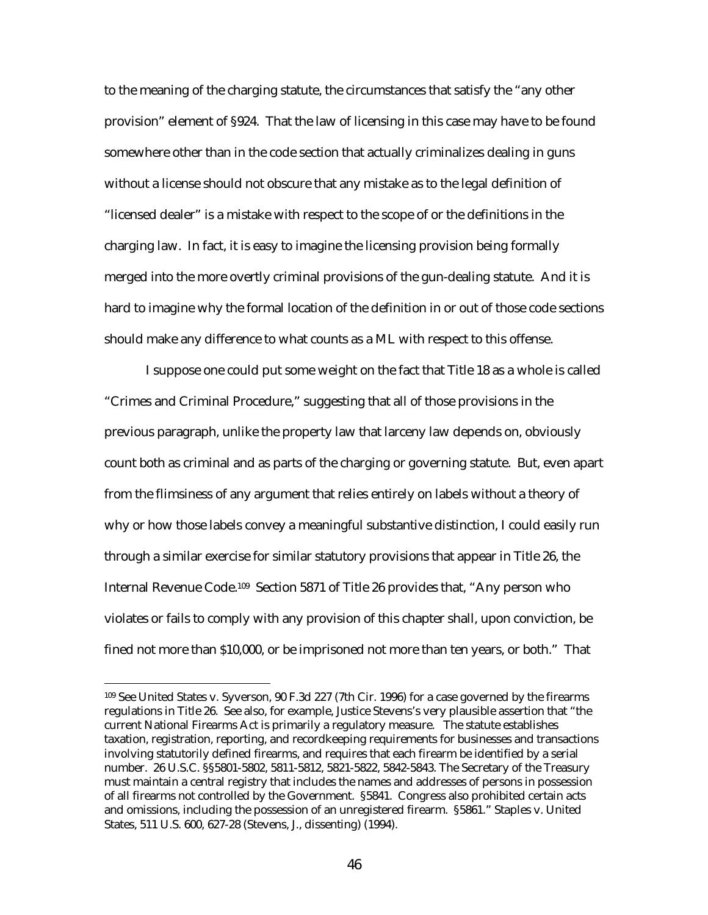to the meaning of the charging statute, the circumstances that satisfy the "any other provision" element of §924. That the law of licensing in this case may have to be found somewhere other than in the code section that actually criminalizes dealing in guns without a license should not obscure that any mistake as to the legal definition of "licensed dealer" is a mistake with respect to the scope of or the definitions in the charging law. In fact, it is easy to imagine the licensing provision being formally merged into the more overtly criminal provisions of the gun-dealing statute. And it is hard to imagine why the formal location of the definition in or out of those code sections should make any difference to what counts as a ML with respect to this offense.

I suppose one could put some weight on the fact that Title 18 as a whole is called "Crimes and Criminal Procedure," suggesting that all of those provisions in the previous paragraph, unlike the property law that larceny law depends on, obviously count both as criminal and as parts of the charging or governing statute. But, even apart from the flimsiness of any argument that relies entirely on labels without a theory of why or how those labels convey a meaningful substantive distinction, I could easily run through a similar exercise for similar statutory provisions that appear in Title 26, the Internal Revenue Code.[109] Section 5871 of Title 26 provides that, "Any person who violates or fails to comply with any provision of this chapter shall, upon conviction, be fined not more than $10,000, or be imprisoned not more than ten years, or both." That

---

[109] See United States v. Syverson, 90 F.3d 227 (7th Cir. 1996) for a case governed by the firearms regulations in Title 26. See also, for example, Justice Stevens's very plausible assertion that "the current National Firearms Act is primarily a regulatory measure. The statute establishes taxation, registration, reporting, and recordkeeping requirements for businesses and transactions involving statutorily defined firearms, and requires that each firearm be identified by a serial number. 26 U.S.C. §§5801-5802, 5811-5812, 5821-5822, 5842-5843. The Secretary of the Treasury must maintain a central registry that includes the names and addresses of persons in possession of all firearms not controlled by the Government. §5841. Congress also prohibited certain acts and omissions, including the possession of an unregistered firearm. §5861." Staples v. United States, 511 U.S. 600, 627-28 (Stevens, J., dissenting) (1994).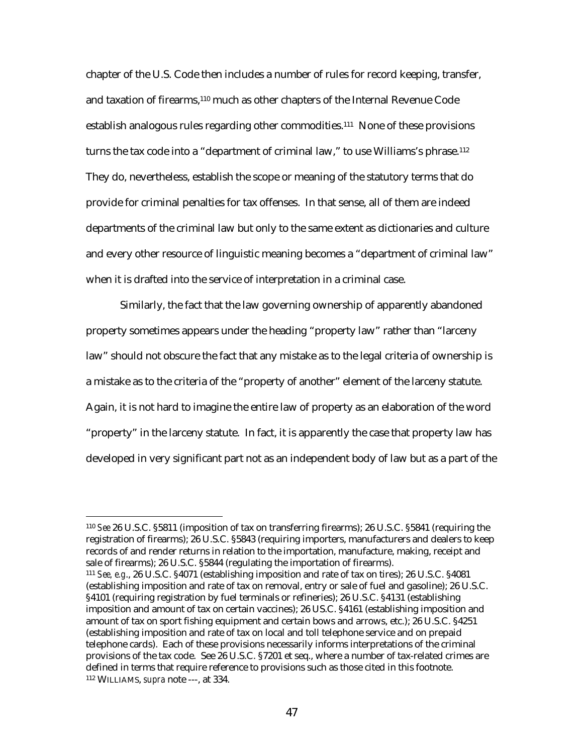chapter of the U.S. Code then includes a number of rules for record keeping, transfer, and taxation of firearms,[110] much as other chapters of the Internal Revenue Code establish analogous rules regarding other commodities.[111] None of these provisions turns the tax code into a "department of criminal law," to use Williams's phrase.[112] They do, nevertheless, establish the scope or meaning of the statutory terms that do provide for criminal penalties for tax offenses. In that sense, all of them are indeed departments of the criminal law but only to the same extent as dictionaries and culture and every other resource of linguistic meaning becomes a "department of criminal law" when it is drafted into the service of interpretation in a criminal case.

Similarly, the fact that the law governing ownership of apparently abandoned property sometimes appears under the heading "property law" rather than "larceny law" should not obscure the fact that any mistake as to the legal criteria of ownership is a mistake as to the criteria of the "property of another" element of the larceny statute. Again, it is not hard to imagine the entire law of property as an elaboration of the word "property" in the larceny statute. In fact, it is apparently the case that property law has developed in very significant part not as an independent body of law but as a part of the

---

[110] *See* 26 U.S.C. §5811 (imposition of tax on transferring firearms); 26 U.S.C. §5841 (requiring the registration of firearms); 26 U.S.C. §5843 (requiring importers, manufacturers and dealers to keep records of and render returns in relation to the importation, manufacture, making, receipt and sale of firearms); 26 U.S.C. §5844 (regulating the importation of firearms).

[111] *See, e.g.*, 26 U.S.C. §4071 (establishing imposition and rate of tax on tires); 26 U.S.C. §4081 (establishing imposition and rate of tax on removal, entry or sale of fuel and gasoline); 26 U.S.C. §4101 (requiring registration by fuel terminals or refineries); 26 U.S.C. §4131 (establishing imposition and amount of tax on certain vaccines); 26 US.C. §4161 (establishing imposition and amount of tax on sport fishing equipment and certain bows and arrows, etc.); 26 U.S.C. §4251 (establishing imposition and rate of tax on local and toll telephone service and on prepaid telephone cards). Each of these provisions necessarily informs interpretations of the criminal provisions of the tax code. See 26 U.S.C. §7201 et seq., where a number of tax-related crimes are defined in terms that require reference to provisions such as those cited in this footnote.

[112] WILLIAMS, *supra* note ---, at 334.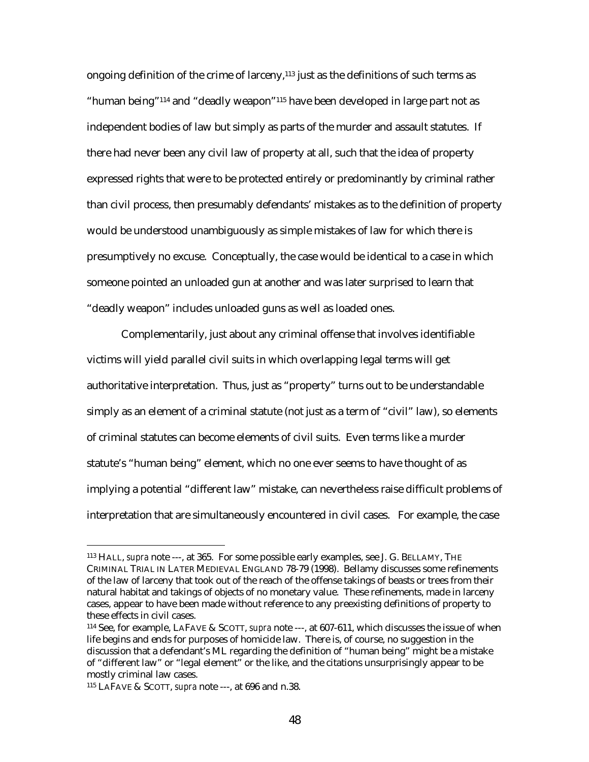ongoing definition of the crime of larceny,[113] just as the definitions of such terms as "human being"[114] and "deadly weapon"[115] have been developed in large part not as independent bodies of law but simply as parts of the murder and assault statutes. If there had never been any civil law of property at all, such that the idea of property expressed rights that were to be protected entirely or predominantly by criminal rather than civil process, then presumably defendants' mistakes as to the definition of property would be understood unambiguously as simple mistakes of law for which there is presumptively no excuse. Conceptually, the case would be identical to a case in which someone pointed an unloaded gun at another and was later surprised to learn that "deadly weapon" includes unloaded guns as well as loaded ones.

Complementarily, just about any criminal offense that involves identifiable victims will yield parallel civil suits in which overlapping legal terms will get authoritative interpretation. Thus, just as "property" turns out to be understandable simply as an element of a criminal statute (not just as a term of "civil" law), so elements of criminal statutes can become elements of civil suits. Even terms like a murder statute's "human being" element, which no one ever seems to have thought of as implying a potential "different law" mistake, can nevertheless raise difficult problems of interpretation that are simultaneously encountered in civil cases. For example, the case

---

[113] HALL, *supra* note ---, at 365. For some possible early examples, see J. G. BELLAMY, THE CRIMINAL TRIAL IN LATER MEDIEVAL ENGLAND 78-79 (1998). Bellamy discusses some refinements of the law of larceny that took out of the reach of the offense takings of beasts or trees from their natural habitat and takings of objects of no monetary value. These refinements, made in larceny cases, appear to have been made without reference to any preexisting definitions of property to these effects in civil cases.

[114] See, for example, LAFAVE & SCOTT, *supra* note ---, at 607-611, which discusses the issue of when life begins and ends for purposes of homicide law. There is, of course, no suggestion in the discussion that a defendant's ML regarding the definition of "human being" might be a mistake of "different law" or "legal element" or the like, and the citations unsurprisingly appear to be mostly criminal law cases.

[115] LAFAVE & SCOTT, *supra* note ---, at 696 and n.38.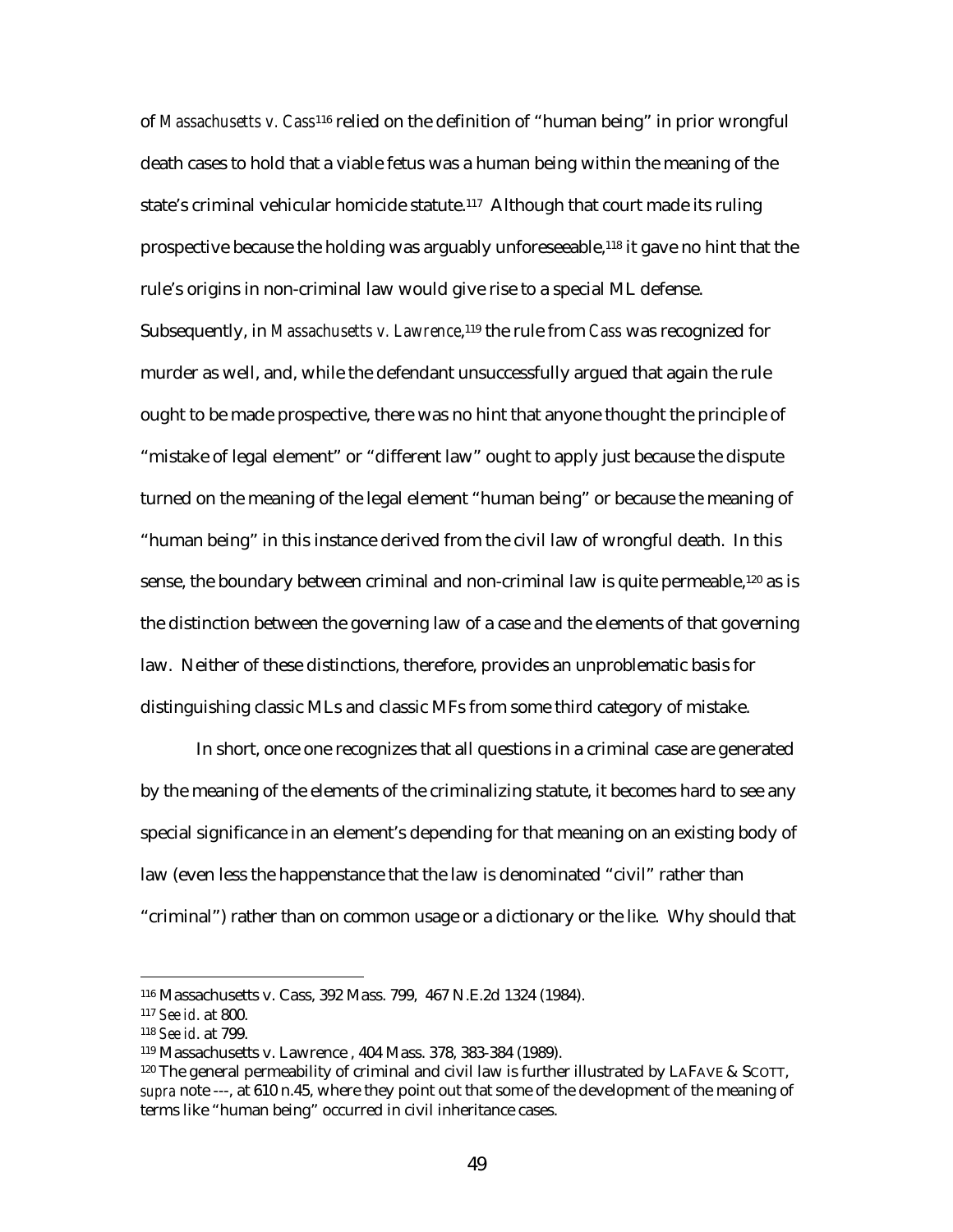of *Massachusetts v. Cass*[116] relied on the definition of "human being" in prior wrongful death cases to hold that a viable fetus was a human being within the meaning of the state's criminal vehicular homicide statute.[117] Although that court made its ruling prospective because the holding was arguably unforeseeable,[118] it gave no hint that the rule's origins in non-criminal law would give rise to a special ML defense. Subsequently, in *Massachusetts v. Lawrence*,[119] the rule from *Cass* was recognized for murder as well, and, while the defendant unsuccessfully argued that again the rule ought to be made prospective, there was no hint that anyone thought the principle of "mistake of legal element" or "different law" ought to apply just because the dispute turned on the meaning of the legal element "human being" or because the meaning of "human being" in this instance derived from the civil law of wrongful death. In this sense, the boundary between criminal and non-criminal law is quite permeable,[120] as is the distinction between the governing law of a case and the elements of that governing law. Neither of these distinctions, therefore, provides an unproblematic basis for distinguishing classic MLs and classic MFs from some third category of mistake.

In short, once one recognizes that all questions in a criminal case are generated by the meaning of the elements of the criminalizing statute, it becomes hard to see any special significance in an element's depending for that meaning on an existing body of law (even less the happenstance that the law is denominated "civil" rather than "criminal") rather than on common usage or a dictionary or the like. Why should that

---

[116] Massachusetts v. Cass, 392 Mass. 799, 467 N.E.2d 1324 (1984).

[117] *See id*. at 800.

[118] *See id*. at 799.

[119] Massachusetts v. Lawrence , 404 Mass. 378, 383-384 (1989).

[120] The general permeability of criminal and civil law is further illustrated by LAFAVE & SCOTT, *supra* note ---, at 610 n.45, where they point out that some of the development of the meaning of terms like "human being" occurred in civil inheritance cases.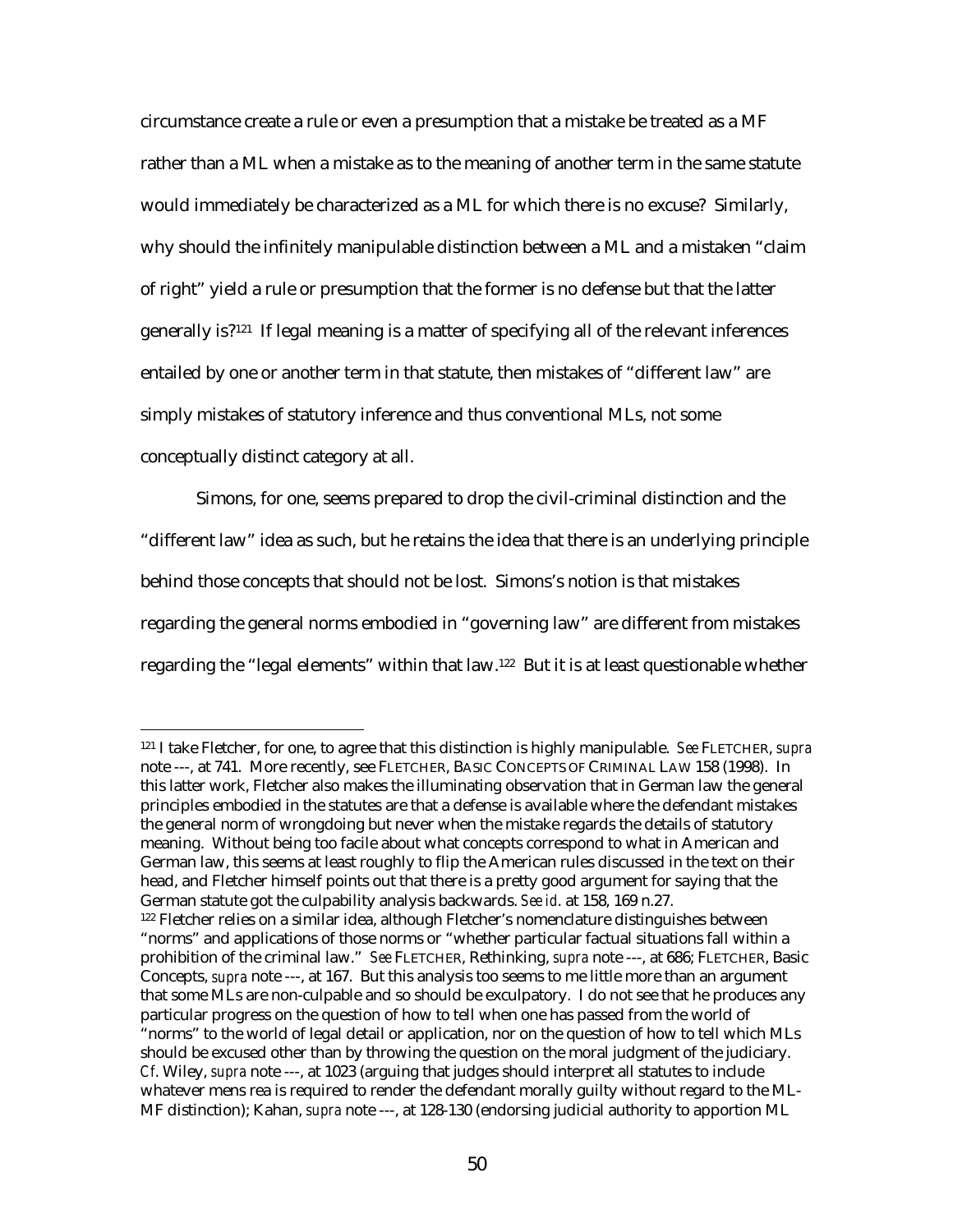circumstance create a rule or even a presumption that a mistake be treated as a MF rather than a ML when a mistake as to the meaning of another term in the same statute would immediately be characterized as a ML for which there is no excuse? Similarly, why should the infinitely manipulable distinction between a ML and a mistaken "claim of right" yield a rule or presumption that the former is no defense but that the latter generally is?[121] If legal meaning is a matter of specifying all of the relevant inferences entailed by one or another term in that statute, then mistakes of "different law" are simply mistakes of statutory inference and thus conventional MLs, not some conceptually distinct category at all.

Simons, for one, seems prepared to drop the civil-criminal distinction and the "different law" idea as such, but he retains the idea that there is an underlying principle behind those concepts that should not be lost. Simons's notion is that mistakes regarding the general norms embodied in "governing law" are different from mistakes regarding the "legal elements" within that law.[122] But it is at least questionable whether

---

[121] I take Fletcher, for one, to agree that this distinction is highly manipulable. *See* FLETCHER, *supra* note ---, at 741. More recently, see FLETCHER, BASIC CONCEPTS OF CRIMINAL LAW 158 (1998). In this latter work, Fletcher also makes the illuminating observation that in German law the general principles embodied in the statutes are that a defense is available where the defendant mistakes the general norm of wrongdoing but never when the mistake regards the details of statutory meaning. Without being too facile about what concepts correspond to what in American and German law, this seems at least roughly to flip the American rules discussed in the text on their head, and Fletcher himself points out that there is a pretty good argument for saying that the German statute got the culpability analysis backwards. *See id.* at 158, 169 n.27.

[122] Fletcher relies on a similar idea, although Fletcher's nomenclature distinguishes between "norms" and applications of those norms or "whether particular factual situations fall within a prohibition of the criminal law." *See* FLETCHER, Rethinking, *supra* note ---, at 686; FLETCHER, Basic Concepts, *supra* note ---, at 167. But this analysis too seems to me little more than an argument that some MLs are non-culpable and so should be exculpatory. I do not see that he produces any particular progress on the question of how to tell when one has passed from the world of "norms" to the world of legal detail or application, nor on the question of how to tell which MLs should be excused other than by throwing the question on the moral judgment of the judiciary. *Cf.* Wiley, *supra* note ---, at 1023 (arguing that judges should interpret all statutes to include whatever mens rea is required to render the defendant morally guilty without regard to the ML-MF distinction); Kahan, *supra* note ---, at 128-130 (endorsing judicial authority to apportion ML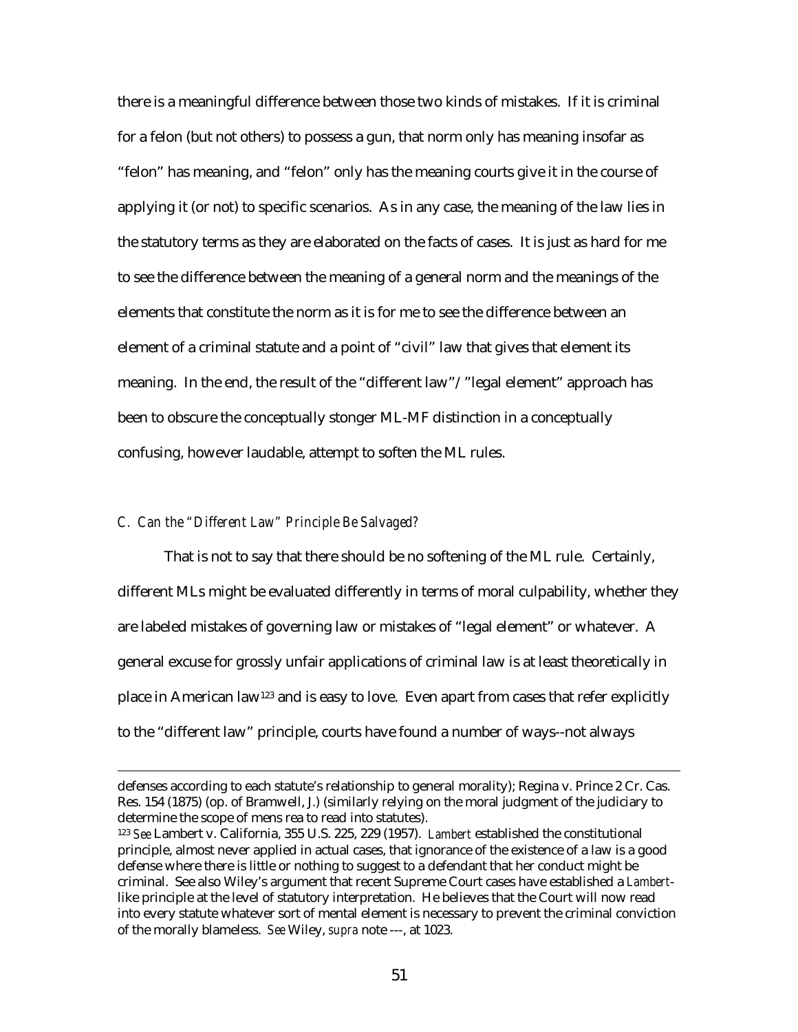there is a meaningful difference between those two kinds of mistakes. If it is criminal for a felon (but not others) to possess a gun, that norm only has meaning insofar as "felon" has meaning, and "felon" only has the meaning courts give it in the course of applying it (or not) to specific scenarios. As in any case, the meaning of the law lies in the statutory terms as they are elaborated on the facts of cases. It is just as hard for me to see the difference between the meaning of a general norm and the meanings of the elements that constitute the norm as it is for me to see the difference between an element of a criminal statute and a point of "civil" law that gives that element its meaning. In the end, the result of the "different law"/"legal element" approach has been to obscure the conceptually stonger ML-MF distinction in a conceptually confusing, however laudable, attempt to soften the ML rules.

### *C. Can the "Different Law" Principle Be Salvaged?*

That is not to say that there should be no softening of the ML rule. Certainly, different MLs might be evaluated differently in terms of moral culpability, whether they are labeled mistakes of governing law or mistakes of "legal element" or whatever. A general excuse for grossly unfair applications of criminal law is at least theoretically in place in American law[123] and is easy to love. Even apart from cases that refer explicitly to the "different law" principle, courts have found a number of ways--not always

---

defenses according to each statute's relationship to general morality); Regina v. Prince 2 Cr. Cas. Res. 154 (1875) (op. of Bramwell, J.) (similarly relying on the moral judgment of the judiciary to determine the scope of mens rea to read into statutes).

[123] *See* Lambert v. California, 355 U.S. 225, 229 (1957). *Lambert* established the constitutional principle, almost never applied in actual cases, that ignorance of the existence of a law is a good defense where there is little or nothing to suggest to a defendant that her conduct might be criminal. See also Wiley's argument that recent Supreme Court cases have established a *Lambert*-like principle at the level of statutory interpretation. He believes that the Court will now read into every statute whatever sort of mental element is necessary to prevent the criminal conviction of the morally blameless. *See* Wiley, *supra* note ---, at 1023.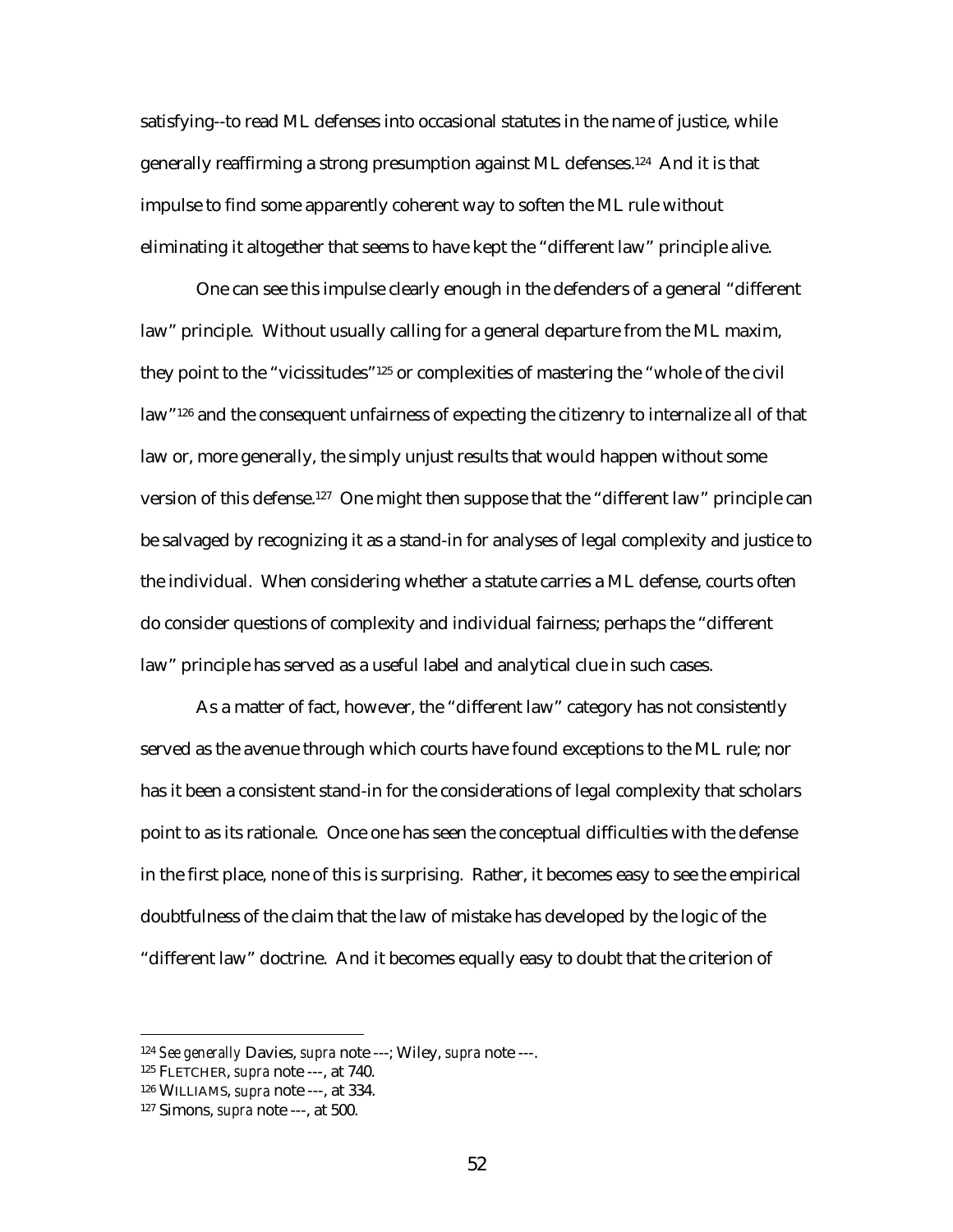satisfying--to read ML defenses into occasional statutes in the name of justice, while generally reaffirming a strong presumption against ML defenses.[124] And it is that impulse to find some apparently coherent way to soften the ML rule without eliminating it altogether that seems to have kept the "different law" principle alive.

One can see this impulse clearly enough in the defenders of a general "different law" principle. Without usually calling for a general departure from the ML maxim, they point to the "vicissitudes"[125] or complexities of mastering the "whole of the civil law"[126] and the consequent unfairness of expecting the citizenry to internalize all of that law or, more generally, the simply unjust results that would happen without some version of this defense.[127] One might then suppose that the "different law" principle can be salvaged by recognizing it as a stand-in for analyses of legal complexity and justice to the individual. When considering whether a statute carries a ML defense, courts often do consider questions of complexity and individual fairness; perhaps the "different law" principle has served as a useful label and analytical clue in such cases.

As a matter of fact, however, the "different law" category has not consistently served as the avenue through which courts have found exceptions to the ML rule; nor has it been a consistent stand-in for the considerations of legal complexity that scholars point to as its rationale. Once one has seen the conceptual difficulties with the defense in the first place, none of this is surprising. Rather, it becomes easy to see the empirical doubtfulness of the claim that the law of mistake has developed by the logic of the "different law" doctrine. And it becomes equally easy to doubt that the criterion of

---

[124] *See generally* Davies, *supra* note ---; Wiley, *supra* note ---.

[125] FLETCHER, *supra* note ---, at 740.

[126] WILLIAMS, *supra* note ---, at 334.

[127] Simons, *supra* note ---, at 500.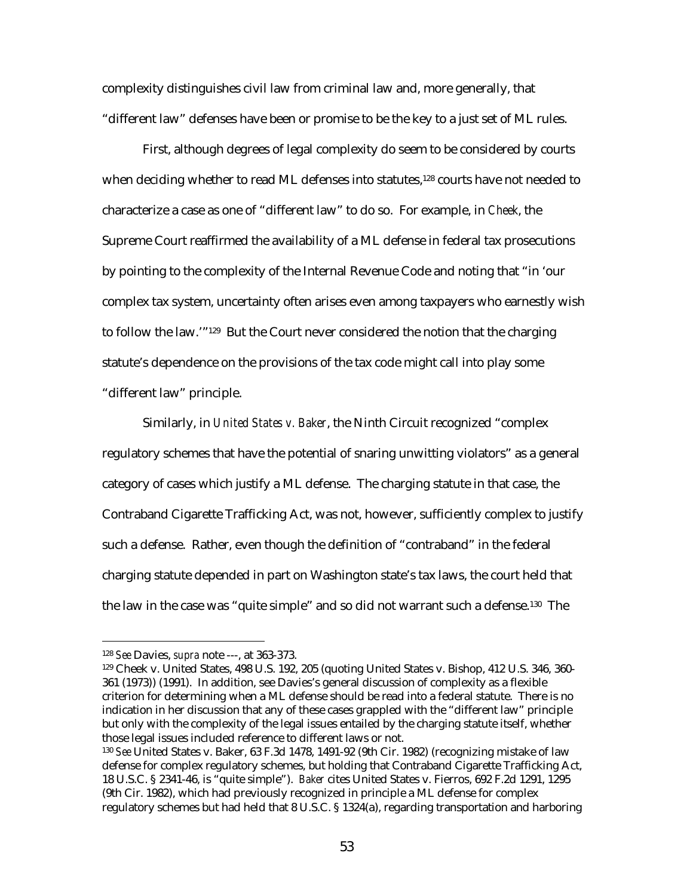complexity distinguishes civil law from criminal law and, more generally, that "different law" defenses have been or promise to be the key to a just set of ML rules.

First, although degrees of legal complexity do seem to be considered by courts when deciding whether to read ML defenses into statutes,[128] courts have not needed to characterize a case as one of "different law" to do so. For example, in *Cheek*, the Supreme Court reaffirmed the availability of a ML defense in federal tax prosecutions by pointing to the complexity of the Internal Revenue Code and noting that "in 'our complex tax system, uncertainty often arises even among taxpayers who earnestly wish to follow the law.'"[129] But the Court never considered the notion that the charging statute's dependence on the provisions of the tax code might call into play some "different law" principle.

Similarly, in *United States v. Baker*, the Ninth Circuit recognized "complex regulatory schemes that have the potential of snaring unwitting violators" as a general category of cases which justify a ML defense. The charging statute in that case, the Contraband Cigarette Trafficking Act, was not, however, sufficiently complex to justify such a defense. Rather, even though the definition of "contraband" in the federal charging statute depended in part on Washington state's tax laws, the court held that the law in the case was "quite simple" and so did not warrant such a defense.[130] The

---

[128] *See* Davies, *supra* note ---, at 363-373.

[129] Cheek v. United States, 498 U.S. 192, 205 (quoting United States v. Bishop, 412 U.S. 346, 360-361 (1973)) (1991). In addition, see Davies's general discussion of complexity as a flexible criterion for determining when a ML defense should be read into a federal statute. There is no indication in her discussion that any of these cases grappled with the "different law" principle but only with the complexity of the legal issues entailed by the charging statute itself, whether those legal issues included reference to different laws or not.

[130] *See* United States v. Baker, 63 F.3d 1478, 1491-92 (9th Cir. 1982) (recognizing mistake of law defense for complex regulatory schemes, but holding that Contraband Cigarette Trafficking Act, 18 U.S.C. § 2341-46, is "quite simple"). *Baker* cites United States v. Fierros, 692 F.2d 1291, 1295 (9th Cir. 1982), which had previously recognized in principle a ML defense for complex regulatory schemes but had held that 8 U.S.C. § 1324(a), regarding transportation and harboring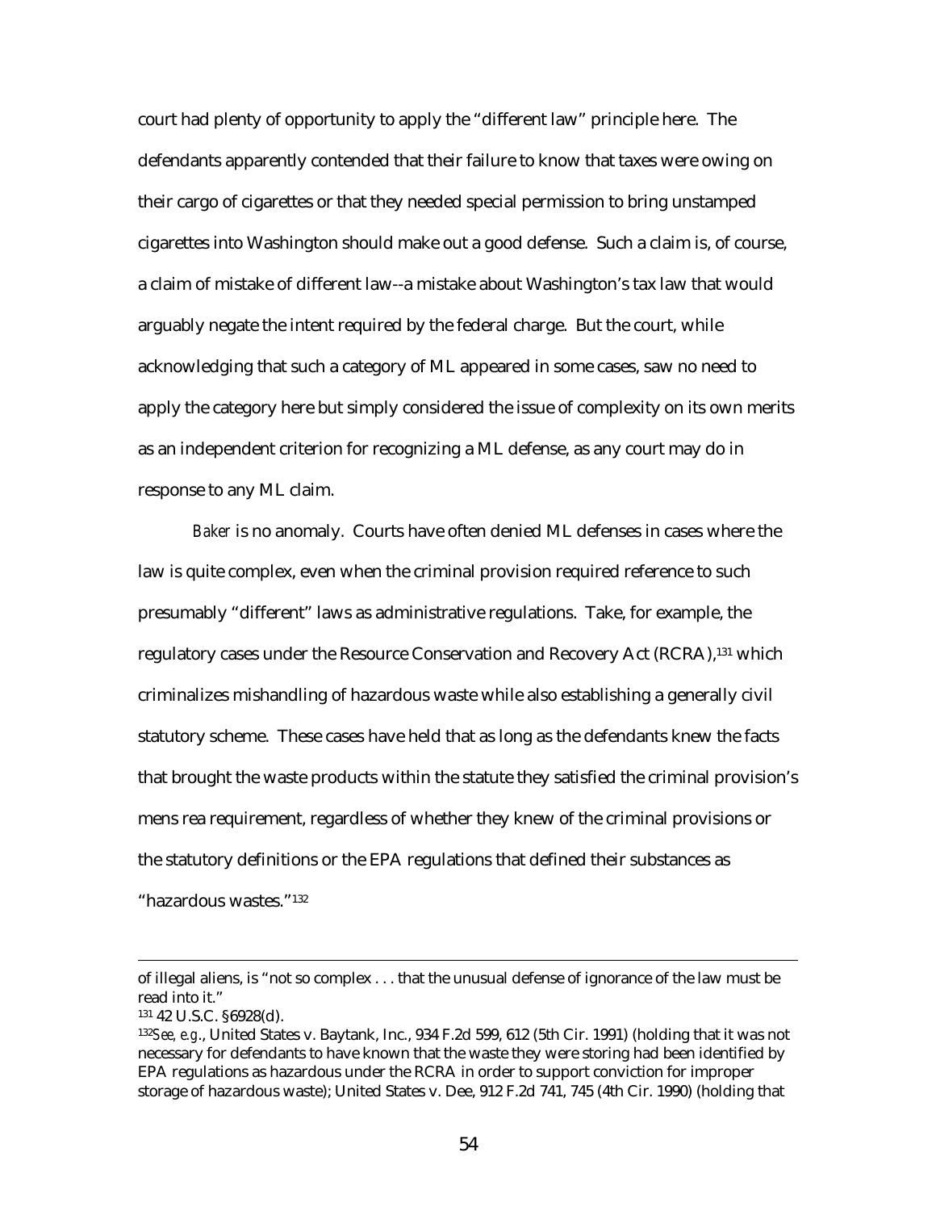court had plenty of opportunity to apply the "different law" principle here. The defendants apparently contended that their failure to know that taxes were owing on their cargo of cigarettes or that they needed special permission to bring unstamped cigarettes into Washington should make out a good defense. Such a claim is, of course, a claim of mistake of different law--a mistake about Washington's tax law that would arguably negate the intent required by the federal charge. But the court, while acknowledging that such a category of ML appeared in some cases, saw no need to apply the category here but simply considered the issue of complexity on its own merits as an independent criterion for recognizing a ML defense, as any court may do in response to any ML claim.

*Baker* is no anomaly. Courts have often denied ML defenses in cases where the law is quite complex, even when the criminal provision required reference to such presumably "different" laws as administrative regulations. Take, for example, the regulatory cases under the Resource Conservation and Recovery Act (RCRA),[131] which criminalizes mishandling of hazardous waste while also establishing a generally civil statutory scheme. These cases have held that as long as the defendants knew the facts that brought the waste products within the statute they satisfied the criminal provision's mens rea requirement, regardless of whether they knew of the criminal provisions or the statutory definitions or the EPA regulations that defined their substances as "hazardous wastes."[132]

---

of illegal aliens, is "not so complex . . . that the unusual defense of ignorance of the law must be read into it."

[131] 42 U.S.C. §6928(d).

[132] *See, e.g.*, United States v. Baytank, Inc., 934 F.2d 599, 612 (5th Cir. 1991) (holding that it was not necessary for defendants to have known that the waste they were storing had been identified by EPA regulations as hazardous under the RCRA in order to support conviction for improper storage of hazardous waste); United States v. Dee, 912 F.2d 741, 745 (4th Cir. 1990) (holding that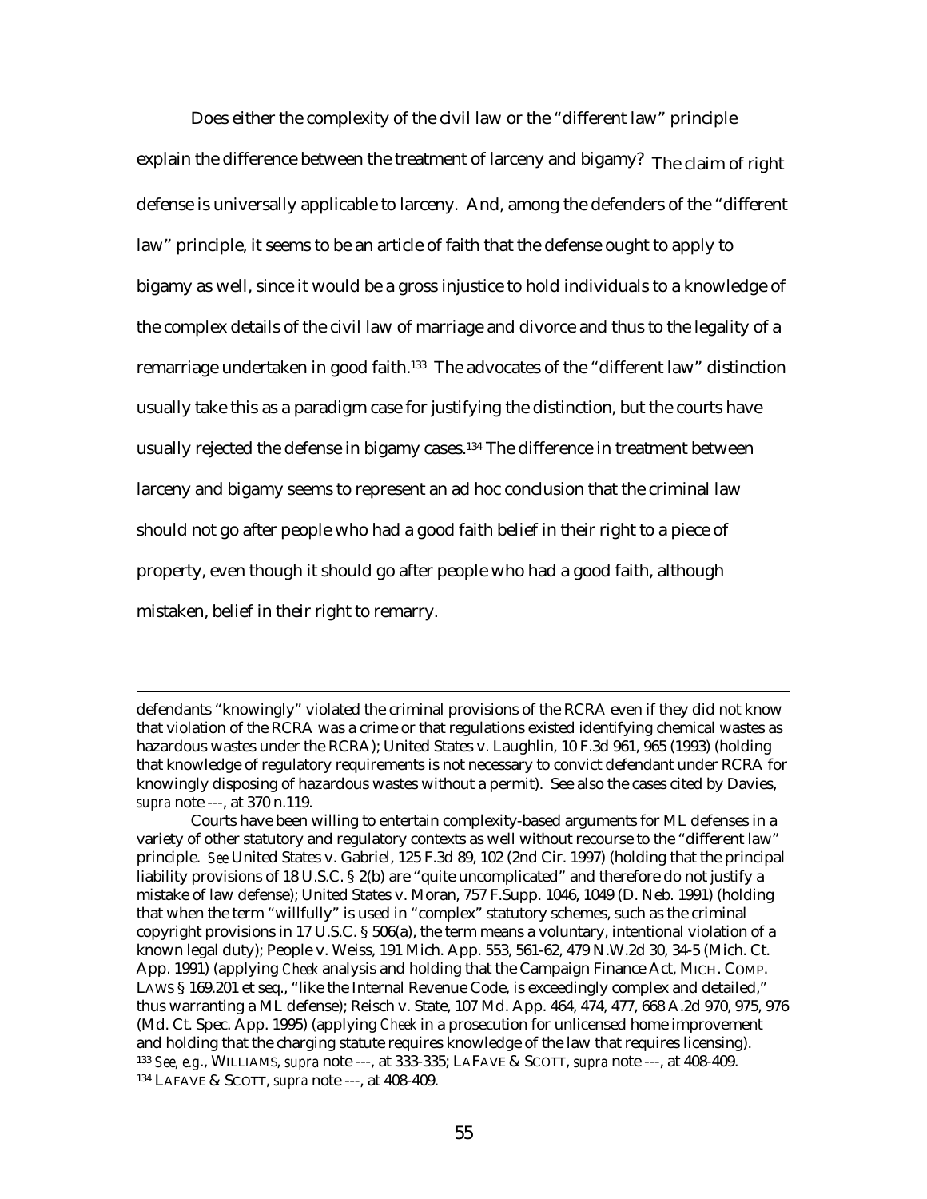Does either the complexity of the civil law or the "different law" principle explain the difference between the treatment of larceny and bigamy? The claim of right defense is universally applicable to larceny. And, among the defenders of the "different law" principle, it seems to be an article of faith that the defense ought to apply to bigamy as well, since it would be a gross injustice to hold individuals to a knowledge of the complex details of the civil law of marriage and divorce and thus to the legality of a remarriage undertaken in good faith.[133] The advocates of the "different law" distinction usually take this as a paradigm case for justifying the distinction, but the courts have usually rejected the defense in bigamy cases.[134] The difference in treatment between larceny and bigamy seems to represent an ad hoc conclusion that the criminal law should not go after people who had a good faith belief in their right to a piece of property, even though it should go after people who had a good faith, although mistaken, belief in their right to remarry.

---

defendants "knowingly" violated the criminal provisions of the RCRA even if they did not know that violation of the RCRA was a crime or that regulations existed identifying chemical wastes as hazardous wastes under the RCRA); United States v. Laughlin, 10 F.3d 961, 965 (1993) (holding that knowledge of regulatory requirements is not necessary to convict defendant under RCRA for knowingly disposing of hazardous wastes without a permit). See also the cases cited by Davies, *supra* note ---, at 370 n.119.

Courts have been willing to entertain complexity-based arguments for ML defenses in a variety of other statutory and regulatory contexts as well without recourse to the "different law" principle. *See* United States v. Gabriel, 125 F.3d 89, 102 (2nd Cir. 1997) (holding that the principal liability provisions of 18 U.S.C. § 2(b) are "quite uncomplicated" and therefore do not justify a mistake of law defense); United States v. Moran, 757 F.Supp. 1046, 1049 (D. Neb. 1991) (holding that when the term "willfully" is used in "complex" statutory schemes, such as the criminal copyright provisions in 17 U.S.C. § 506(a), the term means a voluntary, intentional violation of a known legal duty); People v. Weiss, 191 Mich. App. 553, 561-62, 479 N.W.2d 30, 34-5 (Mich. Ct. App. 1991) (applying *Cheek* analysis and holding that the Campaign Finance Act, MICH. COMP. LAWS § 169.201 et seq., "like the Internal Revenue Code, is exceedingly complex and detailed," thus warranting a ML defense); Reisch v. State, 107 Md. App. 464, 474, 477, 668 A.2d 970, 975, 976 (Md. Ct. Spec. App. 1995) (applying *Cheek* in a prosecution for unlicensed home improvement and holding that the charging statute requires knowledge of the law that requires licensing).

[133] *See, e.g.*, WILLIAMS, *supra* note ---, at 333-335; LAFAVE & SCOTT, *supra* note ---, at 408-409.

[134] LAFAVE & SCOTT, *supra* note ---, at 408-409.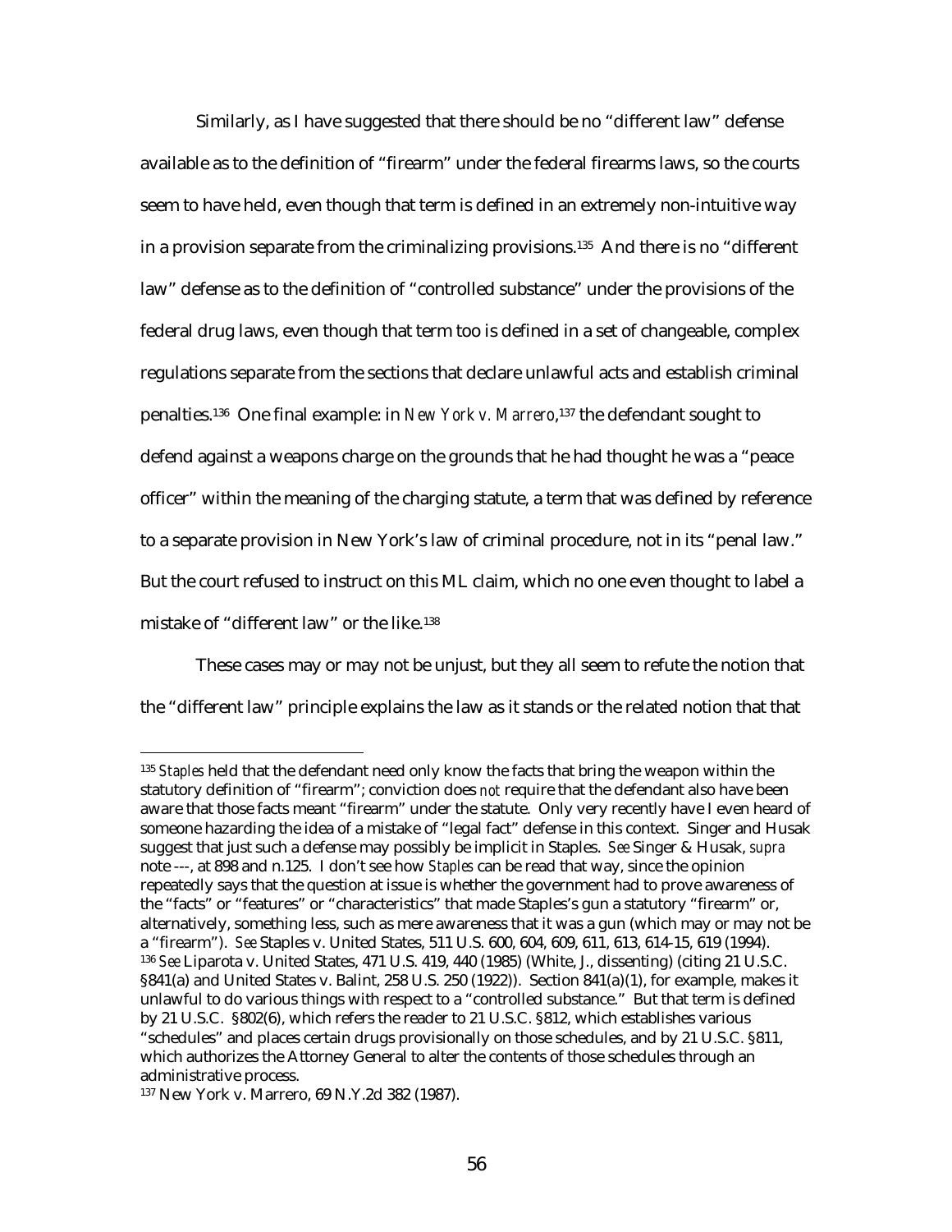Similarly, as I have suggested that there should be no "different law" defense available as to the definition of "firearm" under the federal firearms laws, so the courts seem to have held, even though that term is defined in an extremely non-intuitive way in a provision separate from the criminalizing provisions.[135] And there is no "different law" defense as to the definition of "controlled substance" under the provisions of the federal drug laws, even though that term too is defined in a set of changeable, complex regulations separate from the sections that declare unlawful acts and establish criminal penalties.[136] One final example: in *New York v. Marrero*,[137] the defendant sought to defend against a weapons charge on the grounds that he had thought he was a "peace officer" within the meaning of the charging statute, a term that was defined by reference to a separate provision in New York's law of criminal procedure, not in its "penal law." But the court refused to instruct on this ML claim, which no one even thought to label a mistake of "different law" or the like.[138]

These cases may or may not be unjust, but they all seem to refute the notion that the "different law" principle explains the law as it stands or the related notion that that

---

[135] *Staples* held that the defendant need only know the facts that bring the weapon within the statutory definition of "firearm"; conviction does *not* require that the defendant also have been aware that those facts meant "firearm" under the statute. Only very recently have I even heard of someone hazarding the idea of a mistake of "legal fact" defense in this context. Singer and Husak suggest that just such a defense may possibly be implicit in Staples. *See* Singer & Husak, *supra* note ---, at 898 and n.125. I don't see how *Staples* can be read that way, since the opinion repeatedly says that the question at issue is whether the government had to prove awareness of the "facts" or "features" or "characteristics" that made Staples's gun a statutory "firearm" or, alternatively, something less, such as mere awareness that it was a gun (which may or may not be a "firearm"). *See* Staples v. United States, 511 U.S. 600, 604, 609, 611, 613, 614-15, 619 (1994).

[136] *See* Liparota v. United States, 471 U.S. 419, 440 (1985) (White, J., dissenting) (citing 21 U.S.C. §841(a) and United States v. Balint, 258 U.S. 250 (1922)). Section 841(a)(1), for example, makes it unlawful to do various things with respect to a "controlled substance." But that term is defined by 21 U.S.C. §802(6), which refers the reader to 21 U.S.C. §812, which establishes various "schedules" and places certain drugs provisionally on those schedules, and by 21 U.S.C. §811, which authorizes the Attorney General to alter the contents of those schedules through an administrative process.

[137] New York v. Marrero, 69 N.Y.2d 382 (1987).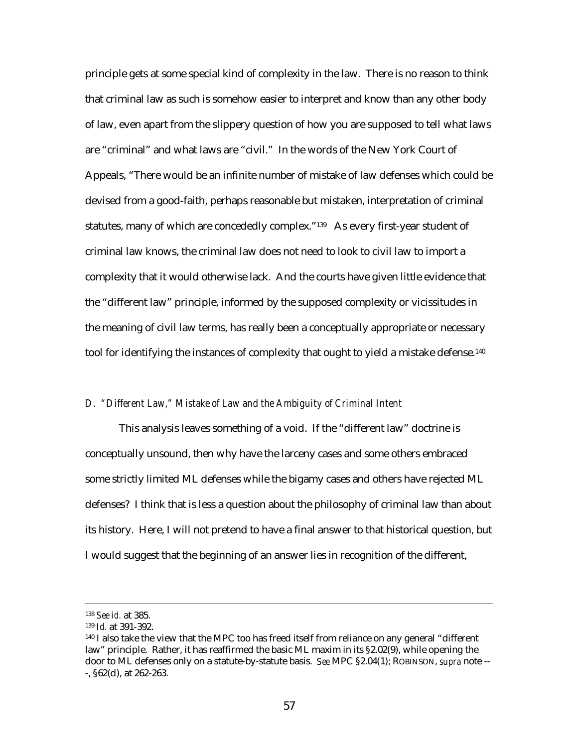principle gets at some special kind of complexity in the law. There is no reason to think that criminal law as such is somehow easier to interpret and know than any other body of law, even apart from the slippery question of how you are supposed to tell what laws are "criminal" and what laws are "civil." In the words of the New York Court of Appeals, "There would be an infinite number of mistake of law defenses which could be devised from a good-faith, perhaps reasonable but mistaken, interpretation of criminal statutes, many of which are concededly complex."[139] As every first-year student of criminal law knows, the criminal law does not need to look to civil law to import a complexity that it would otherwise lack. And the courts have given little evidence that the "different law" principle, informed by the supposed complexity or vicissitudes in the meaning of civil law terms, has really been a conceptually appropriate or necessary tool for identifying the instances of complexity that ought to yield a mistake defense.[140]

### *D. "Different Law," Mistake of Law and the Ambiguity of Criminal Intent*

This analysis leaves something of a void. If the "different law" doctrine is conceptually unsound, then why have the larceny cases and some others embraced some strictly limited ML defenses while the bigamy cases and others have rejected ML defenses? I think that is less a question about the philosophy of criminal law than about its history. Here, I will not pretend to have a final answer to that historical question, but I would suggest that the beginning of an answer lies in recognition of the different,

---

[138] *See id.* at 385.

[139] *Id.* at 391-392.

[140] I also take the view that the MPC too has freed itself from reliance on any general "different law" principle. Rather, it has reaffirmed the basic ML maxim in its §2.02(9), while opening the door to ML defenses only on a statute-by-statute basis. *See* MPC §2.04(1); ROBINSON, *supra* note ---, §62(d), at 262-263.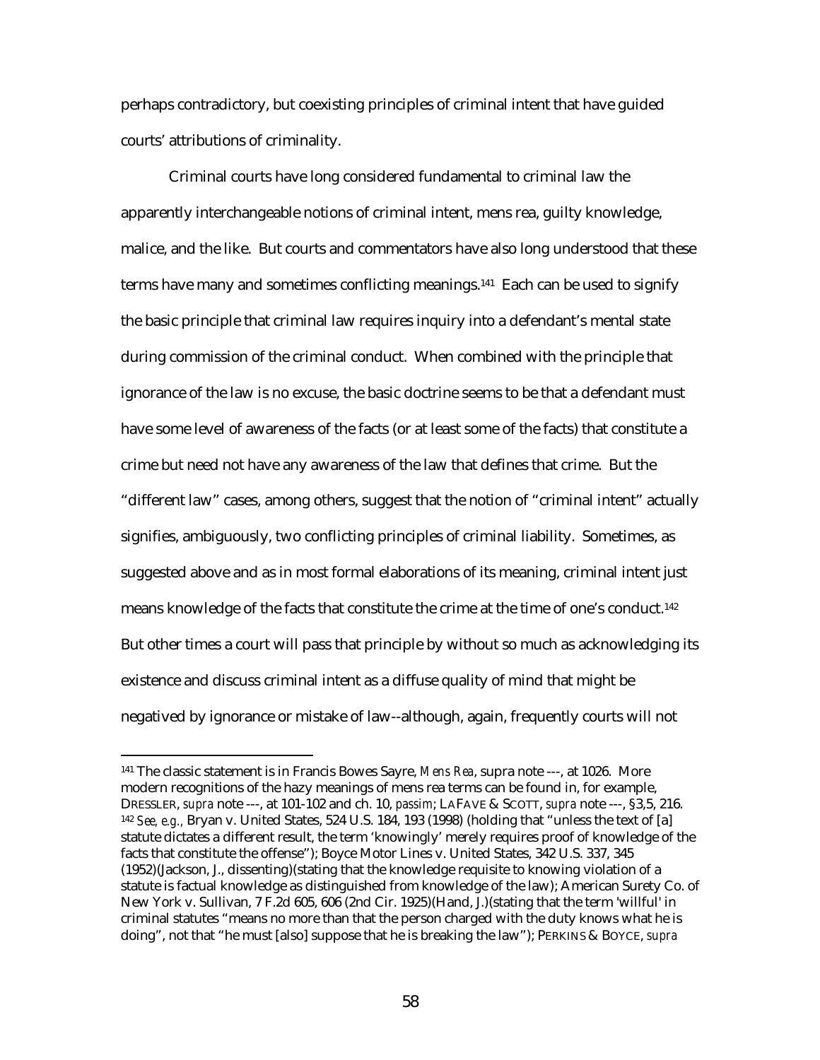perhaps contradictory, but coexisting principles of criminal intent that have guided courts' attributions of criminality.

Criminal courts have long considered fundamental to criminal law the apparently interchangeable notions of criminal intent, mens rea, guilty knowledge, malice, and the like. But courts and commentators have also long understood that these terms have many and sometimes conflicting meanings.[141] Each can be used to signify the basic principle that criminal law requires inquiry into a defendant's mental state during commission of the criminal conduct. When combined with the principle that ignorance of the law is no excuse, the basic doctrine seems to be that a defendant must have some level of awareness of the facts (or at least some of the facts) that constitute a crime but need not have any awareness of the law that defines that crime. But the "different law" cases, among others, suggest that the notion of "criminal intent" actually signifies, ambiguously, two conflicting principles of criminal liability. Sometimes, as suggested above and as in most formal elaborations of its meaning, criminal intent just means knowledge of the facts that constitute the crime at the time of one's conduct.[142] But other times a court will pass that principle by without so much as acknowledging its existence and discuss criminal intent as a diffuse quality of mind that might be negatived by ignorance or mistake of law--although, again, frequently courts will not

---

[141] The classic statement is in Francis Bowes Sayre, *Mens Rea*, supra note ---, at 1026. More modern recognitions of the hazy meanings of mens rea terms can be found in, for example, DRESSLER, *supra* note ---, at 101-102 and ch. 10, *passim*; LAFAVE & SCOTT, *supra* note ---, §3,5, 216.

[142] *See, e.g.,* Bryan v. United States, 524 U.S. 184, 193 (1998) (holding that "unless the text of [a] statute dictates a different result, the term 'knowingly' merely requires proof of knowledge of the facts that constitute the offense"); Boyce Motor Lines v. United States, 342 U.S. 337, 345 (1952)(Jackson, J., dissenting)(stating that the knowledge requisite to knowing violation of a statute is factual knowledge as distinguished from knowledge of the law); American Surety Co. of New York v. Sullivan, 7 F.2d 605, 606 (2nd Cir. 1925)(Hand, J.)(stating that the term 'willful' in criminal statutes "means no more than that the person charged with the duty knows what he is doing", not that "he must [also] suppose that he is breaking the law"); PERKINS & BOYCE, *supra*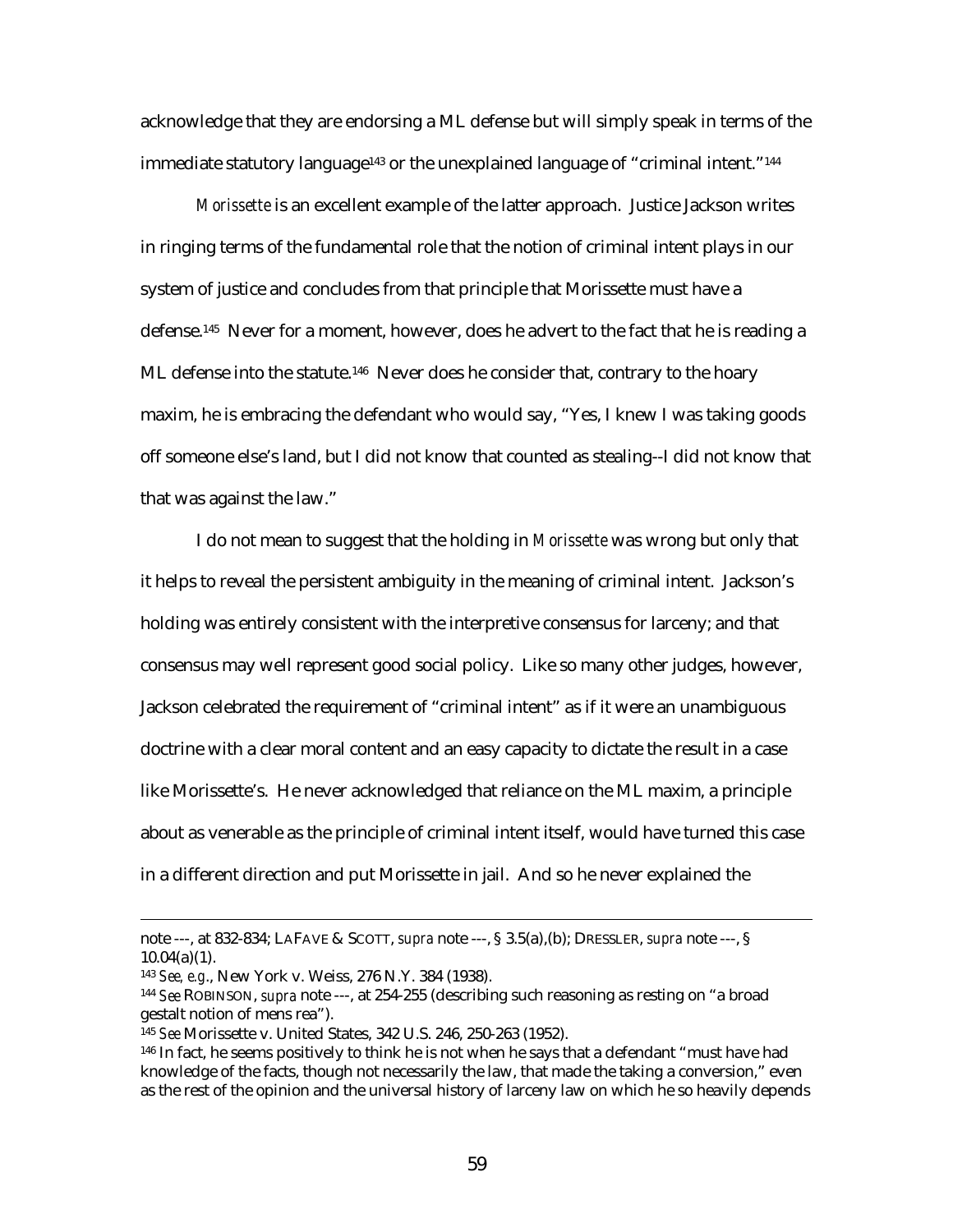acknowledge that they are endorsing a ML defense but will simply speak in terms of the immediate statutory language[143] or the unexplained language of "criminal intent."[144]

*Morissette* is an excellent example of the latter approach. Justice Jackson writes in ringing terms of the fundamental role that the notion of criminal intent plays in our system of justice and concludes from that principle that Morissette must have a defense.[145] Never for a moment, however, does he advert to the fact that he is reading a ML defense into the statute.[146] Never does he consider that, contrary to the hoary maxim, he is embracing the defendant who would say, "Yes, I knew I was taking goods off someone else's land, but I did not know that counted as stealing--I did not know that that was against the law."

I do not mean to suggest that the holding in *Morissette* was wrong but only that it helps to reveal the persistent ambiguity in the meaning of criminal intent. Jackson's holding was entirely consistent with the interpretive consensus for larceny; and that consensus may well represent good social policy. Like so many other judges, however, Jackson celebrated the requirement of "criminal intent" as if it were an unambiguous doctrine with a clear moral content and an easy capacity to dictate the result in a case like Morissette's. He never acknowledged that reliance on the ML maxim, a principle about as venerable as the principle of criminal intent itself, would have turned this case in a different direction and put Morissette in jail. And so he never explained the

---

note ---, at 832-834; LAFAVE & SCOTT, *supra* note ---, § 3.5(a),(b); DRESSLER, *supra* note ---, § 10.04(a)(1).

[143] *See, e.g*., New York v. Weiss, 276 N.Y. 384 (1938).

[144] *See* ROBINSON, *supra* note ---, at 254-255 (describing such reasoning as resting on "a broad gestalt notion of mens rea").

[145] *See* Morissette v. United States, 342 U.S. 246, 250-263 (1952).

[146] In fact, he seems positively to think he is not when he says that a defendant "must have had knowledge of the facts, though not necessarily the law, that made the taking a conversion," even as the rest of the opinion and the universal history of larceny law on which he so heavily depends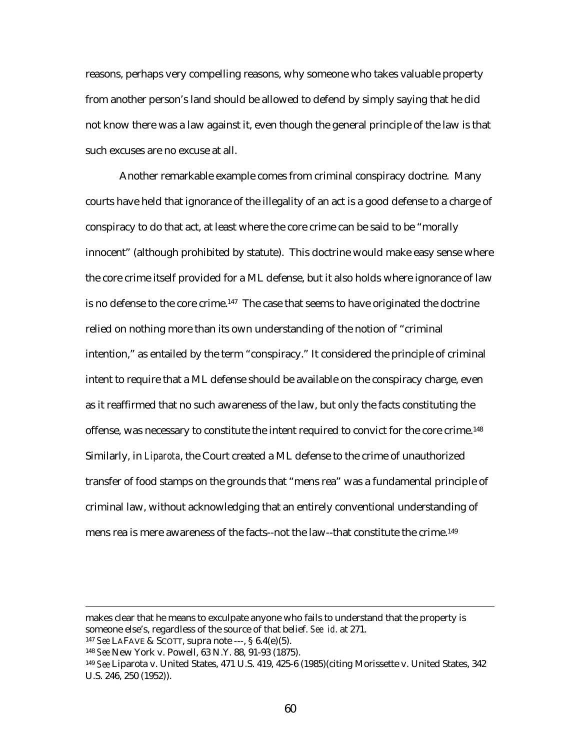reasons, perhaps very compelling reasons, why someone who takes valuable property from another person's land should be allowed to defend by simply saying that he did not know there was a law against it, even though the general principle of the law is that such excuses are no excuse at all.

Another remarkable example comes from criminal conspiracy doctrine. Many courts have held that ignorance of the illegality of an act is a good defense to a charge of conspiracy to do that act, at least where the core crime can be said to be "morally innocent" (although prohibited by statute). This doctrine would make easy sense where the core crime itself provided for a ML defense, but it also holds where ignorance of law is no defense to the core crime.[147] The case that seems to have originated the doctrine relied on nothing more than its own understanding of the notion of "criminal intention," as entailed by the term "conspiracy." It considered the principle of criminal intent to require that a ML defense should be available on the conspiracy charge, even as it reaffirmed that no such awareness of the law, but only the facts constituting the offense, was necessary to constitute the intent required to convict for the core crime.[148] Similarly, in *Liparota*, the Court created a ML defense to the crime of unauthorized transfer of food stamps on the grounds that "mens rea" was a fundamental principle of criminal law, without acknowledging that an entirely conventional understanding of mens rea is mere awareness of the facts--not the law--that constitute the crime.[149]

---

makes clear that he means to exculpate anyone who fails to understand that the property is someone else's, regardless of the source of that belief. *See id.* at 271.

[147] *See* LAFAVE & SCOTT, supra note ---, § 6.4(e)(5).

[148] *See* New York v. Powell, 63 N.Y. 88, 91-93 (1875).

[149] *See* Liparota v. United States, 471 U.S. 419, 425-6 (1985)(citing Morissette v. United States, 342 U.S. 246, 250 (1952)).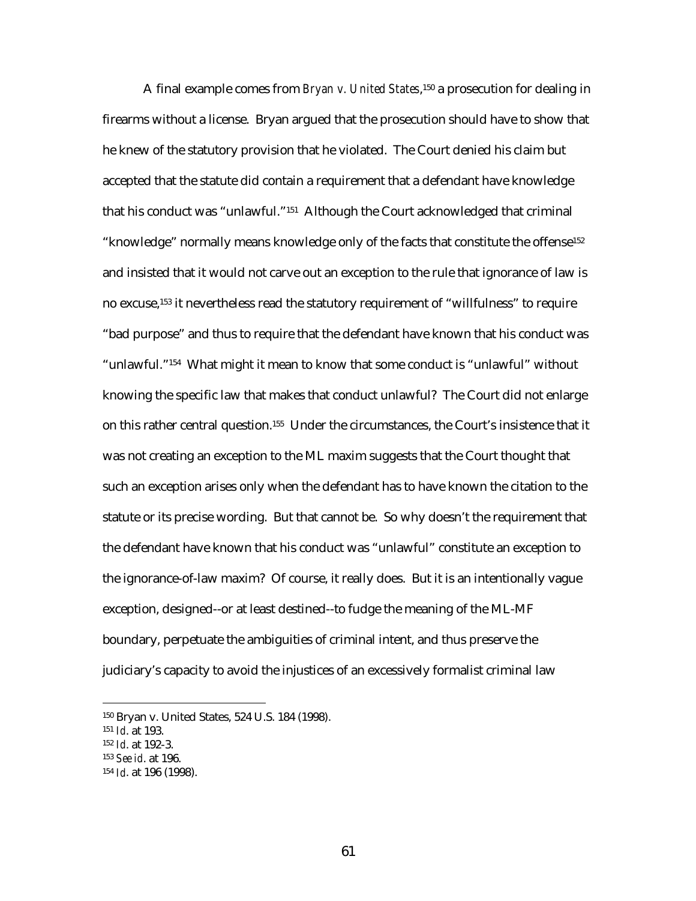A final example comes from *Bryan v. United States*,[150] a prosecution for dealing in firearms without a license. Bryan argued that the prosecution should have to show that he knew of the statutory provision that he violated. The Court denied his claim but accepted that the statute did contain a requirement that a defendant have knowledge that his conduct was "unlawful."[151] Although the Court acknowledged that criminal "knowledge" normally means knowledge only of the facts that constitute the offense[152] and insisted that it would not carve out an exception to the rule that ignorance of law is no excuse,[153] it nevertheless read the statutory requirement of "willfulness" to require "bad purpose" and thus to require that the defendant have known that his conduct was "unlawful."[154] What might it mean to know that some conduct is "unlawful" without knowing the specific law that makes that conduct unlawful? The Court did not enlarge on this rather central question.[155] Under the circumstances, the Court's insistence that it was not creating an exception to the ML maxim suggests that the Court thought that such an exception arises only when the defendant has to have known the citation to the statute or its precise wording. But that cannot be. So why doesn't the requirement that the defendant have known that his conduct was "unlawful" constitute an exception to the ignorance-of-law maxim? Of course, it really does. But it is an intentionally vague exception, designed--or at least destined--to fudge the meaning of the ML-MF boundary, perpetuate the ambiguities of criminal intent, and thus preserve the judiciary's capacity to avoid the injustices of an excessively formalist criminal law

---

[150] Bryan v. United States, 524 U.S. 184 (1998).

[151] *Id*. at 193.

[152] *Id*. at 192-3.

[153] *See id*. at 196.

[154] *Id*. at 196 (1998).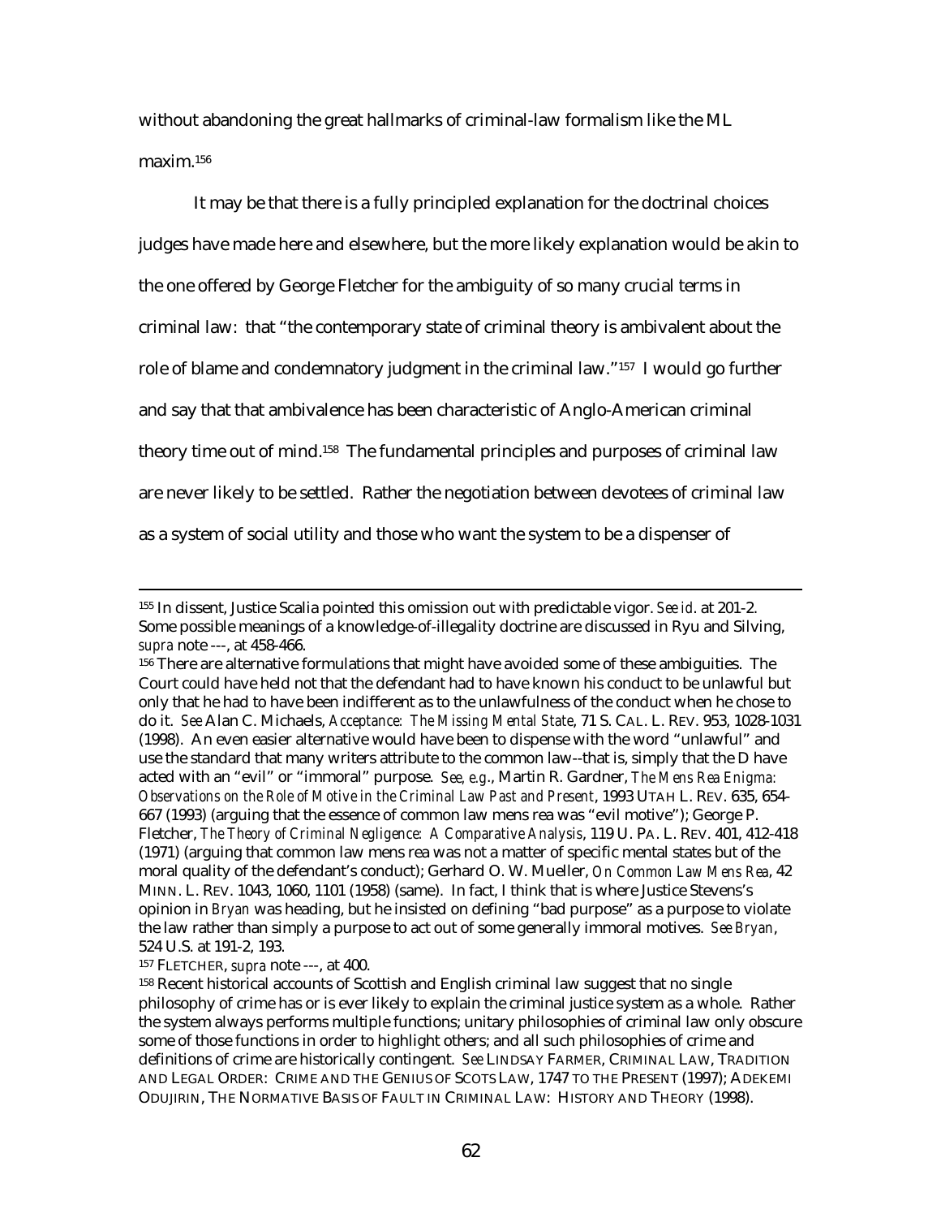without abandoning the great hallmarks of criminal-law formalism like the ML maxim.[156]

It may be that there is a fully principled explanation for the doctrinal choices judges have made here and elsewhere, but the more likely explanation would be akin to the one offered by George Fletcher for the ambiguity of so many crucial terms in criminal law: that "the contemporary state of criminal theory is ambivalent about the role of blame and condemnatory judgment in the criminal law."[157] I would go further and say that that ambivalence has been characteristic of Anglo-American criminal theory time out of mind.[158] The fundamental principles and purposes of criminal law are never likely to be settled. Rather the negotiation between devotees of criminal law as a system of social utility and those who want the system to be a dispenser of

---

[155] In dissent, Justice Scalia pointed this omission out with predictable vigor. *See id*. at 201-2. Some possible meanings of a knowledge-of-illegality doctrine are discussed in Ryu and Silving, *supra* note ---, at 458-466.

[156] There are alternative formulations that might have avoided some of these ambiguities. The Court could have held not that the defendant had to have known his conduct to be unlawful but only that he had to have been indifferent as to the unlawfulness of the conduct when he chose to do it. *See* Alan C. Michaels, *Acceptance: The Missing Mental State*, 71 S. CAL. L. REV. 953, 1028-1031 (1998). An even easier alternative would have been to dispense with the word "unlawful" and use the standard that many writers attribute to the common law--that is, simply that the D have acted with an "evil" or "immoral" purpose. *See, e.g*., Martin R. Gardner, *The Mens Rea Enigma: Observations on the Role of Motive in the Criminal Law Past and Present*, 1993 UTAH L. REV. 635, 654-667 (1993) (arguing that the essence of common law mens rea was "evil motive"); George P. Fletcher, *The Theory of Criminal Negligence: A Comparative Analysis*, 119 U. PA. L. REV. 401, 412-418 (1971) (arguing that common law mens rea was not a matter of specific mental states but of the moral quality of the defendant's conduct); Gerhard O. W. Mueller, *On Common Law Mens Rea*, 42 MINN. L. REV. 1043, 1060, 1101 (1958) (same). In fact, I think that is where Justice Stevens's opinion in *Bryan* was heading, but he insisted on defining "bad purpose" as a purpose to violate the law rather than simply a purpose to act out of some generally immoral motives. *See Bryan*, 524 U.S. at 191-2, 193.

[157] FLETCHER, *supra* note ---, at 400.

[158] Recent historical accounts of Scottish and English criminal law suggest that no single philosophy of crime has or is ever likely to explain the criminal justice system as a whole. Rather the system always performs multiple functions; unitary philosophies of criminal law only obscure some of those functions in order to highlight others; and all such philosophies of crime and definitions of crime are historically contingent. *See* LINDSAY FARMER, CRIMINAL LAW, TRADITION AND LEGAL ORDER: CRIME AND THE GENIUS OF SCOTS LAW, 1747 TO THE PRESENT (1997); ADEKEMI ODUJIRIN, THE NORMATIVE BASIS OF FAULT IN CRIMINAL LAW: HISTORY AND THEORY (1998).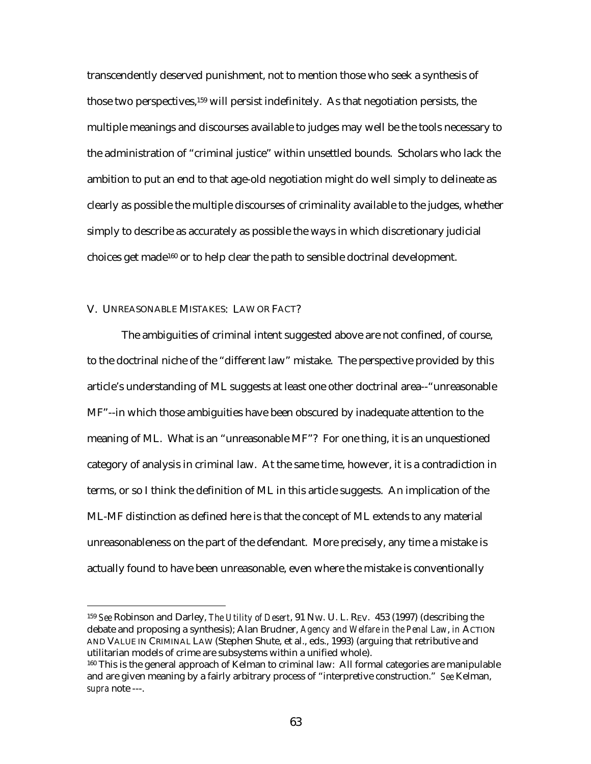transcendently deserved punishment, not to mention those who seek a synthesis of those two perspectives,[159] will persist indefinitely. As that negotiation persists, the multiple meanings and discourses available to judges may well be the tools necessary to the administration of "criminal justice" within unsettled bounds. Scholars who lack the ambition to put an end to that age-old negotiation might do well simply to delineate as clearly as possible the multiple discourses of criminality available to the judges, whether simply to describe as accurately as possible the ways in which discretionary judicial choices get made[160] or to help clear the path to sensible doctrinal development.

## V. UNREASONABLE MISTAKES: LAW OR FACT?

The ambiguities of criminal intent suggested above are not confined, of course, to the doctrinal niche of the "different law" mistake. The perspective provided by this article's understanding of ML suggests at least one other doctrinal area--"unreasonable MF"--in which those ambiguities have been obscured by inadequate attention to the meaning of ML. What is an "unreasonable MF"? For one thing, it is an unquestioned category of analysis in criminal law. At the same time, however, it is a contradiction in terms, or so I think the definition of ML in this article suggests. An implication of the ML-MF distinction as defined here is that the concept of ML extends to any material unreasonableness on the part of the defendant. More precisely, any time a mistake is actually found to have been unreasonable, even where the mistake is conventionally

---

[159] *See* Robinson and Darley, *The Utility of Desert*, 91 NW. U. L. REV. 453 (1997) (describing the debate and proposing a synthesis); Alan Brudner, *Agency and Welfare in the Penal Law*, *in* ACTION AND VALUE IN CRIMINAL LAW (Stephen Shute, et al., eds., 1993) (arguing that retributive and utilitarian models of crime are subsystems within a unified whole).

[160] This is the general approach of Kelman to criminal law: All formal categories are manipulable and are given meaning by a fairly arbitrary process of "interpretive construction." *See* Kelman, *supra* note ---.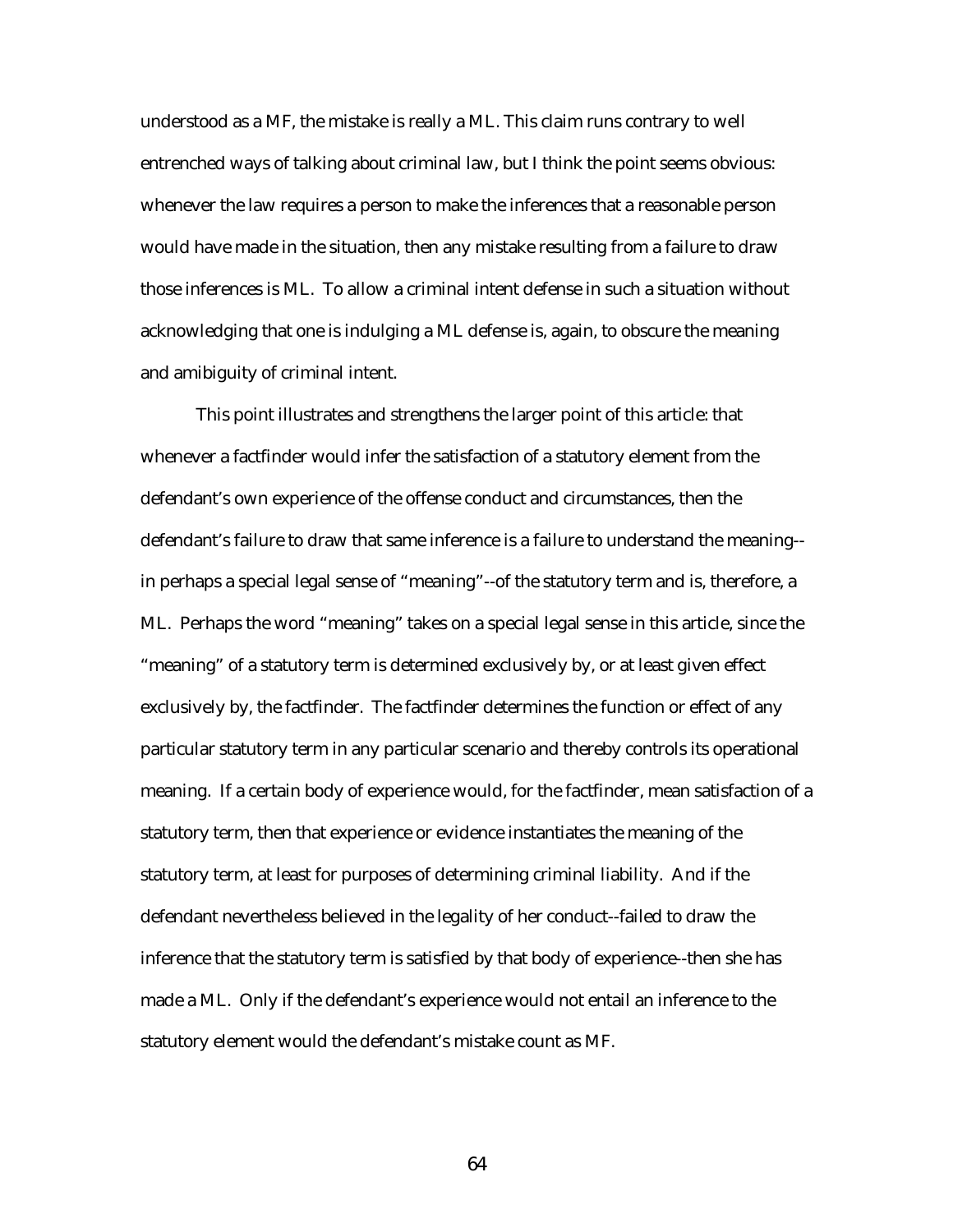understood as a MF, the mistake is really a ML. This claim runs contrary to well entrenched ways of talking about criminal law, but I think the point seems obvious: whenever the law requires a person to make the inferences that a reasonable person would have made in the situation, then any mistake resulting from a failure to draw those inferences is ML. To allow a criminal intent defense in such a situation without acknowledging that one is indulging a ML defense is, again, to obscure the meaning and amibiguity of criminal intent.

This point illustrates and strengthens the larger point of this article: that whenever a factfinder would infer the satisfaction of a statutory element from the defendant's own experience of the offense conduct and circumstances, then the defendant's failure to draw that same inference is a failure to understand the meaning--in perhaps a special legal sense of "meaning"--of the statutory term and is, therefore, a ML. Perhaps the word "meaning" takes on a special legal sense in this article, since the "meaning" of a statutory term is determined exclusively by, or at least given effect exclusively by, the factfinder. The factfinder determines the function or effect of any particular statutory term in any particular scenario and thereby controls its operational meaning. If a certain body of experience would, for the factfinder, mean satisfaction of a statutory term, then that experience or evidence instantiates the meaning of the statutory term, at least for purposes of determining criminal liability. And if the defendant nevertheless believed in the legality of her conduct--failed to draw the inference that the statutory term is satisfied by that body of experience--then she has made a ML. Only if the defendant's experience would not entail an inference to the statutory element would the defendant's mistake count as MF.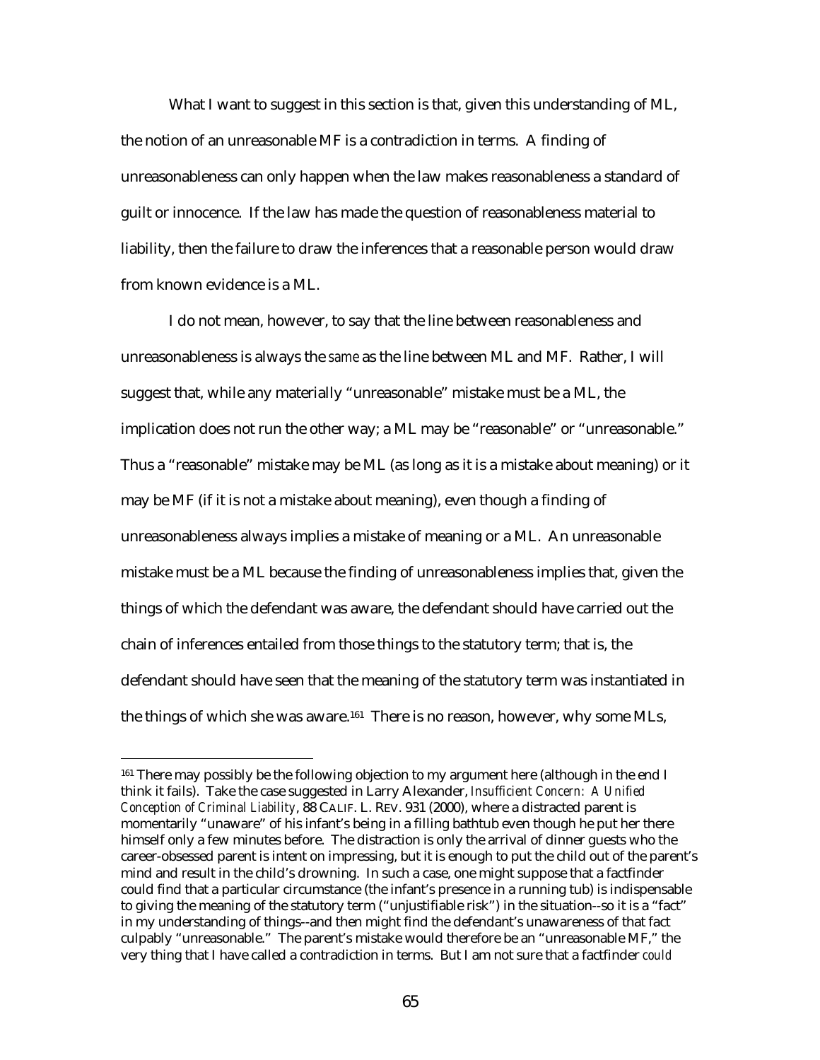What I want to suggest in this section is that, given this understanding of ML, the notion of an unreasonable MF is a contradiction in terms. A finding of unreasonableness can only happen when the law makes reasonableness a standard of guilt or innocence. If the law has made the question of reasonableness material to liability, then the failure to draw the inferences that a reasonable person would draw from known evidence is a ML.

I do not mean, however, to say that the line between reasonableness and unreasonableness is always the *same* as the line between ML and MF. Rather, I will suggest that, while any materially "unreasonable" mistake must be a ML, the implication does not run the other way; a ML may be "reasonable" or "unreasonable." Thus a "reasonable" mistake may be ML (as long as it is a mistake about meaning) or it may be MF (if it is not a mistake about meaning), even though a finding of unreasonableness always implies a mistake of meaning or a ML. An unreasonable mistake must be a ML because the finding of unreasonableness implies that, given the things of which the defendant was aware, the defendant should have carried out the chain of inferences entailed from those things to the statutory term; that is, the defendant should have seen that the meaning of the statutory term was instantiated in the things of which she was aware.[161] There is no reason, however, why some MLs,

---

[161] There may possibly be the following objection to my argument here (although in the end I think it fails). Take the case suggested in Larry Alexander, *Insufficient Concern: A Unified Conception of Criminal Liability*, 88 CALIF. L. REV. 931 (2000), where a distracted parent is momentarily "unaware" of his infant's being in a filling bathtub even though he put her there himself only a few minutes before. The distraction is only the arrival of dinner guests who the career-obsessed parent is intent on impressing, but it is enough to put the child out of the parent's mind and result in the child's drowning. In such a case, one might suppose that a factfinder could find that a particular circumstance (the infant's presence in a running tub) is indispensable to giving the meaning of the statutory term ("unjustifiable risk") in the situation--so it is a "fact" in my understanding of things--and then might find the defendant's unawareness of that fact culpably "unreasonable." The parent's mistake would therefore be an "unreasonable MF," the very thing that I have called a contradiction in terms. But I am not sure that a factfinder *could*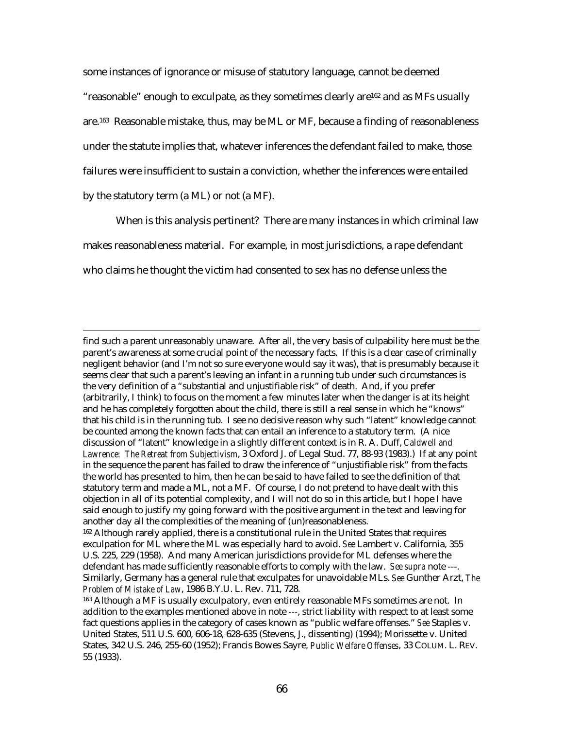some instances of ignorance or misuse of statutory language, cannot be deemed "reasonable" enough to exculpate, as they sometimes clearly are[162] and as MFs usually are.[163] Reasonable mistake, thus, may be ML or MF, because a finding of reasonableness under the statute implies that, whatever inferences the defendant failed to make, those failures were insufficient to sustain a conviction, whether the inferences were entailed by the statutory term (a ML) or not (a MF).

When is this analysis pertinent? There are many instances in which criminal law makes reasonableness material. For example, in most jurisdictions, a rape defendant who claims he thought the victim had consented to sex has no defense unless the

---

find such a parent unreasonably unaware. After all, the very basis of culpability here must be the parent's awareness at some crucial point of the necessary facts. If this is a clear case of criminally negligent behavior (and I'm not so sure everyone would say it was), that is presumably because it seems clear that such a parent's leaving an infant in a running tub under such circumstances is the very definition of a "substantial and unjustifiable risk" of death. And, if you prefer (arbitrarily, I think) to focus on the moment a few minutes later when the danger is at its height and he has completely forgotten about the child, there is still a real sense in which he "knows" that his child is in the running tub. I see no decisive reason why such "latent" knowledge cannot be counted among the known facts that can entail an inference to a statutory term. (A nice discussion of "latent" knowledge in a slightly different context is in R. A. Duff, *Caldwell and Lawrence: The Retreat from Subjectivism*, 3 Oxford J. of Legal Stud. 77, 88-93 (1983).) If at any point in the sequence the parent has failed to draw the inference of "unjustifiable risk" from the facts the world has presented to him, then he can be said to have failed to see the definition of that statutory term and made a ML, not a MF. Of course, I do not pretend to have dealt with this objection in all of its potential complexity, and I will not do so in this article, but I hope I have said enough to justify my going forward with the positive argument in the text and leaving for another day all the complexities of the meaning of (un)reasonableness.

[162] Although rarely applied, there is a constitutional rule in the United States that requires exculpation for ML where the ML was especially hard to avoid. *See* Lambert v. California, 355 U.S. 225, 229 (1958). And many American jurisdictions provide for ML defenses where the defendant has made sufficiently reasonable efforts to comply with the law. *See supra* note ---. Similarly, Germany has a general rule that exculpates for unavoidable MLs. *See* Gunther Arzt, *The Problem of Mistake of Law*, 1986 B.Y.U. L. Rev. 711, 728.

[163] Although a MF is usually exculpatory, even entirely reasonable MFs sometimes are not. In addition to the examples mentioned above in note ---, strict liability with respect to at least some fact questions applies in the category of cases known as "public welfare offenses." *See* Staples v. United States, 511 U.S. 600, 606-18, 628-635 (Stevens, J., dissenting) (1994); Morissette v. United States, 342 U.S. 246, 255-60 (1952); Francis Bowes Sayre, *Public Welfare Offenses*, 33 COLUM. L. REV. 55 (1933).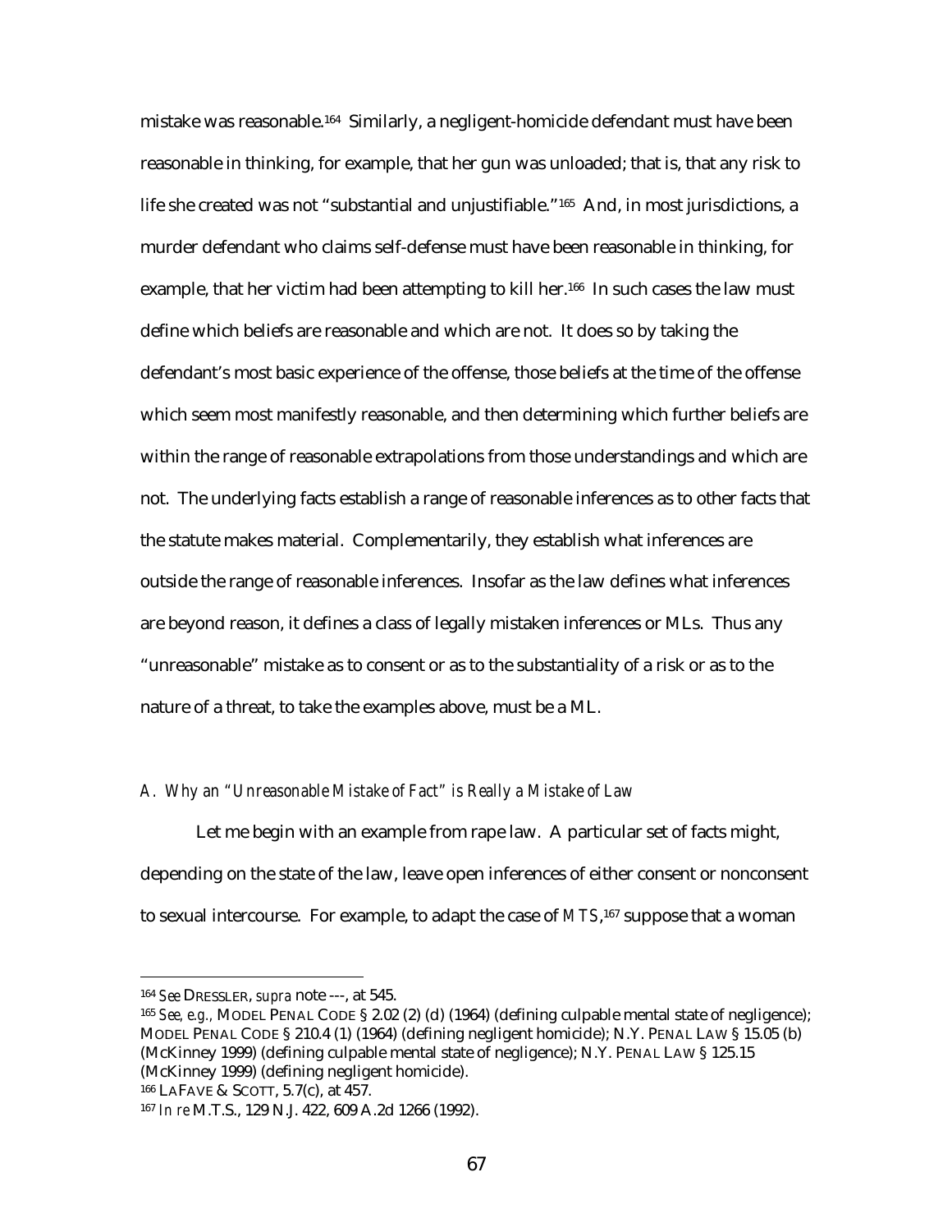mistake was reasonable.[164] Similarly, a negligent-homicide defendant must have been reasonable in thinking, for example, that her gun was unloaded; that is, that any risk to life she created was not "substantial and unjustifiable."[165] And, in most jurisdictions, a murder defendant who claims self-defense must have been reasonable in thinking, for example, that her victim had been attempting to kill her.[166] In such cases the law must define which beliefs are reasonable and which are not. It does so by taking the defendant's most basic experience of the offense, those beliefs at the time of the offense which seem most manifestly reasonable, and then determining which further beliefs are within the range of reasonable extrapolations from those understandings and which are not. The underlying facts establish a range of reasonable inferences as to other facts that the statute makes material. Complementarily, they establish what inferences are outside the range of reasonable inferences. Insofar as the law defines what inferences are beyond reason, it defines a class of legally mistaken inferences or MLs. Thus any "unreasonable" mistake as to consent or as to the substantiality of a risk or as to the nature of a threat, to take the examples above, must be a ML.

### *A. Why an "Unreasonable Mistake of Fact" is Really a Mistake of Law*

Let me begin with an example from rape law. A particular set of facts might, depending on the state of the law, leave open inferences of either consent or nonconsent to sexual intercourse. For example, to adapt the case of *MTS*,[167] suppose that a woman

---

[164] *See* DRESSLER, *supra* note ---, at 545.

[165] *See, e.g.*, MODEL PENAL CODE § 2.02 (2) (d) (1964) (defining culpable mental state of negligence); MODEL PENAL CODE § 210.4 (1) (1964) (defining negligent homicide); N.Y. PENAL LAW § 15.05 (b) (McKinney 1999) (defining culpable mental state of negligence); N.Y. PENAL LAW § 125.15 (McKinney 1999) (defining negligent homicide).

[166] LAFAVE & SCOTT, 5.7(c), at 457.

[167] *In re* M.T.S., 129 N.J. 422, 609 A.2d 1266 (1992).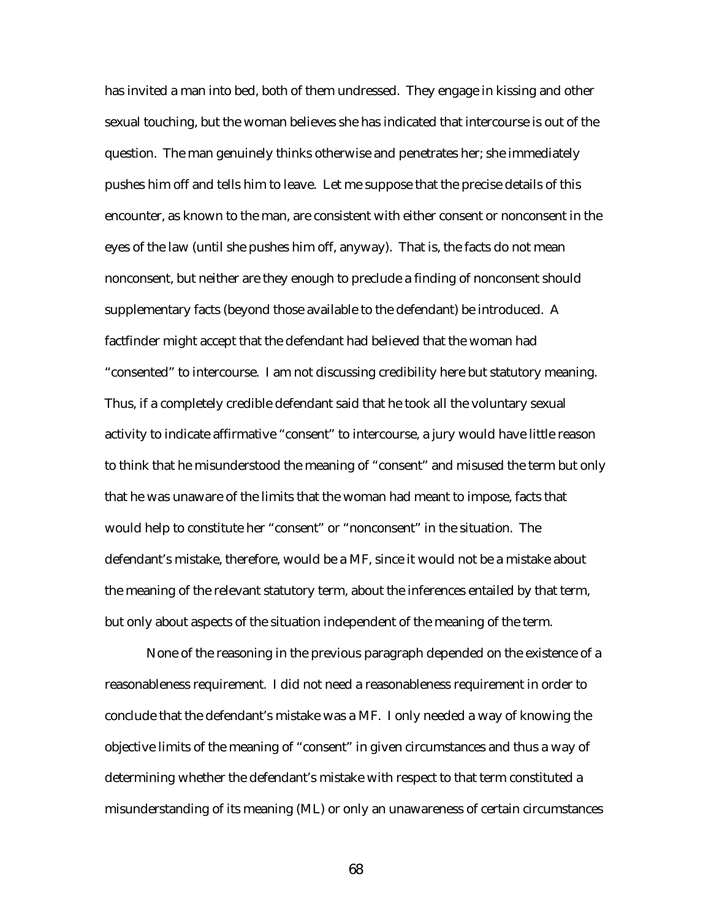has invited a man into bed, both of them undressed. They engage in kissing and other sexual touching, but the woman believes she has indicated that intercourse is out of the question. The man genuinely thinks otherwise and penetrates her; she immediately pushes him off and tells him to leave. Let me suppose that the precise details of this encounter, as known to the man, are consistent with either consent or nonconsent in the eyes of the law (until she pushes him off, anyway). That is, the facts do not mean nonconsent, but neither are they enough to preclude a finding of nonconsent should supplementary facts (beyond those available to the defendant) be introduced. A factfinder might accept that the defendant had believed that the woman had "consented" to intercourse. I am not discussing credibility here but statutory meaning. Thus, if a completely credible defendant said that he took all the voluntary sexual activity to indicate affirmative "consent" to intercourse, a jury would have little reason to think that he misunderstood the meaning of "consent" and misused the term but only that he was unaware of the limits that the woman had meant to impose, facts that would help to constitute her "consent" or "nonconsent" in the situation. The defendant's mistake, therefore, would be a MF, since it would not be a mistake about the meaning of the relevant statutory term, about the inferences entailed by that term, but only about aspects of the situation independent of the meaning of the term.

None of the reasoning in the previous paragraph depended on the existence of a reasonableness requirement. I did not need a reasonableness requirement in order to conclude that the defendant's mistake was a MF. I only needed a way of knowing the objective limits of the meaning of "consent" in given circumstances and thus a way of determining whether the defendant's mistake with respect to that term constituted a misunderstanding of its meaning (ML) or only an unawareness of certain circumstances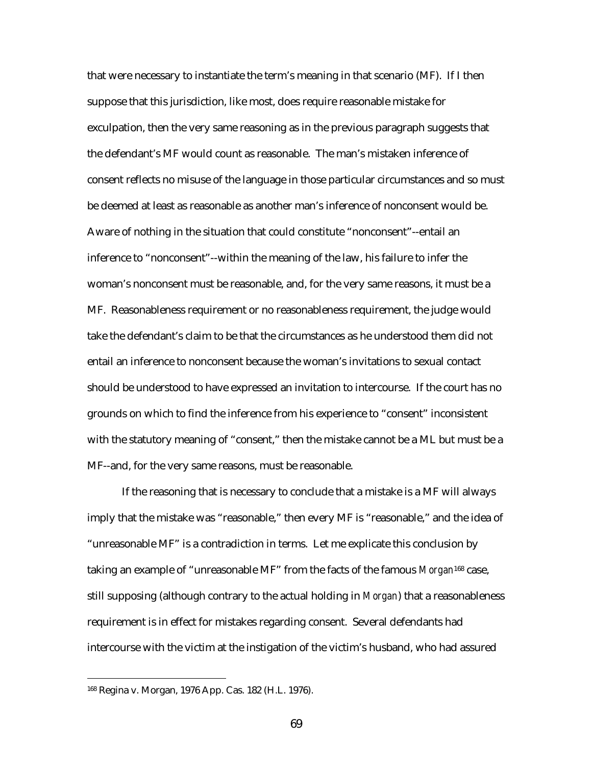that were necessary to instantiate the term's meaning in that scenario (MF). If I then suppose that this jurisdiction, like most, does require reasonable mistake for exculpation, then the very same reasoning as in the previous paragraph suggests that the defendant's MF would count as reasonable. The man's mistaken inference of consent reflects no misuse of the language in those particular circumstances and so must be deemed at least as reasonable as another man's inference of nonconsent would be. Aware of nothing in the situation that could constitute "nonconsent"--entail an inference to "nonconsent"--within the meaning of the law, his failure to infer the woman's nonconsent must be reasonable, and, for the very same reasons, it must be a MF. Reasonableness requirement or no reasonableness requirement, the judge would take the defendant's claim to be that the circumstances as he understood them did not entail an inference to nonconsent because the woman's invitations to sexual contact should be understood to have expressed an invitation to intercourse. If the court has no grounds on which to find the inference from his experience to "consent" inconsistent with the statutory meaning of "consent," then the mistake cannot be a ML but must be a MF--and, for the very same reasons, must be reasonable.

If the reasoning that is necessary to conclude that a mistake is a MF will always imply that the mistake was "reasonable," then every MF is "reasonable," and the idea of "unreasonable MF" is a contradiction in terms. Let me explicate this conclusion by taking an example of "unreasonable MF" from the facts of the famous *Morgan*[168] case, still supposing (although contrary to the actual holding in *Morgan*) that a reasonableness requirement is in effect for mistakes regarding consent. Several defendants had intercourse with the victim at the instigation of the victim's husband, who had assured

---

[168] Regina v. Morgan, 1976 App. Cas. 182 (H.L. 1976).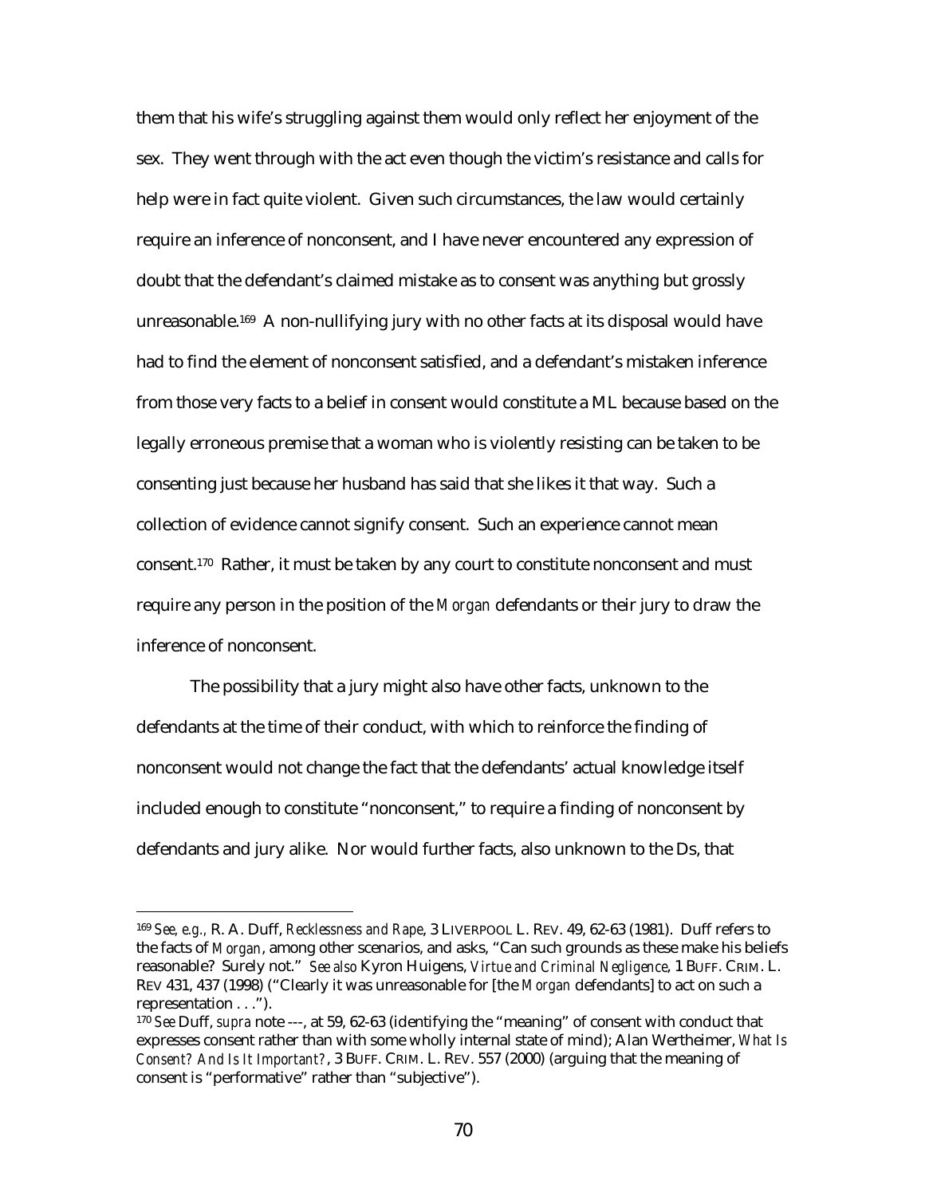them that his wife's struggling against them would only reflect her enjoyment of the sex. They went through with the act even though the victim's resistance and calls for help were in fact quite violent. Given such circumstances, the law would certainly require an inference of nonconsent, and I have never encountered any expression of doubt that the defendant's claimed mistake as to consent was anything but grossly unreasonable.[169] A non-nullifying jury with no other facts at its disposal would have had to find the element of nonconsent satisfied, and a defendant's mistaken inference from those very facts to a belief in consent would constitute a ML because based on the legally erroneous premise that a woman who is violently resisting can be taken to be consenting just because her husband has said that she likes it that way. Such a collection of evidence cannot signify consent. Such an experience cannot mean consent.[170] Rather, it must be taken by any court to constitute nonconsent and must require any person in the position of the *Morgan* defendants or their jury to draw the inference of nonconsent.

The possibility that a jury might also have other facts, unknown to the defendants at the time of their conduct, with which to reinforce the finding of nonconsent would not change the fact that the defendants' actual knowledge itself included enough to constitute "nonconsent," to require a finding of nonconsent by defendants and jury alike. Nor would further facts, also unknown to the Ds, that

---

[169] *See, e.g.*, R. A. Duff, *Recklessness and Rape*, 3 LIVERPOOL L. REV. 49, 62-63 (1981). Duff refers to the facts of *Morgan*, among other scenarios, and asks, "Can such grounds as these make his beliefs reasonable? Surely not." *See also* Kyron Huigens, *Virtue and Criminal Negligence*, 1 BUFF. CRIM. L. REV 431, 437 (1998) ("Clearly it was unreasonable for [the *Morgan* defendants] to act on such a representation . . .").

[170] *See* Duff, *supra* note ---, at 59, 62-63 (identifying the "meaning" of consent with conduct that expresses consent rather than with some wholly internal state of mind); Alan Wertheimer, *What Is Consent? And Is It Important?*, 3 BUFF. CRIM. L. REV. 557 (2000) (arguing that the meaning of consent is "performative" rather than "subjective").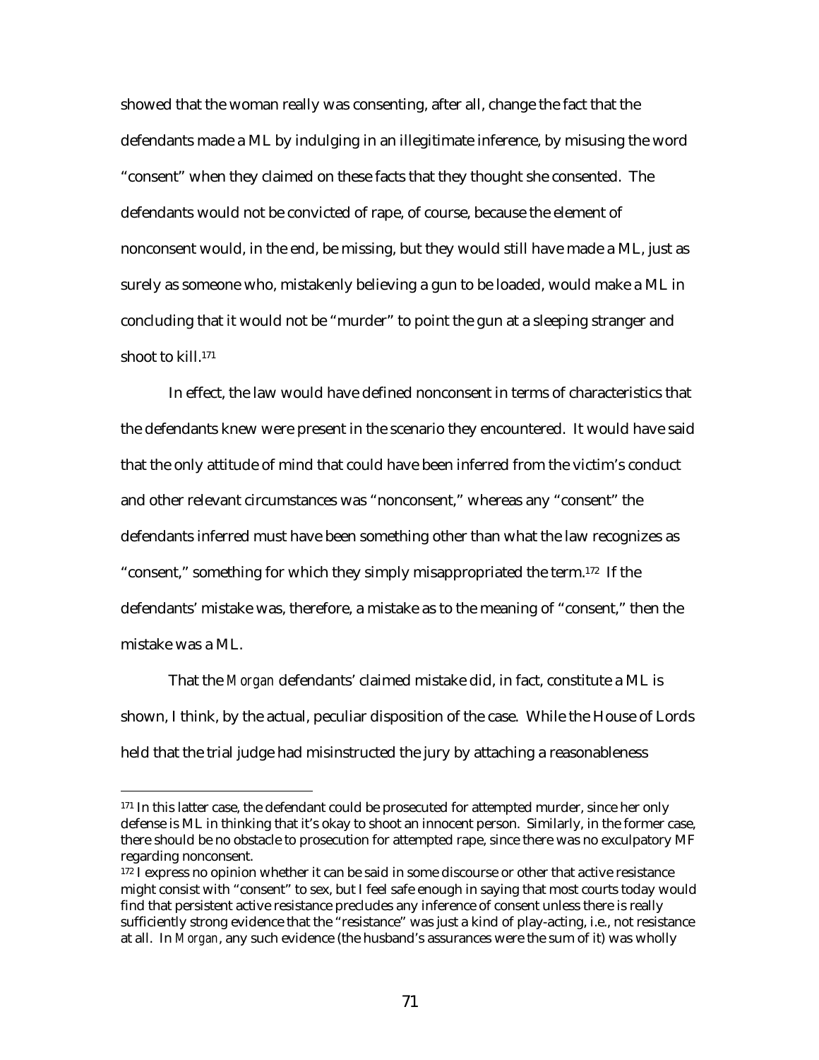showed that the woman really was consenting, after all, change the fact that the defendants made a ML by indulging in an illegitimate inference, by misusing the word "consent" when they claimed on these facts that they thought she consented. The defendants would not be convicted of rape, of course, because the element of nonconsent would, in the end, be missing, but they would still have made a ML, just as surely as someone who, mistakenly believing a gun to be loaded, would make a ML in concluding that it would not be "murder" to point the gun at a sleeping stranger and shoot to kill.[171]

In effect, the law would have defined nonconsent in terms of characteristics that the defendants knew were present in the scenario they encountered. It would have said that the only attitude of mind that could have been inferred from the victim's conduct and other relevant circumstances was "nonconsent," whereas any "consent" the defendants inferred must have been something other than what the law recognizes as "consent," something for which they simply misappropriated the term.[172] If the defendants' mistake was, therefore, a mistake as to the meaning of "consent," then the mistake was a ML.

That the *Morgan* defendants' claimed mistake did, in fact, constitute a ML is shown, I think, by the actual, peculiar disposition of the case. While the House of Lords held that the trial judge had misinstructed the jury by attaching a reasonableness

---

[171] In this latter case, the defendant could be prosecuted for attempted murder, since her only defense is ML in thinking that it's okay to shoot an innocent person. Similarly, in the former case, there should be no obstacle to prosecution for attempted rape, since there was no exculpatory MF regarding nonconsent.

[172] I express no opinion whether it can be said in some discourse or other that active resistance might consist with "consent" to sex, but I feel safe enough in saying that most courts today would find that persistent active resistance precludes any inference of consent unless there is really sufficiently strong evidence that the "resistance" was just a kind of play-acting, i.e., not resistance at all. In *Morgan*, any such evidence (the husband's assurances were the sum of it) was wholly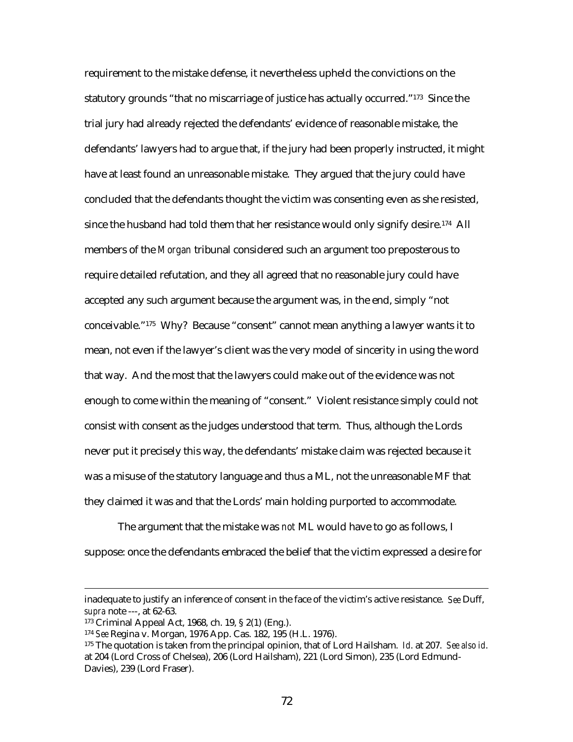requirement to the mistake defense, it nevertheless upheld the convictions on the statutory grounds "that no miscarriage of justice has actually occurred."[173] Since the trial jury had already rejected the defendants' evidence of reasonable mistake, the defendants' lawyers had to argue that, if the jury had been properly instructed, it might have at least found an unreasonable mistake. They argued that the jury could have concluded that the defendants thought the victim was consenting even as she resisted, since the husband had told them that her resistance would only signify desire.[174] All members of the *Morgan* tribunal considered such an argument too preposterous to require detailed refutation, and they all agreed that no reasonable jury could have accepted any such argument because the argument was, in the end, simply "not conceivable."[175] Why? Because "consent" cannot mean anything a lawyer wants it to mean, not even if the lawyer's client was the very model of sincerity in using the word that way. And the most that the lawyers could make out of the evidence was not enough to come within the meaning of "consent." Violent resistance simply could not consist with consent as the judges understood that term. Thus, although the Lords never put it precisely this way, the defendants' mistake claim was rejected because it was a misuse of the statutory language and thus a ML, not the unreasonable MF that they claimed it was and that the Lords' main holding purported to accommodate.

The argument that the mistake was *not* ML would have to go as follows, I suppose: once the defendants embraced the belief that the victim expressed a desire for

---

inadequate to justify an inference of consent in the face of the victim's active resistance. *See* Duff, *supra* note ---, at 62-63.

[173] Criminal Appeal Act, 1968, ch. 19, § 2(1) (Eng.).

[174] *See* Regina v. Morgan, 1976 App. Cas. 182, 195 (H.L. 1976).

[175] The quotation is taken from the principal opinion, that of Lord Hailsham. *Id.* at 207. *See also id.* at 204 (Lord Cross of Chelsea), 206 (Lord Hailsham), 221 (Lord Simon), 235 (Lord Edmund-Davies), 239 (Lord Fraser).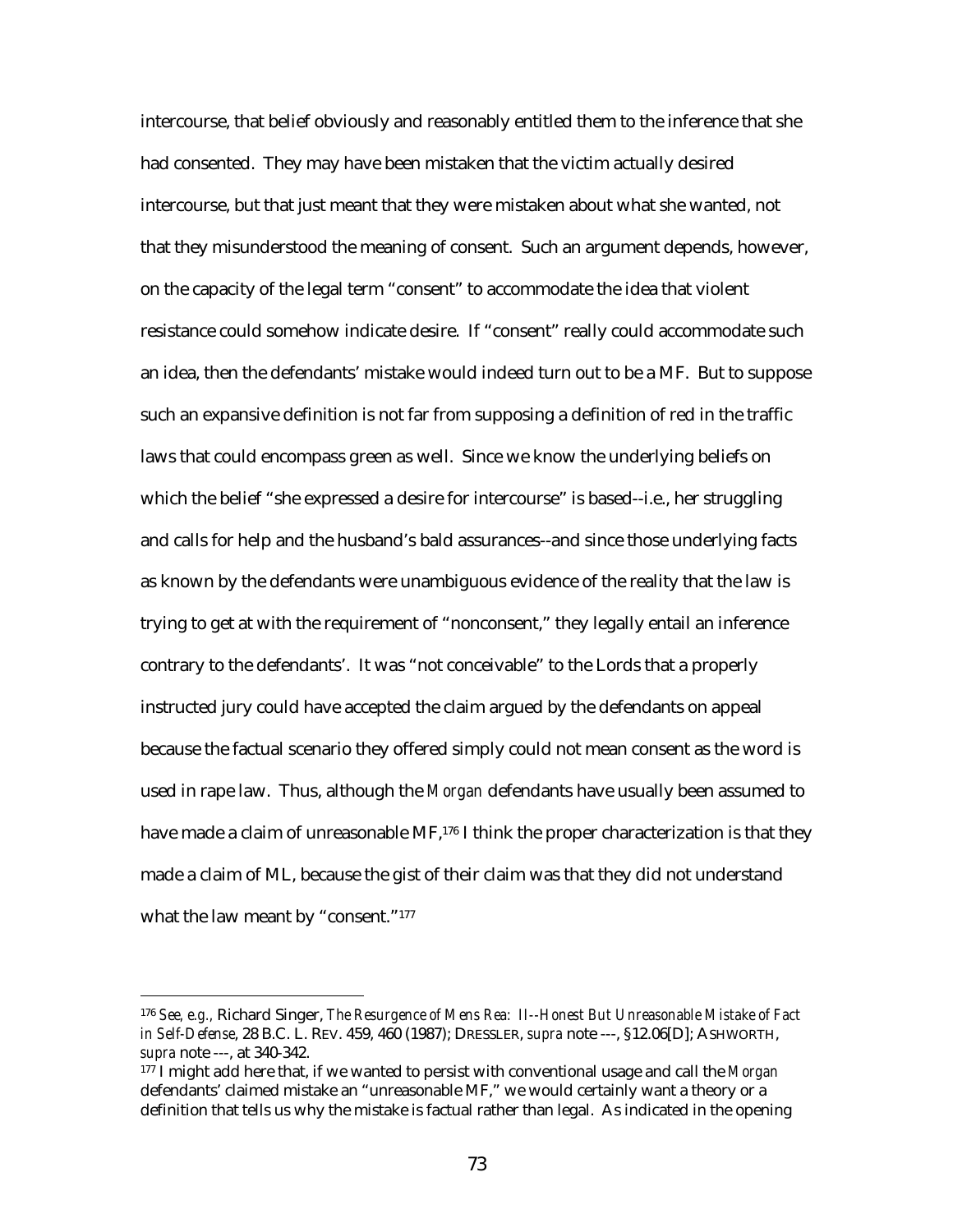intercourse, that belief obviously and reasonably entitled them to the inference that she had consented. They may have been mistaken that the victim actually desired intercourse, but that just meant that they were mistaken about what she wanted, not that they misunderstood the meaning of consent. Such an argument depends, however, on the capacity of the legal term "consent" to accommodate the idea that violent resistance could somehow indicate desire. If "consent" really could accommodate such an idea, then the defendants' mistake would indeed turn out to be a MF. But to suppose such an expansive definition is not far from supposing a definition of red in the traffic laws that could encompass green as well. Since we know the underlying beliefs on which the belief "she expressed a desire for intercourse" is based--i.e., her struggling and calls for help and the husband's bald assurances--and since those underlying facts as known by the defendants were unambiguous evidence of the reality that the law is trying to get at with the requirement of "nonconsent," they legally entail an inference contrary to the defendants'. It was "not conceivable" to the Lords that a properly instructed jury could have accepted the claim argued by the defendants on appeal because the factual scenario they offered simply could not mean consent as the word is used in rape law. Thus, although the *Morgan* defendants have usually been assumed to have made a claim of unreasonable MF,[176] I think the proper characterization is that they made a claim of ML, because the gist of their claim was that they did not understand what the law meant by "consent."[177]

---

[176] *See, e.g.,* Richard Singer, *The Resurgence of Mens Rea: II--Honest But Unreasonable Mistake of Fact in Self-Defense*, 28 B.C. L. REV. 459, 460 (1987); DRESSLER, *supra* note ---, §12.06[D]; ASHWORTH, *supra* note ---, at 340-342.

[177] I might add here that, if we wanted to persist with conventional usage and call the *Morgan* defendants' claimed mistake an "unreasonable MF," we would certainly want a theory or a definition that tells us why the mistake is factual rather than legal. As indicated in the opening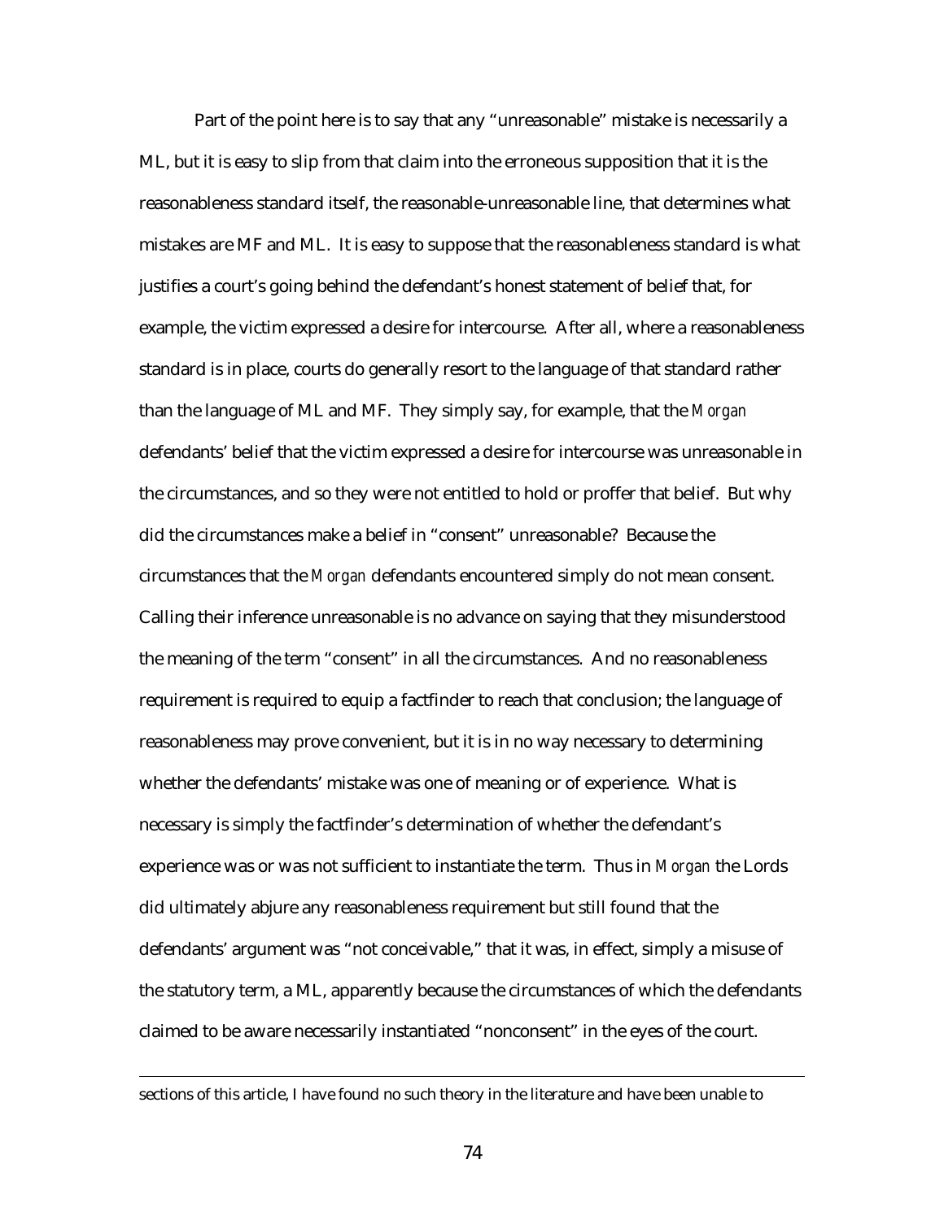Part of the point here is to say that any "unreasonable" mistake is necessarily a ML, but it is easy to slip from that claim into the erroneous supposition that it is the reasonableness standard itself, the reasonable-unreasonable line, that determines what mistakes are MF and ML. It is easy to suppose that the reasonableness standard is what justifies a court's going behind the defendant's honest statement of belief that, for example, the victim expressed a desire for intercourse. After all, where a reasonableness standard is in place, courts do generally resort to the language of that standard rather than the language of ML and MF. They simply say, for example, that the *Morgan* defendants' belief that the victim expressed a desire for intercourse was unreasonable in the circumstances, and so they were not entitled to hold or proffer that belief. But why did the circumstances make a belief in "consent" unreasonable? Because the circumstances that the *Morgan* defendants encountered simply do not mean consent. Calling their inference unreasonable is no advance on saying that they misunderstood the meaning of the term "consent" in all the circumstances. And no reasonableness requirement is required to equip a factfinder to reach that conclusion; the language of reasonableness may prove convenient, but it is in no way necessary to determining whether the defendants' mistake was one of meaning or of experience. What is necessary is simply the factfinder's determination of whether the defendant's experience was or was not sufficient to instantiate the term. Thus in *Morgan* the Lords did ultimately abjure any reasonableness requirement but still found that the defendants' argument was "not conceivable," that it was, in effect, simply a misuse of the statutory term, a ML, apparently because the circumstances of which the defendants claimed to be aware necessarily instantiated "nonconsent" in the eyes of the court.

sections of this article, I have found no such theory in the literature and have been unable to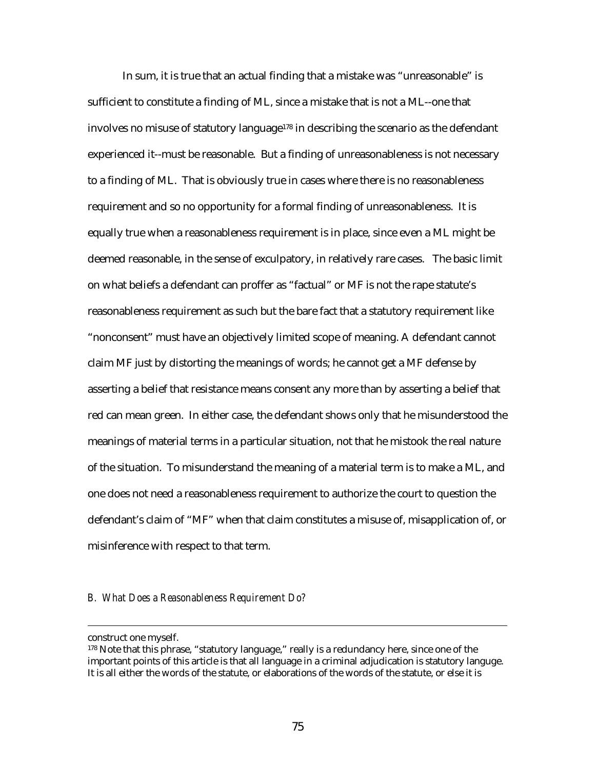In sum, it is true that an actual finding that a mistake was "unreasonable" is sufficient to constitute a finding of ML, since a mistake that is not a ML--one that involves no misuse of statutory language[178] in describing the scenario as the defendant experienced it--must be reasonable. But a finding of unreasonableness is not necessary to a finding of ML. That is obviously true in cases where there is no reasonableness requirement and so no opportunity for a formal finding of unreasonableness. It is equally true when a reasonableness requirement is in place, since even a ML might be deemed reasonable, in the sense of exculpatory, in relatively rare cases. The basic limit on what beliefs a defendant can proffer as "factual" or MF is not the rape statute's reasonableness requirement as such but the bare fact that a statutory requirement like "nonconsent" must have an objectively limited scope of meaning. A defendant cannot claim MF just by distorting the meanings of words; he cannot get a MF defense by asserting a belief that resistance means consent any more than by asserting a belief that red can mean green. In either case, the defendant shows only that he misunderstood the meanings of material terms in a particular situation, not that he mistook the real nature of the situation. To misunderstand the meaning of a material term is to make a ML, and one does not need a reasonableness requirement to authorize the court to question the defendant's claim of "MF" when that claim constitutes a misuse of, misapplication of, or misinference with respect to that term.

### *B. What Does a Reasonableness Requirement Do?*

---

construct one myself.

[178] Note that this phrase, "statutory language," really is a redundancy here, since one of the important points of this article is that all language in a criminal adjudication is statutory languge. It is all either the words of the statute, or elaborations of the words of the statute, or else it is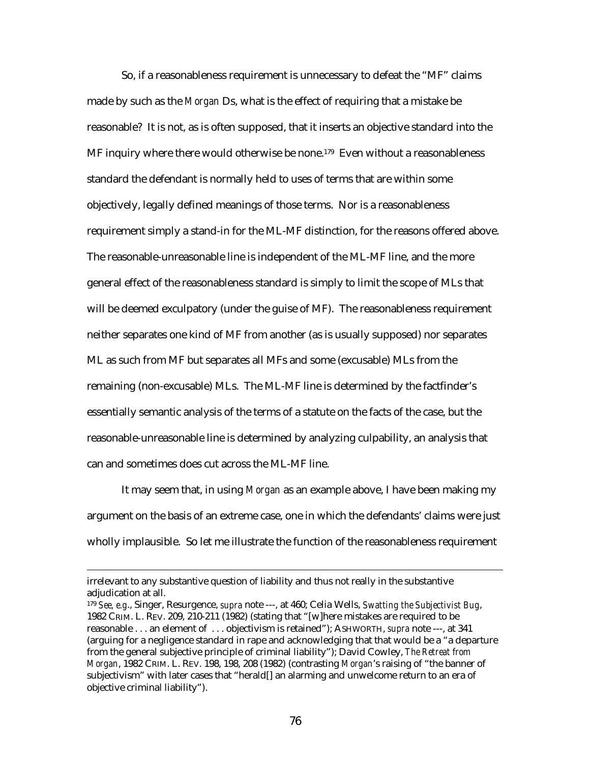So, if a reasonableness requirement is unnecessary to defeat the "MF" claims made by such as the *Morgan* Ds, what is the effect of requiring that a mistake be reasonable? It is not, as is often supposed, that it inserts an objective standard into the MF inquiry where there would otherwise be none.[179] Even without a reasonableness standard the defendant is normally held to uses of terms that are within some objectively, legally defined meanings of those terms. Nor is a reasonableness requirement simply a stand-in for the ML-MF distinction, for the reasons offered above. The reasonable-unreasonable line is independent of the ML-MF line, and the more general effect of the reasonableness standard is simply to limit the scope of MLs that will be deemed exculpatory (under the guise of MF). The reasonableness requirement neither separates one kind of MF from another (as is usually supposed) nor separates ML as such from MF but separates all MFs and some (excusable) MLs from the remaining (non-excusable) MLs. The ML-MF line is determined by the factfinder's essentially semantic analysis of the terms of a statute on the facts of the case, but the reasonable-unreasonable line is determined by analyzing culpability, an analysis that can and sometimes does cut across the ML-MF line.

It may seem that, in using *Morgan* as an example above, I have been making my argument on the basis of an extreme case, one in which the defendants' claims were just wholly implausible. So let me illustrate the function of the reasonableness requirement

---

irrelevant to any substantive question of liability and thus not really in the substantive adjudication at all.

[179] *See, e.g.*, Singer, Resurgence, *supra* note ---, at 460; Celia Wells, *Swatting the Subjectivist Bug*, 1982 CRIM. L. REV. 209, 210-211 (1982) (stating that "[w]here mistakes are required to be reasonable . . . an element of . . . objectivism is retained"); ASHWORTH, *supra* note ---, at 341 (arguing for a negligence standard in rape and acknowledging that that would be a "a departure from the general subjective principle of criminal liability"); David Cowley, *The Retreat from Morgan*, 1982 CRIM. L. REV. 198, 198, 208 (1982) (contrasting *Morgan*'s raising of "the banner of subjectivism" with later cases that "herald[] an alarming and unwelcome return to an era of objective criminal liability").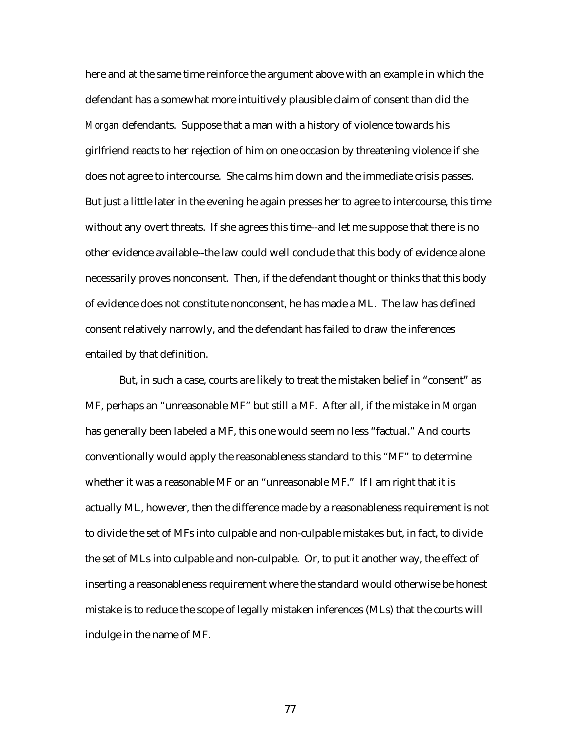here and at the same time reinforce the argument above with an example in which the defendant has a somewhat more intuitively plausible claim of consent than did the *Morgan* defendants. Suppose that a man with a history of violence towards his girlfriend reacts to her rejection of him on one occasion by threatening violence if she does not agree to intercourse. She calms him down and the immediate crisis passes. But just a little later in the evening he again presses her to agree to intercourse, this time without any overt threats. If she agrees this time--and let me suppose that there is no other evidence available--the law could well conclude that this body of evidence alone necessarily proves nonconsent. Then, if the defendant thought or thinks that this body of evidence does not constitute nonconsent, he has made a ML. The law has defined consent relatively narrowly, and the defendant has failed to draw the inferences entailed by that definition.

But, in such a case, courts are likely to treat the mistaken belief in "consent" as MF, perhaps an "unreasonable MF" but still a MF. After all, if the mistake in *Morgan* has generally been labeled a MF, this one would seem no less "factual." And courts conventionally would apply the reasonableness standard to this "MF" to determine whether it was a reasonable MF or an "unreasonable MF." If I am right that it is actually ML, however, then the difference made by a reasonableness requirement is not to divide the set of MFs into culpable and non-culpable mistakes but, in fact, to divide the set of MLs into culpable and non-culpable. Or, to put it another way, the effect of inserting a reasonableness requirement where the standard would otherwise be honest mistake is to reduce the scope of legally mistaken inferences (MLs) that the courts will indulge in the name of MF.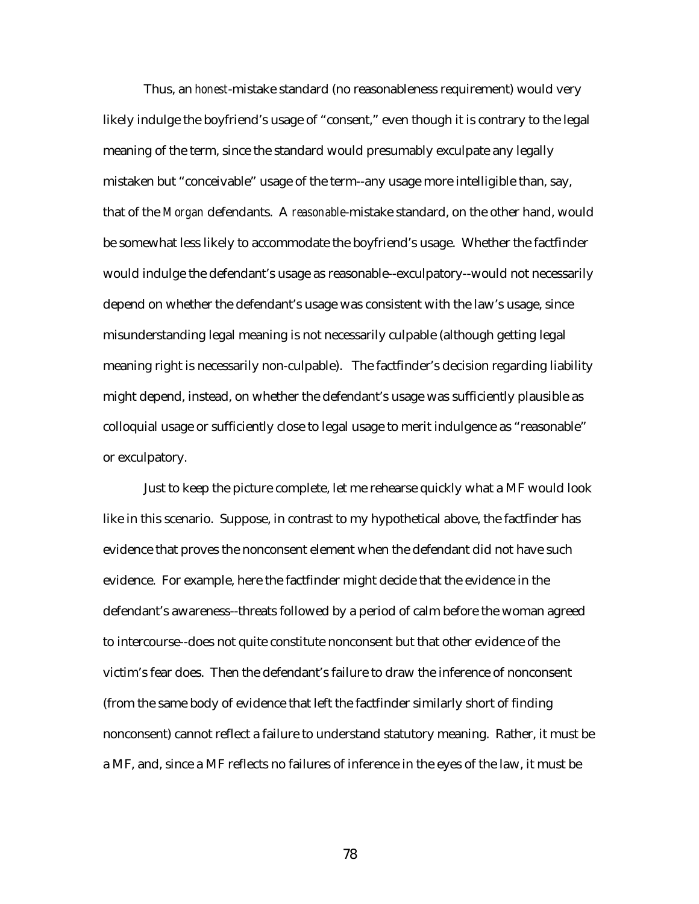Thus, an *honest*-mistake standard (no reasonableness requirement) would very likely indulge the boyfriend's usage of "consent," even though it is contrary to the legal meaning of the term, since the standard would presumably exculpate any legally mistaken but "conceivable" usage of the term--any usage more intelligible than, say, that of the *Morgan* defendants. A *reasonable*-mistake standard, on the other hand, would be somewhat less likely to accommodate the boyfriend's usage. Whether the factfinder would indulge the defendant's usage as reasonable--exculpatory--would not necessarily depend on whether the defendant's usage was consistent with the law's usage, since misunderstanding legal meaning is not necessarily culpable (although getting legal meaning right is necessarily non-culpable). The factfinder's decision regarding liability might depend, instead, on whether the defendant's usage was sufficiently plausible as colloquial usage or sufficiently close to legal usage to merit indulgence as "reasonable" or exculpatory.

Just to keep the picture complete, let me rehearse quickly what a MF would look like in this scenario. Suppose, in contrast to my hypothetical above, the factfinder has evidence that proves the nonconsent element when the defendant did not have such evidence. For example, here the factfinder might decide that the evidence in the defendant's awareness--threats followed by a period of calm before the woman agreed to intercourse--does not quite constitute nonconsent but that other evidence of the victim's fear does. Then the defendant's failure to draw the inference of nonconsent (from the same body of evidence that left the factfinder similarly short of finding nonconsent) cannot reflect a failure to understand statutory meaning. Rather, it must be a MF, and, since a MF reflects no failures of inference in the eyes of the law, it must be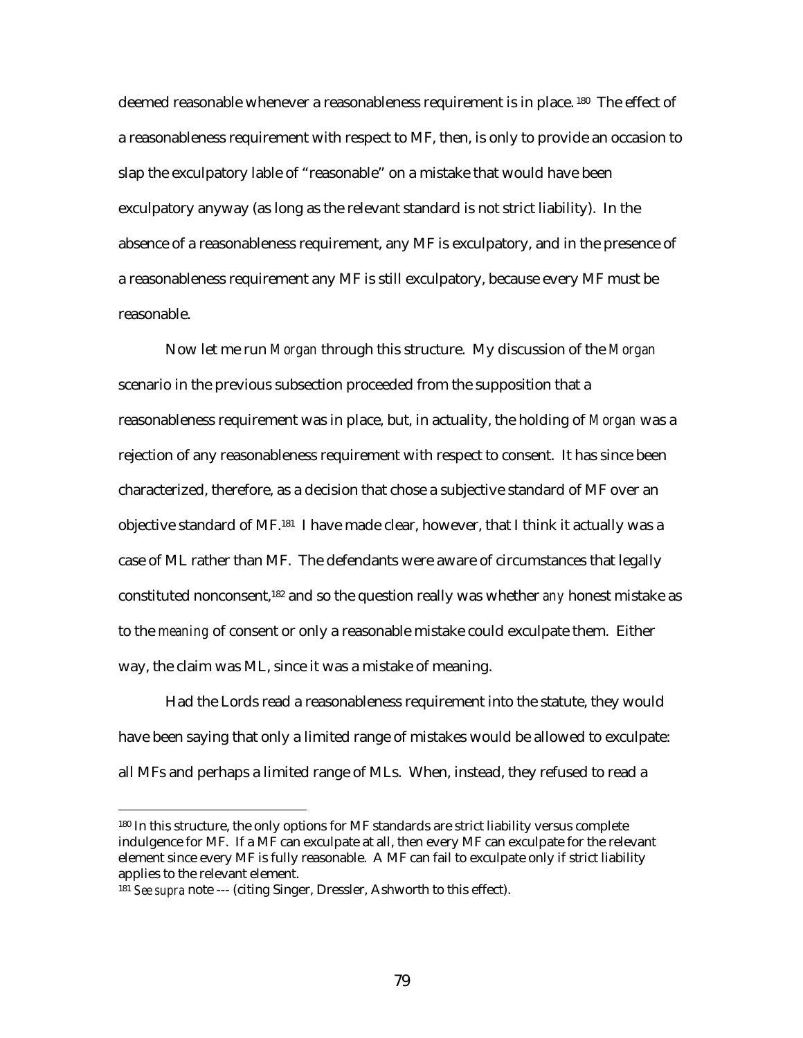deemed reasonable whenever a reasonableness requirement is in place.[180] The effect of a reasonableness requirement with respect to MF, then, is only to provide an occasion to slap the exculpatory lable of "reasonable" on a mistake that would have been exculpatory anyway (as long as the relevant standard is not strict liability). In the absence of a reasonableness requirement, any MF is exculpatory, and in the presence of a reasonableness requirement any MF is still exculpatory, because every MF must be reasonable.

Now let me run *Morgan* through this structure. My discussion of the *Morgan* scenario in the previous subsection proceeded from the supposition that a reasonableness requirement was in place, but, in actuality, the holding of *Morgan* was a rejection of any reasonableness requirement with respect to consent. It has since been characterized, therefore, as a decision that chose a subjective standard of MF over an objective standard of MF.[181] I have made clear, however, that I think it actually was a case of ML rather than MF. The defendants were aware of circumstances that legally constituted nonconsent,[182] and so the question really was whether *any* honest mistake as to the *meaning* of consent or only a reasonable mistake could exculpate them. Either way, the claim was ML, since it was a mistake of meaning.

Had the Lords read a reasonableness requirement into the statute, they would have been saying that only a limited range of mistakes would be allowed to exculpate: all MFs and perhaps a limited range of MLs. When, instead, they refused to read a

---

[180] In this structure, the only options for MF standards are strict liability versus complete indulgence for MF. If a MF can exculpate at all, then every MF can exculpate for the relevant element since every MF is fully reasonable. A MF can fail to exculpate only if strict liability applies to the relevant element.

[181] *See supra* note --- (citing Singer, Dressler, Ashworth to this effect).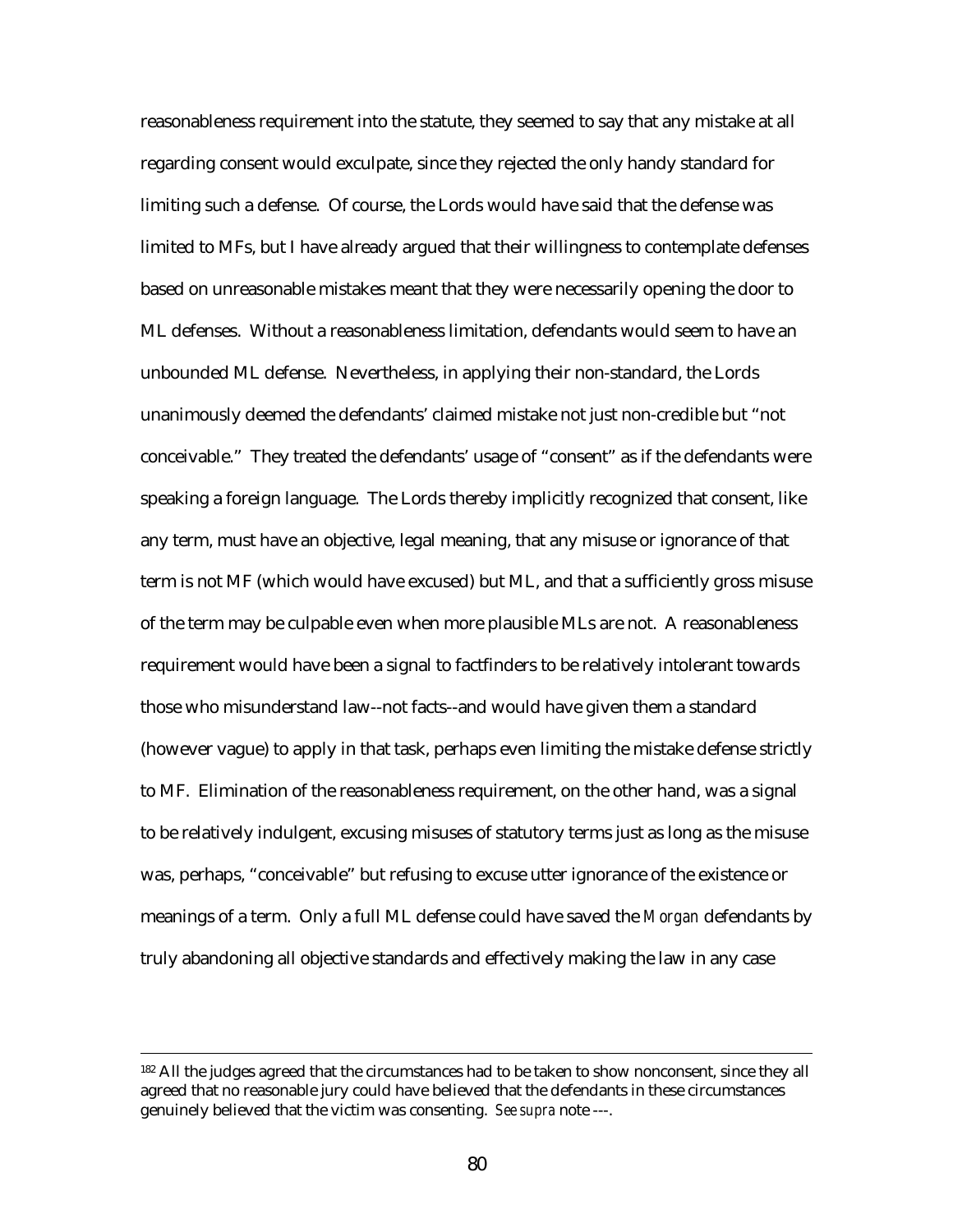reasonableness requirement into the statute, they seemed to say that any mistake at all regarding consent would exculpate, since they rejected the only handy standard for limiting such a defense. Of course, the Lords would have said that the defense was limited to MFs, but I have already argued that their willingness to contemplate defenses based on unreasonable mistakes meant that they were necessarily opening the door to ML defenses. Without a reasonableness limitation, defendants would seem to have an unbounded ML defense. Nevertheless, in applying their non-standard, the Lords unanimously deemed the defendants' claimed mistake not just non-credible but "not conceivable." They treated the defendants' usage of "consent" as if the defendants were speaking a foreign language. The Lords thereby implicitly recognized that consent, like any term, must have an objective, legal meaning, that any misuse or ignorance of that term is not MF (which would have excused) but ML, and that a sufficiently gross misuse of the term may be culpable even when more plausible MLs are not. A reasonableness requirement would have been a signal to factfinders to be relatively intolerant towards those who misunderstand law--not facts--and would have given them a standard (however vague) to apply in that task, perhaps even limiting the mistake defense strictly to MF. Elimination of the reasonableness requirement, on the other hand, was a signal to be relatively indulgent, excusing misuses of statutory terms just as long as the misuse was, perhaps, "conceivable" but refusing to excuse utter ignorance of the existence or meanings of a term. Only a full ML defense could have saved the *Morgan* defendants by truly abandoning all objective standards and effectively making the law in any case

---

[182] All the judges agreed that the circumstances had to be taken to show nonconsent, since they all agreed that no reasonable jury could have believed that the defendants in these circumstances genuinely believed that the victim was consenting. *See supra* note ---.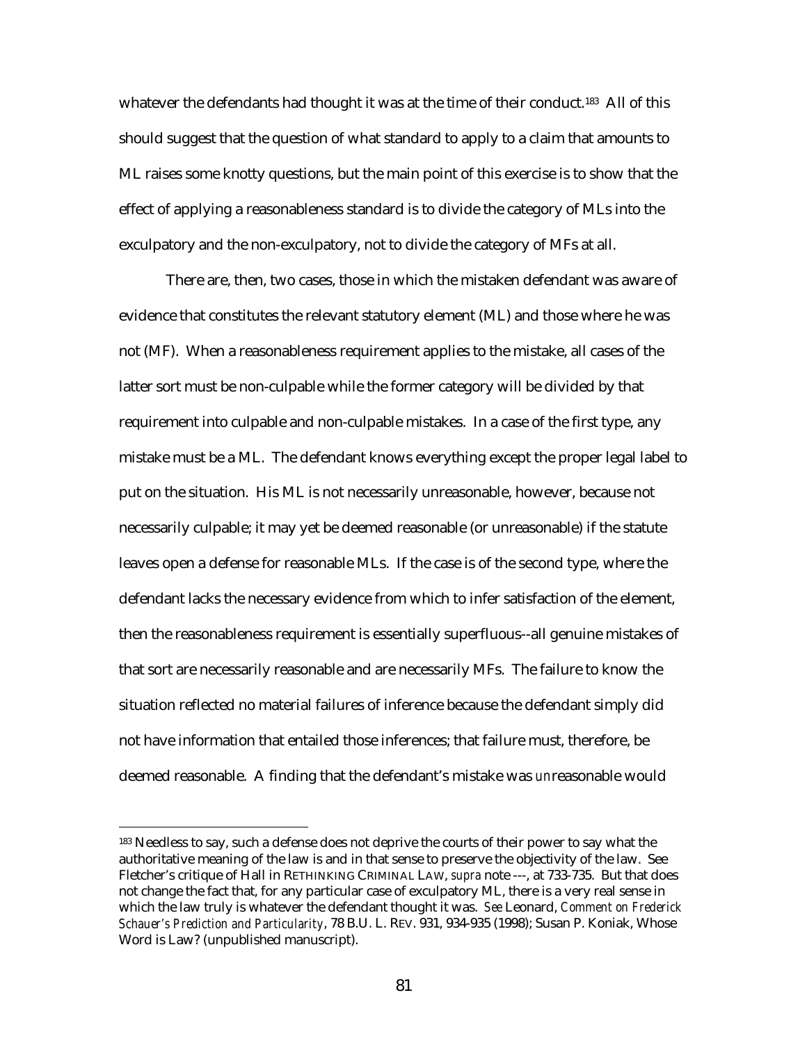whatever the defendants had thought it was at the time of their conduct.[183] All of this should suggest that the question of what standard to apply to a claim that amounts to ML raises some knotty questions, but the main point of this exercise is to show that the effect of applying a reasonableness standard is to divide the category of MLs into the exculpatory and the non-exculpatory, not to divide the category of MFs at all.

There are, then, two cases, those in which the mistaken defendant was aware of evidence that constitutes the relevant statutory element (ML) and those where he was not (MF). When a reasonableness requirement applies to the mistake, all cases of the latter sort must be non-culpable while the former category will be divided by that requirement into culpable and non-culpable mistakes. In a case of the first type, any mistake must be a ML. The defendant knows everything except the proper legal label to put on the situation. His ML is not necessarily unreasonable, however, because not necessarily culpable; it may yet be deemed reasonable (or unreasonable) if the statute leaves open a defense for reasonable MLs. If the case is of the second type, where the defendant lacks the necessary evidence from which to infer satisfaction of the element, then the reasonableness requirement is essentially superfluous--all genuine mistakes of that sort are necessarily reasonable and are necessarily MFs. The failure to know the situation reflected no material failures of inference because the defendant simply did not have information that entailed those inferences; that failure must, therefore, be deemed reasonable. A finding that the defendant's mistake was *un*reasonable would

---

[183] Needless to say, such a defense does not deprive the courts of their power to say what the authoritative meaning of the law is and in that sense to preserve the objectivity of the law. See Fletcher's critique of Hall in RETHINKING CRIMINAL LAW, *supra* note ---, at 733-735. But that does not change the fact that, for any particular case of exculpatory ML, there is a very real sense in which the law truly is whatever the defendant thought it was. *See* Leonard, *Comment on Frederick Schauer's Prediction and Particularity*, 78 B.U. L. REV. 931, 934-935 (1998); Susan P. Koniak, Whose Word is Law? (unpublished manuscript).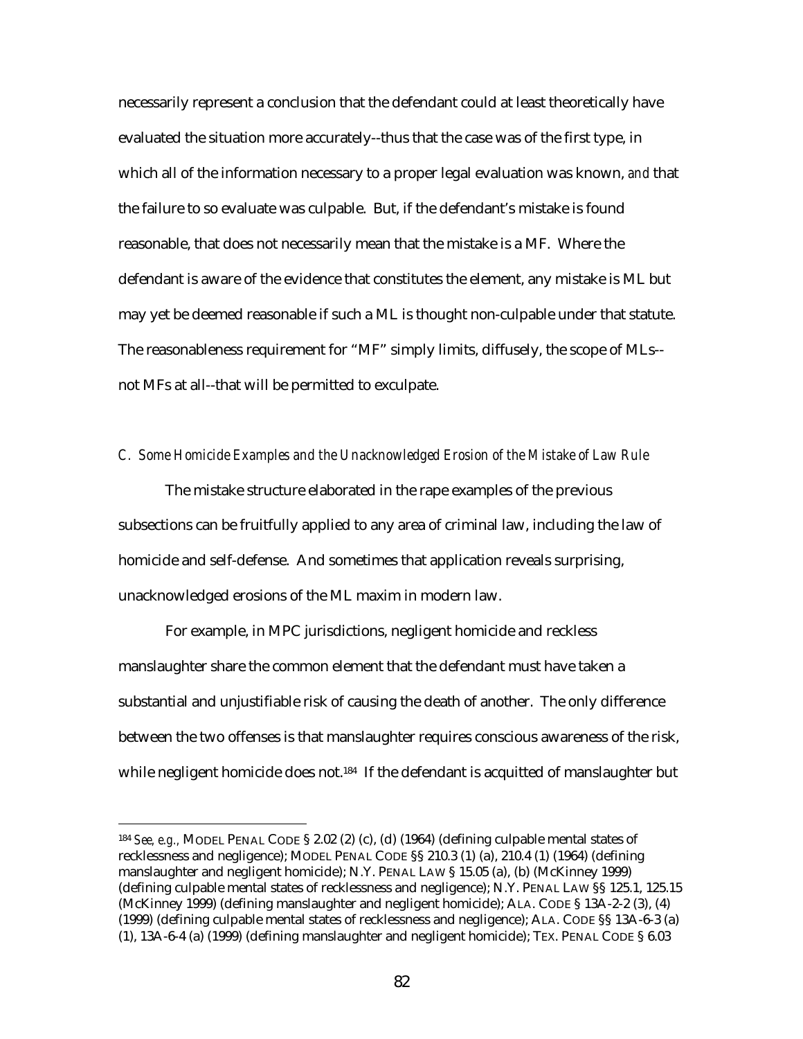necessarily represent a conclusion that the defendant could at least theoretically have evaluated the situation more accurately--thus that the case was of the first type, in which all of the information necessary to a proper legal evaluation was known, *and* that the failure to so evaluate was culpable. But, if the defendant's mistake is found reasonable, that does not necessarily mean that the mistake is a MF. Where the defendant is aware of the evidence that constitutes the element, any mistake is ML but may yet be deemed reasonable if such a ML is thought non-culpable under that statute. The reasonableness requirement for "MF" simply limits, diffusely, the scope of MLs--not MFs at all--that will be permitted to exculpate.

### *C. Some Homicide Examples and the Unacknowledged Erosion of the Mistake of Law Rule*

The mistake structure elaborated in the rape examples of the previous subsections can be fruitfully applied to any area of criminal law, including the law of homicide and self-defense. And sometimes that application reveals surprising, unacknowledged erosions of the ML maxim in modern law.

For example, in MPC jurisdictions, negligent homicide and reckless manslaughter share the common element that the defendant must have taken a substantial and unjustifiable risk of causing the death of another. The only difference between the two offenses is that manslaughter requires conscious awareness of the risk, while negligent homicide does not.[184] If the defendant is acquitted of manslaughter but

---

[184] *See, e.g.*, MODEL PENAL CODE § 2.02 (2) (c), (d) (1964) (defining culpable mental states of recklessness and negligence); MODEL PENAL CODE §§ 210.3 (1) (a), 210.4 (1) (1964) (defining manslaughter and negligent homicide); N.Y. PENAL LAW § 15.05 (a), (b) (McKinney 1999) (defining culpable mental states of recklessness and negligence); N.Y. PENAL LAW §§ 125.1, 125.15 (McKinney 1999) (defining manslaughter and negligent homicide); ALA. CODE § 13A-2-2 (3), (4) (1999) (defining culpable mental states of recklessness and negligence); ALA. CODE §§ 13A-6-3 (a) (1), 13A-6-4 (a) (1999) (defining manslaughter and negligent homicide); TEX. PENAL CODE § 6.03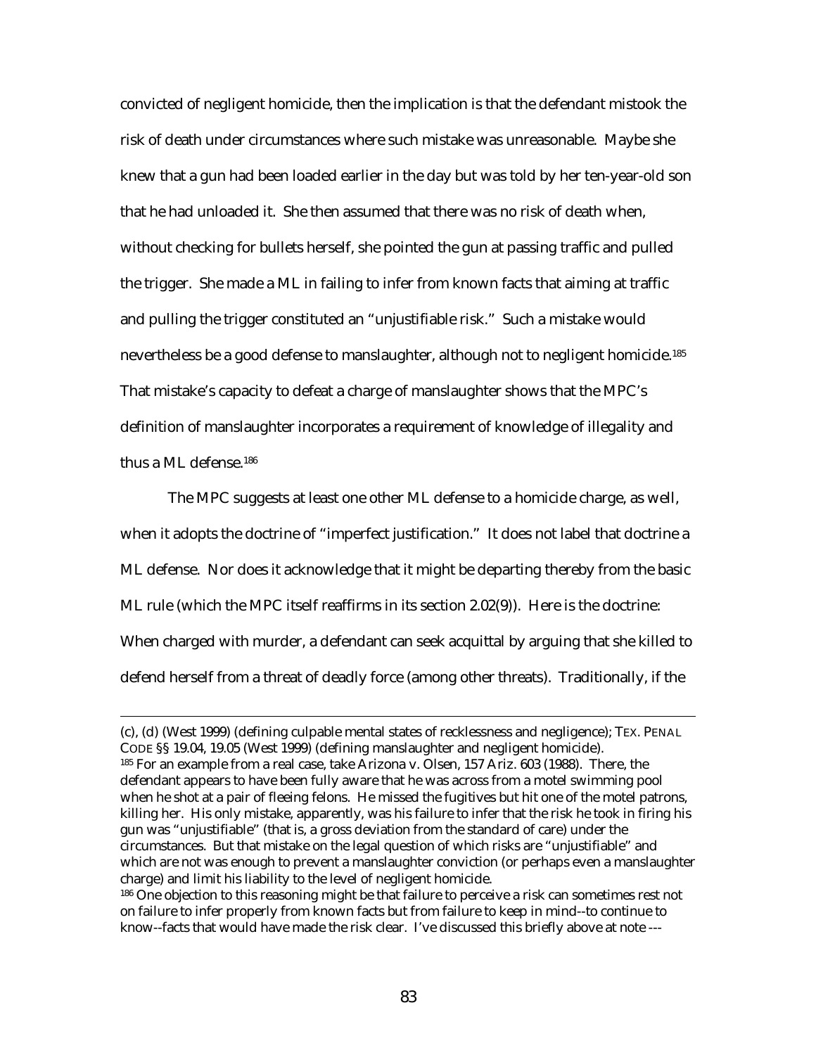convicted of negligent homicide, then the implication is that the defendant mistook the risk of death under circumstances where such mistake was unreasonable. Maybe she knew that a gun had been loaded earlier in the day but was told by her ten-year-old son that he had unloaded it. She then assumed that there was no risk of death when, without checking for bullets herself, she pointed the gun at passing traffic and pulled the trigger. She made a ML in failing to infer from known facts that aiming at traffic and pulling the trigger constituted an "unjustifiable risk." Such a mistake would nevertheless be a good defense to manslaughter, although not to negligent homicide.[185] That mistake's capacity to defeat a charge of manslaughter shows that the MPC's definition of manslaughter incorporates a requirement of knowledge of illegality and thus a ML defense.[186]

The MPC suggests at least one other ML defense to a homicide charge, as well, when it adopts the doctrine of "imperfect justification." It does not label that doctrine a ML defense. Nor does it acknowledge that it might be departing thereby from the basic ML rule (which the MPC itself reaffirms in its section 2.02(9)). Here is the doctrine: When charged with murder, a defendant can seek acquittal by arguing that she killed to defend herself from a threat of deadly force (among other threats). Traditionally, if the

---

(c), (d) (West 1999) (defining culpable mental states of recklessness and negligence); TEX. PENAL CODE §§ 19.04, 19.05 (West 1999) (defining manslaughter and negligent homicide).

185 For an example from a real case, take Arizona v. Olsen, 157 Ariz. 603 (1988). There, the defendant appears to have been fully aware that he was across from a motel swimming pool when he shot at a pair of fleeing felons. He missed the fugitives but hit one of the motel patrons, killing her. His only mistake, apparently, was his failure to infer that the risk he took in firing his gun was "unjustifiable" (that is, a gross deviation from the standard of care) under the circumstances. But that mistake on the legal question of which risks are "unjustifiable" and which are not was enough to prevent a manslaughter conviction (or perhaps even a manslaughter charge) and limit his liability to the level of negligent homicide.

186 One objection to this reasoning might be that failure to perceive a risk can sometimes rest not on failure to infer properly from known facts but from failure to keep in mind--to continue to know--facts that would have made the risk clear. I've discussed this briefly above at note ---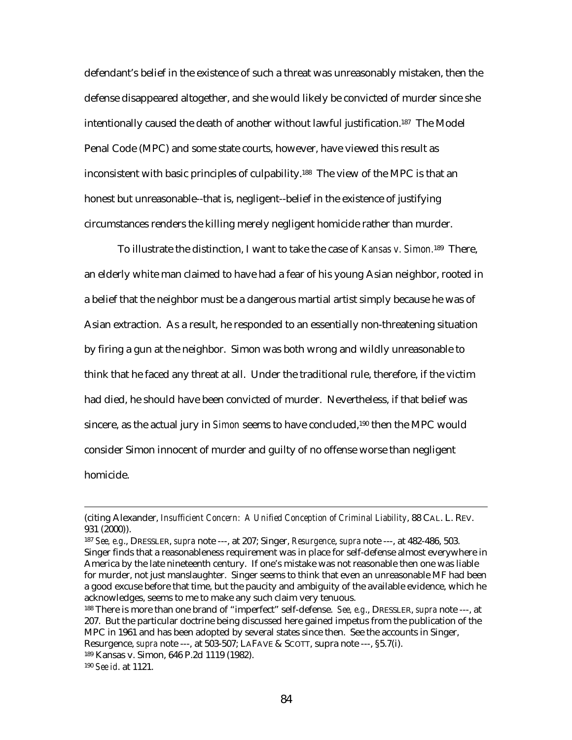defendant's belief in the existence of such a threat was unreasonably mistaken, then the defense disappeared altogether, and she would likely be convicted of murder since she intentionally caused the death of another without lawful justification.[187] The Model Penal Code (MPC) and some state courts, however, have viewed this result as inconsistent with basic principles of culpability.[188] The view of the MPC is that an honest but unreasonable--that is, negligent--belief in the existence of justifying circumstances renders the killing merely negligent homicide rather than murder.

To illustrate the distinction, I want to take the case of *Kansas v. Simon*.[189] There, an elderly white man claimed to have had a fear of his young Asian neighbor, rooted in a belief that the neighbor must be a dangerous martial artist simply because he was of Asian extraction. As a result, he responded to an essentially non-threatening situation by firing a gun at the neighbor. Simon was both wrong and wildly unreasonable to think that he faced any threat at all. Under the traditional rule, therefore, if the victim had died, he should have been convicted of murder. Nevertheless, if that belief was sincere, as the actual jury in *Simon* seems to have concluded,[190] then the MPC would consider Simon innocent of murder and guilty of no offense worse than negligent homicide.

---

(citing Alexander, *Insufficient Concern: A Unified Conception of Criminal Liability*, 88 CAL. L. REV. 931 (2000)).

[187] *See, e.g.*, DRESSLER, *supra* note ---, at 207; Singer, *Resurgence*, *supra* note ---, at 482-486, 503. Singer finds that a reasonableness requirement was in place for self-defense almost everywhere in America by the late nineteenth century. If one's mistake was not reasonable then one was liable for murder, not just manslaughter. Singer seems to think that even an unreasonable MF had been a good excuse before that time, but the paucity and ambiguity of the available evidence, which he acknowledges, seems to me to make any such claim very tenuous.

[188] There is more than one brand of "imperfect" self-defense. *See, e.g.*, DRESSLER, *supra* note ---, at 207. But the particular doctrine being discussed here gained impetus from the publication of the MPC in 1961 and has been adopted by several states since then. See the accounts in Singer, Resurgence, *supra* note ---, at 503-507; LAFAVE & SCOTT, supra note ---, §5.7(i).

[189] Kansas v. Simon, 646 P.2d 1119 (1982).

[190] *See id.* at 1121.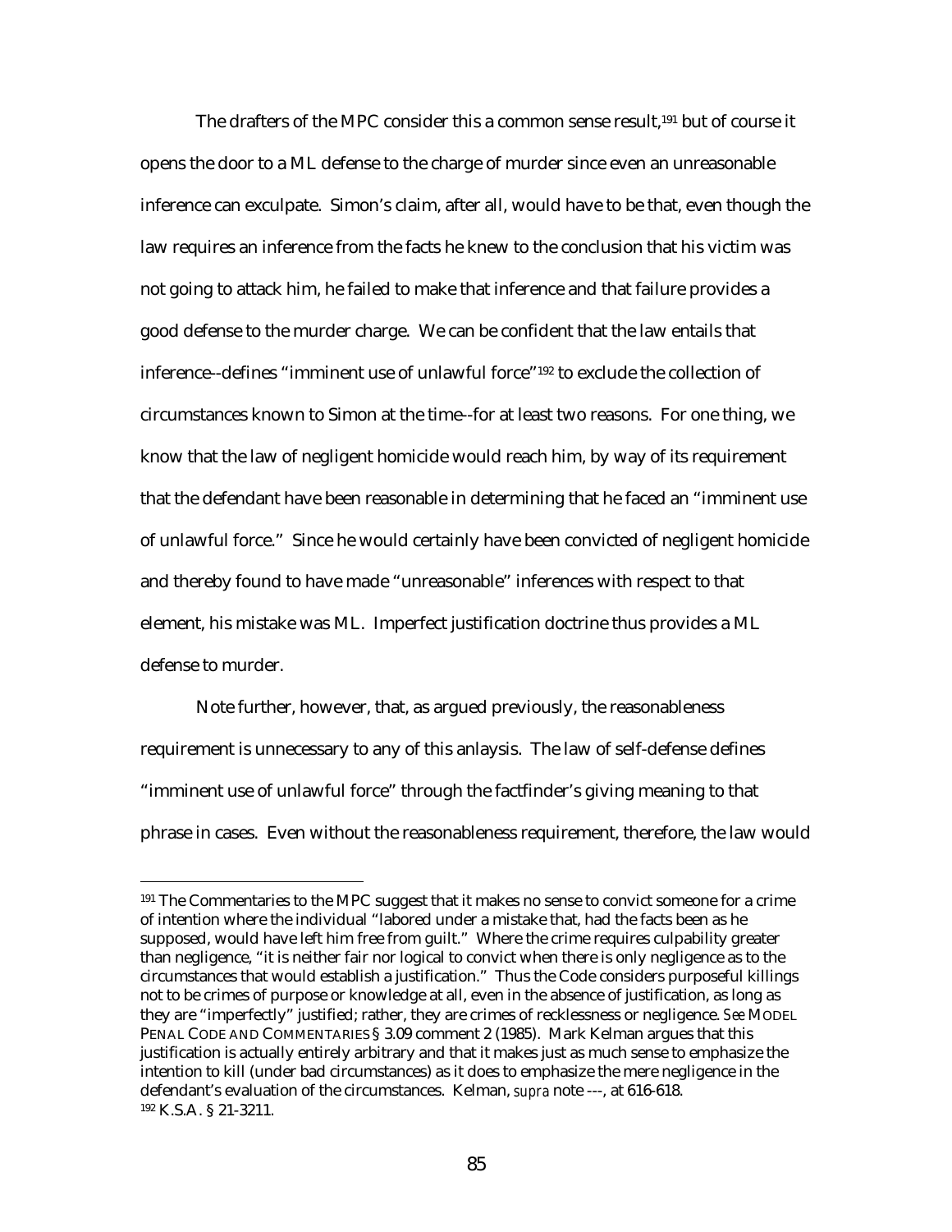The drafters of the MPC consider this a common sense result,[191] but of course it opens the door to a ML defense to the charge of murder since even an unreasonable inference can exculpate. Simon's claim, after all, would have to be that, even though the law requires an inference from the facts he knew to the conclusion that his victim was not going to attack him, he failed to make that inference and that failure provides a good defense to the murder charge. We can be confident that the law entails that inference--defines "imminent use of unlawful force"[192] to exclude the collection of circumstances known to Simon at the time--for at least two reasons. For one thing, we know that the law of negligent homicide would reach him, by way of its requirement that the defendant have been reasonable in determining that he faced an "imminent use of unlawful force." Since he would certainly have been convicted of negligent homicide and thereby found to have made "unreasonable" inferences with respect to that element, his mistake was ML. Imperfect justification doctrine thus provides a ML defense to murder.

Note further, however, that, as argued previously, the reasonableness requirement is unnecessary to any of this anlaysis. The law of self-defense defines "imminent use of unlawful force" through the factfinder's giving meaning to that phrase in cases. Even without the reasonableness requirement, therefore, the law would

---

[191] The Commentaries to the MPC suggest that it makes no sense to convict someone for a crime of intention where the individual "labored under a mistake that, had the facts been as he supposed, would have left him free from guilt." Where the crime requires culpability greater than negligence, "it is neither fair nor logical to convict when there is only negligence as to the circumstances that would establish a justification." Thus the Code considers purposeful killings not to be crimes of purpose or knowledge at all, even in the absence of justification, as long as they are "imperfectly" justified; rather, they are crimes of recklessness or negligence. *See* MODEL PENAL CODE AND COMMENTARIES § 3.09 comment 2 (1985). Mark Kelman argues that this justification is actually entirely arbitrary and that it makes just as much sense to emphasize the intention to kill (under bad circumstances) as it does to emphasize the mere negligence in the defendant's evaluation of the circumstances. Kelman, *supra* note ---, at 616-618.

[192] K.S.A. § 21-3211.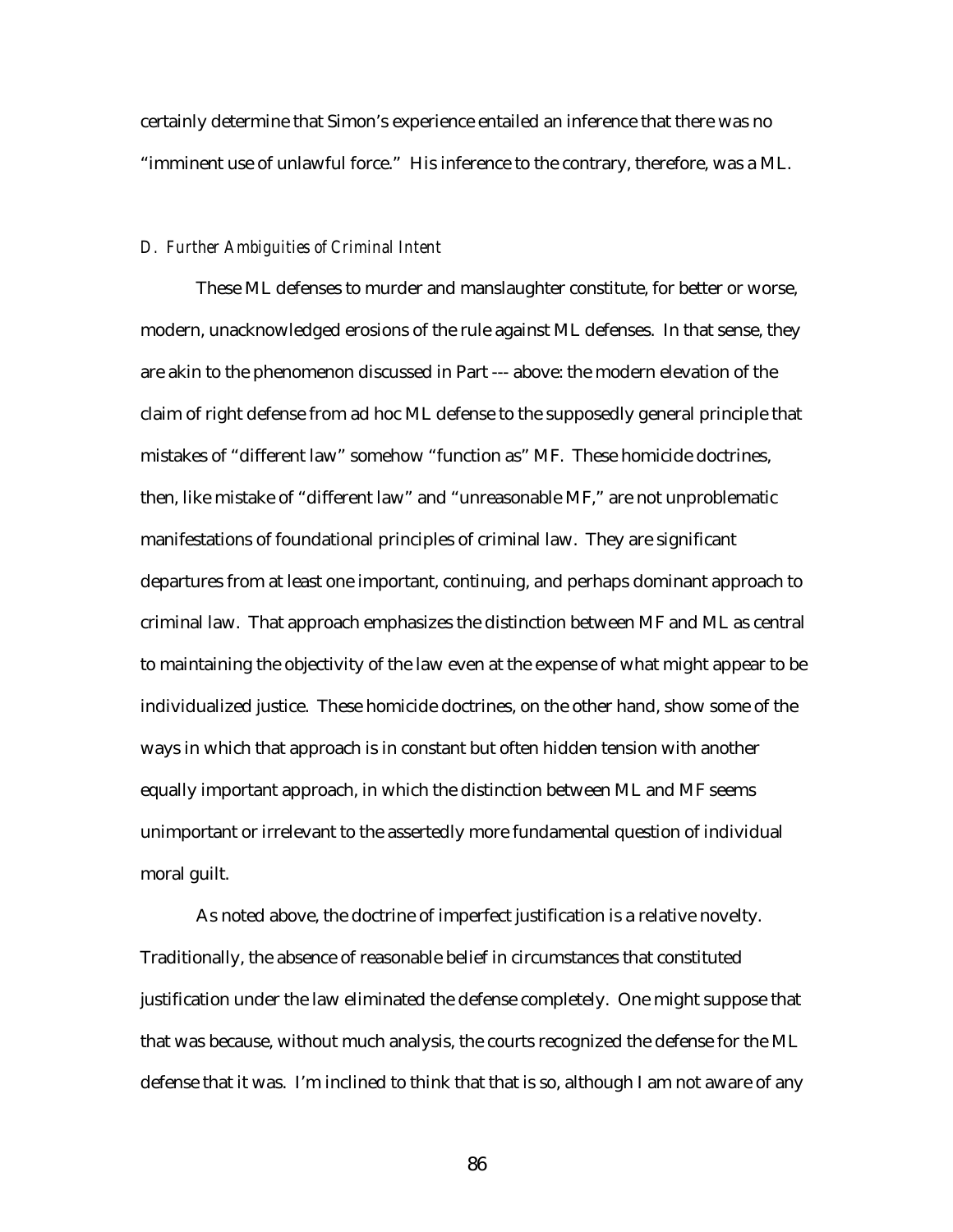certainly determine that Simon's experience entailed an inference that there was no "imminent use of unlawful force." His inference to the contrary, therefore, was a ML.

### *D. Further Ambiguities of Criminal Intent*

These ML defenses to murder and manslaughter constitute, for better or worse, modern, unacknowledged erosions of the rule against ML defenses. In that sense, they are akin to the phenomenon discussed in Part --- above: the modern elevation of the claim of right defense from ad hoc ML defense to the supposedly general principle that mistakes of "different law" somehow "function as" MF. These homicide doctrines, then, like mistake of "different law" and "unreasonable MF," are not unproblematic manifestations of foundational principles of criminal law. They are significant departures from at least one important, continuing, and perhaps dominant approach to criminal law. That approach emphasizes the distinction between MF and ML as central to maintaining the objectivity of the law even at the expense of what might appear to be individualized justice. These homicide doctrines, on the other hand, show some of the ways in which that approach is in constant but often hidden tension with another equally important approach, in which the distinction between ML and MF seems unimportant or irrelevant to the assertedly more fundamental question of individual moral guilt.

As noted above, the doctrine of imperfect justification is a relative novelty. Traditionally, the absence of reasonable belief in circumstances that constituted justification under the law eliminated the defense completely. One might suppose that that was because, without much analysis, the courts recognized the defense for the ML defense that it was. I'm inclined to think that that is so, although I am not aware of any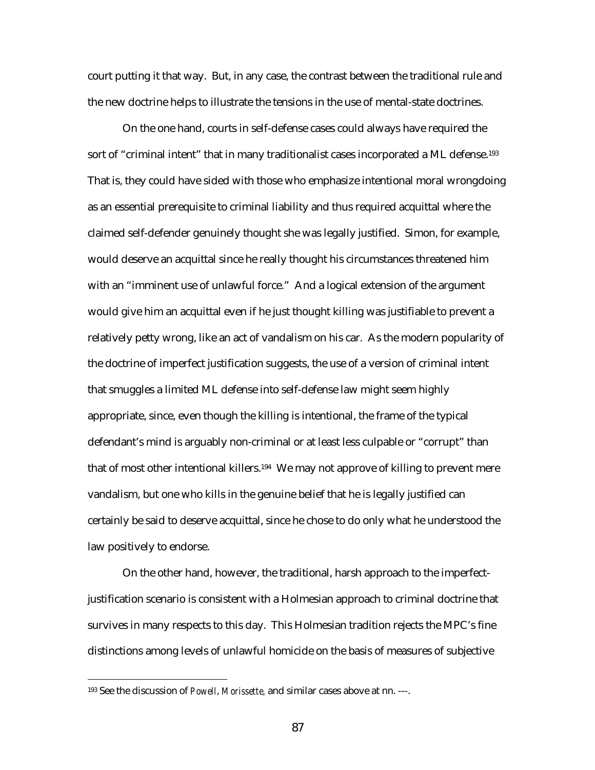court putting it that way. But, in any case, the contrast between the traditional rule and the new doctrine helps to illustrate the tensions in the use of mental-state doctrines.

On the one hand, courts in self-defense cases could always have required the sort of "criminal intent" that in many traditionalist cases incorporated a ML defense.[193] That is, they could have sided with those who emphasize intentional moral wrongdoing as an essential prerequisite to criminal liability and thus required acquittal where the claimed self-defender genuinely thought she was legally justified. Simon, for example, would deserve an acquittal since he really thought his circumstances threatened him with an "imminent use of unlawful force." And a logical extension of the argument would give him an acquittal even if he just thought killing was justifiable to prevent a relatively petty wrong, like an act of vandalism on his car. As the modern popularity of the doctrine of imperfect justification suggests, the use of a version of criminal intent that smuggles a limited ML defense into self-defense law might seem highly appropriate, since, even though the killing is intentional, the frame of the typical defendant's mind is arguably non-criminal or at least less culpable or "corrupt" than that of most other intentional killers.[194] We may not approve of killing to prevent mere vandalism, but one who kills in the genuine belief that he is legally justified can certainly be said to deserve acquittal, since he chose to do only what he understood the law positively to endorse.

On the other hand, however, the traditional, harsh approach to the imperfect-justification scenario is consistent with a Holmesian approach to criminal doctrine that survives in many respects to this day. This Holmesian tradition rejects the MPC's fine distinctions among levels of unlawful homicide on the basis of measures of subjective

[193] See the discussion of *Powell*, *Morissette*, and similar cases above at nn. ---.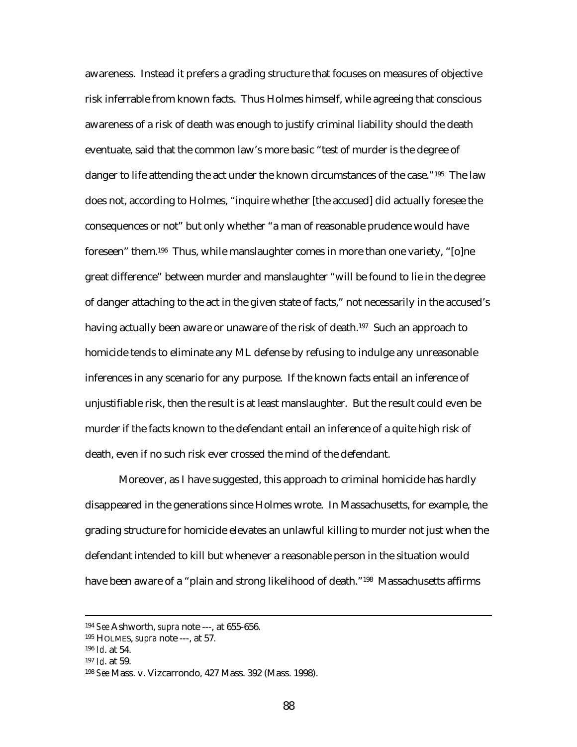awareness. Instead it prefers a grading structure that focuses on measures of objective risk inferrable from known facts. Thus Holmes himself, while agreeing that conscious awareness of a risk of death was enough to justify criminal liability should the death eventuate, said that the common law's more basic "test of murder is the degree of danger to life attending the act under the known circumstances of the case."[195] The law does not, according to Holmes, "inquire whether [the accused] did actually foresee the consequences or not" but only whether "a man of reasonable prudence would have foreseen" them.[196] Thus, while manslaughter comes in more than one variety, "[o]ne great difference" between murder and manslaughter "will be found to lie in the degree of danger attaching to the act in the given state of facts," not necessarily in the accused's having actually been aware or unaware of the risk of death.[197] Such an approach to homicide tends to eliminate any ML defense by refusing to indulge any unreasonable inferences in any scenario for any purpose. If the known facts entail an inference of unjustifiable risk, then the result is at least manslaughter. But the result could even be murder if the facts known to the defendant entail an inference of a quite high risk of death, even if no such risk ever crossed the mind of the defendant.

Moreover, as I have suggested, this approach to criminal homicide has hardly disappeared in the generations since Holmes wrote. In Massachusetts, for example, the grading structure for homicide elevates an unlawful killing to murder not just when the defendant intended to kill but whenever a reasonable person in the situation would have been aware of a "plain and strong likelihood of death."[198] Massachusetts affirms

---

[194] *See* Ashworth, *supra* note ---, at 655-656.

[195] HOLMES, *supra* note ---, at 57.

[196] *Id*. at 54.

[197] *Id*. at 59.

[198] *See* Mass. v. Vizcarrondo, 427 Mass. 392 (Mass. 1998).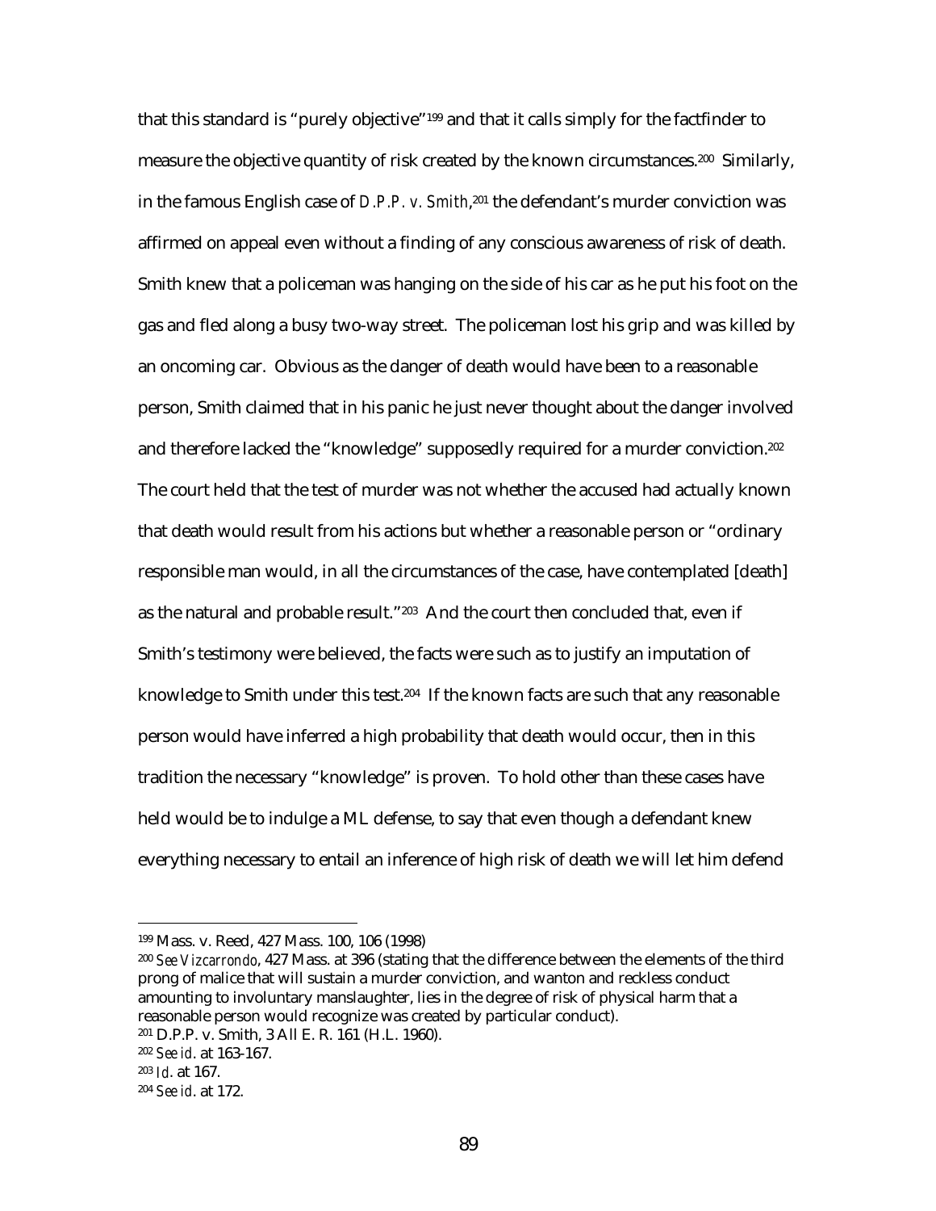that this standard is "purely objective"[199] and that it calls simply for the factfinder to measure the objective quantity of risk created by the known circumstances.[200] Similarly, in the famous English case of *D.P.P. v. Smith*,[201] the defendant's murder conviction was affirmed on appeal even without a finding of any conscious awareness of risk of death. Smith knew that a policeman was hanging on the side of his car as he put his foot on the gas and fled along a busy two-way street. The policeman lost his grip and was killed by an oncoming car. Obvious as the danger of death would have been to a reasonable person, Smith claimed that in his panic he just never thought about the danger involved and therefore lacked the "knowledge" supposedly required for a murder conviction.[202] The court held that the test of murder was not whether the accused had actually known that death would result from his actions but whether a reasonable person or "ordinary responsible man would, in all the circumstances of the case, have contemplated [death] as the natural and probable result."[203] And the court then concluded that, even if Smith's testimony were believed, the facts were such as to justify an imputation of knowledge to Smith under this test.[204] If the known facts are such that any reasonable person would have inferred a high probability that death would occur, then in this tradition the necessary "knowledge" is proven. To hold other than these cases have held would be to indulge a ML defense, to say that even though a defendant knew everything necessary to entail an inference of high risk of death we will let him defend

---

[199] Mass. v. Reed, 427 Mass. 100, 106 (1998)

[200] *See Vizcarrondo*, 427 Mass. at 396 (stating that the difference between the elements of the third prong of malice that will sustain a murder conviction, and wanton and reckless conduct amounting to involuntary manslaughter, lies in the degree of risk of physical harm that a reasonable person would recognize was created by particular conduct).

[201] D.P.P. v. Smith, 3 All E. R. 161 (H.L. 1960).

[202] *See id*. at 163-167.

[203] *Id*. at 167.

[204] *See id*. at 172.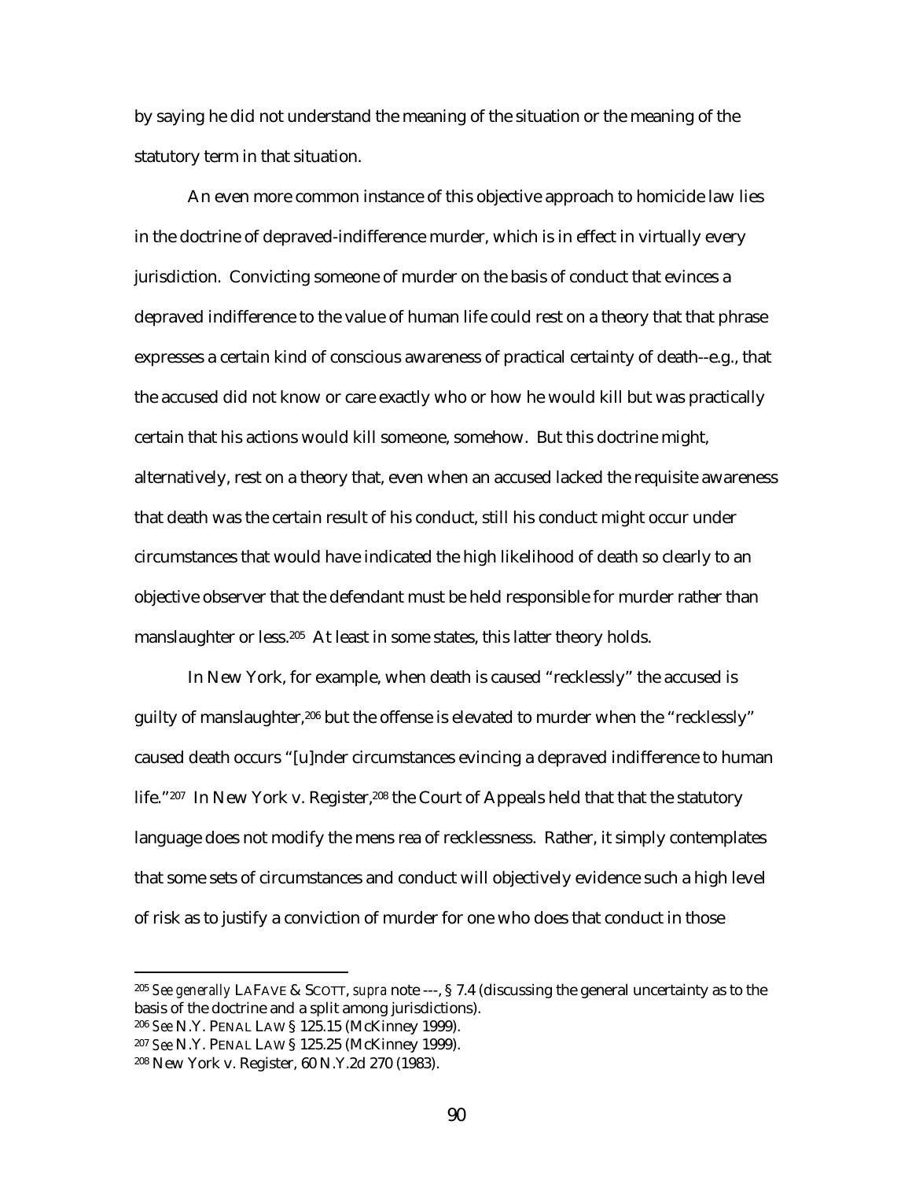by saying he did not understand the meaning of the situation or the meaning of the statutory term in that situation.

An even more common instance of this objective approach to homicide law lies in the doctrine of depraved-indifference murder, which is in effect in virtually every jurisdiction. Convicting someone of murder on the basis of conduct that evinces a depraved indifference to the value of human life could rest on a theory that that phrase expresses a certain kind of conscious awareness of practical certainty of death--e.g., that the accused did not know or care exactly who or how he would kill but was practically certain that his actions would kill someone, somehow. But this doctrine might, alternatively, rest on a theory that, even when an accused lacked the requisite awareness that death was the certain result of his conduct, still his conduct might occur under circumstances that would have indicated the high likelihood of death so clearly to an objective observer that the defendant must be held responsible for murder rather than manslaughter or less.[205] At least in some states, this latter theory holds.

In New York, for example, when death is caused "recklessly" the accused is guilty of manslaughter,[206] but the offense is elevated to murder when the "recklessly" caused death occurs "[u]nder circumstances evincing a depraved indifference to human life."[207] In New York v. Register,[208] the Court of Appeals held that that the statutory language does not modify the mens rea of recklessness. Rather, it simply contemplates that some sets of circumstances and conduct will objectively evidence such a high level of risk as to justify a conviction of murder for one who does that conduct in those

---

[205] *See generally* LAFAVE & SCOTT, *supra* note ---, § 7.4 (discussing the general uncertainty as to the basis of the doctrine and a split among jurisdictions).

[206] *See* N.Y. PENAL LAW § 125.15 (McKinney 1999).

[207] *See* N.Y. PENAL LAW § 125.25 (McKinney 1999).

[208] New York v. Register, 60 N.Y.2d 270 (1983).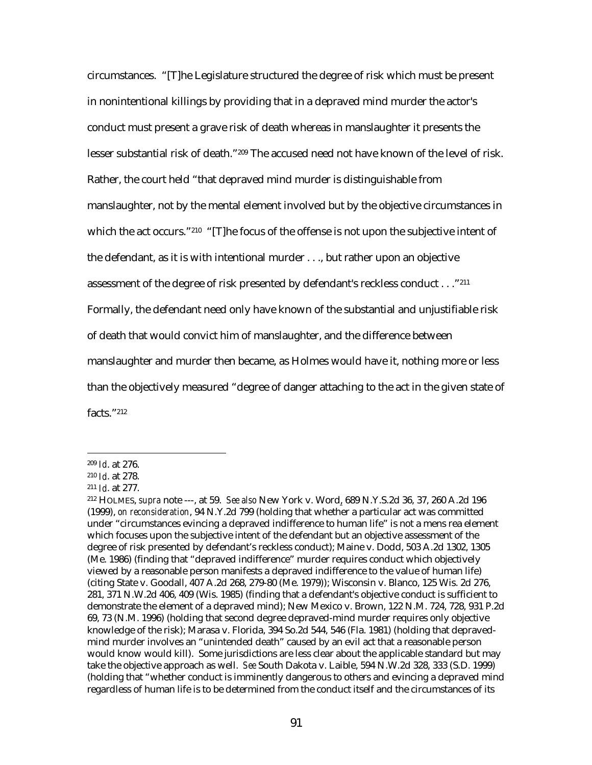circumstances. "[T]he Legislature structured the degree of risk which must be present in nonintentional killings by providing that in a depraved mind murder the actor's conduct must present a grave risk of death whereas in manslaughter it presents the lesser substantial risk of death."[209] The accused need not have known of the level of risk. Rather, the court held "that depraved mind murder is distinguishable from manslaughter, not by the mental element involved but by the objective circumstances in which the act occurs."[210] "[T]he focus of the offense is not upon the subjective intent of the defendant, as it is with intentional murder . . ., but rather upon an objective assessment of the degree of risk presented by defendant's reckless conduct . . ."[211] Formally, the defendant need only have known of the substantial and unjustifiable risk of death that would convict him of manslaughter, and the difference between manslaughter and murder then became, as Holmes would have it, nothing more or less than the objectively measured "degree of danger attaching to the act in the given state of facts."[212]

---

[209] *Id*. at 276.

[210] *Id*. at 278.

[211] *Id*. at 277.

[212] HOLMES, *supra* note ---, at 59. *See also* New York v. Word, 689 N.Y.S.2d 36, 37, 260 A.2d 196 (1999), *on reconsideration*, 94 N.Y.2d 799 (holding that whether a particular act was committed under "circumstances evincing a depraved indifference to human life" is not a mens rea element which focuses upon the subjective intent of the defendant but an objective assessment of the degree of risk presented by defendant's reckless conduct); Maine v. Dodd, 503 A.2d 1302, 1305 (Me. 1986) (finding that "depraved indifference" murder requires conduct which objectively viewed by a reasonable person manifests a depraved indifference to the value of human life) (citing State v. Goodall, 407 A.2d 268, 279-80 (Me. 1979)); Wisconsin v. Blanco, 125 Wis. 2d 276, 281, 371 N.W.2d 406, 409 (Wis. 1985) (finding that a defendant's objective conduct is sufficient to demonstrate the element of a depraved mind); New Mexico v. Brown, 122 N.M. 724, 728, 931 P.2d 69, 73 (N.M. 1996) (holding that second degree depraved-mind murder requires only objective knowledge of the risk); Marasa v. Florida, 394 So.2d 544, 546 (Fla. 1981) (holding that depraved-mind murder involves an "unintended death" caused by an evil act that a reasonable person would know would kill). Some jurisdictions are less clear about the applicable standard but may take the objective approach as well. *See* South Dakota v. Laible, 594 N.W.2d 328, 333 (S.D. 1999) (holding that "whether conduct is imminently dangerous to others and evincing a depraved mind regardless of human life is to be determined from the conduct itself and the circumstances of its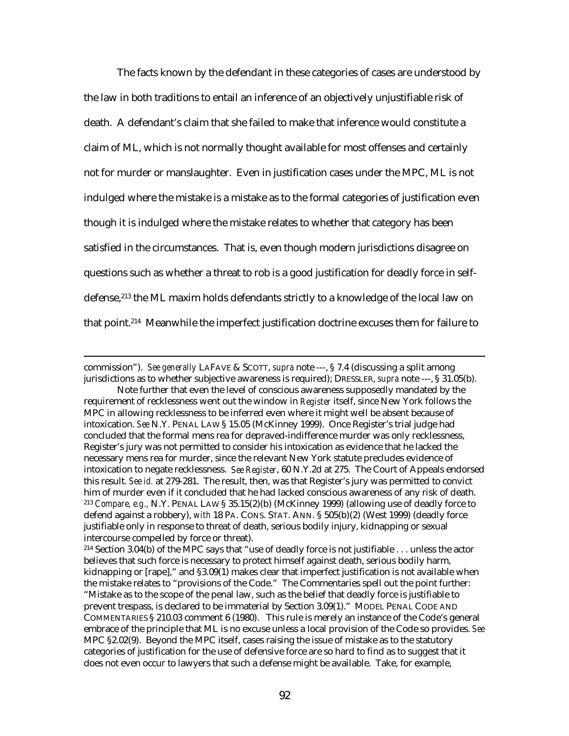The facts known by the defendant in these categories of cases are understood by the law in both traditions to entail an inference of an objectively unjustifiable risk of death. A defendant's claim that she failed to make that inference would constitute a claim of ML, which is not normally thought available for most offenses and certainly not for murder or manslaughter. Even in justification cases under the MPC, ML is not indulged where the mistake is a mistake as to the formal categories of justification even though it is indulged where the mistake relates to whether that category has been satisfied in the circumstances. That is, even though modern jurisdictions disagree on questions such as whether a threat to rob is a good justification for deadly force in self-defense,[213] the ML maxim holds defendants strictly to a knowledge of the local law on that point.[214] Meanwhile the imperfect justification doctrine excuses them for failure to

---

commission"). *See generally* LAFAVE & SCOTT, *supra* note ---, § 7.4 (discussing a split among jurisdictions as to whether subjective awareness is required); DRESSLER, *supra* note ---, § 31.05(b).

Note further that even the level of conscious awareness supposedly mandated by the requirement of recklessness went out the window in *Register* itself, since New York follows the MPC in allowing recklessness to be inferred even where it might well be absent because of intoxication. *See* N.Y. PENAL LAW § 15.05 (McKinney 1999). Once Register's trial judge had concluded that the formal mens rea for depraved-indifference murder was only recklessness, Register's jury was not permitted to consider his intoxication as evidence that he lacked the necessary mens rea for murder, since the relevant New York statute precludes evidence of intoxication to negate recklessness. *See Register*, 60 N.Y.2d at 275. The Court of Appeals endorsed this result. *See id.* at 279-281. The result, then, was that Register's jury was permitted to convict him of murder even if it concluded that he had lacked conscious awareness of any risk of death.

[213] *Compare, e.g.,* N.Y. PENAL LAW § 35.15(2)(b) (McKinney 1999) (allowing use of deadly force to defend against a robbery), *with* 18 PA. CONS. STAT. ANN. § 505(b)(2) (West 1999) (deadly force justifiable only in response to threat of death, serious bodily injury, kidnapping or sexual intercourse compelled by force or threat).

[214] Section 3.04(b) of the MPC says that "use of deadly force is not justifiable . . . unless the actor believes that such force is necessary to protect himself against death, serious bodily harm, kidnapping or [rape]," and §3.09(1) makes clear that imperfect justification is not available when the mistake relates to "provisions of the Code." The Commentaries spell out the point further: "Mistake as to the scope of the penal law, such as the belief that deadly force is justifiable to prevent trespass, is declared to be immaterial by Section 3.09(1)." MODEL PENAL CODE AND COMMENTARIES § 210.03 comment 6 (1980). This rule is merely an instance of the Code's general embrace of the principle that ML is no excuse unless a local provision of the Code so provides. *See* MPC §2.02(9). Beyond the MPC itself, cases raising the issue of mistake as to the statutory categories of justification for the use of defensive force are so hard to find as to suggest that it does not even occur to lawyers that such a defense might be available. Take, for example,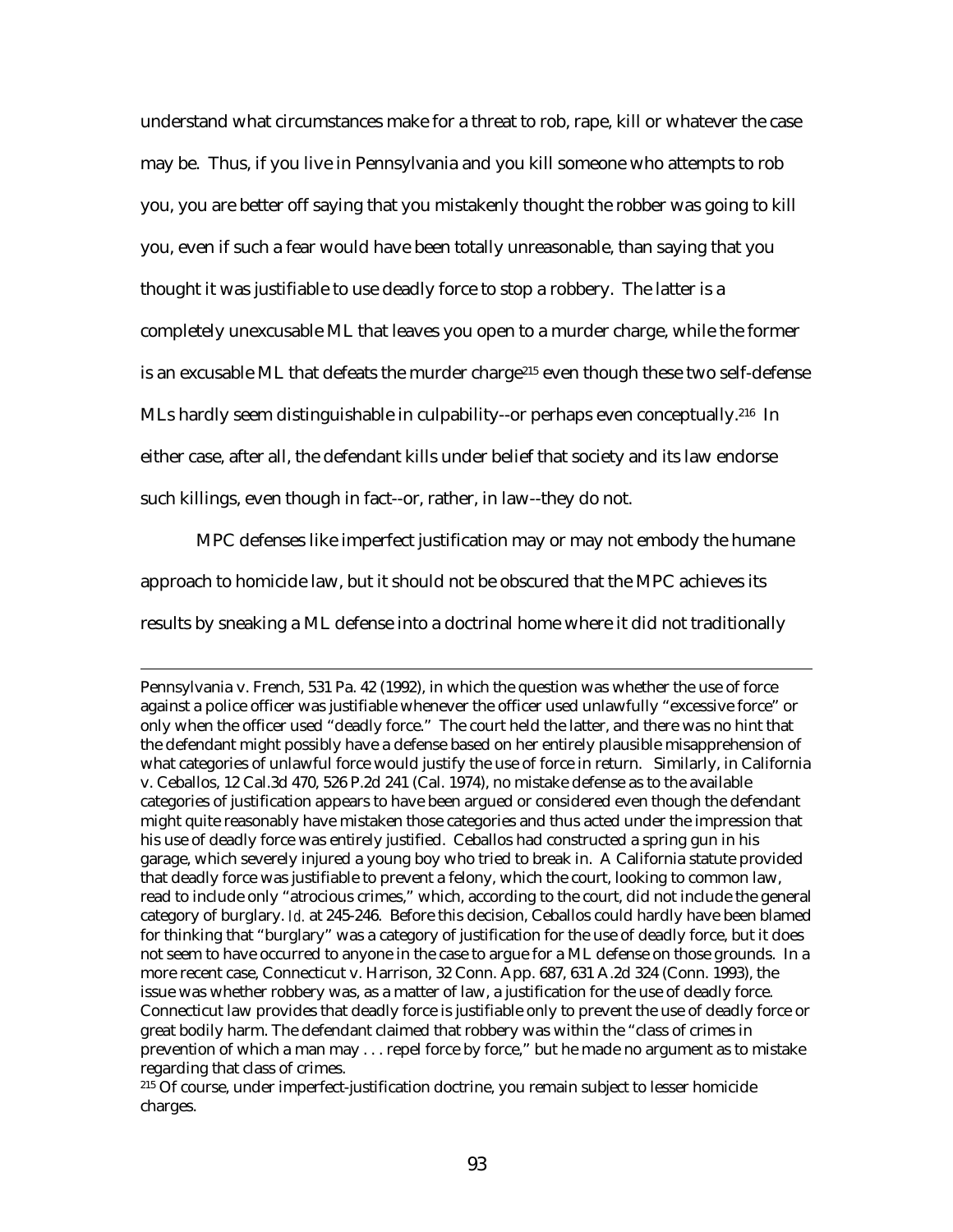understand what circumstances make for a threat to rob, rape, kill or whatever the case may be. Thus, if you live in Pennsylvania and you kill someone who attempts to rob you, you are better off saying that you mistakenly thought the robber was going to kill you, even if such a fear would have been totally unreasonable, than saying that you thought it was justifiable to use deadly force to stop a robbery. The latter is a completely unexcusable ML that leaves you open to a murder charge, while the former is an excusable ML that defeats the murder charge[215] even though these two self-defense MLs hardly seem distinguishable in culpability--or perhaps even conceptually.[216] In either case, after all, the defendant kills under belief that society and its law endorse such killings, even though in fact--or, rather, in law--they do not.

MPC defenses like imperfect justification may or may not embody the humane approach to homicide law, but it should not be obscured that the MPC achieves its results by sneaking a ML defense into a doctrinal home where it did not traditionally

---

Pennsylvania v. French, 531 Pa. 42 (1992), in which the question was whether the use of force against a police officer was justifiable whenever the officer used unlawfully "excessive force" or only when the officer used "deadly force." The court held the latter, and there was no hint that the defendant might possibly have a defense based on her entirely plausible misapprehension of what categories of unlawful force would justify the use of force in return. Similarly, in California v. Ceballos, 12 Cal.3d 470, 526 P.2d 241 (Cal. 1974), no mistake defense as to the available categories of justification appears to have been argued or considered even though the defendant might quite reasonably have mistaken those categories and thus acted under the impression that his use of deadly force was entirely justified. Ceballos had constructed a spring gun in his garage, which severely injured a young boy who tried to break in. A California statute provided that deadly force was justifiable to prevent a felony, which the court, looking to common law, read to include only "atrocious crimes," which, according to the court, did not include the general category of burglary. *Id.* at 245-246. Before this decision, Ceballos could hardly have been blamed for thinking that "burglary" was a category of justification for the use of deadly force, but it does not seem to have occurred to anyone in the case to argue for a ML defense on those grounds. In a more recent case, Connecticut v. Harrison, 32 Conn. App. 687, 631 A.2d 324 (Conn. 1993), the issue was whether robbery was, as a matter of law, a justification for the use of deadly force. Connecticut law provides that deadly force is justifiable only to prevent the use of deadly force or great bodily harm. The defendant claimed that robbery was within the "class of crimes in prevention of which a man may . . . repel force by force," but he made no argument as to mistake regarding that class of crimes.

[215] Of course, under imperfect-justification doctrine, you remain subject to lesser homicide charges.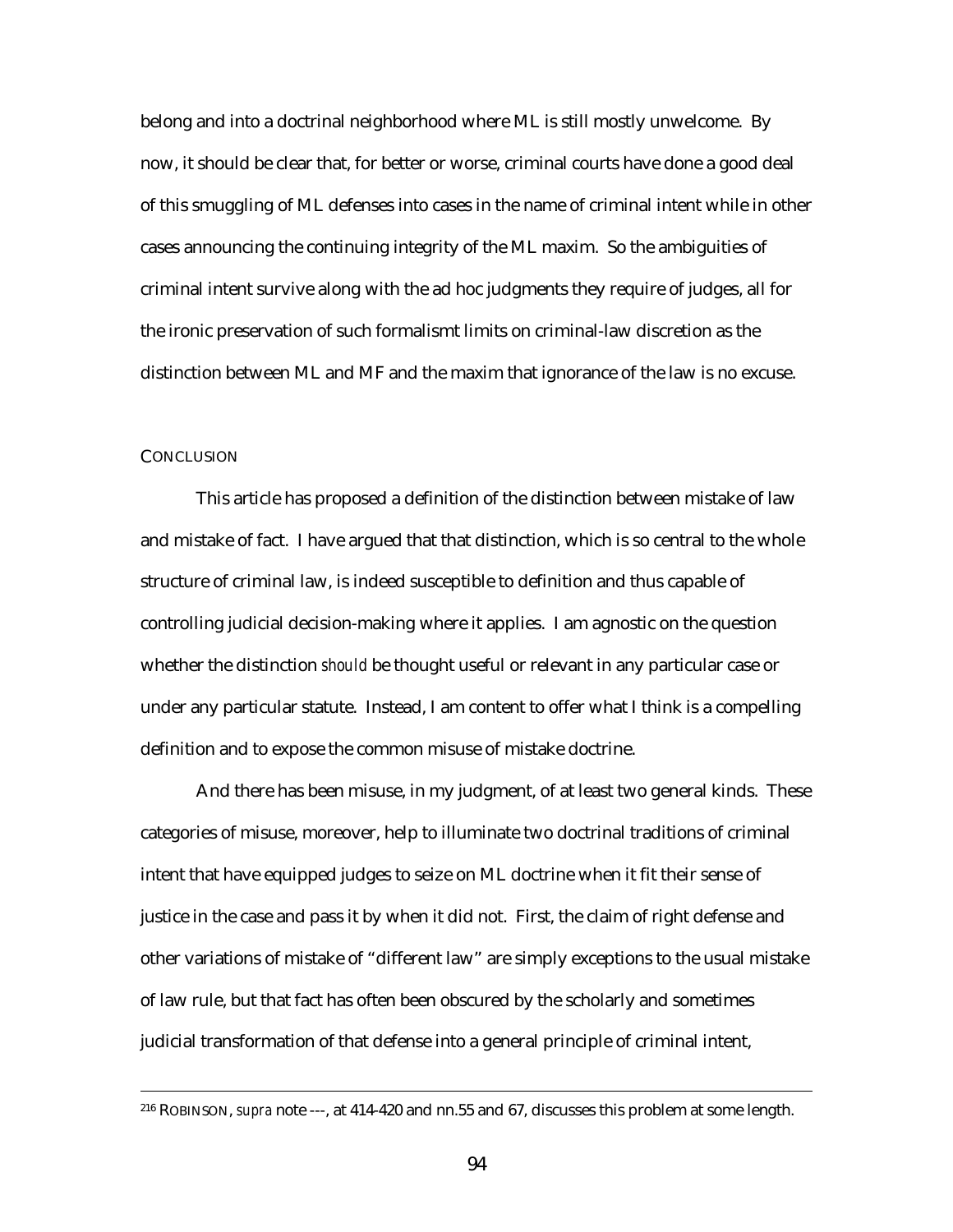belong and into a doctrinal neighborhood where ML is still mostly unwelcome. By now, it should be clear that, for better or worse, criminal courts have done a good deal of this smuggling of ML defenses into cases in the name of criminal intent while in other cases announcing the continuing integrity of the ML maxim. So the ambiguities of criminal intent survive along with the ad hoc judgments they require of judges, all for the ironic preservation of such formalismt limits on criminal-law discretion as the distinction between ML and MF and the maxim that ignorance of the law is no excuse.

## CONCLUSION

This article has proposed a definition of the distinction between mistake of law and mistake of fact. I have argued that that distinction, which is so central to the whole structure of criminal law, is indeed susceptible to definition and thus capable of controlling judicial decision-making where it applies. I am agnostic on the question whether the distinction *should* be thought useful or relevant in any particular case or under any particular statute. Instead, I am content to offer what I think is a compelling definition and to expose the common misuse of mistake doctrine.

And there has been misuse, in my judgment, of at least two general kinds. These categories of misuse, moreover, help to illuminate two doctrinal traditions of criminal intent that have equipped judges to seize on ML doctrine when it fit their sense of justice in the case and pass it by when it did not. First, the claim of right defense and other variations of mistake of "different law" are simply exceptions to the usual mistake of law rule, but that fact has often been obscured by the scholarly and sometimes judicial transformation of that defense into a general principle of criminal intent,

---

[216] ROBINSON, *supra* note ---, at 414-420 and nn.55 and 67, discusses this problem at some length.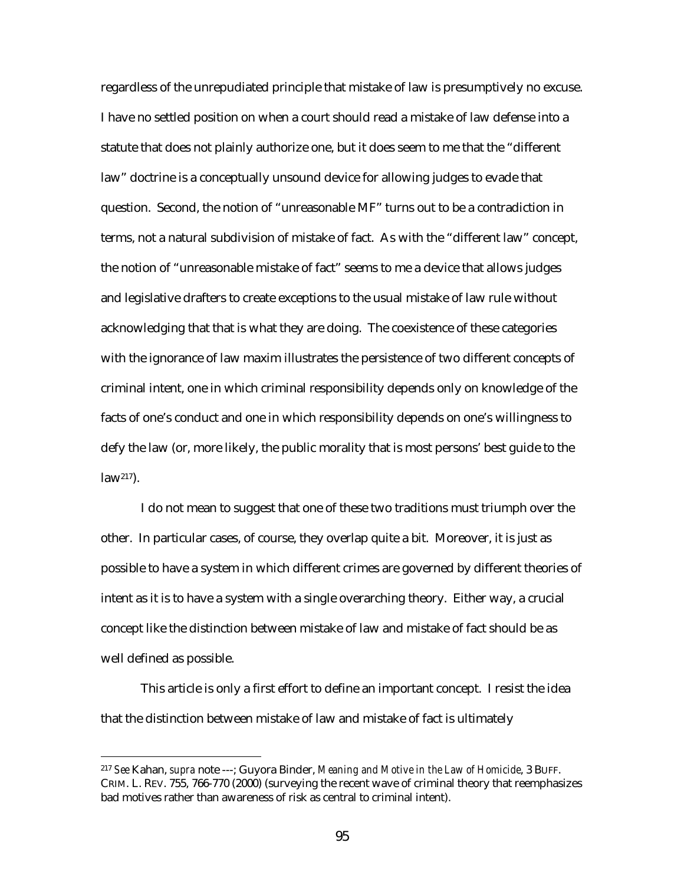regardless of the unrepudiated principle that mistake of law is presumptively no excuse. I have no settled position on when a court should read a mistake of law defense into a statute that does not plainly authorize one, but it does seem to me that the "different law" doctrine is a conceptually unsound device for allowing judges to evade that question. Second, the notion of "unreasonable MF" turns out to be a contradiction in terms, not a natural subdivision of mistake of fact. As with the "different law" concept, the notion of "unreasonable mistake of fact" seems to me a device that allows judges and legislative drafters to create exceptions to the usual mistake of law rule without acknowledging that that is what they are doing. The coexistence of these categories with the ignorance of law maxim illustrates the persistence of two different concepts of criminal intent, one in which criminal responsibility depends only on knowledge of the facts of one's conduct and one in which responsibility depends on one's willingness to defy the law (or, more likely, the public morality that is most persons' best guide to the law[217]).

I do not mean to suggest that one of these two traditions must triumph over the other. In particular cases, of course, they overlap quite a bit. Moreover, it is just as possible to have a system in which different crimes are governed by different theories of intent as it is to have a system with a single overarching theory. Either way, a crucial concept like the distinction between mistake of law and mistake of fact should be as well defined as possible.

This article is only a first effort to define an important concept. I resist the idea that the distinction between mistake of law and mistake of fact is ultimately

---

[217] *See* Kahan, *supra* note ---; Guyora Binder, *Meaning and Motive in the Law of Homicide*, 3 BUFF. CRIM. L. REV. 755, 766-770 (2000) (surveying the recent wave of criminal theory that reemphasizes bad motives rather than awareness of risk as central to criminal intent).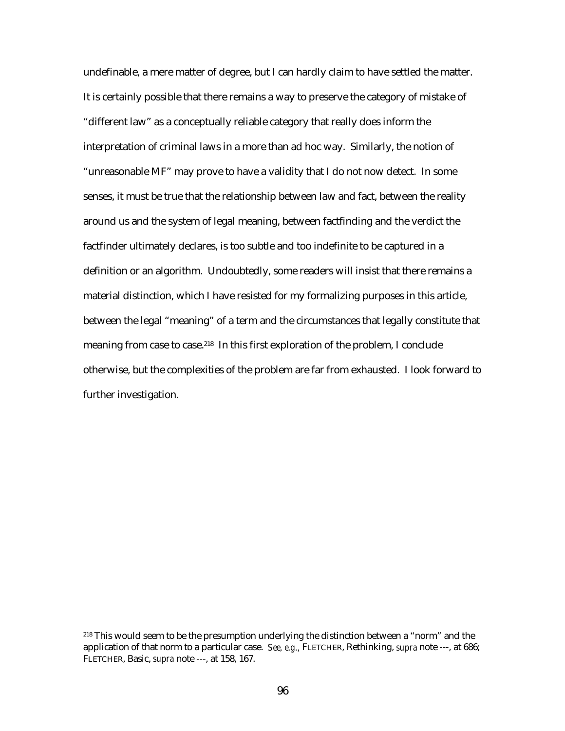undefinable, a mere matter of degree, but I can hardly claim to have settled the matter. It is certainly possible that there remains a way to preserve the category of mistake of "different law" as a conceptually reliable category that really does inform the interpretation of criminal laws in a more than ad hoc way. Similarly, the notion of "unreasonable MF" may prove to have a validity that I do not now detect. In some senses, it must be true that the relationship between law and fact, between the reality around us and the system of legal meaning, between factfinding and the verdict the factfinder ultimately declares, is too subtle and too indefinite to be captured in a definition or an algorithm. Undoubtedly, some readers will insist that there remains a material distinction, which I have resisted for my formalizing purposes in this article, between the legal "meaning" of a term and the circumstances that legally constitute that meaning from case to case.[218] In this first exploration of the problem, I conclude otherwise, but the complexities of the problem are far from exhausted. I look forward to further investigation.

---

[218] This would seem to be the presumption underlying the distinction between a "norm" and the application of that norm to a particular case. *See, e.g.,* FLETCHER, Rethinking, *supra* note ---, at 686; FLETCHER, Basic, *supra* note ---, at 158, 167.